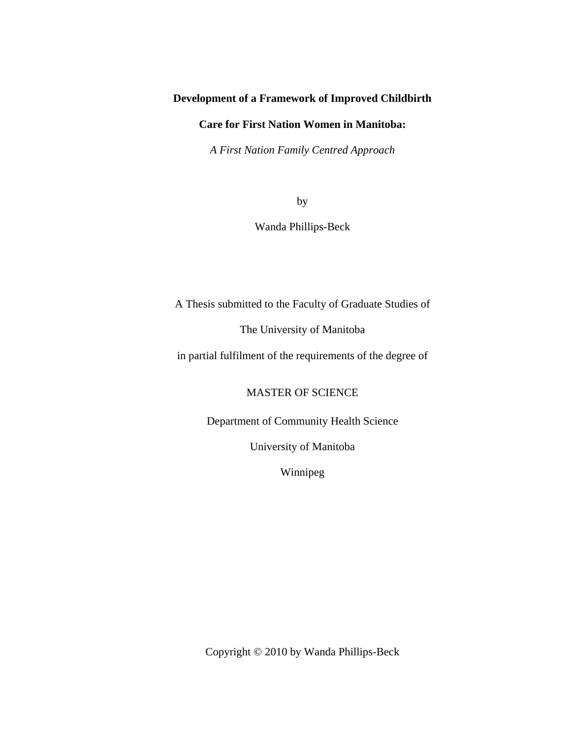# Development of a Framework of Improved Childbirth Care for First Nation Women in Manitoba:

*A First Nation Family Centred Approach*

by

Wanda Phillips-Beck

A Thesis submitted to the Faculty of Graduate Studies of

The University of Manitoba

in partial fulfilment of the requirements of the degree of

MASTER OF SCIENCE

Department of Community Health Science

University of Manitoba

Winnipeg

Copyright © 2010 by Wanda Phillips-Beck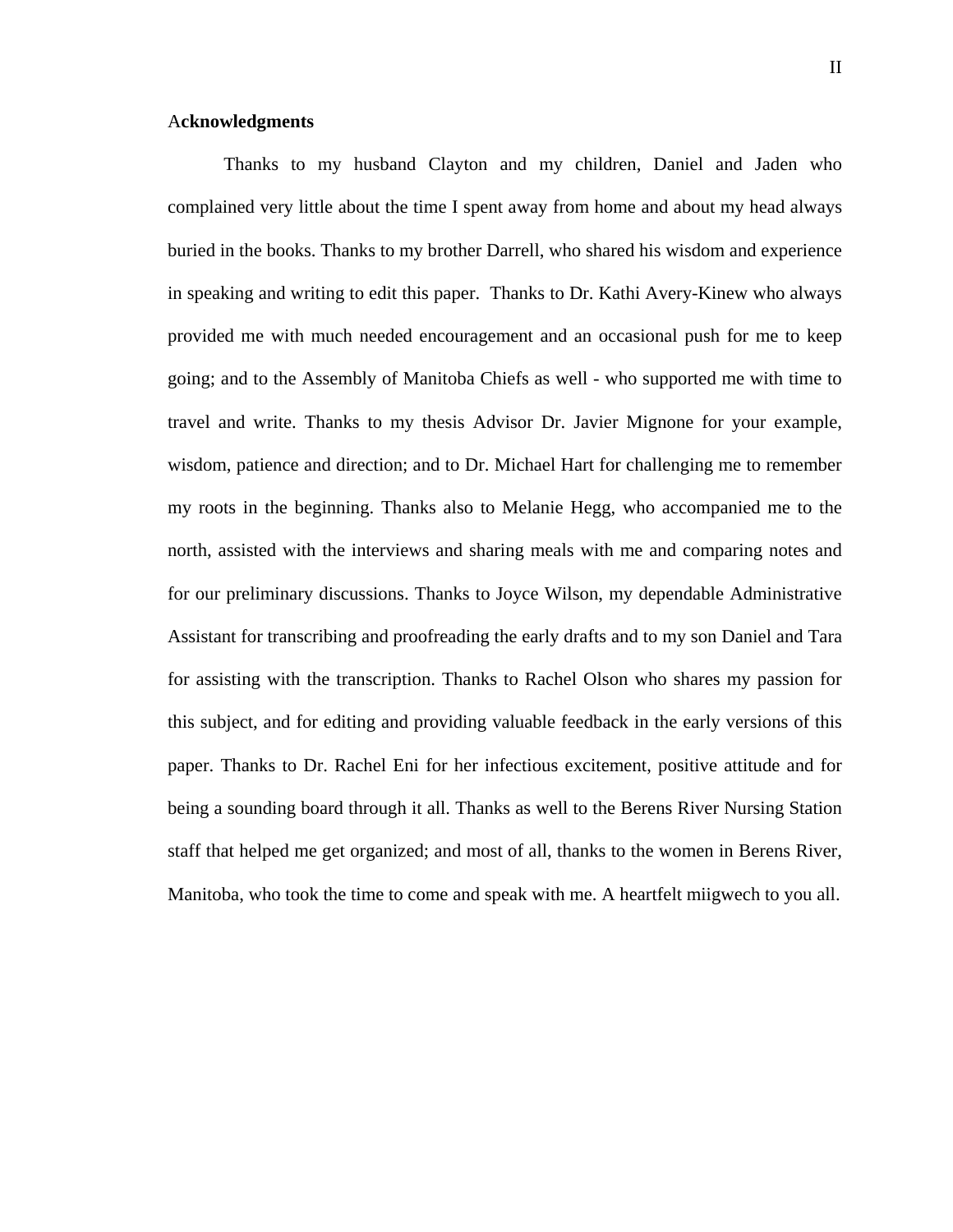## Acknowledgments

Thanks to my husband Clayton and my children, Daniel and Jaden who complained very little about the time I spent away from home and about my head always buried in the books. Thanks to my brother Darrell, who shared his wisdom and experience in speaking and writing to edit this paper. Thanks to Dr. Kathi Avery-Kinew who always provided me with much needed encouragement and an occasional push for me to keep going; and to the Assembly of Manitoba Chiefs as well - who supported me with time to travel and write. Thanks to my thesis Advisor Dr. Javier Mignone for your example, wisdom, patience and direction; and to Dr. Michael Hart for challenging me to remember my roots in the beginning. Thanks also to Melanie Hegg, who accompanied me to the north, assisted with the interviews and sharing meals with me and comparing notes and for our preliminary discussions. Thanks to Joyce Wilson, my dependable Administrative Assistant for transcribing and proofreading the early drafts and to my son Daniel and Tara for assisting with the transcription. Thanks to Rachel Olson who shares my passion for this subject, and for editing and providing valuable feedback in the early versions of this paper. Thanks to Dr. Rachel Eni for her infectious excitement, positive attitude and for being a sounding board through it all. Thanks as well to the Berens River Nursing Station staff that helped me get organized; and most of all, thanks to the women in Berens River, Manitoba, who took the time to come and speak with me. A heartfelt miigwech to you all.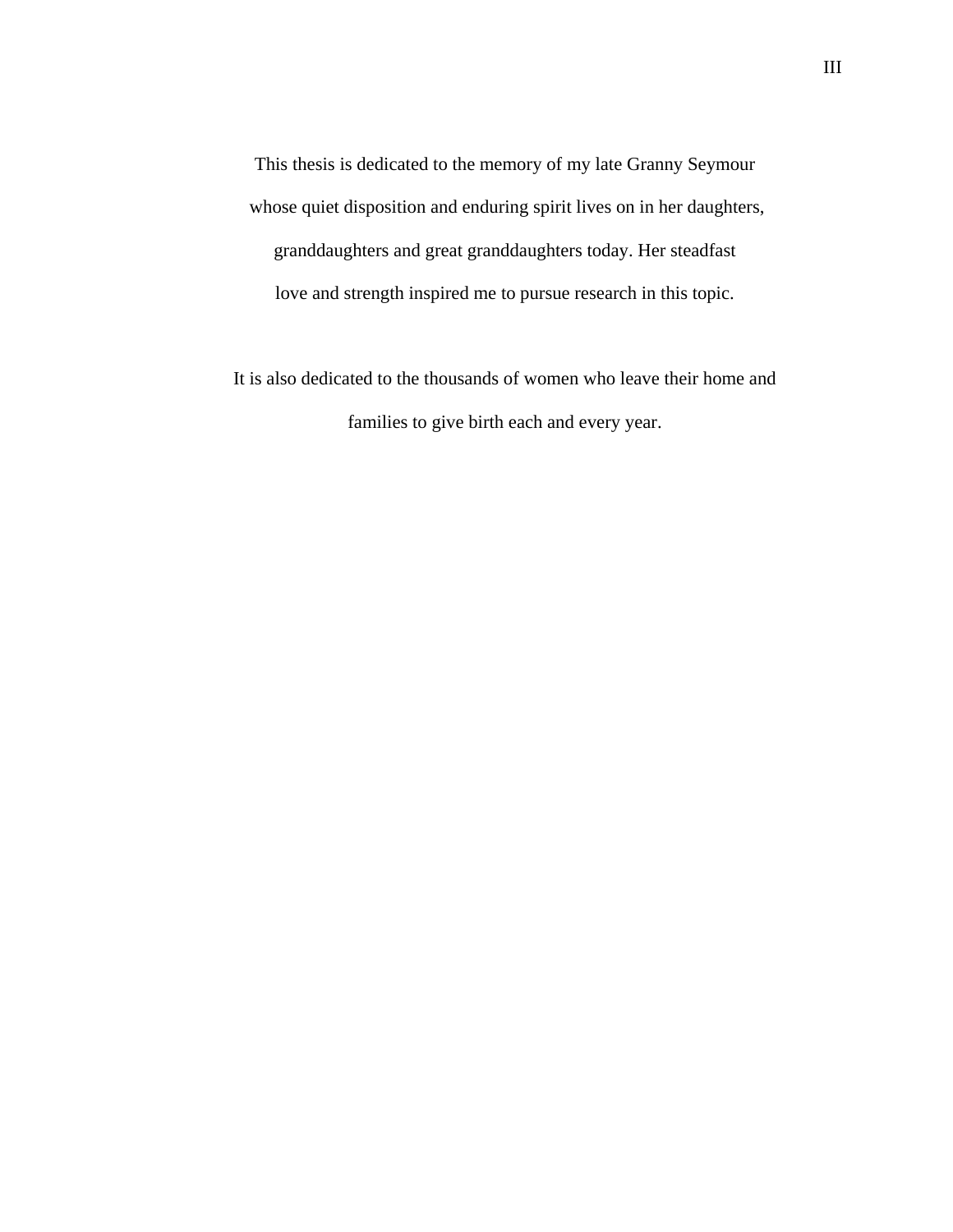This thesis is dedicated to the memory of my late Granny Seymour whose quiet disposition and enduring spirit lives on in her daughters, granddaughters and great granddaughters today. Her steadfast love and strength inspired me to pursue research in this topic.

It is also dedicated to the thousands of women who leave their home and families to give birth each and every year.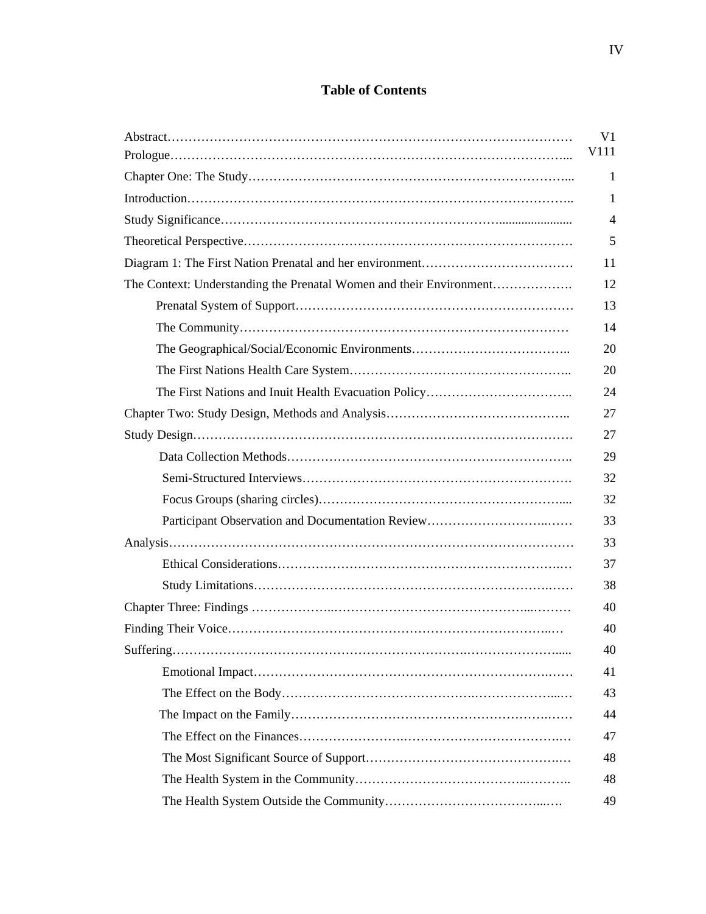# Table of Contents

| | |
|---|---|
| Abstract………………………………………………………………………………… | V1 |
| Prologue……………………………………………………………………………….. | V111 |
| Chapter One: The Study…………………………………………………………………... | 1 |
| Introduction…………………………………………………………………………….. | 1 |
| Study Significance………………………………………………………......................... | 4 |
| Theoretical Perspective………………………………………………………………… | 5 |
| Diagram 1: The First Nation Prenatal and her environment……………………………… | 11 |
| The Context: Understanding the Prenatal Women and their Environment………………. | 12 |
| Prenatal System of Support………………………………………………………… | 13 |
| The Community…………………………………………………………………… | 14 |
| The Geographical/Social/Economic Environments……………………………….. | 20 |
| The First Nations Health Care System…………………………………………….. | 20 |
| The First Nations and Inuit Health Evacuation Policy…………………………….. | 24 |
| Chapter Two: Study Design, Methods and Analysis…………………………………….. | 27 |
| Study Design…………………………………………………………………………… | 27 |
| Data Collection Methods………………………………………………………….. | 29 |
| Semi-Structured Interviews……………………………………………………. | 32 |
| Focus Groups (sharing circles)……………………………………………….... | 32 |
| Participant Observation and Documentation Review…………………………..…… | 33 |
| Analysis………………………………………………………………………………… | 33 |
| Ethical Considerations…………………………………………………………….… | 37 |
| Study Limitations…………………………………………………………….…… | 38 |
| Chapter Three: Findings ………………..……………………………………...……… | 40 |
| Finding Their Voice………………………………………………………………..… | 40 |
| Suffering……………………………………………………….…………………..... | 40 |
| Emotional Impact……………………………………………………………….…… | 41 |
| The Effect on the Body……………………………………….………………...… | 43 |
| The Impact on the Family…………………………………………………….…… | 44 |
| The Effect on the Finances…………………….………………………………….… | 47 |
| The Most Significant Source of Support……………………………………….… | 48 |
| The Health System in the Community………………………………..……….. | 48 |
| The Health System Outside the Community……………………………...… | 49 |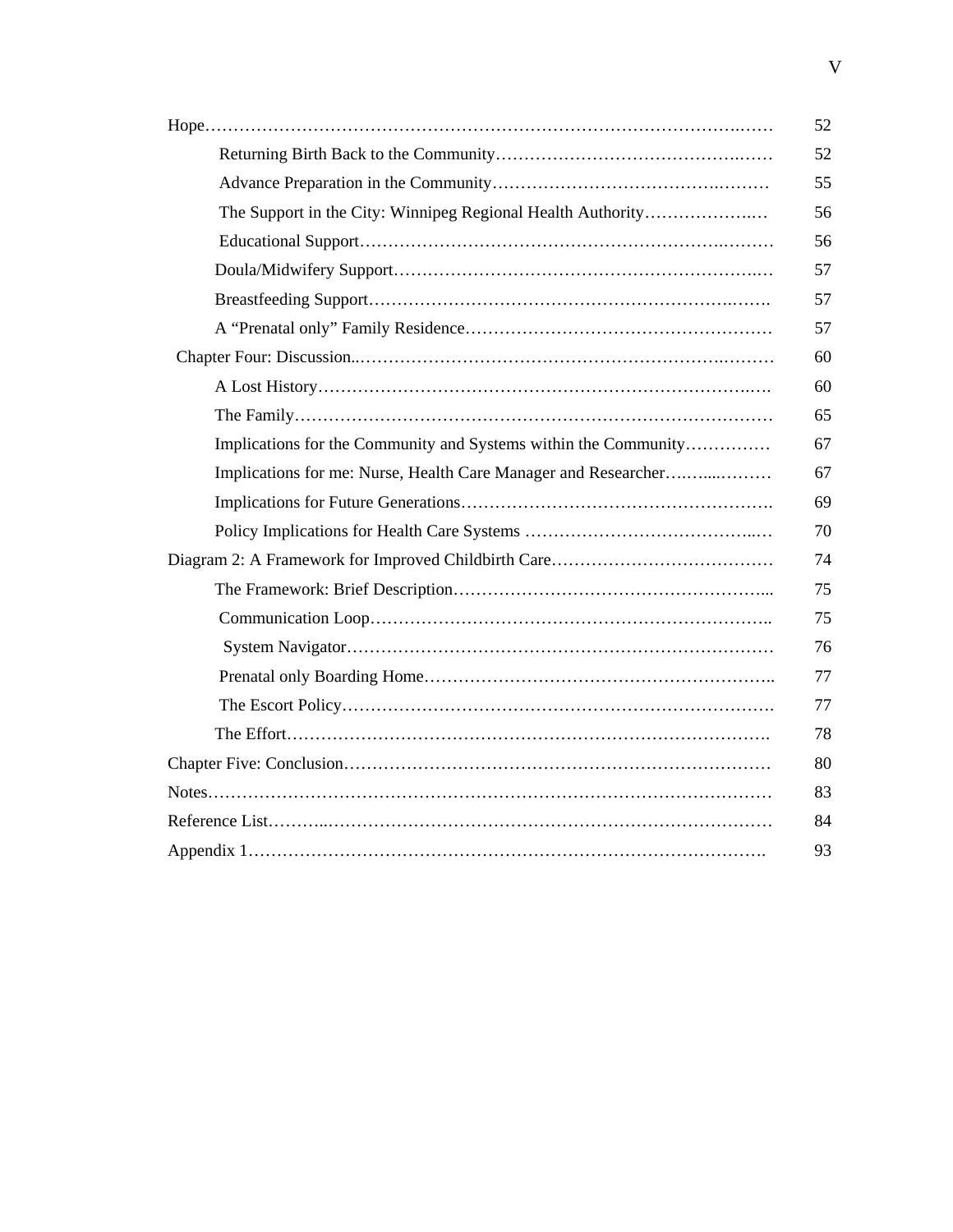Hope……………………………………………………………………………………….…… 52

- Returning Birth Back to the Community……………………………………….…… 52
- Advance Preparation in the Community…………………………………….……… 55
- The Support in the City: Winnipeg Regional Health Authority………………….… 56
- Educational Support……………………………………………………………….……… 56
- Doula/Midwifery Support……………………………………………………….… 57
- Breastfeeding Support……………………………………………………….……. 57
- A “Prenatal only” Family Residence……………………………………………… 57

Chapter Four: Discussion..……………………………………………………….……… 60

- A Lost History……………………………………………………………………..…. 60
- The Family………………………………………………………………………… 65
- Implications for the Community and Systems within the Community…………… 67
- Implications for me: Nurse, Health Care Manager and Researcher….…....……… 67
- Implications for Future Generations………………………………………………. 69
- Policy Implications for Health Care Systems …………………………………..… 70

Diagram 2: A Framework for Improved Childbirth Care………………………………… 74

- The Framework: Brief Description………………………………………………... 75
  - Communication Loop…………………………………………………………….. 75
  - System Navigator………………………………………………………………… 76
  - Prenatal only Boarding Home…………………………………………………….. 77
  - The Escort Policy…………………………………………………………………. 77
- The Effort…………………………………………………………………………. 78

Chapter Five: Conclusion………………………………………………………………… 80

Notes……………………………………………………………………………………… 83

Reference List………..………………………………………………………………… 84

Appendix 1………………………………………………………………………………. 93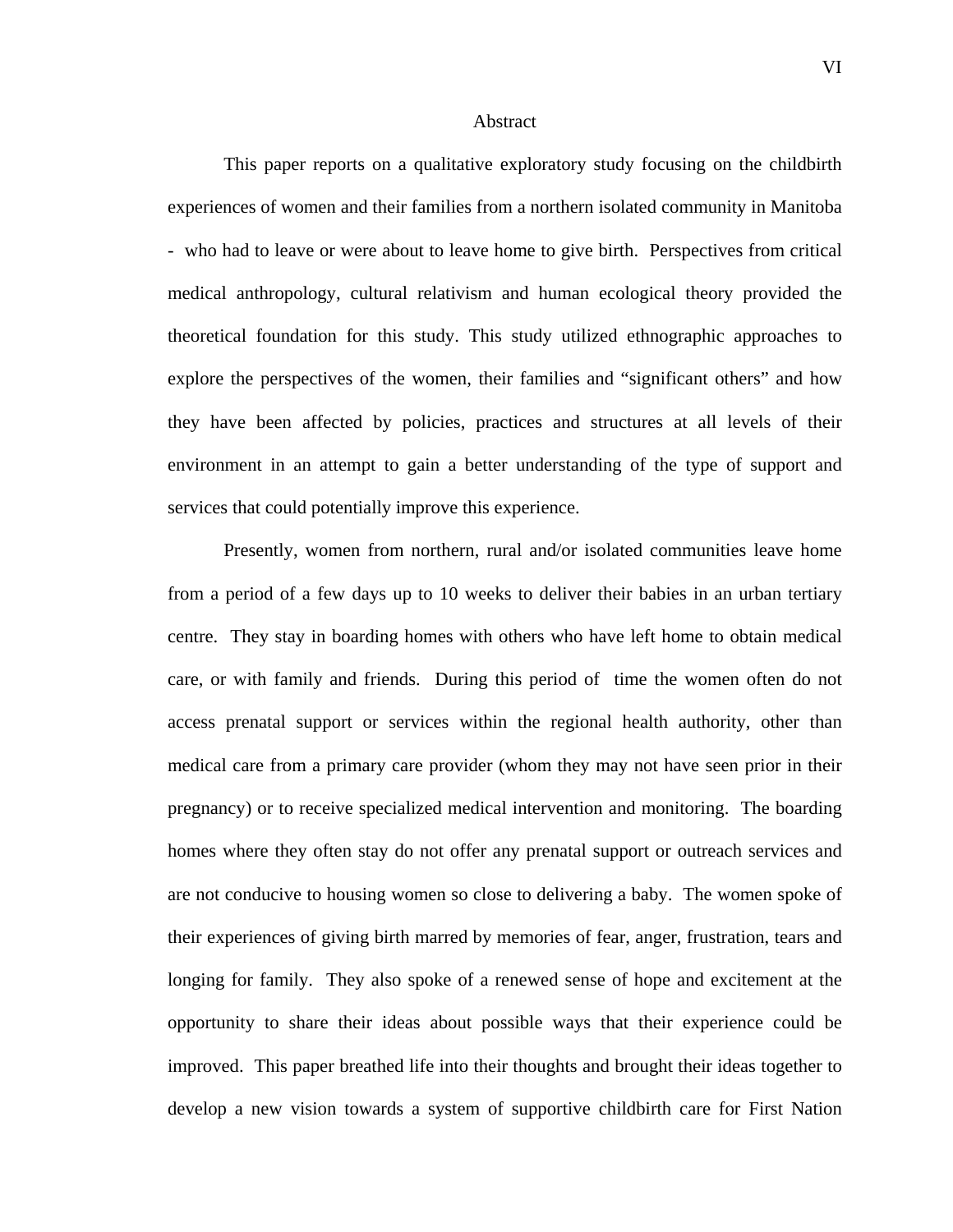# Abstract

This paper reports on a qualitative exploratory study focusing on the childbirth experiences of women and their families from a northern isolated community in Manitoba - who had to leave or were about to leave home to give birth. Perspectives from critical medical anthropology, cultural relativism and human ecological theory provided the theoretical foundation for this study. This study utilized ethnographic approaches to explore the perspectives of the women, their families and "significant others" and how they have been affected by policies, practices and structures at all levels of their environment in an attempt to gain a better understanding of the type of support and services that could potentially improve this experience.

Presently, women from northern, rural and/or isolated communities leave home from a period of a few days up to 10 weeks to deliver their babies in an urban tertiary centre. They stay in boarding homes with others who have left home to obtain medical care, or with family and friends. During this period of time the women often do not access prenatal support or services within the regional health authority, other than medical care from a primary care provider (whom they may not have seen prior in their pregnancy) or to receive specialized medical intervention and monitoring. The boarding homes where they often stay do not offer any prenatal support or outreach services and are not conducive to housing women so close to delivering a baby. The women spoke of their experiences of giving birth marred by memories of fear, anger, frustration, tears and longing for family. They also spoke of a renewed sense of hope and excitement at the opportunity to share their ideas about possible ways that their experience could be improved. This paper breathed life into their thoughts and brought their ideas together to develop a new vision towards a system of supportive childbirth care for First Nation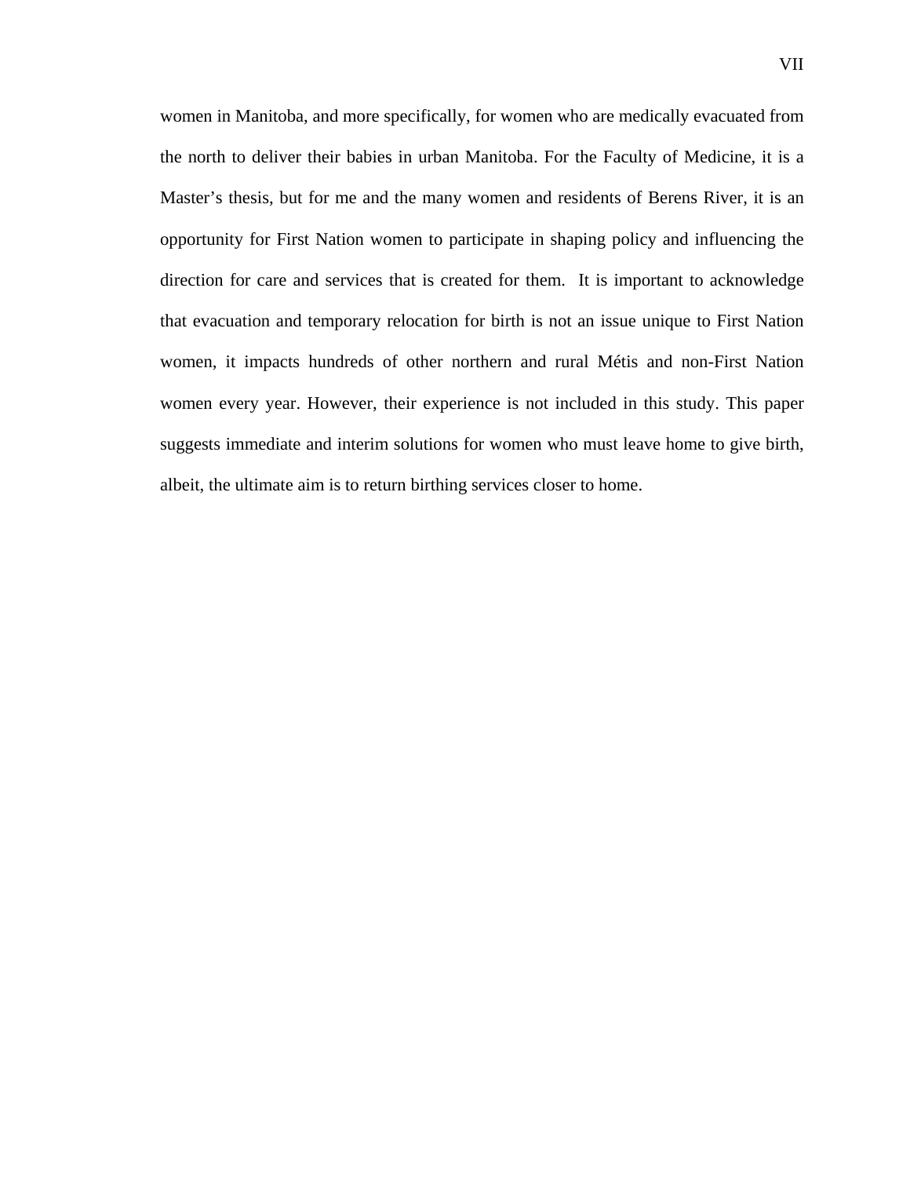women in Manitoba, and more specifically, for women who are medically evacuated from the north to deliver their babies in urban Manitoba. For the Faculty of Medicine, it is a Master's thesis, but for me and the many women and residents of Berens River, it is an opportunity for First Nation women to participate in shaping policy and influencing the direction for care and services that is created for them. It is important to acknowledge that evacuation and temporary relocation for birth is not an issue unique to First Nation women, it impacts hundreds of other northern and rural Métis and non-First Nation women every year. However, their experience is not included in this study. This paper suggests immediate and interim solutions for women who must leave home to give birth, albeit, the ultimate aim is to return birthing services closer to home.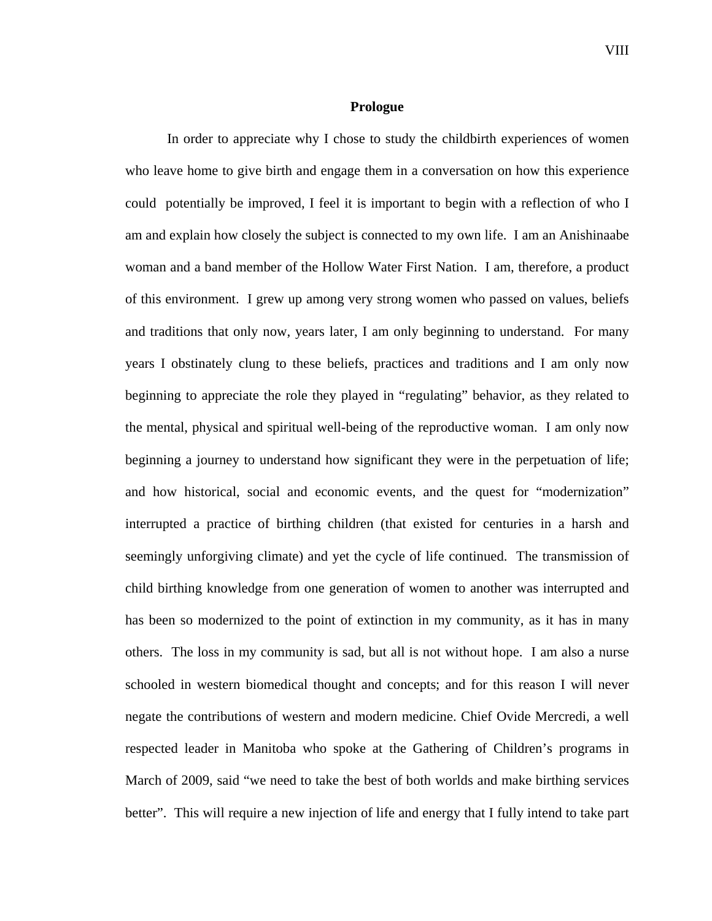# Prologue

In order to appreciate why I chose to study the childbirth experiences of women who leave home to give birth and engage them in a conversation on how this experience could potentially be improved, I feel it is important to begin with a reflection of who I am and explain how closely the subject is connected to my own life. I am an Anishinaabe woman and a band member of the Hollow Water First Nation. I am, therefore, a product of this environment. I grew up among very strong women who passed on values, beliefs and traditions that only now, years later, I am only beginning to understand. For many years I obstinately clung to these beliefs, practices and traditions and I am only now beginning to appreciate the role they played in "regulating" behavior, as they related to the mental, physical and spiritual well-being of the reproductive woman. I am only now beginning a journey to understand how significant they were in the perpetuation of life; and how historical, social and economic events, and the quest for "modernization" interrupted a practice of birthing children (that existed for centuries in a harsh and seemingly unforgiving climate) and yet the cycle of life continued. The transmission of child birthing knowledge from one generation of women to another was interrupted and has been so modernized to the point of extinction in my community, as it has in many others. The loss in my community is sad, but all is not without hope. I am also a nurse schooled in western biomedical thought and concepts; and for this reason I will never negate the contributions of western and modern medicine. Chief Ovide Mercredi, a well respected leader in Manitoba who spoke at the Gathering of Children's programs in March of 2009, said "we need to take the best of both worlds and make birthing services better". This will require a new injection of life and energy that I fully intend to take part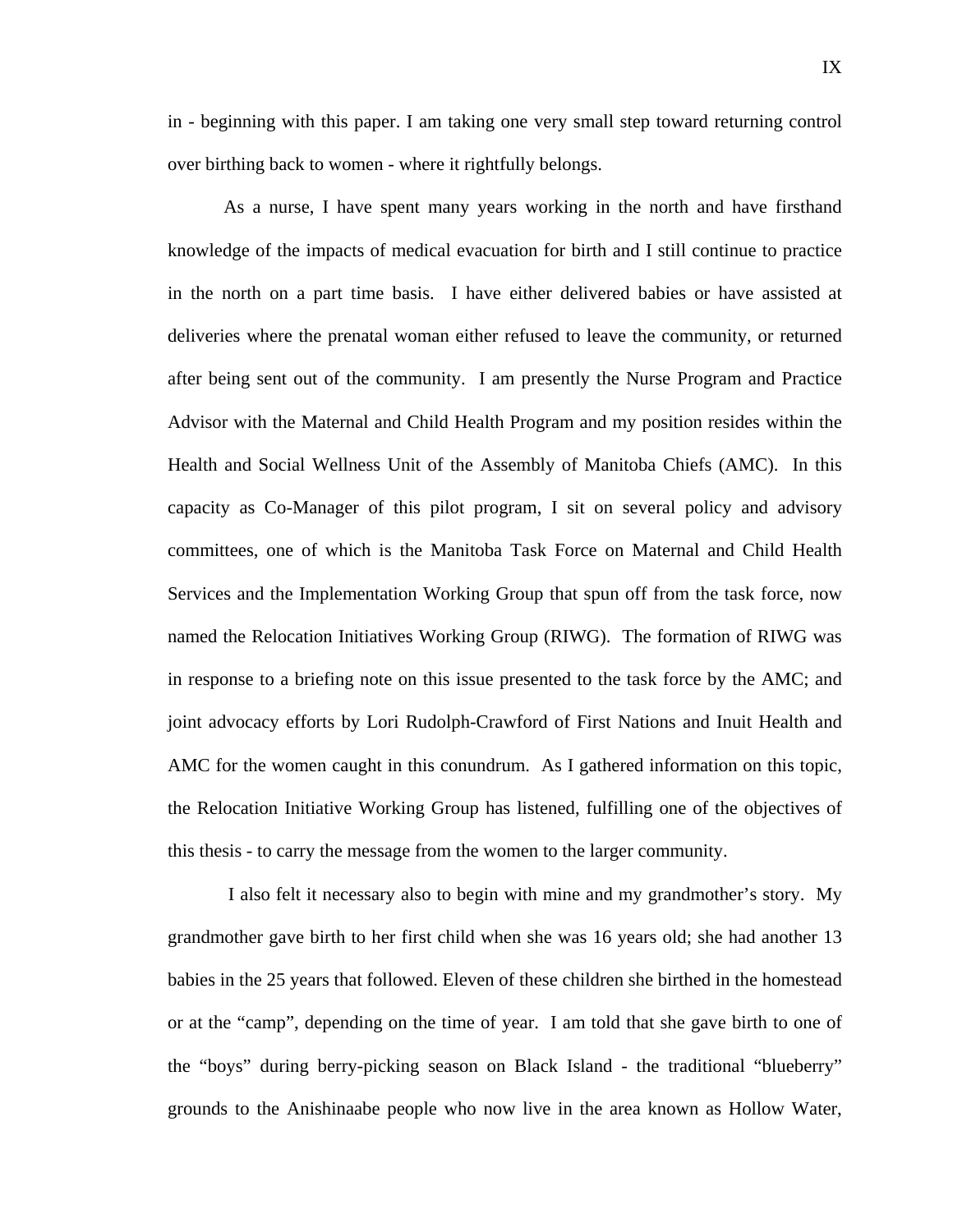in - beginning with this paper. I am taking one very small step toward returning control over birthing back to women - where it rightfully belongs.

As a nurse, I have spent many years working in the north and have firsthand knowledge of the impacts of medical evacuation for birth and I still continue to practice in the north on a part time basis. I have either delivered babies or have assisted at deliveries where the prenatal woman either refused to leave the community, or returned after being sent out of the community. I am presently the Nurse Program and Practice Advisor with the Maternal and Child Health Program and my position resides within the Health and Social Wellness Unit of the Assembly of Manitoba Chiefs (AMC). In this capacity as Co-Manager of this pilot program, I sit on several policy and advisory committees, one of which is the Manitoba Task Force on Maternal and Child Health Services and the Implementation Working Group that spun off from the task force, now named the Relocation Initiatives Working Group (RIWG). The formation of RIWG was in response to a briefing note on this issue presented to the task force by the AMC; and joint advocacy efforts by Lori Rudolph-Crawford of First Nations and Inuit Health and AMC for the women caught in this conundrum. As I gathered information on this topic, the Relocation Initiative Working Group has listened, fulfilling one of the objectives of this thesis - to carry the message from the women to the larger community.

I also felt it necessary also to begin with mine and my grandmother's story. My grandmother gave birth to her first child when she was 16 years old; she had another 13 babies in the 25 years that followed. Eleven of these children she birthed in the homestead or at the "camp", depending on the time of year. I am told that she gave birth to one of the "boys" during berry-picking season on Black Island - the traditional "blueberry" grounds to the Anishinaabe people who now live in the area known as Hollow Water,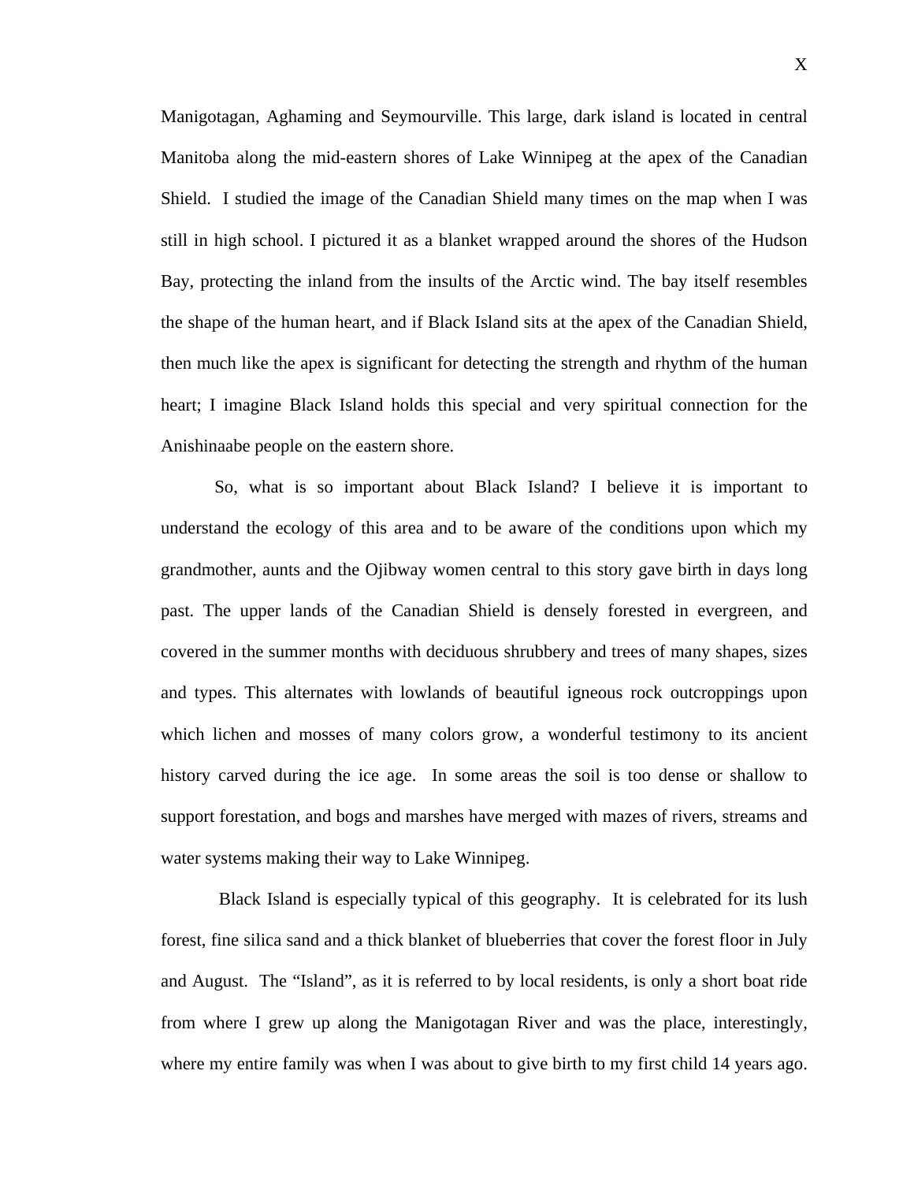Manigotagan, Aghaming and Seymourville. This large, dark island is located in central Manitoba along the mid-eastern shores of Lake Winnipeg at the apex of the Canadian Shield. I studied the image of the Canadian Shield many times on the map when I was still in high school. I pictured it as a blanket wrapped around the shores of the Hudson Bay, protecting the inland from the insults of the Arctic wind. The bay itself resembles the shape of the human heart, and if Black Island sits at the apex of the Canadian Shield, then much like the apex is significant for detecting the strength and rhythm of the human heart; I imagine Black Island holds this special and very spiritual connection for the Anishinaabe people on the eastern shore.

So, what is so important about Black Island? I believe it is important to understand the ecology of this area and to be aware of the conditions upon which my grandmother, aunts and the Ojibway women central to this story gave birth in days long past. The upper lands of the Canadian Shield is densely forested in evergreen, and covered in the summer months with deciduous shrubbery and trees of many shapes, sizes and types. This alternates with lowlands of beautiful igneous rock outcroppings upon which lichen and mosses of many colors grow, a wonderful testimony to its ancient history carved during the ice age. In some areas the soil is too dense or shallow to support forestation, and bogs and marshes have merged with mazes of rivers, streams and water systems making their way to Lake Winnipeg.

Black Island is especially typical of this geography. It is celebrated for its lush forest, fine silica sand and a thick blanket of blueberries that cover the forest floor in July and August. The "Island", as it is referred to by local residents, is only a short boat ride from where I grew up along the Manigotagan River and was the place, interestingly, where my entire family was when I was about to give birth to my first child 14 years ago.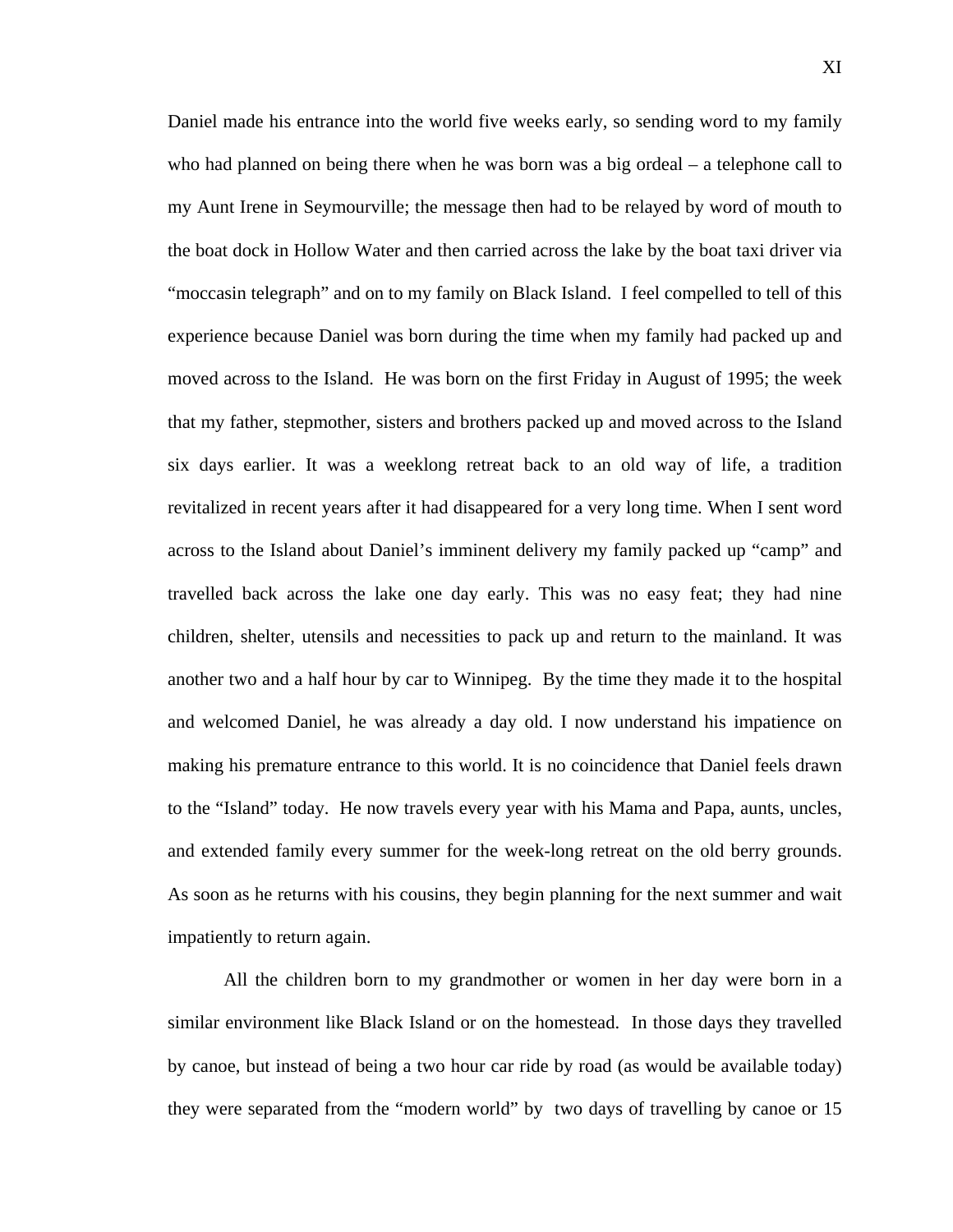Daniel made his entrance into the world five weeks early, so sending word to my family who had planned on being there when he was born was a big ordeal – a telephone call to my Aunt Irene in Seymourville; the message then had to be relayed by word of mouth to the boat dock in Hollow Water and then carried across the lake by the boat taxi driver via "moccasin telegraph" and on to my family on Black Island. I feel compelled to tell of this experience because Daniel was born during the time when my family had packed up and moved across to the Island. He was born on the first Friday in August of 1995; the week that my father, stepmother, sisters and brothers packed up and moved across to the Island six days earlier. It was a weeklong retreat back to an old way of life, a tradition revitalized in recent years after it had disappeared for a very long time. When I sent word across to the Island about Daniel's imminent delivery my family packed up "camp" and travelled back across the lake one day early. This was no easy feat; they had nine children, shelter, utensils and necessities to pack up and return to the mainland. It was another two and a half hour by car to Winnipeg. By the time they made it to the hospital and welcomed Daniel, he was already a day old. I now understand his impatience on making his premature entrance to this world. It is no coincidence that Daniel feels drawn to the "Island" today. He now travels every year with his Mama and Papa, aunts, uncles, and extended family every summer for the week-long retreat on the old berry grounds. As soon as he returns with his cousins, they begin planning for the next summer and wait impatiently to return again.

All the children born to my grandmother or women in her day were born in a similar environment like Black Island or on the homestead. In those days they travelled by canoe, but instead of being a two hour car ride by road (as would be available today) they were separated from the "modern world" by two days of travelling by canoe or 15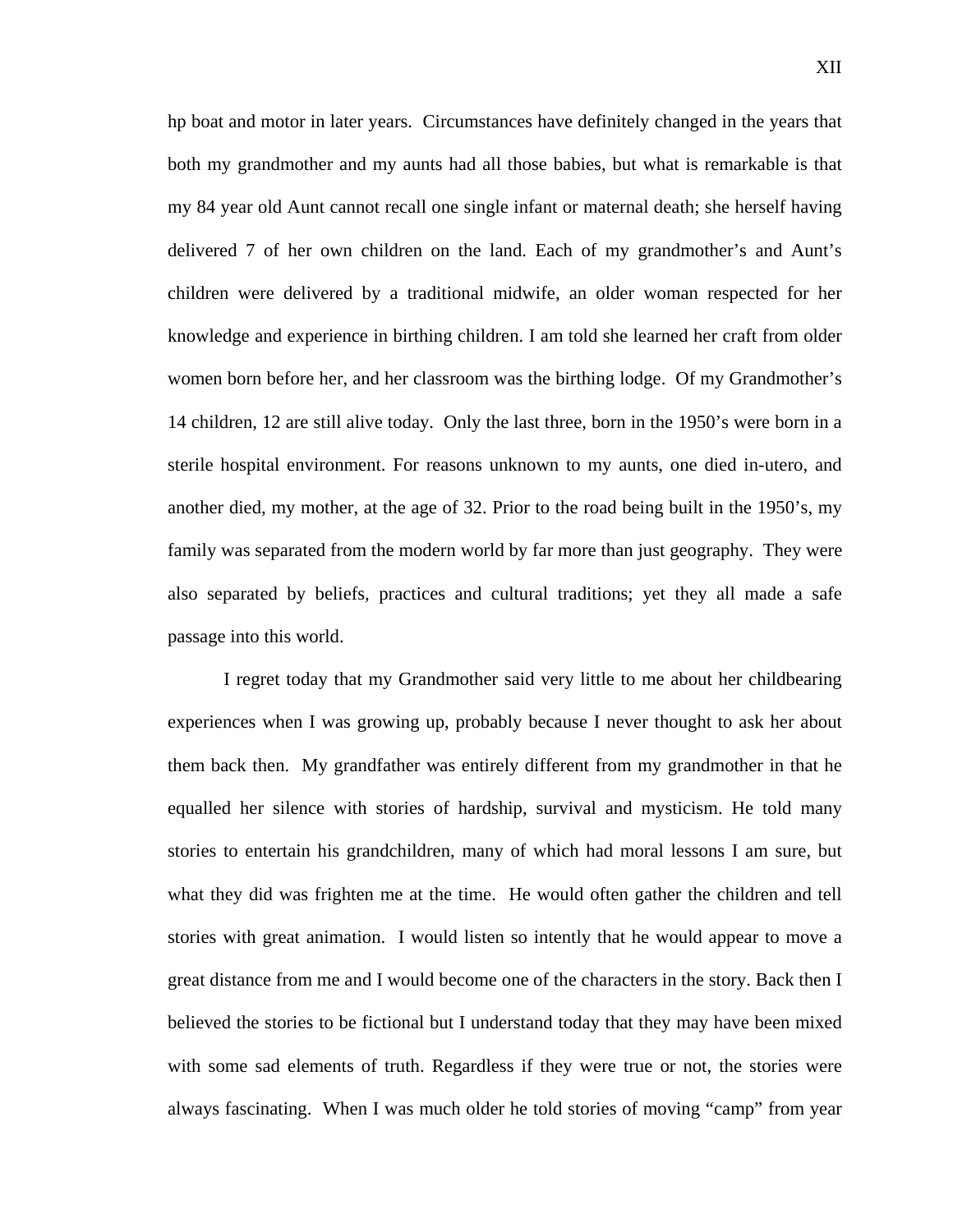hp boat and motor in later years. Circumstances have definitely changed in the years that both my grandmother and my aunts had all those babies, but what is remarkable is that my 84 year old Aunt cannot recall one single infant or maternal death; she herself having delivered 7 of her own children on the land. Each of my grandmother's and Aunt's children were delivered by a traditional midwife, an older woman respected for her knowledge and experience in birthing children. I am told she learned her craft from older women born before her, and her classroom was the birthing lodge. Of my Grandmother's 14 children, 12 are still alive today. Only the last three, born in the 1950's were born in a sterile hospital environment. For reasons unknown to my aunts, one died in-utero, and another died, my mother, at the age of 32. Prior to the road being built in the 1950's, my family was separated from the modern world by far more than just geography. They were also separated by beliefs, practices and cultural traditions; yet they all made a safe passage into this world.

I regret today that my Grandmother said very little to me about her childbearing experiences when I was growing up, probably because I never thought to ask her about them back then. My grandfather was entirely different from my grandmother in that he equalled her silence with stories of hardship, survival and mysticism. He told many stories to entertain his grandchildren, many of which had moral lessons I am sure, but what they did was frighten me at the time. He would often gather the children and tell stories with great animation. I would listen so intently that he would appear to move a great distance from me and I would become one of the characters in the story. Back then I believed the stories to be fictional but I understand today that they may have been mixed with some sad elements of truth. Regardless if they were true or not, the stories were always fascinating. When I was much older he told stories of moving "camp" from year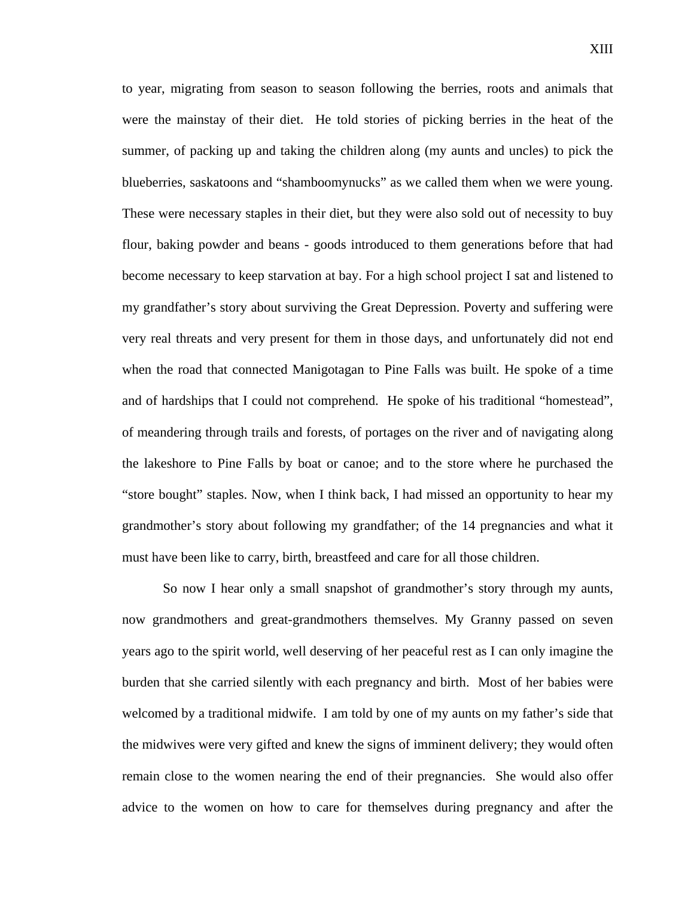to year, migrating from season to season following the berries, roots and animals that were the mainstay of their diet. He told stories of picking berries in the heat of the summer, of packing up and taking the children along (my aunts and uncles) to pick the blueberries, saskatoons and "shamboomynucks" as we called them when we were young. These were necessary staples in their diet, but they were also sold out of necessity to buy flour, baking powder and beans - goods introduced to them generations before that had become necessary to keep starvation at bay. For a high school project I sat and listened to my grandfather's story about surviving the Great Depression. Poverty and suffering were very real threats and very present for them in those days, and unfortunately did not end when the road that connected Manigotagan to Pine Falls was built. He spoke of a time and of hardships that I could not comprehend. He spoke of his traditional "homestead", of meandering through trails and forests, of portages on the river and of navigating along the lakeshore to Pine Falls by boat or canoe; and to the store where he purchased the "store bought" staples. Now, when I think back, I had missed an opportunity to hear my grandmother's story about following my grandfather; of the 14 pregnancies and what it must have been like to carry, birth, breastfeed and care for all those children.

So now I hear only a small snapshot of grandmother's story through my aunts, now grandmothers and great-grandmothers themselves. My Granny passed on seven years ago to the spirit world, well deserving of her peaceful rest as I can only imagine the burden that she carried silently with each pregnancy and birth. Most of her babies were welcomed by a traditional midwife. I am told by one of my aunts on my father's side that the midwives were very gifted and knew the signs of imminent delivery; they would often remain close to the women nearing the end of their pregnancies. She would also offer advice to the women on how to care for themselves during pregnancy and after the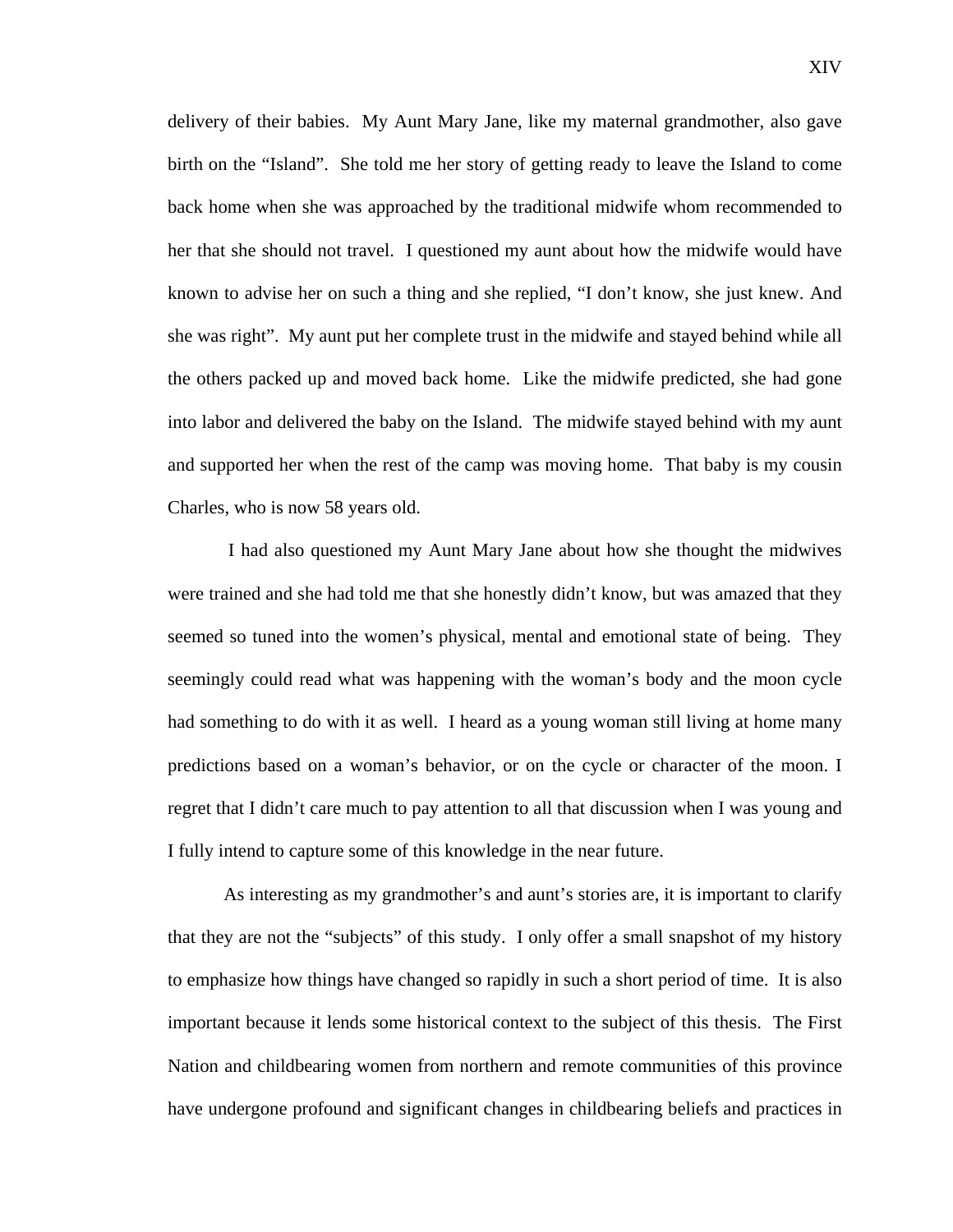delivery of their babies. My Aunt Mary Jane, like my maternal grandmother, also gave birth on the "Island". She told me her story of getting ready to leave the Island to come back home when she was approached by the traditional midwife whom recommended to her that she should not travel. I questioned my aunt about how the midwife would have known to advise her on such a thing and she replied, "I don't know, she just knew. And she was right". My aunt put her complete trust in the midwife and stayed behind while all the others packed up and moved back home. Like the midwife predicted, she had gone into labor and delivered the baby on the Island. The midwife stayed behind with my aunt and supported her when the rest of the camp was moving home. That baby is my cousin Charles, who is now 58 years old.

I had also questioned my Aunt Mary Jane about how she thought the midwives were trained and she had told me that she honestly didn't know, but was amazed that they seemed so tuned into the women's physical, mental and emotional state of being. They seemingly could read what was happening with the woman's body and the moon cycle had something to do with it as well. I heard as a young woman still living at home many predictions based on a woman's behavior, or on the cycle or character of the moon. I regret that I didn't care much to pay attention to all that discussion when I was young and I fully intend to capture some of this knowledge in the near future.

As interesting as my grandmother's and aunt's stories are, it is important to clarify that they are not the "subjects" of this study. I only offer a small snapshot of my history to emphasize how things have changed so rapidly in such a short period of time. It is also important because it lends some historical context to the subject of this thesis. The First Nation and childbearing women from northern and remote communities of this province have undergone profound and significant changes in childbearing beliefs and practices in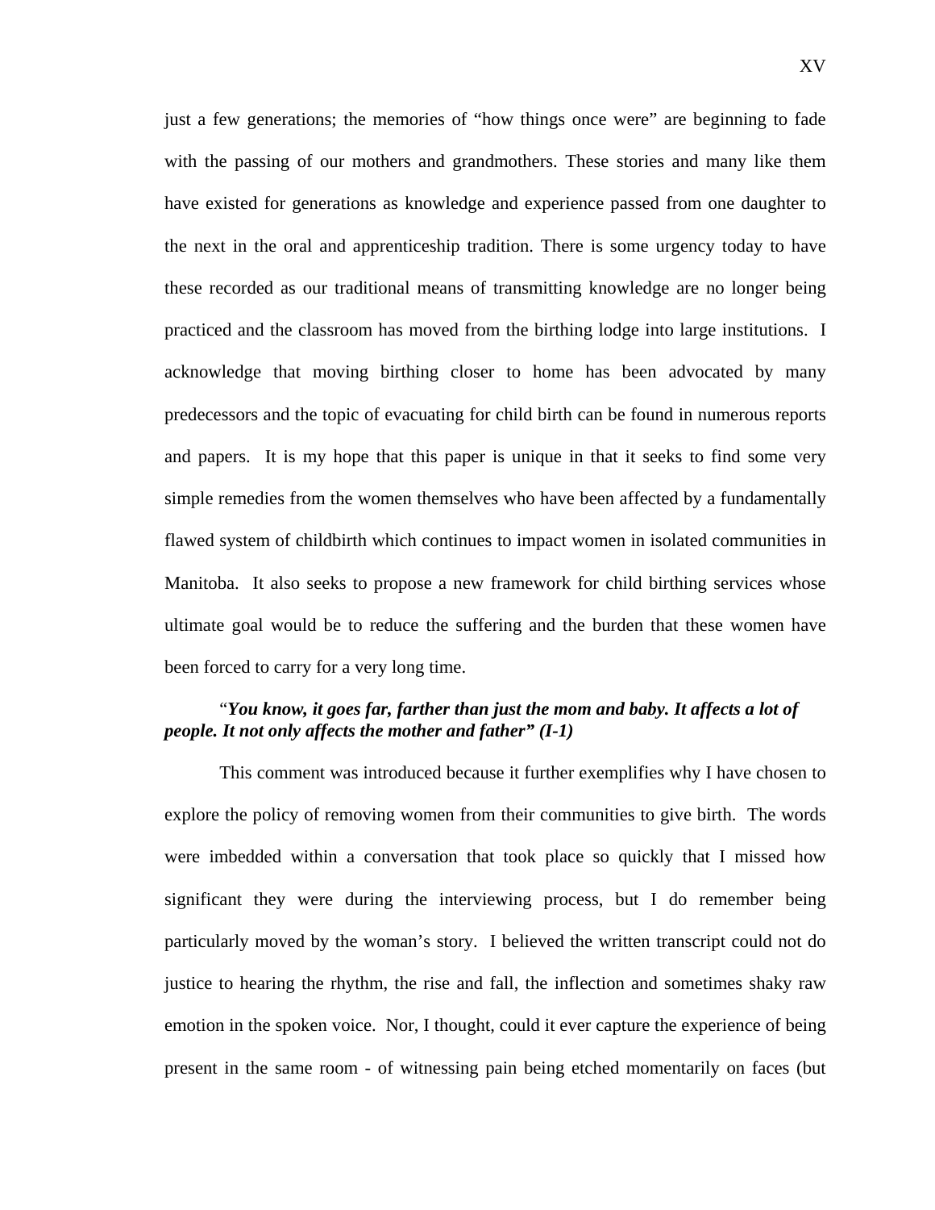just a few generations; the memories of “how things once were” are beginning to fade with the passing of our mothers and grandmothers. These stories and many like them have existed for generations as knowledge and experience passed from one daughter to the next in the oral and apprenticeship tradition. There is some urgency today to have these recorded as our traditional means of transmitting knowledge are no longer being practiced and the classroom has moved from the birthing lodge into large institutions. I acknowledge that moving birthing closer to home has been advocated by many predecessors and the topic of evacuating for child birth can be found in numerous reports and papers. It is my hope that this paper is unique in that it seeks to find some very simple remedies from the women themselves who have been affected by a fundamentally flawed system of childbirth which continues to impact women in isolated communities in Manitoba. It also seeks to propose a new framework for child birthing services whose ultimate goal would be to reduce the suffering and the burden that these women have been forced to carry for a very long time.

“***You know, it goes far, farther than just the mom and baby. It affects a lot of people. It not only affects the mother and father” (I-1)***

This comment was introduced because it further exemplifies why I have chosen to explore the policy of removing women from their communities to give birth. The words were imbedded within a conversation that took place so quickly that I missed how significant they were during the interviewing process, but I do remember being particularly moved by the woman’s story. I believed the written transcript could not do justice to hearing the rhythm, the rise and fall, the inflection and sometimes shaky raw emotion in the spoken voice. Nor, I thought, could it ever capture the experience of being present in the same room - of witnessing pain being etched momentarily on faces (but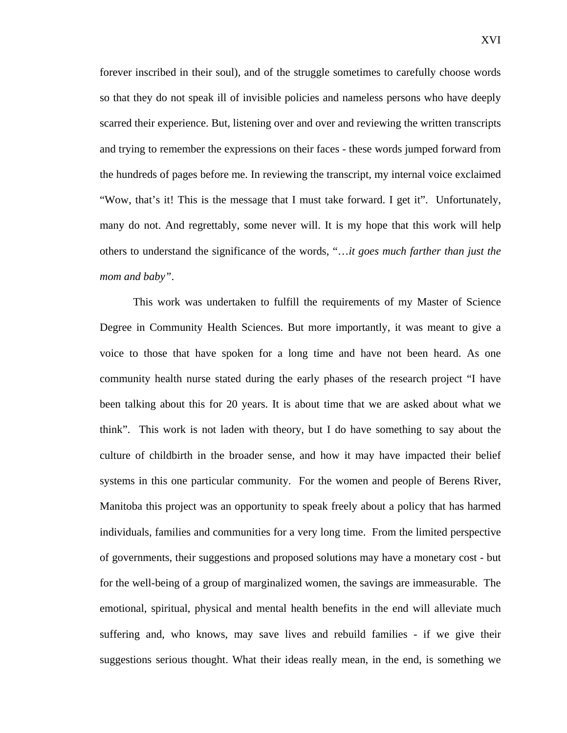forever inscribed in their soul), and of the struggle sometimes to carefully choose words so that they do not speak ill of invisible policies and nameless persons who have deeply scarred their experience. But, listening over and over and reviewing the written transcripts and trying to remember the expressions on their faces - these words jumped forward from the hundreds of pages before me. In reviewing the transcript, my internal voice exclaimed "Wow, that's it! This is the message that I must take forward. I get it". Unfortunately, many do not. And regrettably, some never will. It is my hope that this work will help others to understand the significance of the words, "*…it goes much farther than just the mom and baby"*.

This work was undertaken to fulfill the requirements of my Master of Science Degree in Community Health Sciences. But more importantly, it was meant to give a voice to those that have spoken for a long time and have not been heard. As one community health nurse stated during the early phases of the research project "I have been talking about this for 20 years. It is about time that we are asked about what we think". This work is not laden with theory, but I do have something to say about the culture of childbirth in the broader sense, and how it may have impacted their belief systems in this one particular community. For the women and people of Berens River, Manitoba this project was an opportunity to speak freely about a policy that has harmed individuals, families and communities for a very long time. From the limited perspective of governments, their suggestions and proposed solutions may have a monetary cost - but for the well-being of a group of marginalized women, the savings are immeasurable. The emotional, spiritual, physical and mental health benefits in the end will alleviate much suffering and, who knows, may save lives and rebuild families - if we give their suggestions serious thought. What their ideas really mean, in the end, is something we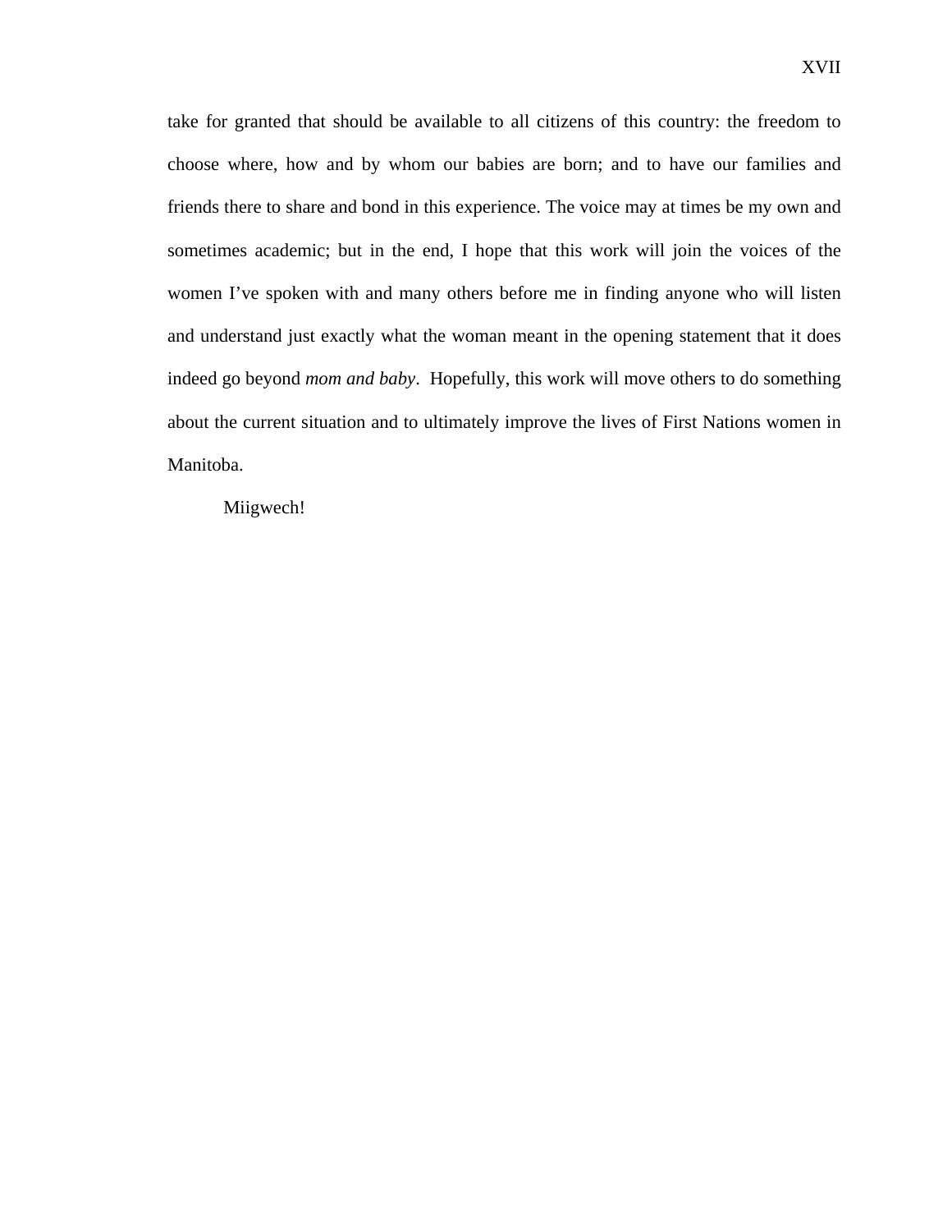take for granted that should be available to all citizens of this country: the freedom to choose where, how and by whom our babies are born; and to have our families and friends there to share and bond in this experience. The voice may at times be my own and sometimes academic; but in the end, I hope that this work will join the voices of the women I've spoken with and many others before me in finding anyone who will listen and understand just exactly what the woman meant in the opening statement that it does indeed go beyond *mom and baby*. Hopefully, this work will move others to do something about the current situation and to ultimately improve the lives of First Nations women in Manitoba.

Miigwech!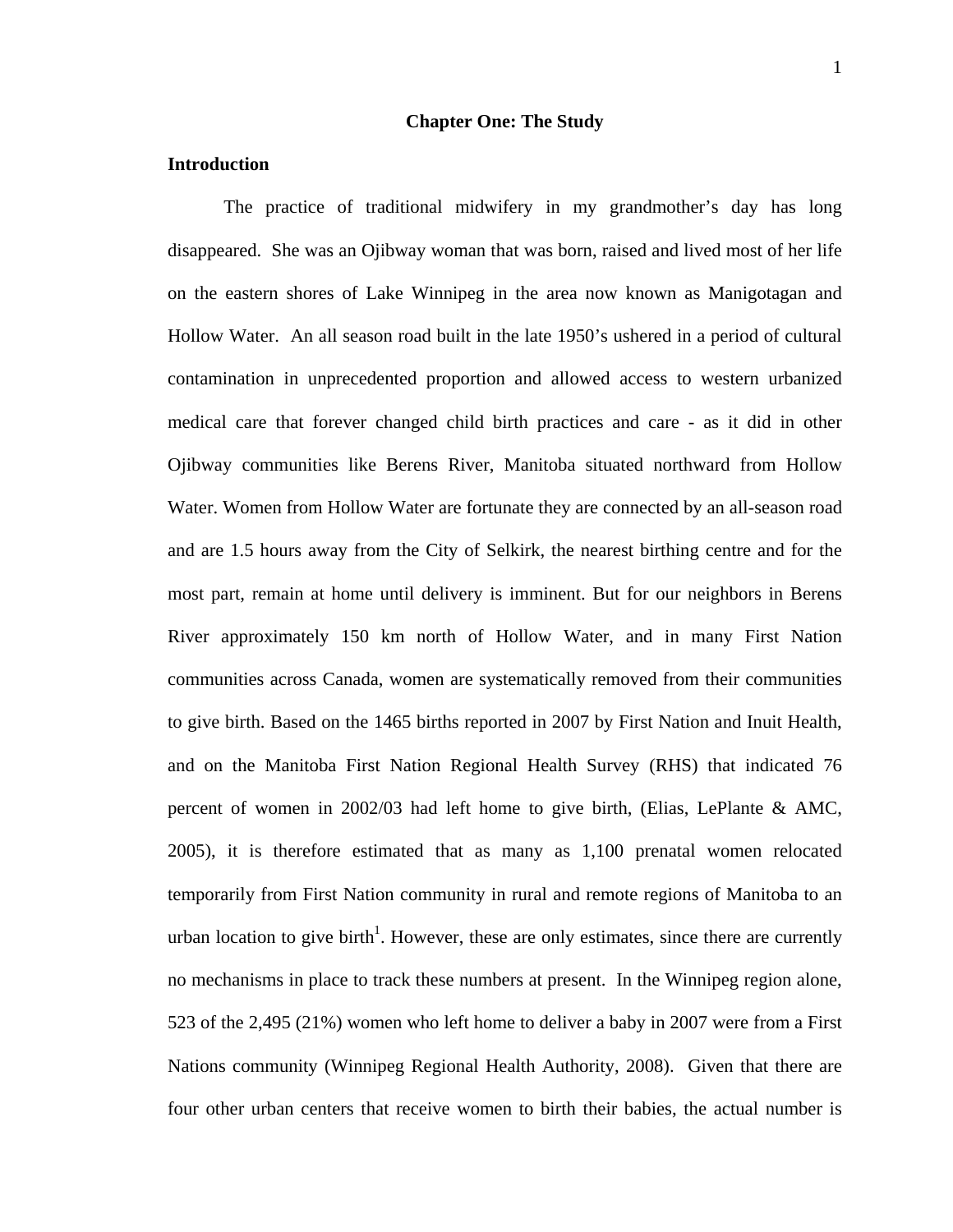# Chapter One: The Study

## Introduction

The practice of traditional midwifery in my grandmother's day has long disappeared. She was an Ojibway woman that was born, raised and lived most of her life on the eastern shores of Lake Winnipeg in the area now known as Manigotagan and Hollow Water. An all season road built in the late 1950's ushered in a period of cultural contamination in unprecedented proportion and allowed access to western urbanized medical care that forever changed child birth practices and care - as it did in other Ojibway communities like Berens River, Manitoba situated northward from Hollow Water. Women from Hollow Water are fortunate they are connected by an all-season road and are 1.5 hours away from the City of Selkirk, the nearest birthing centre and for the most part, remain at home until delivery is imminent. But for our neighbors in Berens River approximately 150 km north of Hollow Water, and in many First Nation communities across Canada, women are systematically removed from their communities to give birth. Based on the 1465 births reported in 2007 by First Nation and Inuit Health, and on the Manitoba First Nation Regional Health Survey (RHS) that indicated 76 percent of women in 2002/03 had left home to give birth, (Elias, LePlante & AMC, 2005), it is therefore estimated that as many as 1,100 prenatal women relocated temporarily from First Nation community in rural and remote regions of Manitoba to an urban location to give birth[1]. However, these are only estimates, since there are currently no mechanisms in place to track these numbers at present. In the Winnipeg region alone, 523 of the 2,495 (21%) women who left home to deliver a baby in 2007 were from a First Nations community (Winnipeg Regional Health Authority, 2008). Given that there are four other urban centers that receive women to birth their babies, the actual number is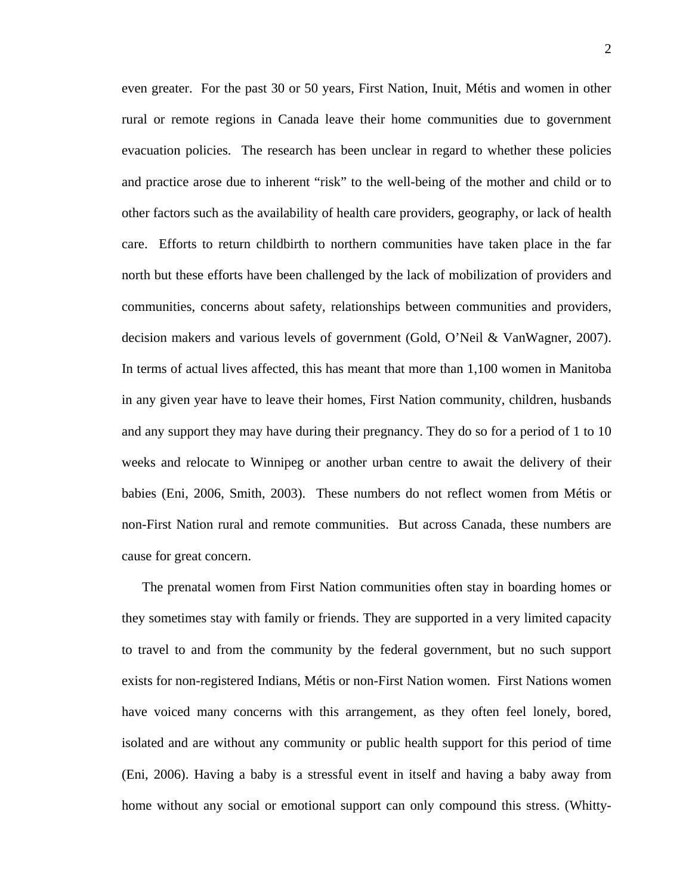even greater. For the past 30 or 50 years, First Nation, Inuit, Métis and women in other rural or remote regions in Canada leave their home communities due to government evacuation policies. The research has been unclear in regard to whether these policies and practice arose due to inherent "risk" to the well-being of the mother and child or to other factors such as the availability of health care providers, geography, or lack of health care. Efforts to return childbirth to northern communities have taken place in the far north but these efforts have been challenged by the lack of mobilization of providers and communities, concerns about safety, relationships between communities and providers, decision makers and various levels of government (Gold, O'Neil & VanWagner, 2007). In terms of actual lives affected, this has meant that more than 1,100 women in Manitoba in any given year have to leave their homes, First Nation community, children, husbands and any support they may have during their pregnancy. They do so for a period of 1 to 10 weeks and relocate to Winnipeg or another urban centre to await the delivery of their babies (Eni, 2006, Smith, 2003). These numbers do not reflect women from Métis or non-First Nation rural and remote communities. But across Canada, these numbers are cause for great concern.

The prenatal women from First Nation communities often stay in boarding homes or they sometimes stay with family or friends. They are supported in a very limited capacity to travel to and from the community by the federal government, but no such support exists for non-registered Indians, Métis or non-First Nation women. First Nations women have voiced many concerns with this arrangement, as they often feel lonely, bored, isolated and are without any community or public health support for this period of time (Eni, 2006). Having a baby is a stressful event in itself and having a baby away from home without any social or emotional support can only compound this stress. (Whitty-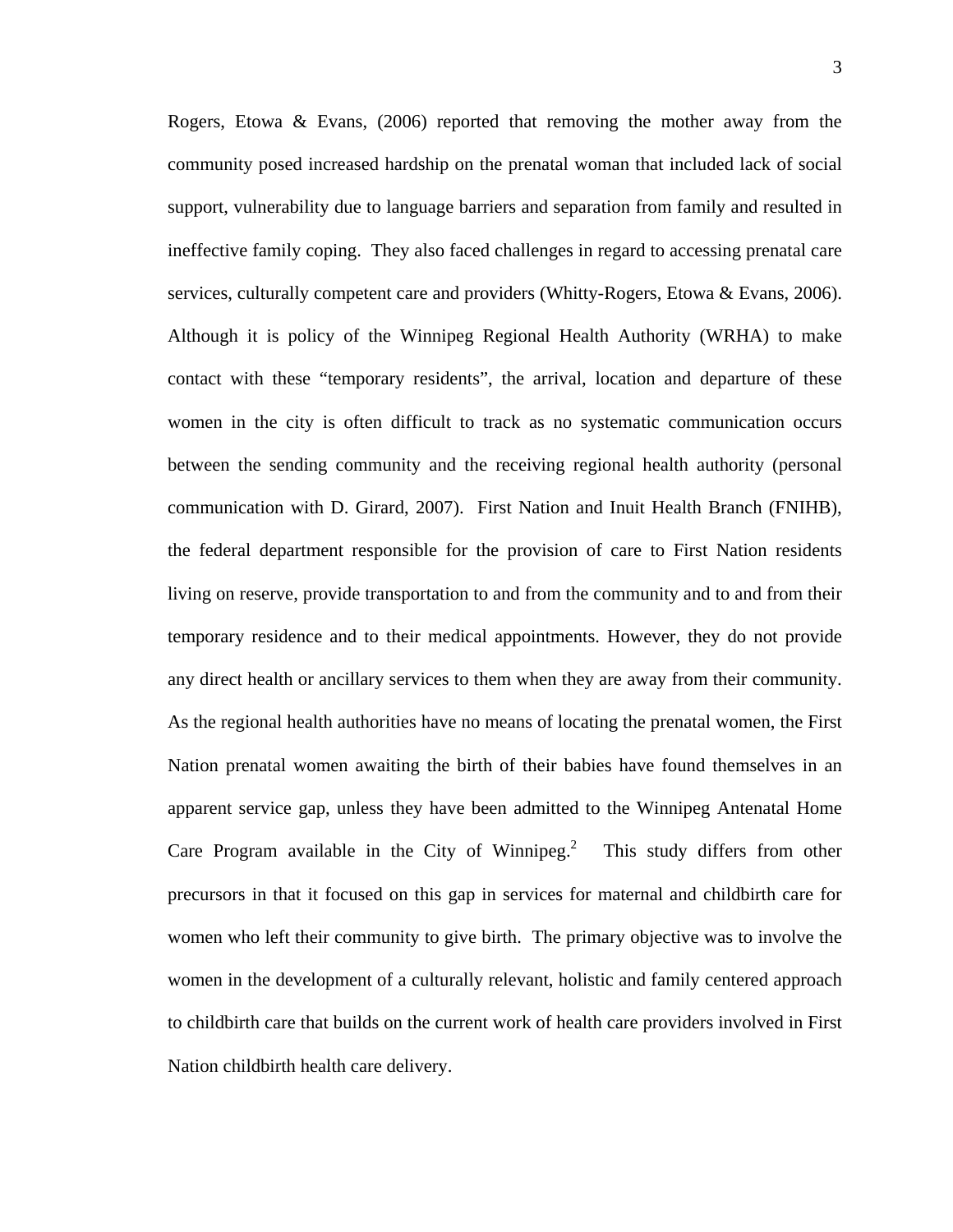Rogers, Etowa & Evans, (2006) reported that removing the mother away from the community posed increased hardship on the prenatal woman that included lack of social support, vulnerability due to language barriers and separation from family and resulted in ineffective family coping. They also faced challenges in regard to accessing prenatal care services, culturally competent care and providers (Whitty-Rogers, Etowa & Evans, 2006). Although it is policy of the Winnipeg Regional Health Authority (WRHA) to make contact with these "temporary residents", the arrival, location and departure of these women in the city is often difficult to track as no systematic communication occurs between the sending community and the receiving regional health authority (personal communication with D. Girard, 2007). First Nation and Inuit Health Branch (FNIHB), the federal department responsible for the provision of care to First Nation residents living on reserve, provide transportation to and from the community and to and from their temporary residence and to their medical appointments. However, they do not provide any direct health or ancillary services to them when they are away from their community. As the regional health authorities have no means of locating the prenatal women, the First Nation prenatal women awaiting the birth of their babies have found themselves in an apparent service gap, unless they have been admitted to the Winnipeg Antenatal Home Care Program available in the City of Winnipeg.[2] This study differs from other precursors in that it focused on this gap in services for maternal and childbirth care for women who left their community to give birth. The primary objective was to involve the women in the development of a culturally relevant, holistic and family centered approach to childbirth care that builds on the current work of health care providers involved in First Nation childbirth health care delivery.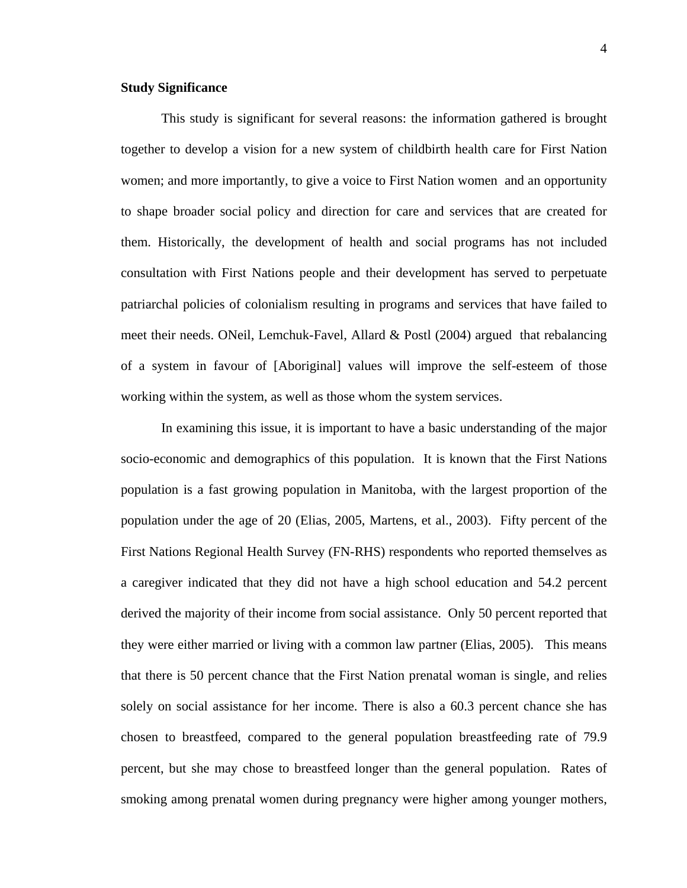**Study Significance**

This study is significant for several reasons: the information gathered is brought together to develop a vision for a new system of childbirth health care for First Nation women; and more importantly, to give a voice to First Nation women and an opportunity to shape broader social policy and direction for care and services that are created for them. Historically, the development of health and social programs has not included consultation with First Nations people and their development has served to perpetuate patriarchal policies of colonialism resulting in programs and services that have failed to meet their needs. ONeil, Lemchuk-Favel, Allard & Postl (2004) argued that rebalancing of a system in favour of [Aboriginal] values will improve the self-esteem of those working within the system, as well as those whom the system services.

In examining this issue, it is important to have a basic understanding of the major socio-economic and demographics of this population. It is known that the First Nations population is a fast growing population in Manitoba, with the largest proportion of the population under the age of 20 (Elias, 2005, Martens, et al., 2003). Fifty percent of the First Nations Regional Health Survey (FN-RHS) respondents who reported themselves as a caregiver indicated that they did not have a high school education and 54.2 percent derived the majority of their income from social assistance. Only 50 percent reported that they were either married or living with a common law partner (Elias, 2005). This means that there is 50 percent chance that the First Nation prenatal woman is single, and relies solely on social assistance for her income. There is also a 60.3 percent chance she has chosen to breastfeed, compared to the general population breastfeeding rate of 79.9 percent, but she may chose to breastfeed longer than the general population. Rates of smoking among prenatal women during pregnancy were higher among younger mothers,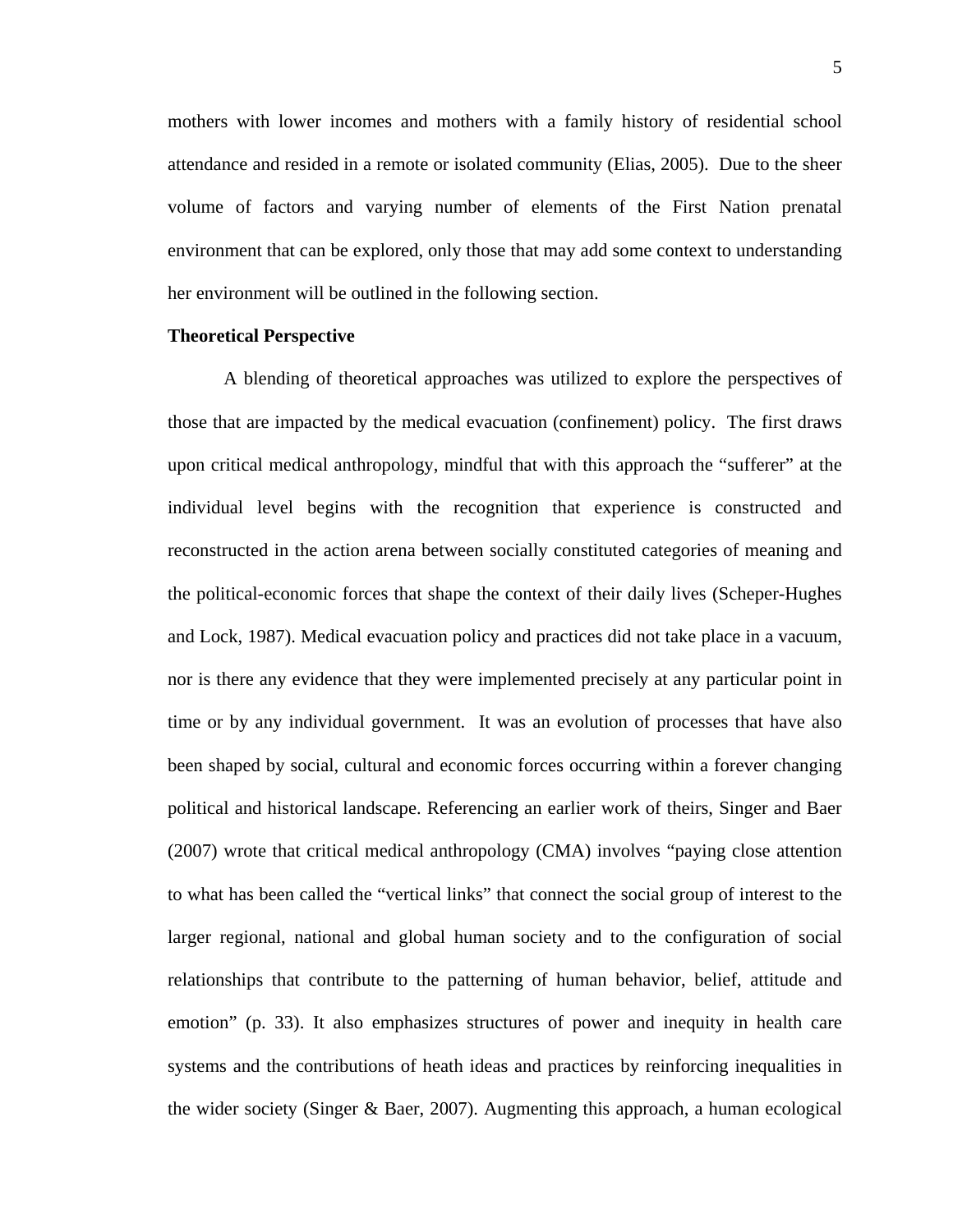mothers with lower incomes and mothers with a family history of residential school attendance and resided in a remote or isolated community (Elias, 2005). Due to the sheer volume of factors and varying number of elements of the First Nation prenatal environment that can be explored, only those that may add some context to understanding her environment will be outlined in the following section.

**Theoretical Perspective**

A blending of theoretical approaches was utilized to explore the perspectives of those that are impacted by the medical evacuation (confinement) policy. The first draws upon critical medical anthropology, mindful that with this approach the "sufferer" at the individual level begins with the recognition that experience is constructed and reconstructed in the action arena between socially constituted categories of meaning and the political-economic forces that shape the context of their daily lives (Scheper-Hughes and Lock, 1987). Medical evacuation policy and practices did not take place in a vacuum, nor is there any evidence that they were implemented precisely at any particular point in time or by any individual government. It was an evolution of processes that have also been shaped by social, cultural and economic forces occurring within a forever changing political and historical landscape. Referencing an earlier work of theirs, Singer and Baer (2007) wrote that critical medical anthropology (CMA) involves "paying close attention to what has been called the "vertical links" that connect the social group of interest to the larger regional, national and global human society and to the configuration of social relationships that contribute to the patterning of human behavior, belief, attitude and emotion" (p. 33). It also emphasizes structures of power and inequity in health care systems and the contributions of heath ideas and practices by reinforcing inequalities in the wider society (Singer & Baer, 2007). Augmenting this approach, a human ecological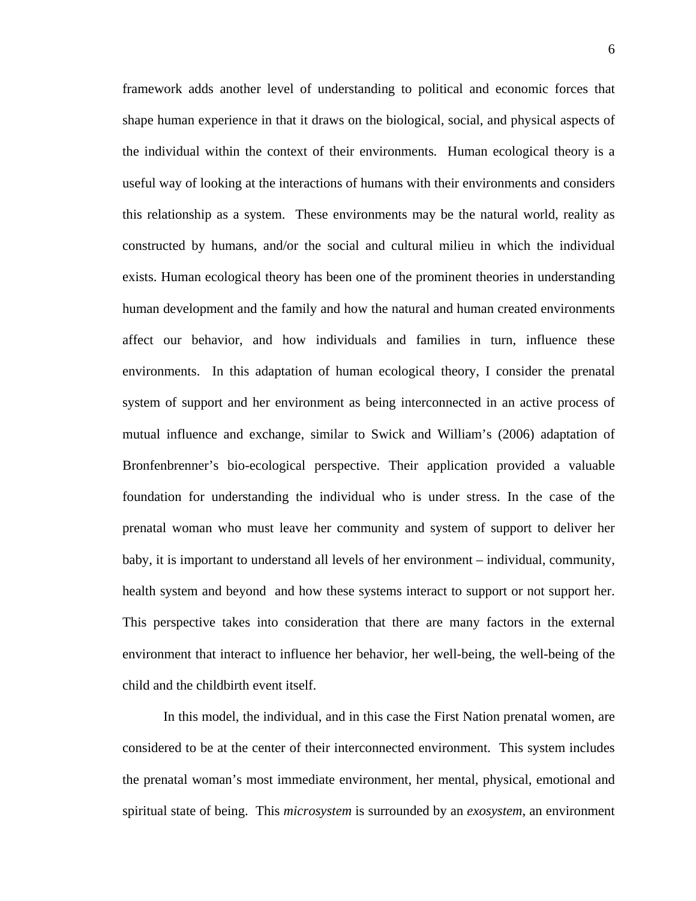framework adds another level of understanding to political and economic forces that shape human experience in that it draws on the biological, social, and physical aspects of the individual within the context of their environments. Human ecological theory is a useful way of looking at the interactions of humans with their environments and considers this relationship as a system. These environments may be the natural world, reality as constructed by humans, and/or the social and cultural milieu in which the individual exists. Human ecological theory has been one of the prominent theories in understanding human development and the family and how the natural and human created environments affect our behavior, and how individuals and families in turn, influence these environments. In this adaptation of human ecological theory, I consider the prenatal system of support and her environment as being interconnected in an active process of mutual influence and exchange, similar to Swick and William's (2006) adaptation of Bronfenbrenner's bio-ecological perspective. Their application provided a valuable foundation for understanding the individual who is under stress. In the case of the prenatal woman who must leave her community and system of support to deliver her baby, it is important to understand all levels of her environment – individual, community, health system and beyond and how these systems interact to support or not support her. This perspective takes into consideration that there are many factors in the external environment that interact to influence her behavior, her well-being, the well-being of the child and the childbirth event itself.

In this model, the individual, and in this case the First Nation prenatal women, are considered to be at the center of their interconnected environment. This system includes the prenatal woman's most immediate environment, her mental, physical, emotional and spiritual state of being. This *microsystem* is surrounded by an *exosystem*, an environment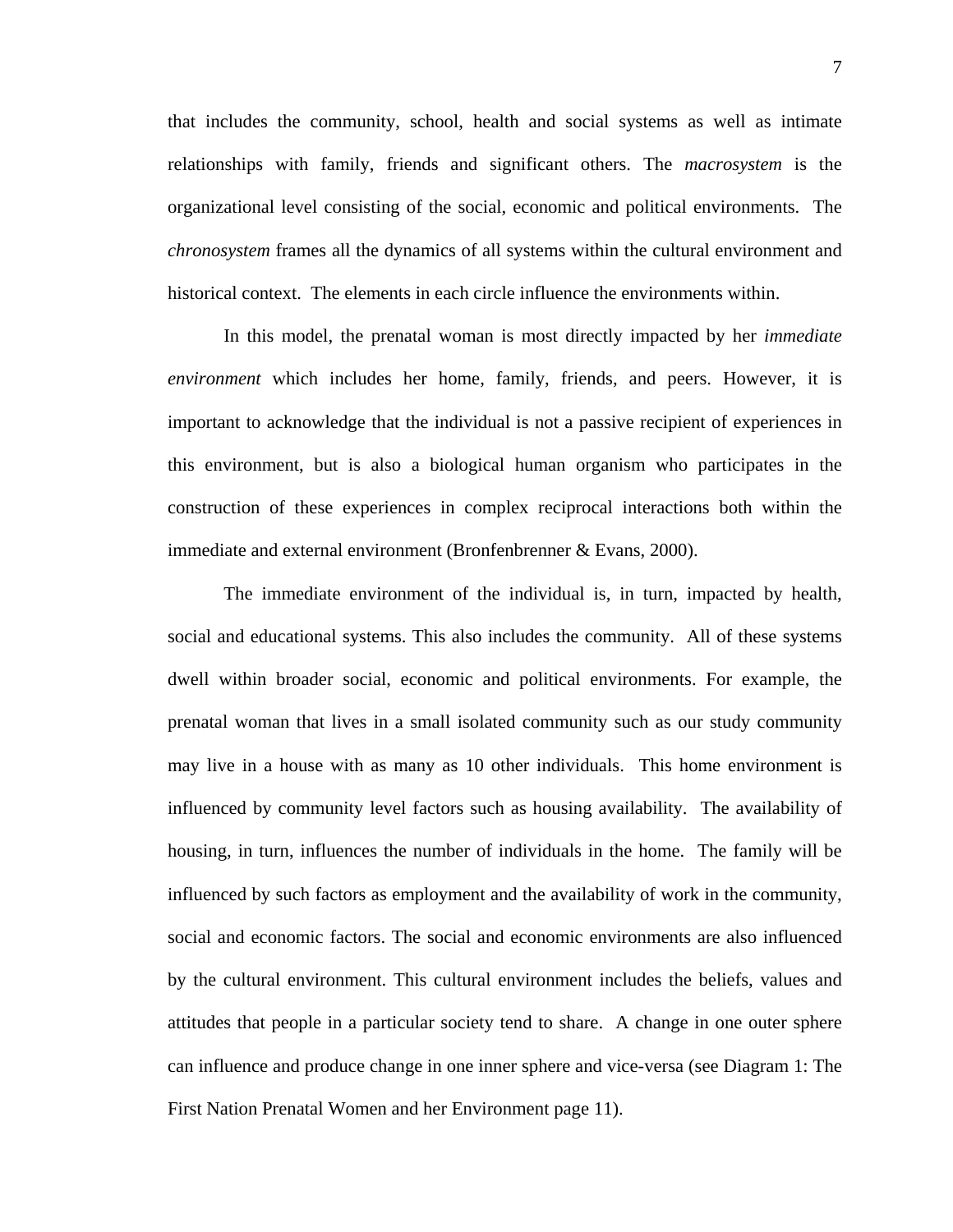that includes the community, school, health and social systems as well as intimate relationships with family, friends and significant others. The *macrosystem* is the organizational level consisting of the social, economic and political environments. The *chronosystem* frames all the dynamics of all systems within the cultural environment and historical context. The elements in each circle influence the environments within.

In this model, the prenatal woman is most directly impacted by her *immediate environment* which includes her home, family, friends, and peers. However, it is important to acknowledge that the individual is not a passive recipient of experiences in this environment, but is also a biological human organism who participates in the construction of these experiences in complex reciprocal interactions both within the immediate and external environment (Bronfenbrenner & Evans, 2000).

The immediate environment of the individual is, in turn, impacted by health, social and educational systems. This also includes the community. All of these systems dwell within broader social, economic and political environments. For example, the prenatal woman that lives in a small isolated community such as our study community may live in a house with as many as 10 other individuals. This home environment is influenced by community level factors such as housing availability. The availability of housing, in turn, influences the number of individuals in the home. The family will be influenced by such factors as employment and the availability of work in the community, social and economic factors. The social and economic environments are also influenced by the cultural environment. This cultural environment includes the beliefs, values and attitudes that people in a particular society tend to share. A change in one outer sphere can influence and produce change in one inner sphere and vice-versa (see Diagram 1: The First Nation Prenatal Women and her Environment page 11).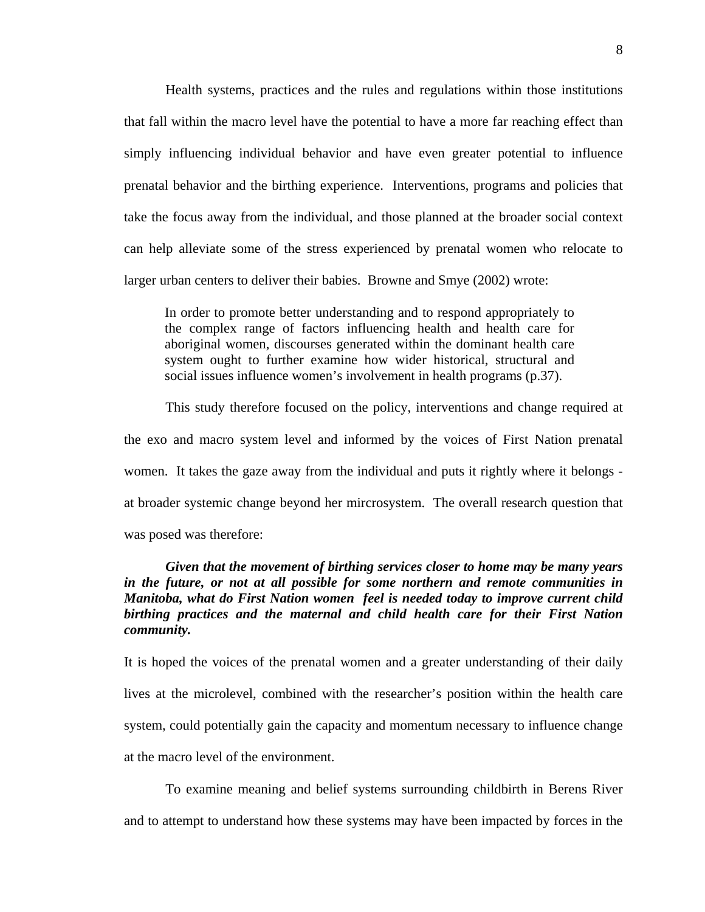Health systems, practices and the rules and regulations within those institutions that fall within the macro level have the potential to have a more far reaching effect than simply influencing individual behavior and have even greater potential to influence prenatal behavior and the birthing experience. Interventions, programs and policies that take the focus away from the individual, and those planned at the broader social context can help alleviate some of the stress experienced by prenatal women who relocate to larger urban centers to deliver their babies. Browne and Smye (2002) wrote:

> In order to promote better understanding and to respond appropriately to the complex range of factors influencing health and health care for aboriginal women, discourses generated within the dominant health care system ought to further examine how wider historical, structural and social issues influence women's involvement in health programs (p.37).

This study therefore focused on the policy, interventions and change required at the exo and macro system level and informed by the voices of First Nation prenatal women. It takes the gaze away from the individual and puts it rightly where it belongs - at broader systemic change beyond her mircrosystem. The overall research question that was posed was therefore:

***Given that the movement of birthing services closer to home may be many years in the future, or not at all possible for some northern and remote communities in Manitoba, what do First Nation women feel is needed today to improve current child birthing practices and the maternal and child health care for their First Nation community.***

It is hoped the voices of the prenatal women and a greater understanding of their daily lives at the microlevel, combined with the researcher's position within the health care system, could potentially gain the capacity and momentum necessary to influence change at the macro level of the environment.

To examine meaning and belief systems surrounding childbirth in Berens River and to attempt to understand how these systems may have been impacted by forces in the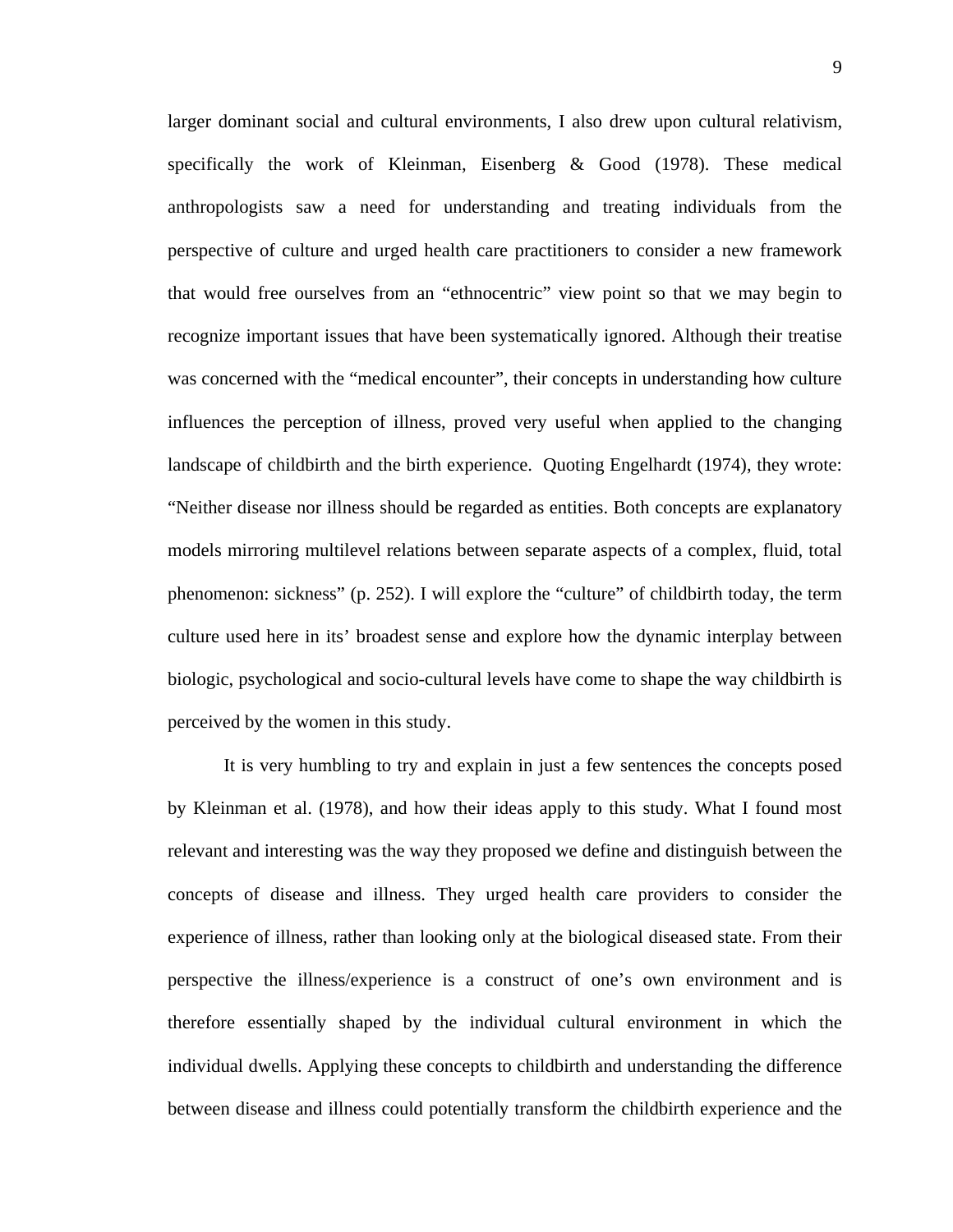larger dominant social and cultural environments, I also drew upon cultural relativism, specifically the work of Kleinman, Eisenberg & Good (1978). These medical anthropologists saw a need for understanding and treating individuals from the perspective of culture and urged health care practitioners to consider a new framework that would free ourselves from an “ethnocentric” view point so that we may begin to recognize important issues that have been systematically ignored. Although their treatise was concerned with the “medical encounter”, their concepts in understanding how culture influences the perception of illness, proved very useful when applied to the changing landscape of childbirth and the birth experience. Quoting Engelhardt (1974), they wrote: “Neither disease nor illness should be regarded as entities. Both concepts are explanatory models mirroring multilevel relations between separate aspects of a complex, fluid, total phenomenon: sickness” (p. 252). I will explore the “culture” of childbirth today, the term culture used here in its’ broadest sense and explore how the dynamic interplay between biologic, psychological and socio-cultural levels have come to shape the way childbirth is perceived by the women in this study.

It is very humbling to try and explain in just a few sentences the concepts posed by Kleinman et al. (1978), and how their ideas apply to this study. What I found most relevant and interesting was the way they proposed we define and distinguish between the concepts of disease and illness. They urged health care providers to consider the experience of illness, rather than looking only at the biological diseased state. From their perspective the illness/experience is a construct of one’s own environment and is therefore essentially shaped by the individual cultural environment in which the individual dwells. Applying these concepts to childbirth and understanding the difference between disease and illness could potentially transform the childbirth experience and the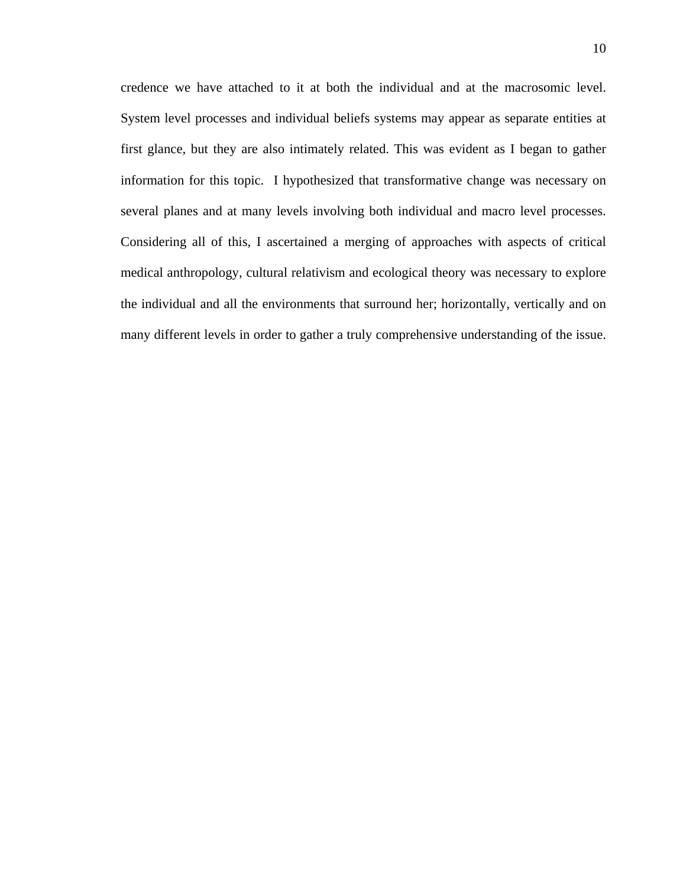credence we have attached to it at both the individual and at the macrosomic level. System level processes and individual beliefs systems may appear as separate entities at first glance, but they are also intimately related. This was evident as I began to gather information for this topic. I hypothesized that transformative change was necessary on several planes and at many levels involving both individual and macro level processes. Considering all of this, I ascertained a merging of approaches with aspects of critical medical anthropology, cultural relativism and ecological theory was necessary to explore the individual and all the environments that surround her; horizontally, vertically and on many different levels in order to gather a truly comprehensive understanding of the issue.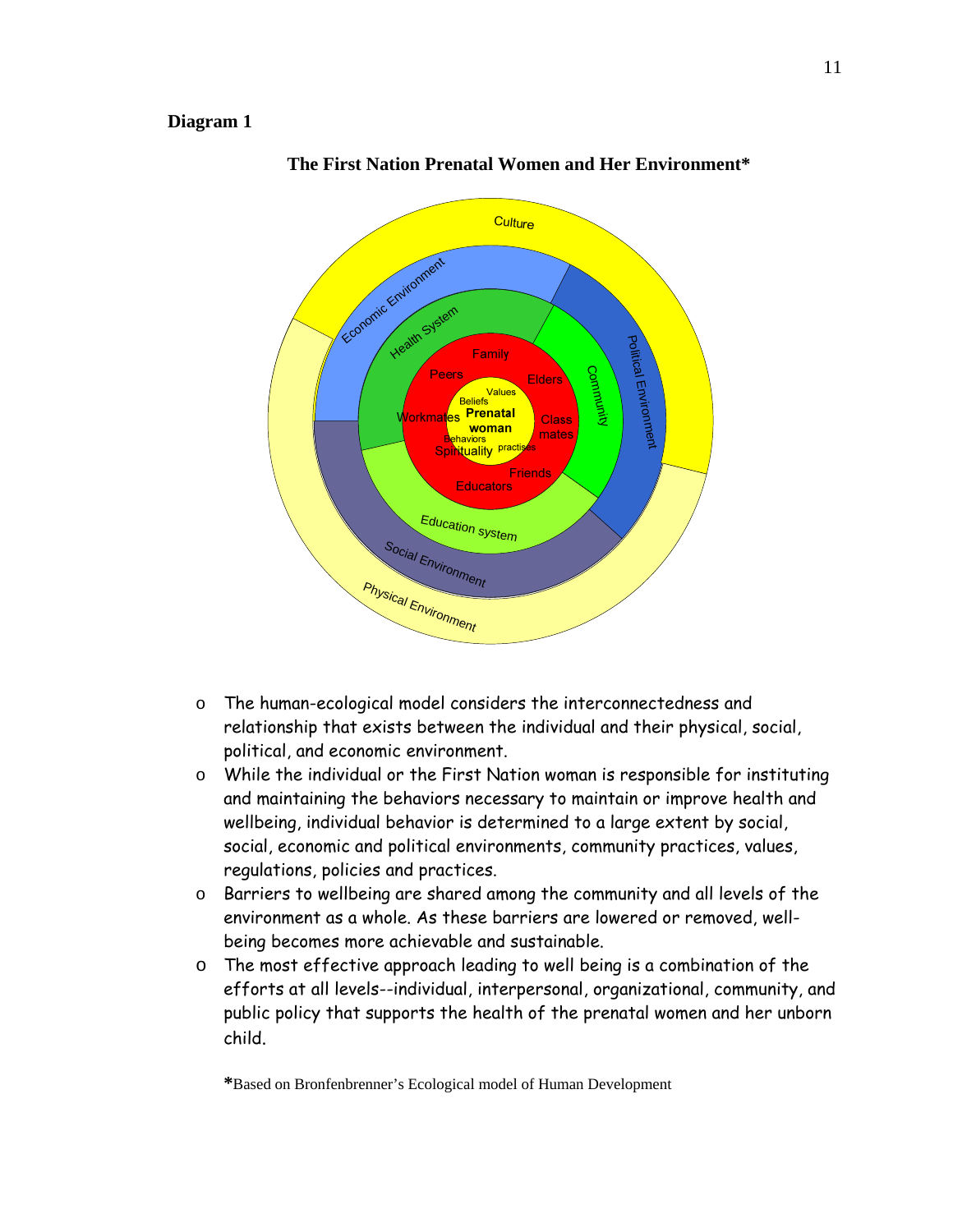**Diagram 1**

**The First Nation Prenatal Women and Her Environment***

- The human-ecological model considers the interconnectedness and relationship that exists between the individual and their physical, social, political, and economic environment.
- While the individual or the First Nation woman is responsible for instituting and maintaining the behaviors necessary to maintain or improve health and wellbeing, individual behavior is determined to a large extent by social, social, economic and political environments, community practices, values, regulations, policies and practices.
- Barriers to wellbeing are shared among the community and all levels of the environment as a whole. As these barriers are lowered or removed, well-being becomes more achievable and sustainable.
- The most effective approach leading to well being is a combination of the efforts at all levels--individual, interpersonal, organizational, community, and public policy that supports the health of the prenatal women and her unborn child.

***Based on Bronfenbrenner's Ecological model of Human Development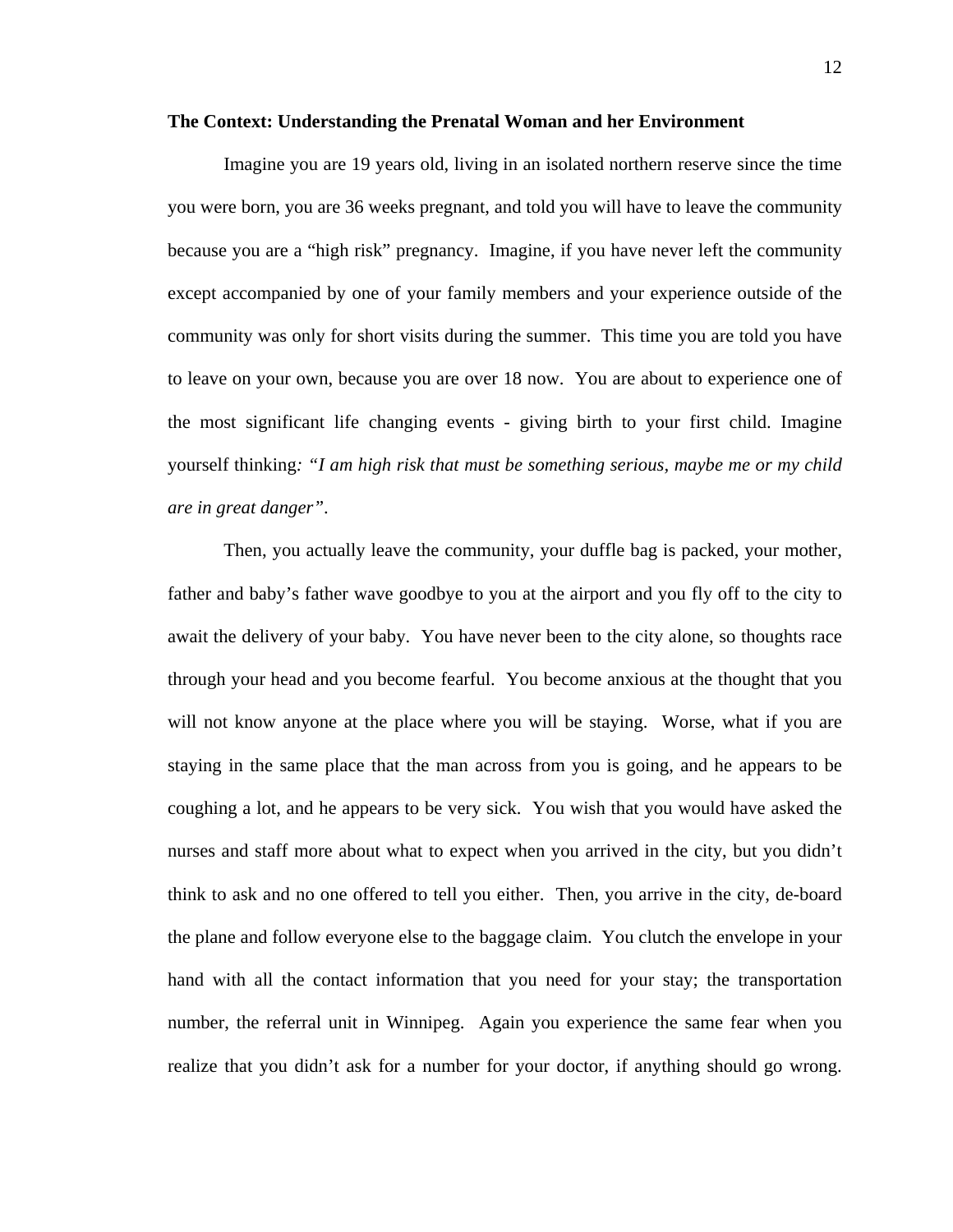**The Context: Understanding the Prenatal Woman and her Environment**

Imagine you are 19 years old, living in an isolated northern reserve since the time you were born, you are 36 weeks pregnant, and told you will have to leave the community because you are a "high risk" pregnancy. Imagine, if you have never left the community except accompanied by one of your family members and your experience outside of the community was only for short visits during the summer. This time you are told you have to leave on your own, because you are over 18 now. You are about to experience one of the most significant life changing events - giving birth to your first child. Imagine yourself thinking*: "I am high risk that must be something serious, maybe me or my child are in great danger"*.

Then, you actually leave the community, your duffle bag is packed, your mother, father and baby's father wave goodbye to you at the airport and you fly off to the city to await the delivery of your baby. You have never been to the city alone, so thoughts race through your head and you become fearful. You become anxious at the thought that you will not know anyone at the place where you will be staying. Worse, what if you are staying in the same place that the man across from you is going, and he appears to be coughing a lot, and he appears to be very sick. You wish that you would have asked the nurses and staff more about what to expect when you arrived in the city, but you didn't think to ask and no one offered to tell you either. Then, you arrive in the city, de-board the plane and follow everyone else to the baggage claim. You clutch the envelope in your hand with all the contact information that you need for your stay; the transportation number, the referral unit in Winnipeg. Again you experience the same fear when you realize that you didn't ask for a number for your doctor, if anything should go wrong.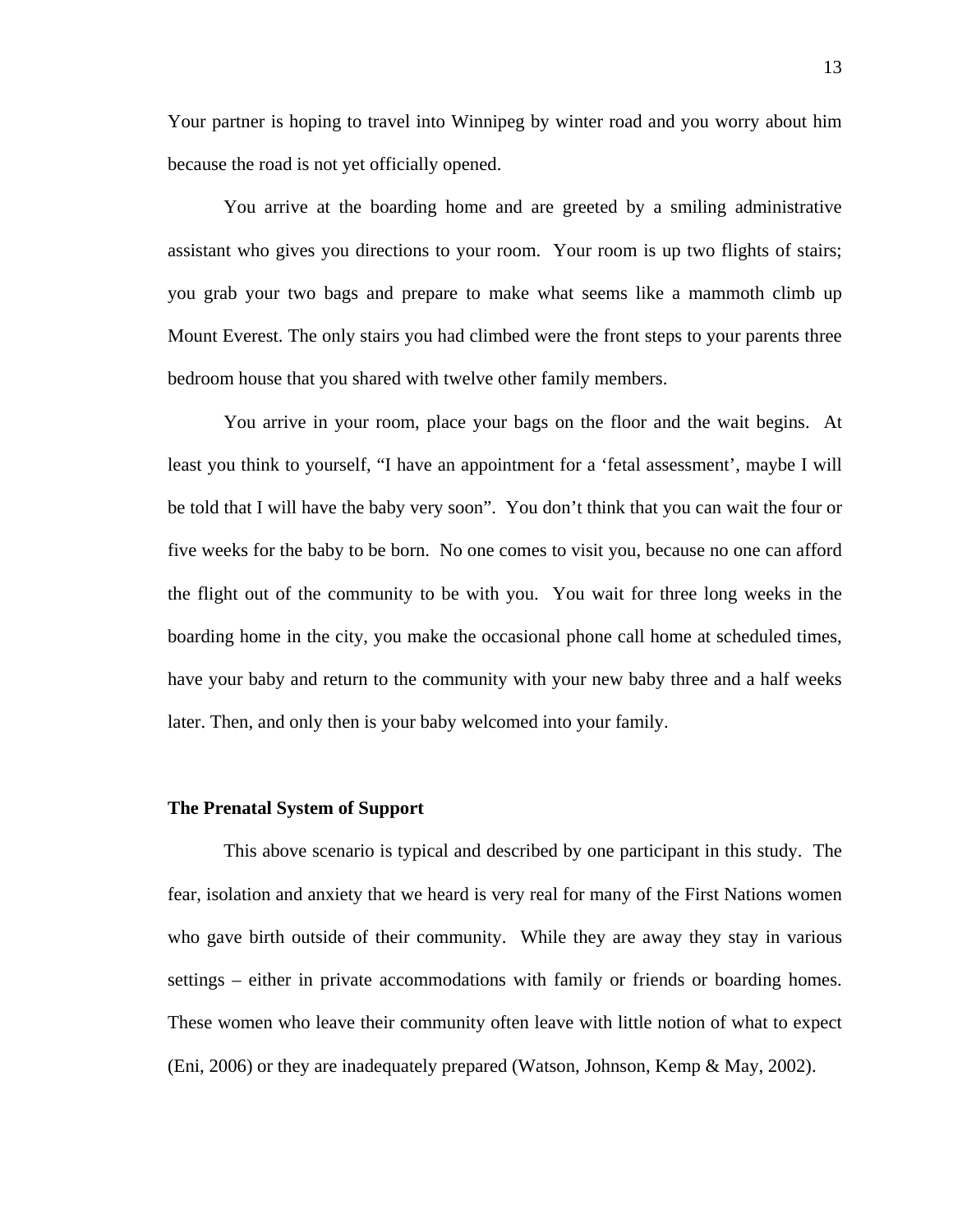Your partner is hoping to travel into Winnipeg by winter road and you worry about him because the road is not yet officially opened.

You arrive at the boarding home and are greeted by a smiling administrative assistant who gives you directions to your room. Your room is up two flights of stairs; you grab your two bags and prepare to make what seems like a mammoth climb up Mount Everest. The only stairs you had climbed were the front steps to your parents three bedroom house that you shared with twelve other family members.

You arrive in your room, place your bags on the floor and the wait begins. At least you think to yourself, "I have an appointment for a 'fetal assessment', maybe I will be told that I will have the baby very soon". You don't think that you can wait the four or five weeks for the baby to be born. No one comes to visit you, because no one can afford the flight out of the community to be with you. You wait for three long weeks in the boarding home in the city, you make the occasional phone call home at scheduled times, have your baby and return to the community with your new baby three and a half weeks later. Then, and only then is your baby welcomed into your family.

**The Prenatal System of Support**

This above scenario is typical and described by one participant in this study. The fear, isolation and anxiety that we heard is very real for many of the First Nations women who gave birth outside of their community. While they are away they stay in various settings – either in private accommodations with family or friends or boarding homes. These women who leave their community often leave with little notion of what to expect (Eni, 2006) or they are inadequately prepared (Watson, Johnson, Kemp & May, 2002).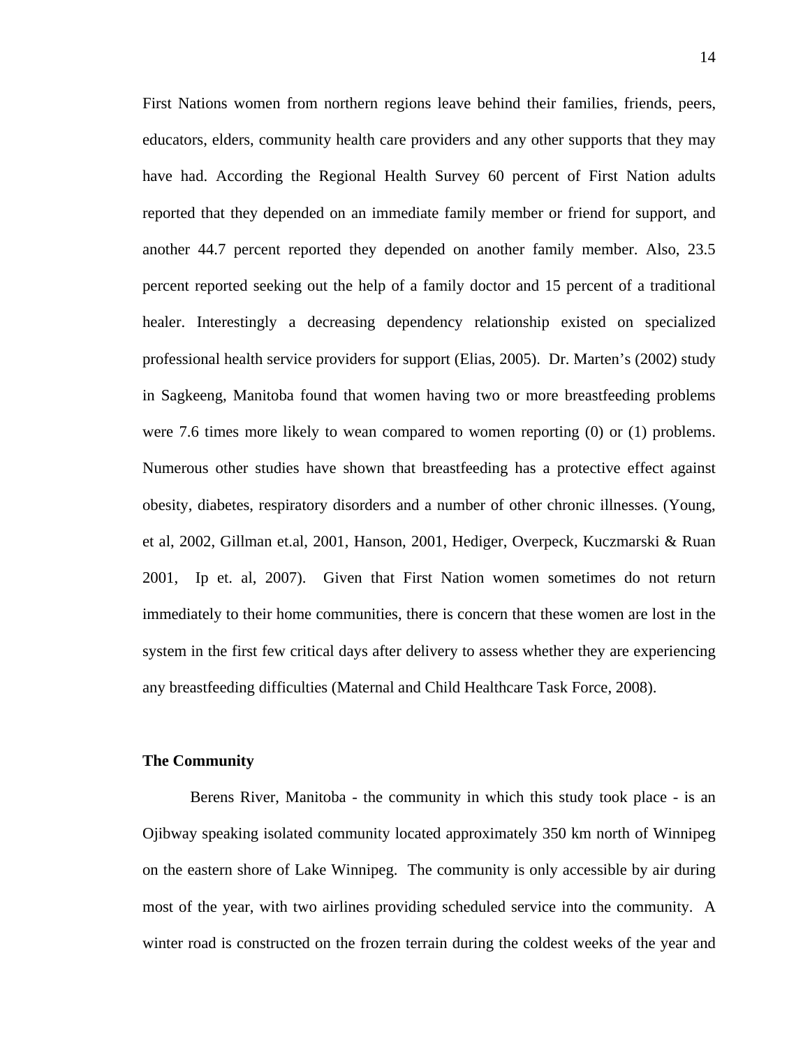First Nations women from northern regions leave behind their families, friends, peers, educators, elders, community health care providers and any other supports that they may have had. According the Regional Health Survey 60 percent of First Nation adults reported that they depended on an immediate family member or friend for support, and another 44.7 percent reported they depended on another family member. Also, 23.5 percent reported seeking out the help of a family doctor and 15 percent of a traditional healer. Interestingly a decreasing dependency relationship existed on specialized professional health service providers for support (Elias, 2005). Dr. Marten's (2002) study in Sagkeeng, Manitoba found that women having two or more breastfeeding problems were 7.6 times more likely to wean compared to women reporting (0) or (1) problems. Numerous other studies have shown that breastfeeding has a protective effect against obesity, diabetes, respiratory disorders and a number of other chronic illnesses. (Young, et al, 2002, Gillman et.al, 2001, Hanson, 2001, Hediger, Overpeck, Kuczmarski & Ruan 2001, Ip et. al, 2007). Given that First Nation women sometimes do not return immediately to their home communities, there is concern that these women are lost in the system in the first few critical days after delivery to assess whether they are experiencing any breastfeeding difficulties (Maternal and Child Healthcare Task Force, 2008).

**The Community**

Berens River, Manitoba - the community in which this study took place - is an Ojibway speaking isolated community located approximately 350 km north of Winnipeg on the eastern shore of Lake Winnipeg. The community is only accessible by air during most of the year, with two airlines providing scheduled service into the community. A winter road is constructed on the frozen terrain during the coldest weeks of the year and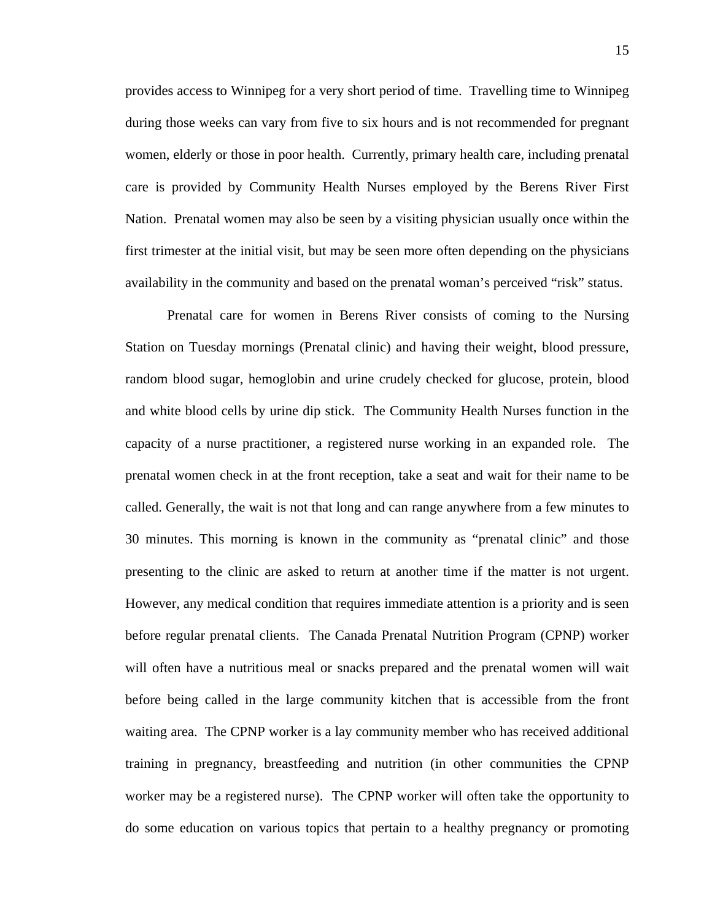provides access to Winnipeg for a very short period of time. Travelling time to Winnipeg during those weeks can vary from five to six hours and is not recommended for pregnant women, elderly or those in poor health. Currently, primary health care, including prenatal care is provided by Community Health Nurses employed by the Berens River First Nation. Prenatal women may also be seen by a visiting physician usually once within the first trimester at the initial visit, but may be seen more often depending on the physicians availability in the community and based on the prenatal woman's perceived "risk" status.

Prenatal care for women in Berens River consists of coming to the Nursing Station on Tuesday mornings (Prenatal clinic) and having their weight, blood pressure, random blood sugar, hemoglobin and urine crudely checked for glucose, protein, blood and white blood cells by urine dip stick. The Community Health Nurses function in the capacity of a nurse practitioner, a registered nurse working in an expanded role. The prenatal women check in at the front reception, take a seat and wait for their name to be called. Generally, the wait is not that long and can range anywhere from a few minutes to 30 minutes. This morning is known in the community as "prenatal clinic" and those presenting to the clinic are asked to return at another time if the matter is not urgent. However, any medical condition that requires immediate attention is a priority and is seen before regular prenatal clients. The Canada Prenatal Nutrition Program (CPNP) worker will often have a nutritious meal or snacks prepared and the prenatal women will wait before being called in the large community kitchen that is accessible from the front waiting area. The CPNP worker is a lay community member who has received additional training in pregnancy, breastfeeding and nutrition (in other communities the CPNP worker may be a registered nurse). The CPNP worker will often take the opportunity to do some education on various topics that pertain to a healthy pregnancy or promoting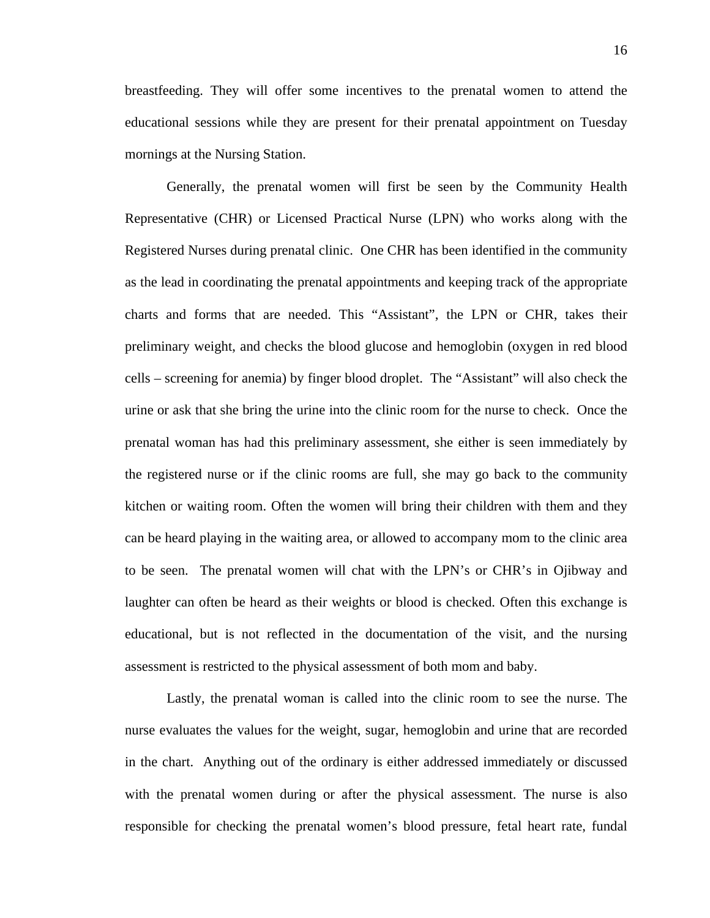breastfeeding. They will offer some incentives to the prenatal women to attend the educational sessions while they are present for their prenatal appointment on Tuesday mornings at the Nursing Station.

Generally, the prenatal women will first be seen by the Community Health Representative (CHR) or Licensed Practical Nurse (LPN) who works along with the Registered Nurses during prenatal clinic. One CHR has been identified in the community as the lead in coordinating the prenatal appointments and keeping track of the appropriate charts and forms that are needed. This "Assistant", the LPN or CHR, takes their preliminary weight, and checks the blood glucose and hemoglobin (oxygen in red blood cells – screening for anemia) by finger blood droplet. The "Assistant" will also check the urine or ask that she bring the urine into the clinic room for the nurse to check. Once the prenatal woman has had this preliminary assessment, she either is seen immediately by the registered nurse or if the clinic rooms are full, she may go back to the community kitchen or waiting room. Often the women will bring their children with them and they can be heard playing in the waiting area, or allowed to accompany mom to the clinic area to be seen. The prenatal women will chat with the LPN's or CHR's in Ojibway and laughter can often be heard as their weights or blood is checked. Often this exchange is educational, but is not reflected in the documentation of the visit, and the nursing assessment is restricted to the physical assessment of both mom and baby.

Lastly, the prenatal woman is called into the clinic room to see the nurse. The nurse evaluates the values for the weight, sugar, hemoglobin and urine that are recorded in the chart. Anything out of the ordinary is either addressed immediately or discussed with the prenatal women during or after the physical assessment. The nurse is also responsible for checking the prenatal women's blood pressure, fetal heart rate, fundal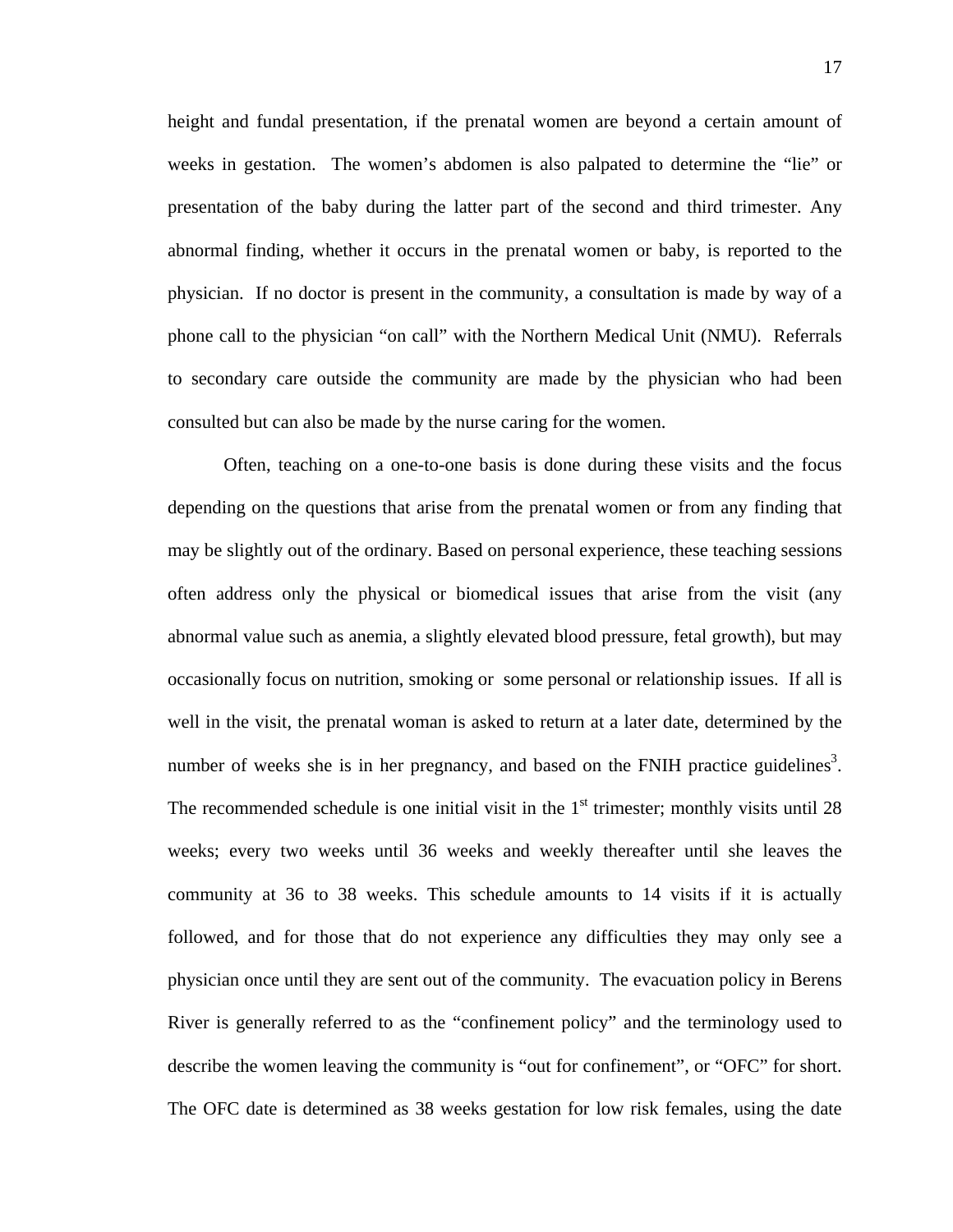height and fundal presentation, if the prenatal women are beyond a certain amount of weeks in gestation. The women's abdomen is also palpated to determine the "lie" or presentation of the baby during the latter part of the second and third trimester. Any abnormal finding, whether it occurs in the prenatal women or baby, is reported to the physician. If no doctor is present in the community, a consultation is made by way of a phone call to the physician "on call" with the Northern Medical Unit (NMU). Referrals to secondary care outside the community are made by the physician who had been consulted but can also be made by the nurse caring for the women.

Often, teaching on a one-to-one basis is done during these visits and the focus depending on the questions that arise from the prenatal women or from any finding that may be slightly out of the ordinary. Based on personal experience, these teaching sessions often address only the physical or biomedical issues that arise from the visit (any abnormal value such as anemia, a slightly elevated blood pressure, fetal growth), but may occasionally focus on nutrition, smoking or some personal or relationship issues. If all is well in the visit, the prenatal woman is asked to return at a later date, determined by the number of weeks she is in her pregnancy, and based on the FNIH practice guidelines[3]. The recommended schedule is one initial visit in the 1st trimester; monthly visits until 28 weeks; every two weeks until 36 weeks and weekly thereafter until she leaves the community at 36 to 38 weeks. This schedule amounts to 14 visits if it is actually followed, and for those that do not experience any difficulties they may only see a physician once until they are sent out of the community. The evacuation policy in Berens River is generally referred to as the "confinement policy" and the terminology used to describe the women leaving the community is "out for confinement", or "OFC" for short. The OFC date is determined as 38 weeks gestation for low risk females, using the date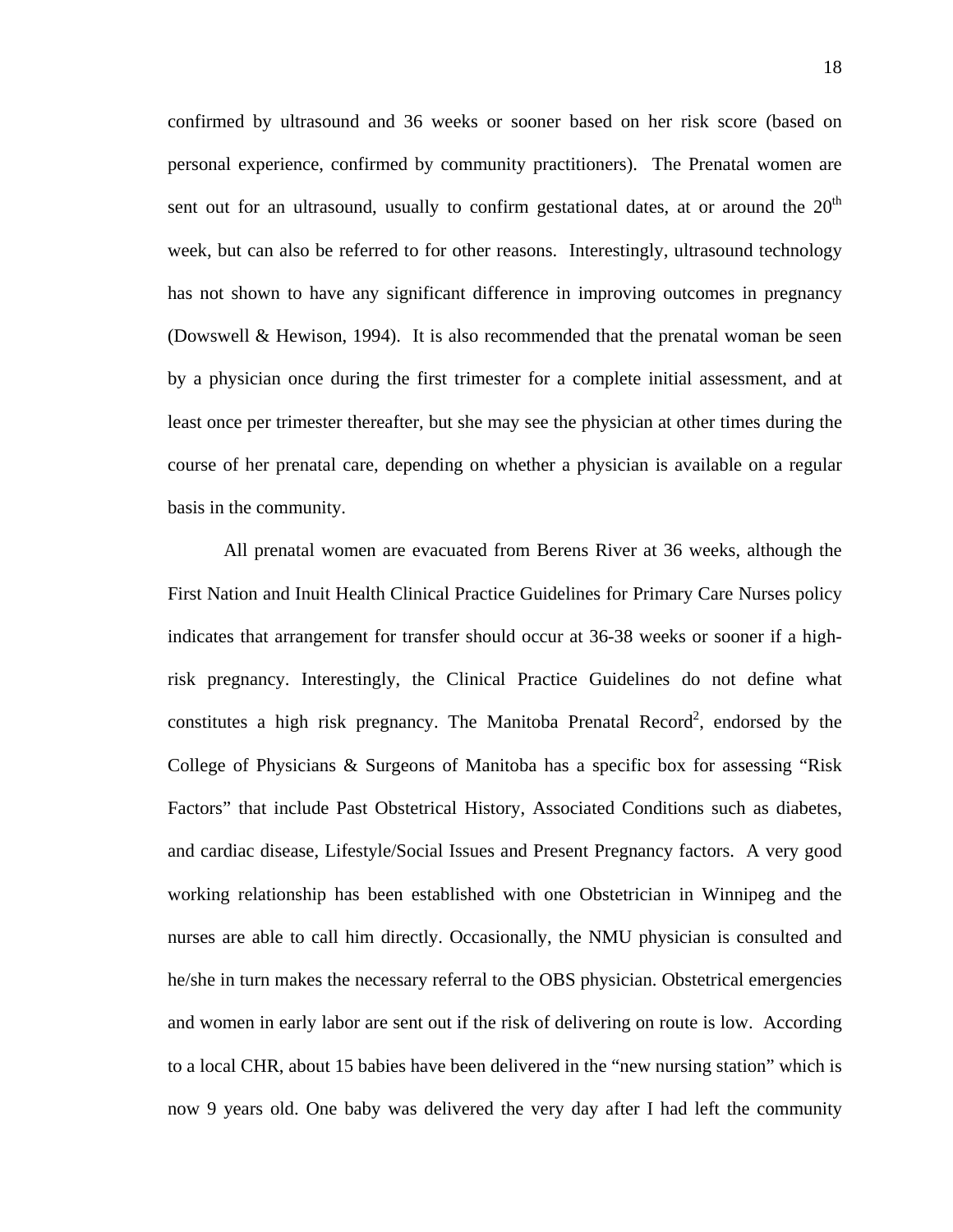confirmed by ultrasound and 36 weeks or sooner based on her risk score (based on personal experience, confirmed by community practitioners). The Prenatal women are sent out for an ultrasound, usually to confirm gestational dates, at or around the 20th week, but can also be referred to for other reasons. Interestingly, ultrasound technology has not shown to have any significant difference in improving outcomes in pregnancy (Dowswell & Hewison, 1994). It is also recommended that the prenatal woman be seen by a physician once during the first trimester for a complete initial assessment, and at least once per trimester thereafter, but she may see the physician at other times during the course of her prenatal care, depending on whether a physician is available on a regular basis in the community.

All prenatal women are evacuated from Berens River at 36 weeks, although the First Nation and Inuit Health Clinical Practice Guidelines for Primary Care Nurses policy indicates that arrangement for transfer should occur at 36-38 weeks or sooner if a high-risk pregnancy. Interestingly, the Clinical Practice Guidelines do not define what constitutes a high risk pregnancy. The Manitoba Prenatal Record[2], endorsed by the College of Physicians & Surgeons of Manitoba has a specific box for assessing "Risk Factors" that include Past Obstetrical History, Associated Conditions such as diabetes, and cardiac disease, Lifestyle/Social Issues and Present Pregnancy factors. A very good working relationship has been established with one Obstetrician in Winnipeg and the nurses are able to call him directly. Occasionally, the NMU physician is consulted and he/she in turn makes the necessary referral to the OBS physician. Obstetrical emergencies and women in early labor are sent out if the risk of delivering on route is low. According to a local CHR, about 15 babies have been delivered in the "new nursing station" which is now 9 years old. One baby was delivered the very day after I had left the community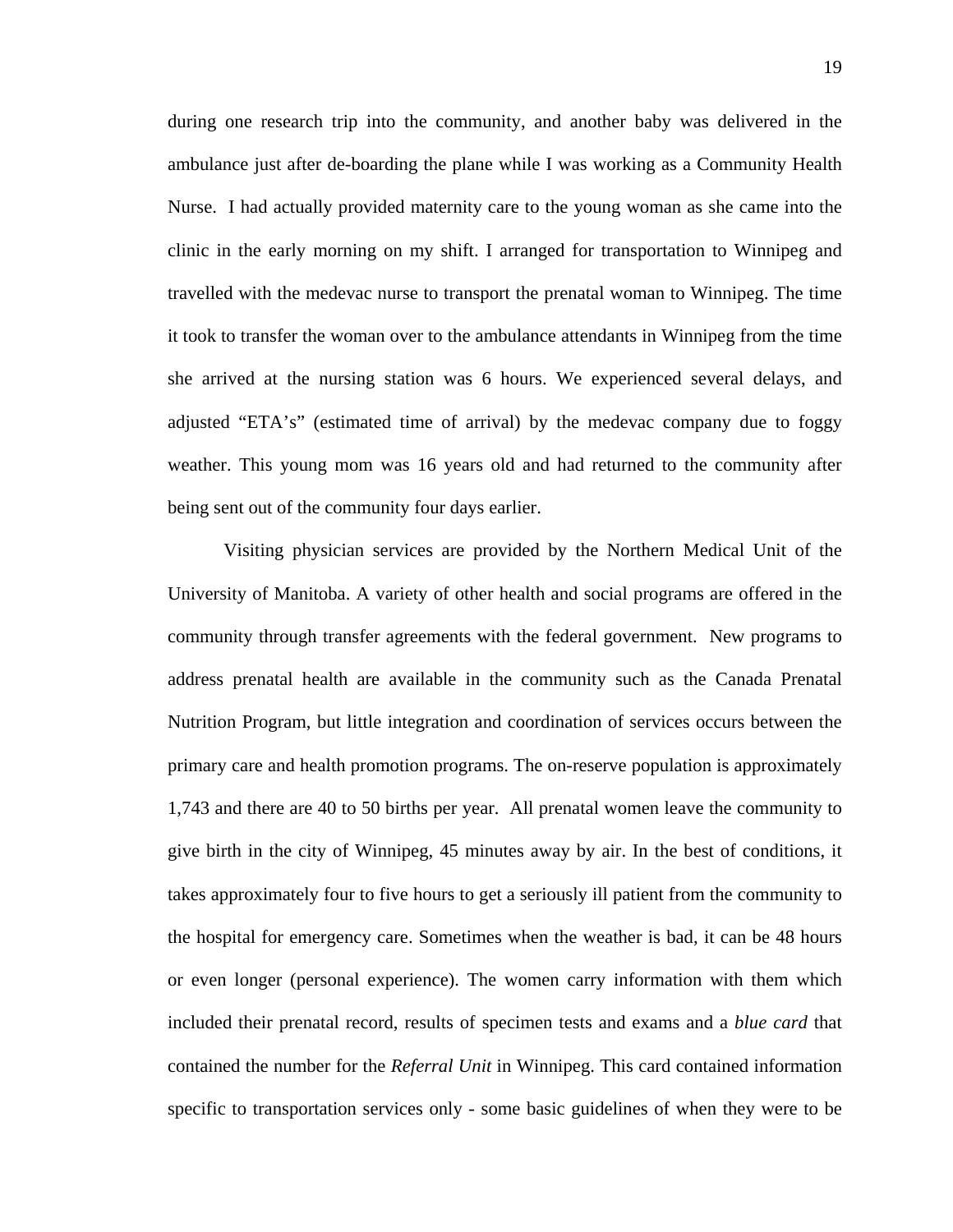during one research trip into the community, and another baby was delivered in the ambulance just after de-boarding the plane while I was working as a Community Health Nurse. I had actually provided maternity care to the young woman as she came into the clinic in the early morning on my shift. I arranged for transportation to Winnipeg and travelled with the medevac nurse to transport the prenatal woman to Winnipeg. The time it took to transfer the woman over to the ambulance attendants in Winnipeg from the time she arrived at the nursing station was 6 hours. We experienced several delays, and adjusted "ETA's" (estimated time of arrival) by the medevac company due to foggy weather. This young mom was 16 years old and had returned to the community after being sent out of the community four days earlier.

Visiting physician services are provided by the Northern Medical Unit of the University of Manitoba. A variety of other health and social programs are offered in the community through transfer agreements with the federal government. New programs to address prenatal health are available in the community such as the Canada Prenatal Nutrition Program, but little integration and coordination of services occurs between the primary care and health promotion programs. The on-reserve population is approximately 1,743 and there are 40 to 50 births per year. All prenatal women leave the community to give birth in the city of Winnipeg, 45 minutes away by air. In the best of conditions, it takes approximately four to five hours to get a seriously ill patient from the community to the hospital for emergency care. Sometimes when the weather is bad, it can be 48 hours or even longer (personal experience). The women carry information with them which included their prenatal record, results of specimen tests and exams and a *blue card* that contained the number for the *Referral Unit* in Winnipeg. This card contained information specific to transportation services only - some basic guidelines of when they were to be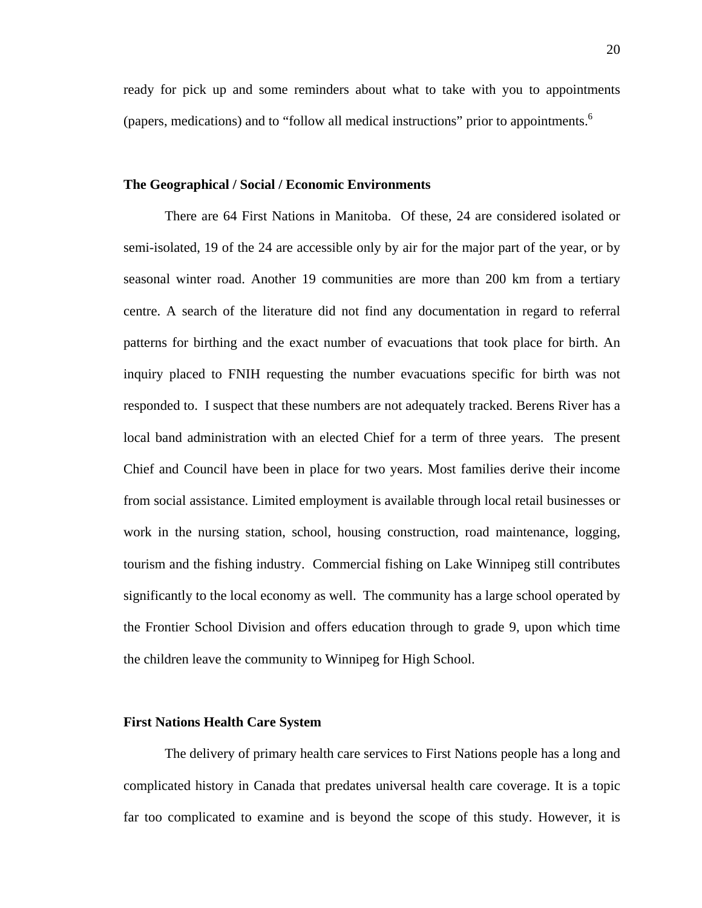ready for pick up and some reminders about what to take with you to appointments (papers, medications) and to "follow all medical instructions" prior to appointments.[6]

### The Geographical / Social / Economic Environments

There are 64 First Nations in Manitoba. Of these, 24 are considered isolated or semi-isolated, 19 of the 24 are accessible only by air for the major part of the year, or by seasonal winter road. Another 19 communities are more than 200 km from a tertiary centre. A search of the literature did not find any documentation in regard to referral patterns for birthing and the exact number of evacuations that took place for birth. An inquiry placed to FNIH requesting the number evacuations specific for birth was not responded to. I suspect that these numbers are not adequately tracked. Berens River has a local band administration with an elected Chief for a term of three years. The present Chief and Council have been in place for two years. Most families derive their income from social assistance. Limited employment is available through local retail businesses or work in the nursing station, school, housing construction, road maintenance, logging, tourism and the fishing industry. Commercial fishing on Lake Winnipeg still contributes significantly to the local economy as well. The community has a large school operated by the Frontier School Division and offers education through to grade 9, upon which time the children leave the community to Winnipeg for High School.

### First Nations Health Care System

The delivery of primary health care services to First Nations people has a long and complicated history in Canada that predates universal health care coverage. It is a topic far too complicated to examine and is beyond the scope of this study. However, it is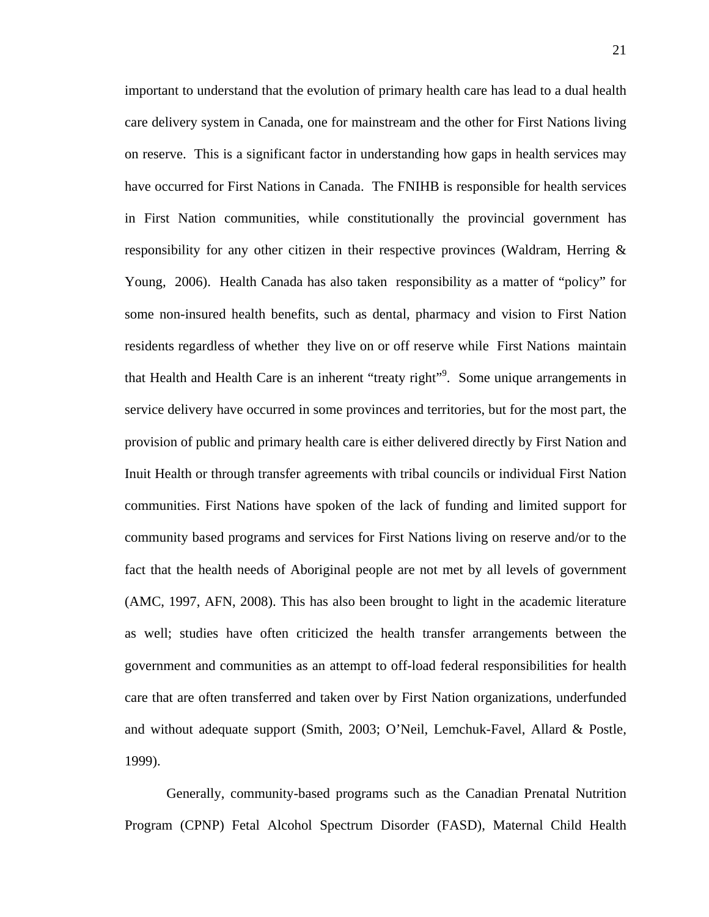important to understand that the evolution of primary health care has lead to a dual health care delivery system in Canada, one for mainstream and the other for First Nations living on reserve. This is a significant factor in understanding how gaps in health services may have occurred for First Nations in Canada. The FNIHB is responsible for health services in First Nation communities, while constitutionally the provincial government has responsibility for any other citizen in their respective provinces (Waldram, Herring & Young, 2006). Health Canada has also taken responsibility as a matter of "policy" for some non-insured health benefits, such as dental, pharmacy and vision to First Nation residents regardless of whether they live on or off reserve while First Nations maintain that Health and Health Care is an inherent "treaty right"[9]. Some unique arrangements in service delivery have occurred in some provinces and territories, but for the most part, the provision of public and primary health care is either delivered directly by First Nation and Inuit Health or through transfer agreements with tribal councils or individual First Nation communities. First Nations have spoken of the lack of funding and limited support for community based programs and services for First Nations living on reserve and/or to the fact that the health needs of Aboriginal people are not met by all levels of government (AMC, 1997, AFN, 2008). This has also been brought to light in the academic literature as well; studies have often criticized the health transfer arrangements between the government and communities as an attempt to off-load federal responsibilities for health care that are often transferred and taken over by First Nation organizations, underfunded and without adequate support (Smith, 2003; O'Neil, Lemchuk-Favel, Allard & Postle, 1999).

Generally, community-based programs such as the Canadian Prenatal Nutrition Program (CPNP) Fetal Alcohol Spectrum Disorder (FASD), Maternal Child Health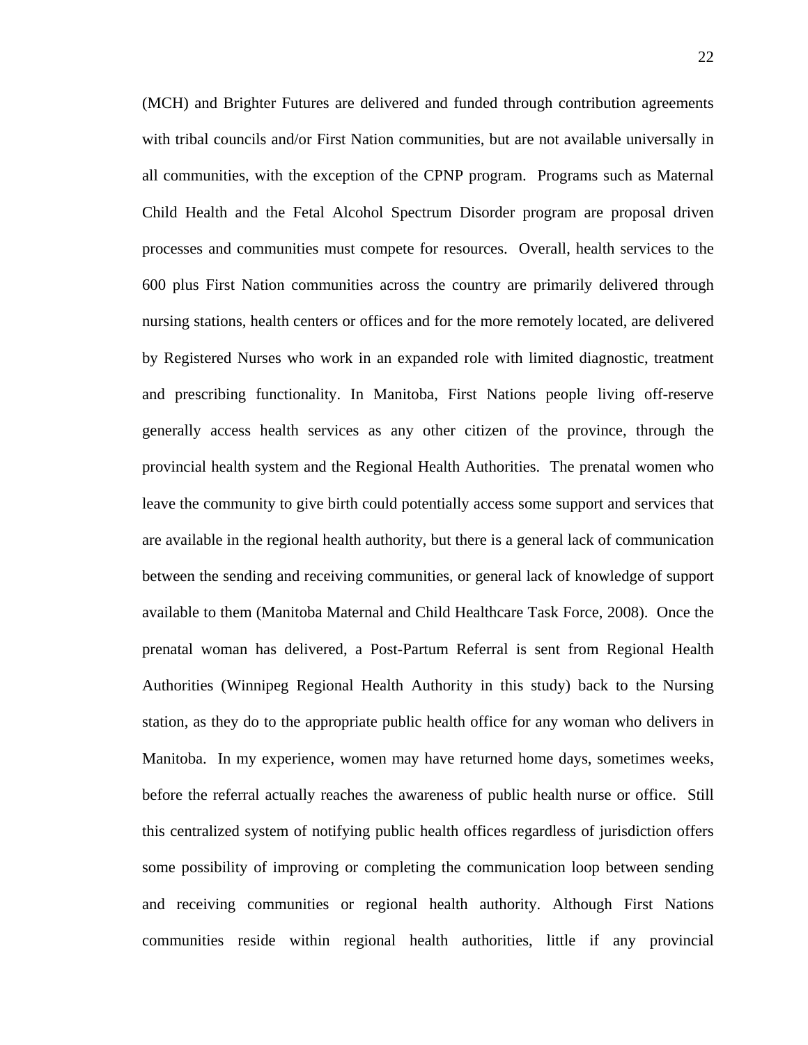(MCH) and Brighter Futures are delivered and funded through contribution agreements with tribal councils and/or First Nation communities, but are not available universally in all communities, with the exception of the CPNP program. Programs such as Maternal Child Health and the Fetal Alcohol Spectrum Disorder program are proposal driven processes and communities must compete for resources. Overall, health services to the 600 plus First Nation communities across the country are primarily delivered through nursing stations, health centers or offices and for the more remotely located, are delivered by Registered Nurses who work in an expanded role with limited diagnostic, treatment and prescribing functionality. In Manitoba, First Nations people living off-reserve generally access health services as any other citizen of the province, through the provincial health system and the Regional Health Authorities. The prenatal women who leave the community to give birth could potentially access some support and services that are available in the regional health authority, but there is a general lack of communication between the sending and receiving communities, or general lack of knowledge of support available to them (Manitoba Maternal and Child Healthcare Task Force, 2008). Once the prenatal woman has delivered, a Post-Partum Referral is sent from Regional Health Authorities (Winnipeg Regional Health Authority in this study) back to the Nursing station, as they do to the appropriate public health office for any woman who delivers in Manitoba. In my experience, women may have returned home days, sometimes weeks, before the referral actually reaches the awareness of public health nurse or office. Still this centralized system of notifying public health offices regardless of jurisdiction offers some possibility of improving or completing the communication loop between sending and receiving communities or regional health authority. Although First Nations communities reside within regional health authorities, little if any provincial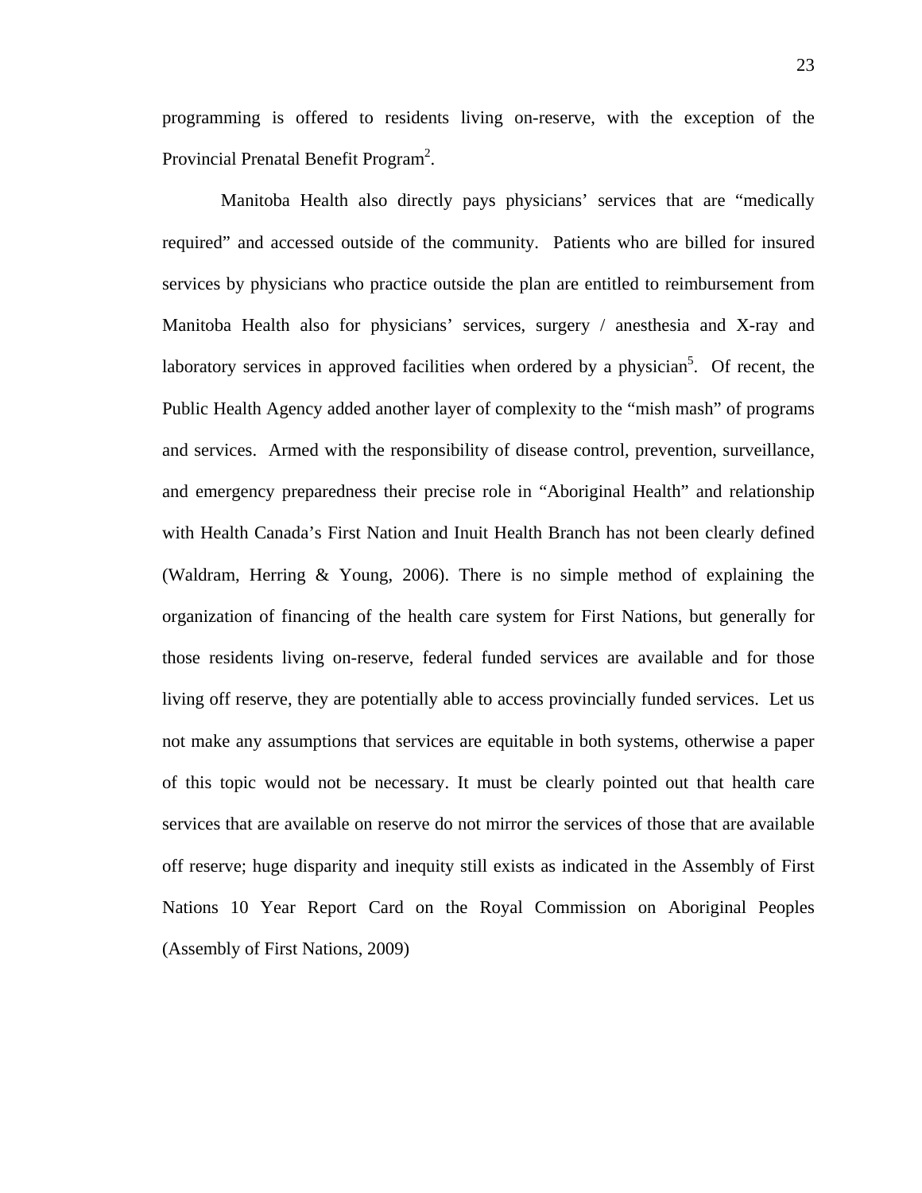programming is offered to residents living on-reserve, with the exception of the Provincial Prenatal Benefit Program[2].

Manitoba Health also directly pays physicians' services that are "medically required" and accessed outside of the community. Patients who are billed for insured services by physicians who practice outside the plan are entitled to reimbursement from Manitoba Health also for physicians' services, surgery / anesthesia and X-ray and laboratory services in approved facilities when ordered by a physician[5]. Of recent, the Public Health Agency added another layer of complexity to the "mish mash" of programs and services. Armed with the responsibility of disease control, prevention, surveillance, and emergency preparedness their precise role in "Aboriginal Health" and relationship with Health Canada's First Nation and Inuit Health Branch has not been clearly defined (Waldram, Herring & Young, 2006). There is no simple method of explaining the organization of financing of the health care system for First Nations, but generally for those residents living on-reserve, federal funded services are available and for those living off reserve, they are potentially able to access provincially funded services. Let us not make any assumptions that services are equitable in both systems, otherwise a paper of this topic would not be necessary. It must be clearly pointed out that health care services that are available on reserve do not mirror the services of those that are available off reserve; huge disparity and inequity still exists as indicated in the Assembly of First Nations 10 Year Report Card on the Royal Commission on Aboriginal Peoples (Assembly of First Nations, 2009)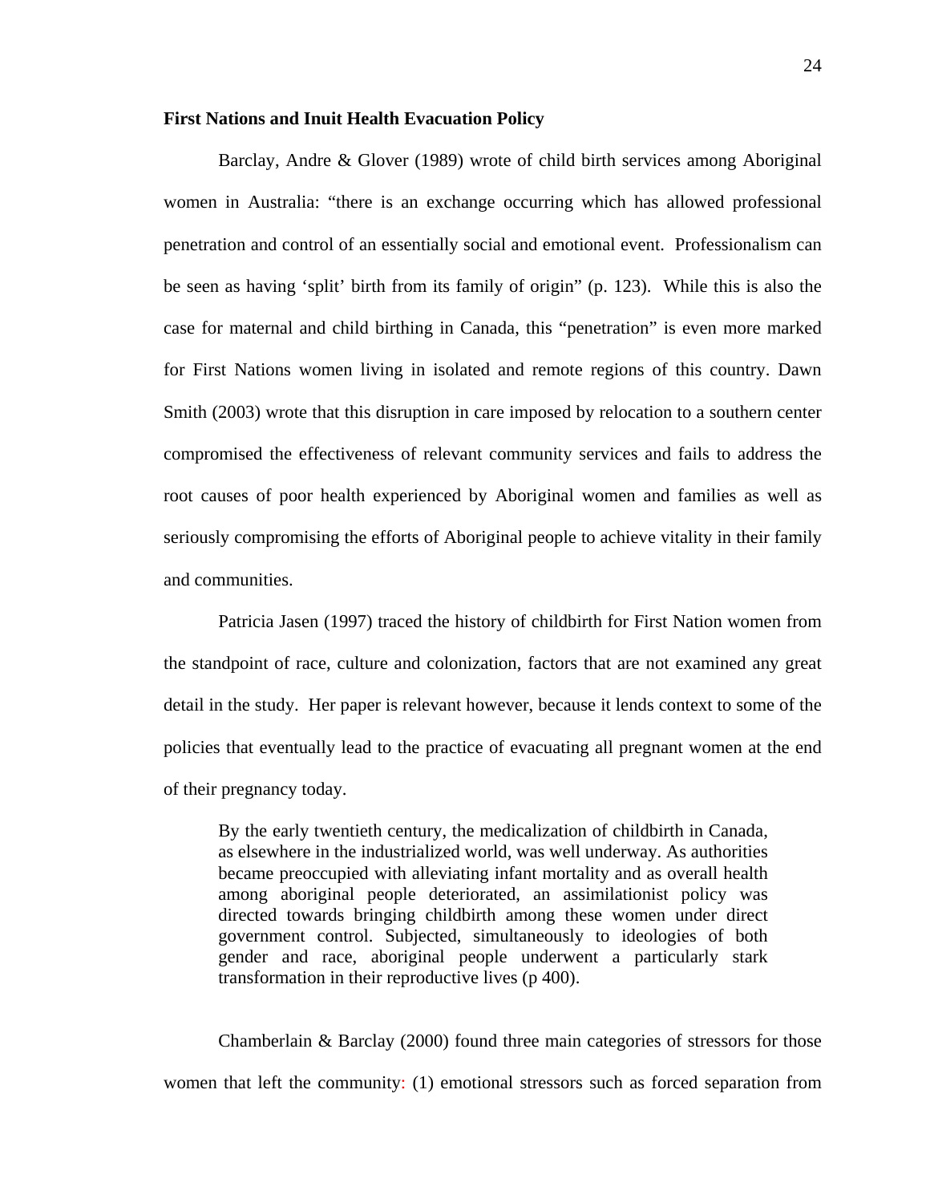**First Nations and Inuit Health Evacuation Policy**

Barclay, Andre & Glover (1989) wrote of child birth services among Aboriginal women in Australia: “there is an exchange occurring which has allowed professional penetration and control of an essentially social and emotional event. Professionalism can be seen as having ‘split’ birth from its family of origin” (p. 123). While this is also the case for maternal and child birthing in Canada, this “penetration” is even more marked for First Nations women living in isolated and remote regions of this country. Dawn Smith (2003) wrote that this disruption in care imposed by relocation to a southern center compromised the effectiveness of relevant community services and fails to address the root causes of poor health experienced by Aboriginal women and families as well as seriously compromising the efforts of Aboriginal people to achieve vitality in their family and communities.

Patricia Jasen (1997) traced the history of childbirth for First Nation women from the standpoint of race, culture and colonization, factors that are not examined any great detail in the study. Her paper is relevant however, because it lends context to some of the policies that eventually lead to the practice of evacuating all pregnant women at the end of their pregnancy today.

> By the early twentieth century, the medicalization of childbirth in Canada, as elsewhere in the industrialized world, was well underway. As authorities became preoccupied with alleviating infant mortality and as overall health among aboriginal people deteriorated, an assimilationist policy was directed towards bringing childbirth among these women under direct government control. Subjected, simultaneously to ideologies of both gender and race, aboriginal people underwent a particularly stark transformation in their reproductive lives (p 400).

Chamberlain & Barclay (2000) found three main categories of stressors for those women that left the community: (1) emotional stressors such as forced separation from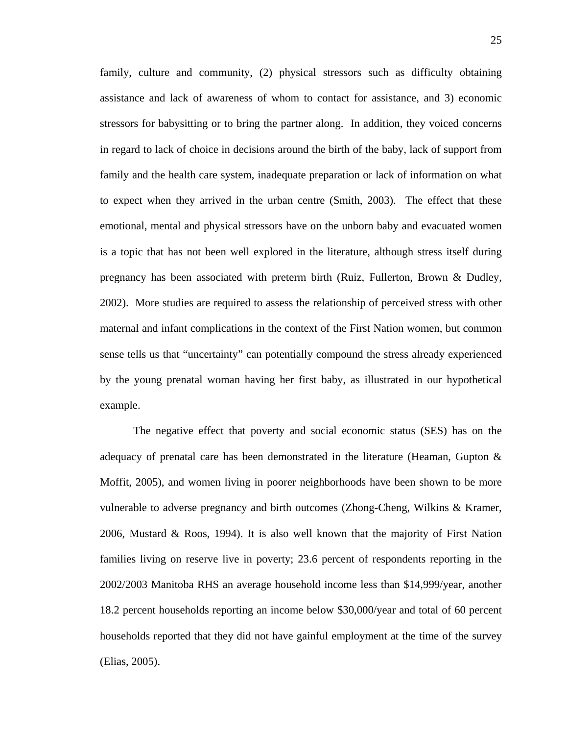family, culture and community, (2) physical stressors such as difficulty obtaining assistance and lack of awareness of whom to contact for assistance, and 3) economic stressors for babysitting or to bring the partner along. In addition, they voiced concerns in regard to lack of choice in decisions around the birth of the baby, lack of support from family and the health care system, inadequate preparation or lack of information on what to expect when they arrived in the urban centre (Smith, 2003). The effect that these emotional, mental and physical stressors have on the unborn baby and evacuated women is a topic that has not been well explored in the literature, although stress itself during pregnancy has been associated with preterm birth (Ruiz, Fullerton, Brown & Dudley, 2002). More studies are required to assess the relationship of perceived stress with other maternal and infant complications in the context of the First Nation women, but common sense tells us that "uncertainty" can potentially compound the stress already experienced by the young prenatal woman having her first baby, as illustrated in our hypothetical example.

The negative effect that poverty and social economic status (SES) has on the adequacy of prenatal care has been demonstrated in the literature (Heaman, Gupton & Moffit, 2005), and women living in poorer neighborhoods have been shown to be more vulnerable to adverse pregnancy and birth outcomes (Zhong-Cheng, Wilkins & Kramer, 2006, Mustard & Roos, 1994). It is also well known that the majority of First Nation families living on reserve live in poverty; 23.6 percent of respondents reporting in the 2002/2003 Manitoba RHS an average household income less than $14,999/year, another 18.2 percent households reporting an income below $30,000/year and total of 60 percent households reported that they did not have gainful employment at the time of the survey (Elias, 2005).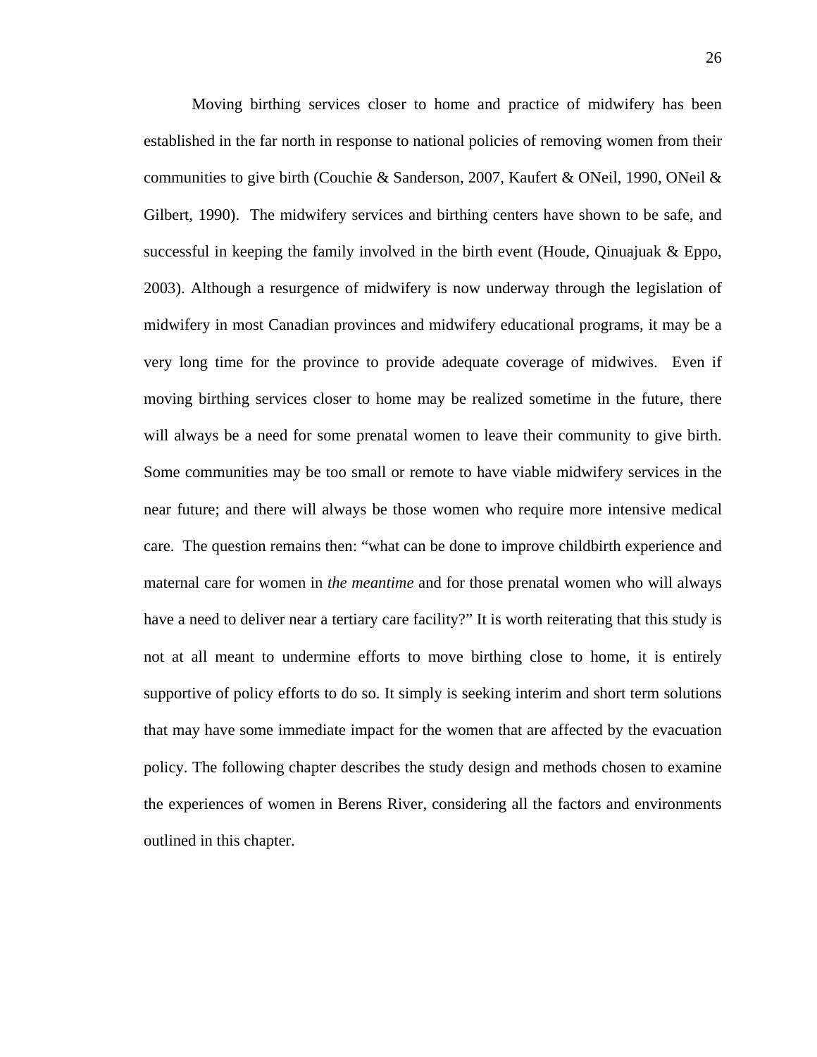Moving birthing services closer to home and practice of midwifery has been established in the far north in response to national policies of removing women from their communities to give birth (Couchie & Sanderson, 2007, Kaufert & ONeil, 1990, ONeil & Gilbert, 1990). The midwifery services and birthing centers have shown to be safe, and successful in keeping the family involved in the birth event (Houde, Qinuajuak & Eppo, 2003). Although a resurgence of midwifery is now underway through the legislation of midwifery in most Canadian provinces and midwifery educational programs, it may be a very long time for the province to provide adequate coverage of midwives. Even if moving birthing services closer to home may be realized sometime in the future, there will always be a need for some prenatal women to leave their community to give birth. Some communities may be too small or remote to have viable midwifery services in the near future; and there will always be those women who require more intensive medical care. The question remains then: "what can be done to improve childbirth experience and maternal care for women in *the meantime* and for those prenatal women who will always have a need to deliver near a tertiary care facility?" It is worth reiterating that this study is not at all meant to undermine efforts to move birthing close to home, it is entirely supportive of policy efforts to do so. It simply is seeking interim and short term solutions that may have some immediate impact for the women that are affected by the evacuation policy. The following chapter describes the study design and methods chosen to examine the experiences of women in Berens River, considering all the factors and environments outlined in this chapter.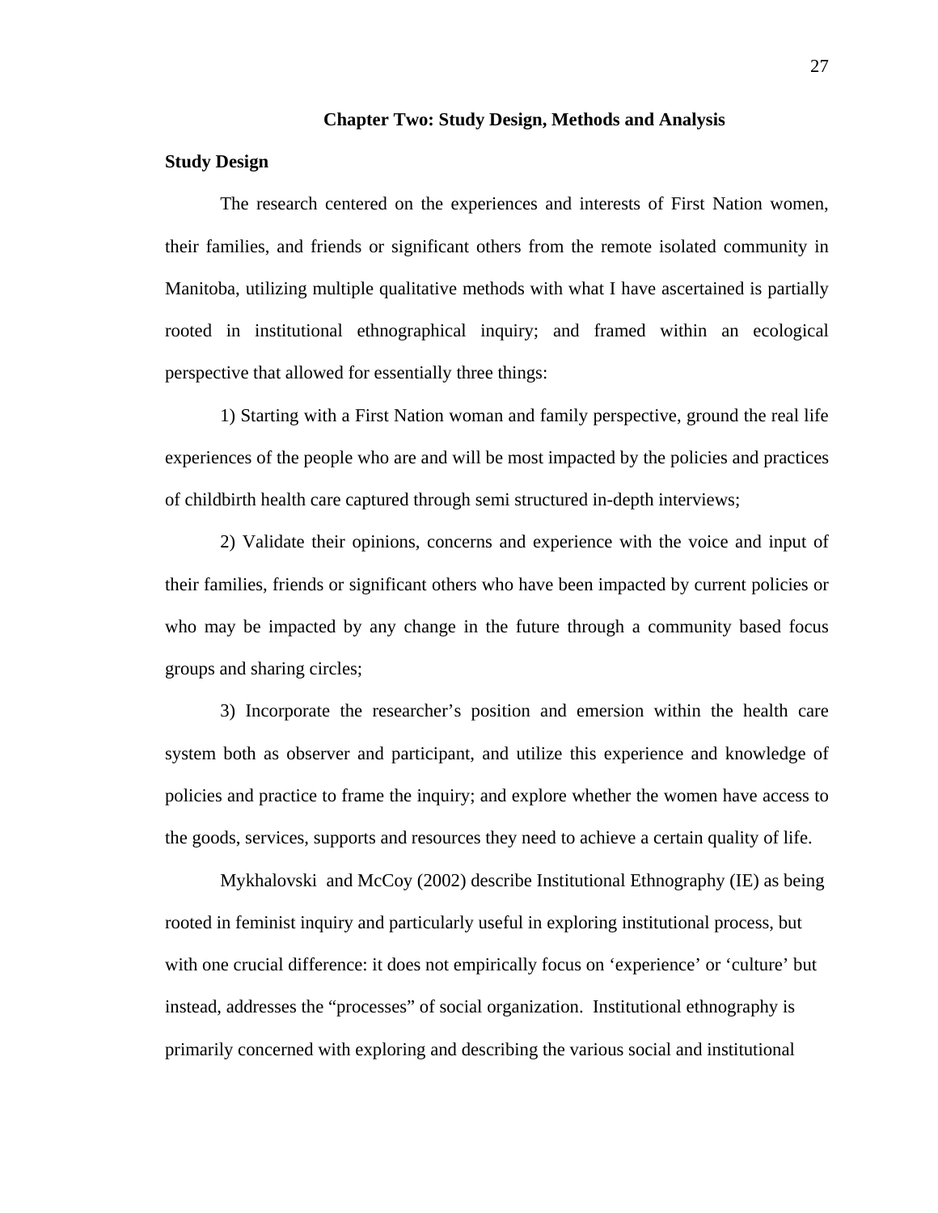# Chapter Two: Study Design, Methods and Analysis

## Study Design

The research centered on the experiences and interests of First Nation women, their families, and friends or significant others from the remote isolated community in Manitoba, utilizing multiple qualitative methods with what I have ascertained is partially rooted in institutional ethnographical inquiry; and framed within an ecological perspective that allowed for essentially three things:

1) Starting with a First Nation woman and family perspective, ground the real life experiences of the people who are and will be most impacted by the policies and practices of childbirth health care captured through semi structured in-depth interviews;

2) Validate their opinions, concerns and experience with the voice and input of their families, friends or significant others who have been impacted by current policies or who may be impacted by any change in the future through a community based focus groups and sharing circles;

3) Incorporate the researcher's position and emersion within the health care system both as observer and participant, and utilize this experience and knowledge of policies and practice to frame the inquiry; and explore whether the women have access to the goods, services, supports and resources they need to achieve a certain quality of life.

Mykhalovski and McCoy (2002) describe Institutional Ethnography (IE) as being rooted in feminist inquiry and particularly useful in exploring institutional process, but with one crucial difference: it does not empirically focus on 'experience' or 'culture' but instead, addresses the "processes" of social organization. Institutional ethnography is primarily concerned with exploring and describing the various social and institutional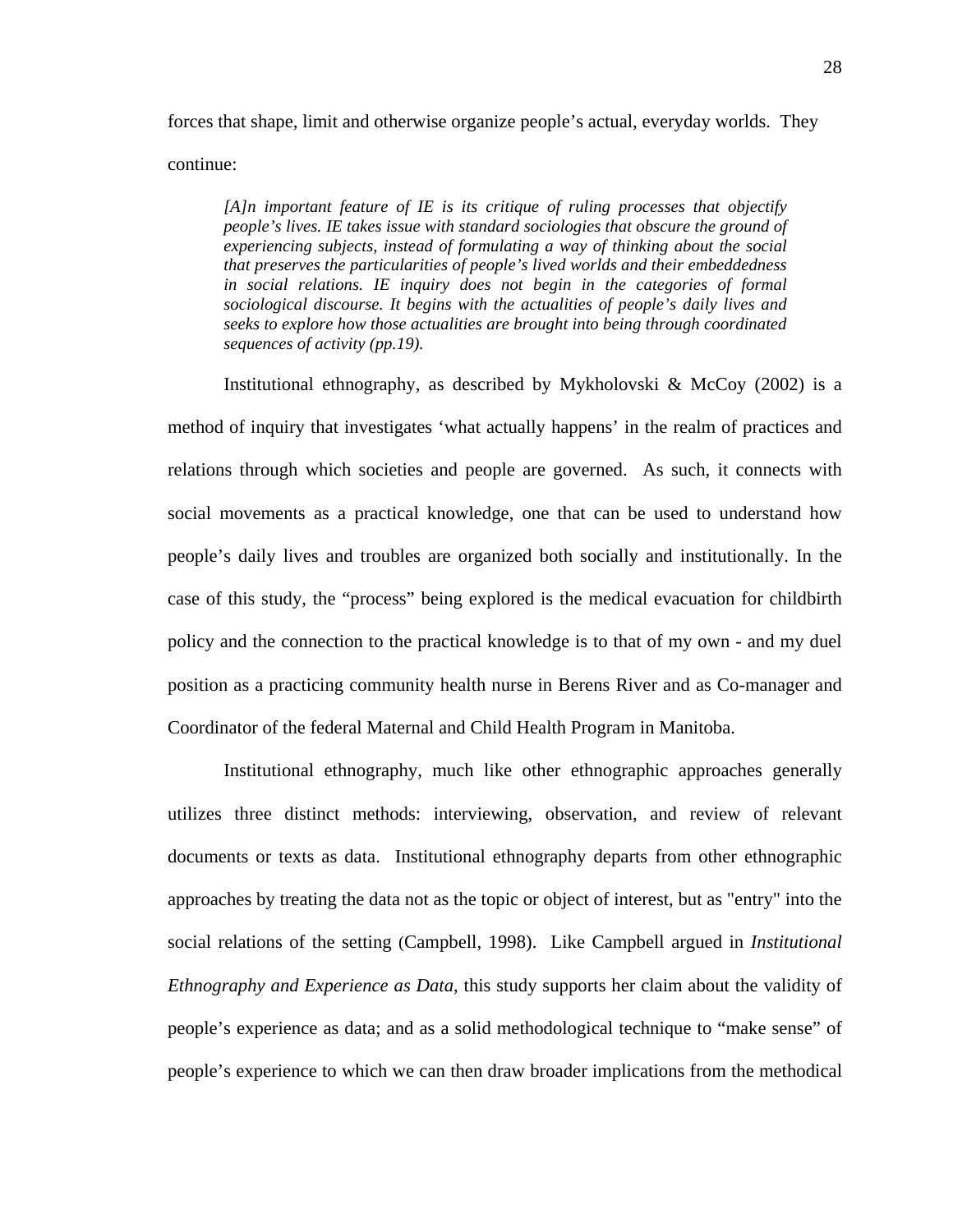forces that shape, limit and otherwise organize people's actual, everyday worlds. They continue:

> *[A]n important feature of IE is its critique of ruling processes that objectify people's lives. IE takes issue with standard sociologies that obscure the ground of experiencing subjects, instead of formulating a way of thinking about the social that preserves the particularities of people's lived worlds and their embeddedness in social relations. IE inquiry does not begin in the categories of formal sociological discourse. It begins with the actualities of people's daily lives and seeks to explore how those actualities are brought into being through coordinated sequences of activity (pp.19).*

Institutional ethnography, as described by Mykholovski & McCoy (2002) is a method of inquiry that investigates 'what actually happens' in the realm of practices and relations through which societies and people are governed. As such, it connects with social movements as a practical knowledge, one that can be used to understand how people's daily lives and troubles are organized both socially and institutionally. In the case of this study, the "process" being explored is the medical evacuation for childbirth policy and the connection to the practical knowledge is to that of my own - and my duel position as a practicing community health nurse in Berens River and as Co-manager and Coordinator of the federal Maternal and Child Health Program in Manitoba.

Institutional ethnography, much like other ethnographic approaches generally utilizes three distinct methods: interviewing, observation, and review of relevant documents or texts as data. Institutional ethnography departs from other ethnographic approaches by treating the data not as the topic or object of interest, but as "entry" into the social relations of the setting (Campbell, 1998). Like Campbell argued in *Institutional Ethnography and Experience as Data*, this study supports her claim about the validity of people's experience as data; and as a solid methodological technique to "make sense" of people's experience to which we can then draw broader implications from the methodical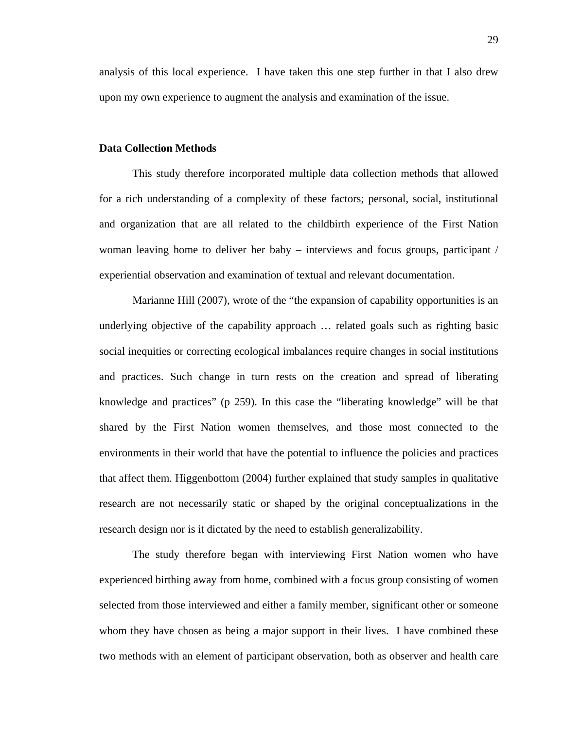analysis of this local experience. I have taken this one step further in that I also drew upon my own experience to augment the analysis and examination of the issue.

**Data Collection Methods**

This study therefore incorporated multiple data collection methods that allowed for a rich understanding of a complexity of these factors; personal, social, institutional and organization that are all related to the childbirth experience of the First Nation woman leaving home to deliver her baby – interviews and focus groups, participant / experiential observation and examination of textual and relevant documentation.

Marianne Hill (2007), wrote of the "the expansion of capability opportunities is an underlying objective of the capability approach … related goals such as righting basic social inequities or correcting ecological imbalances require changes in social institutions and practices. Such change in turn rests on the creation and spread of liberating knowledge and practices" (p 259). In this case the "liberating knowledge" will be that shared by the First Nation women themselves, and those most connected to the environments in their world that have the potential to influence the policies and practices that affect them. Higgenbottom (2004) further explained that study samples in qualitative research are not necessarily static or shaped by the original conceptualizations in the research design nor is it dictated by the need to establish generalizability.

The study therefore began with interviewing First Nation women who have experienced birthing away from home, combined with a focus group consisting of women selected from those interviewed and either a family member, significant other or someone whom they have chosen as being a major support in their lives. I have combined these two methods with an element of participant observation, both as observer and health care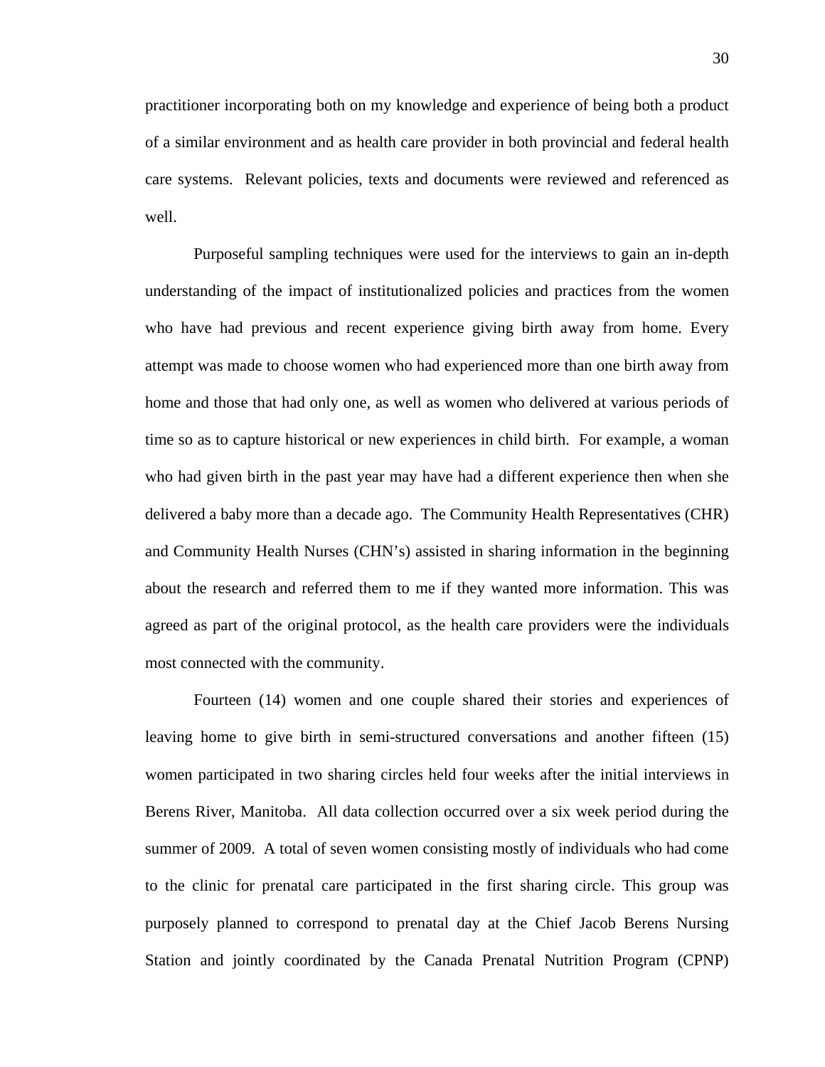practitioner incorporating both on my knowledge and experience of being both a product of a similar environment and as health care provider in both provincial and federal health care systems. Relevant policies, texts and documents were reviewed and referenced as well.

Purposeful sampling techniques were used for the interviews to gain an in-depth understanding of the impact of institutionalized policies and practices from the women who have had previous and recent experience giving birth away from home. Every attempt was made to choose women who had experienced more than one birth away from home and those that had only one, as well as women who delivered at various periods of time so as to capture historical or new experiences in child birth. For example, a woman who had given birth in the past year may have had a different experience then when she delivered a baby more than a decade ago. The Community Health Representatives (CHR) and Community Health Nurses (CHN's) assisted in sharing information in the beginning about the research and referred them to me if they wanted more information. This was agreed as part of the original protocol, as the health care providers were the individuals most connected with the community.

Fourteen (14) women and one couple shared their stories and experiences of leaving home to give birth in semi-structured conversations and another fifteen (15) women participated in two sharing circles held four weeks after the initial interviews in Berens River, Manitoba. All data collection occurred over a six week period during the summer of 2009. A total of seven women consisting mostly of individuals who had come to the clinic for prenatal care participated in the first sharing circle. This group was purposely planned to correspond to prenatal day at the Chief Jacob Berens Nursing Station and jointly coordinated by the Canada Prenatal Nutrition Program (CPNP)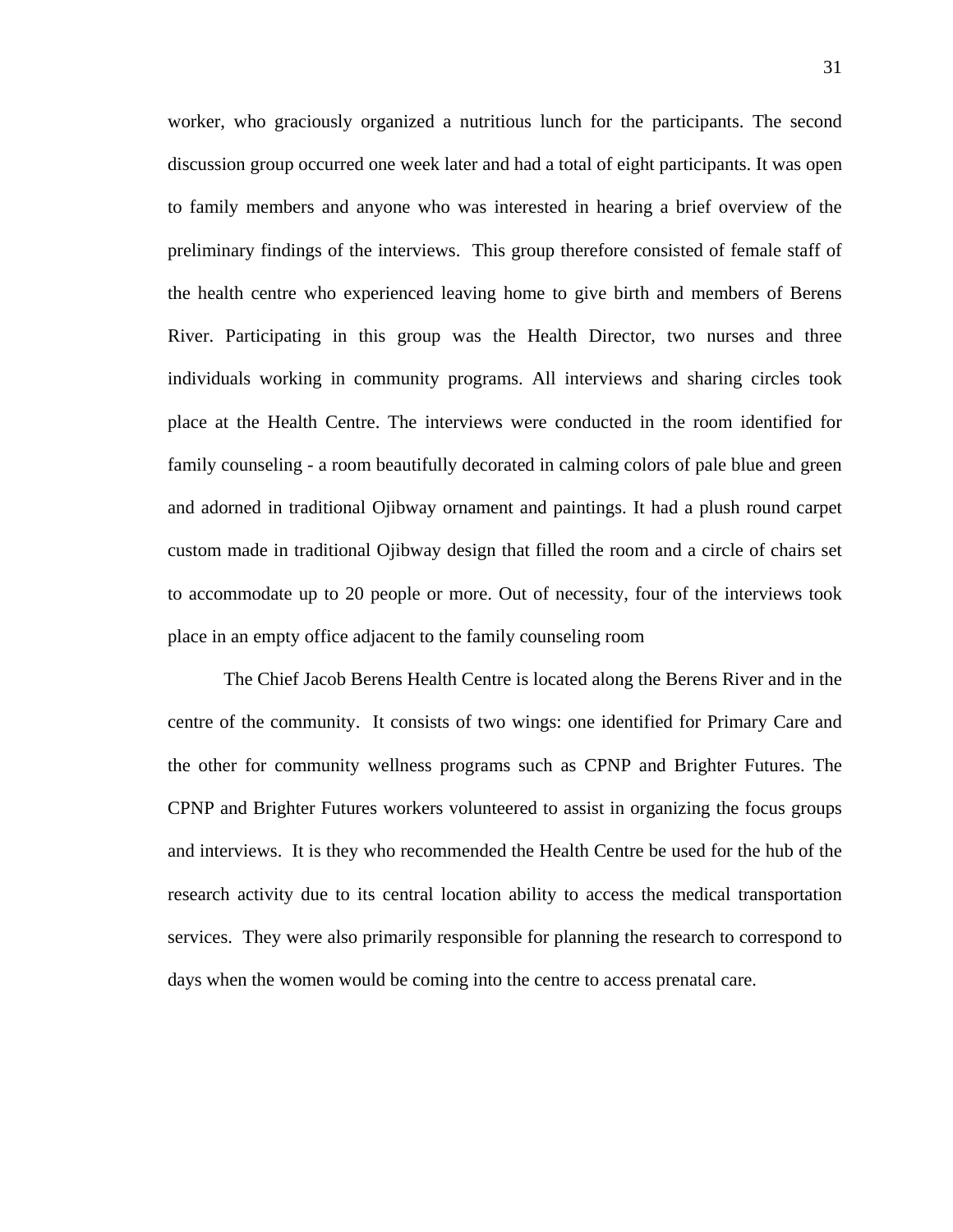worker, who graciously organized a nutritious lunch for the participants. The second discussion group occurred one week later and had a total of eight participants. It was open to family members and anyone who was interested in hearing a brief overview of the preliminary findings of the interviews. This group therefore consisted of female staff of the health centre who experienced leaving home to give birth and members of Berens River. Participating in this group was the Health Director, two nurses and three individuals working in community programs. All interviews and sharing circles took place at the Health Centre. The interviews were conducted in the room identified for family counseling - a room beautifully decorated in calming colors of pale blue and green and adorned in traditional Ojibway ornament and paintings. It had a plush round carpet custom made in traditional Ojibway design that filled the room and a circle of chairs set to accommodate up to 20 people or more. Out of necessity, four of the interviews took place in an empty office adjacent to the family counseling room

The Chief Jacob Berens Health Centre is located along the Berens River and in the centre of the community. It consists of two wings: one identified for Primary Care and the other for community wellness programs such as CPNP and Brighter Futures. The CPNP and Brighter Futures workers volunteered to assist in organizing the focus groups and interviews. It is they who recommended the Health Centre be used for the hub of the research activity due to its central location ability to access the medical transportation services. They were also primarily responsible for planning the research to correspond to days when the women would be coming into the centre to access prenatal care.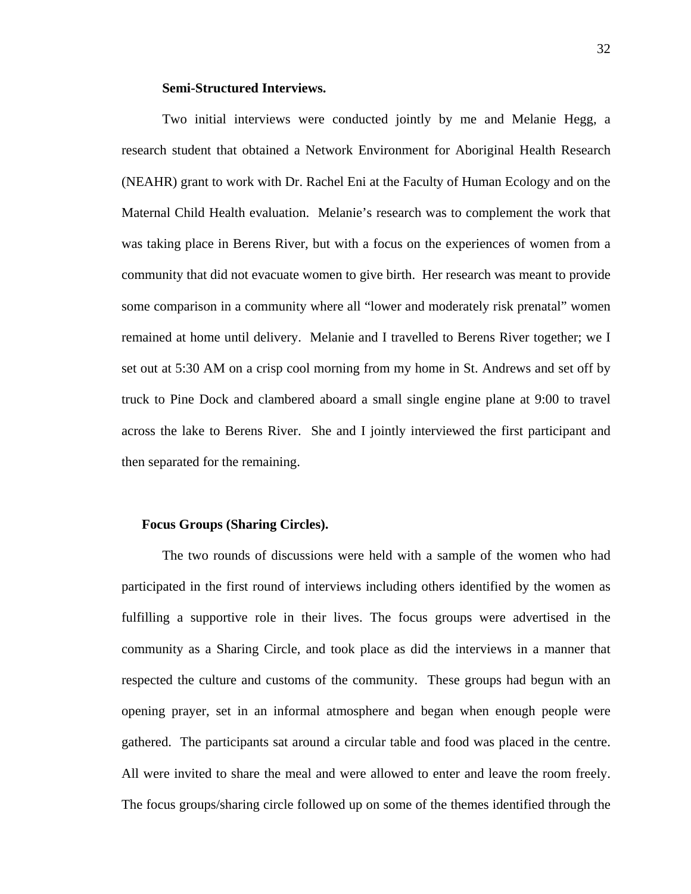#### Semi-Structured Interviews.

Two initial interviews were conducted jointly by me and Melanie Hegg, a research student that obtained a Network Environment for Aboriginal Health Research (NEAHR) grant to work with Dr. Rachel Eni at the Faculty of Human Ecology and on the Maternal Child Health evaluation. Melanie's research was to complement the work that was taking place in Berens River, but with a focus on the experiences of women from a community that did not evacuate women to give birth. Her research was meant to provide some comparison in a community where all "lower and moderately risk prenatal" women remained at home until delivery. Melanie and I travelled to Berens River together; we I set out at 5:30 AM on a crisp cool morning from my home in St. Andrews and set off by truck to Pine Dock and clambered aboard a small single engine plane at 9:00 to travel across the lake to Berens River. She and I jointly interviewed the first participant and then separated for the remaining.

#### Focus Groups (Sharing Circles).

The two rounds of discussions were held with a sample of the women who had participated in the first round of interviews including others identified by the women as fulfilling a supportive role in their lives. The focus groups were advertised in the community as a Sharing Circle, and took place as did the interviews in a manner that respected the culture and customs of the community. These groups had begun with an opening prayer, set in an informal atmosphere and began when enough people were gathered. The participants sat around a circular table and food was placed in the centre. All were invited to share the meal and were allowed to enter and leave the room freely. The focus groups/sharing circle followed up on some of the themes identified through the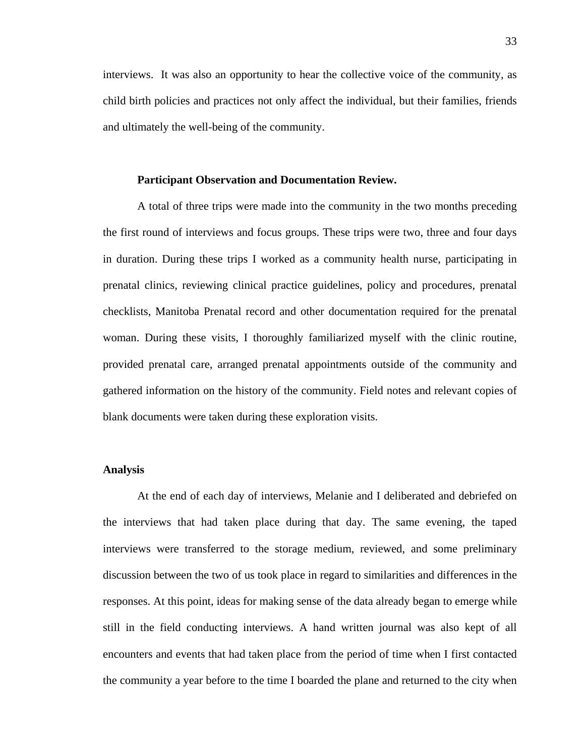interviews.  It was also an opportunity to hear the collective voice of the community, as child birth policies and practices not only affect the individual, but their families, friends and ultimately the well-being of the community.

#### Participant Observation and Documentation Review.

A total of three trips were made into the community in the two months preceding the first round of interviews and focus groups. These trips were two, three and four days in duration. During these trips I worked as a community health nurse, participating in prenatal clinics, reviewing clinical practice guidelines, policy and procedures, prenatal checklists, Manitoba Prenatal record and other documentation required for the prenatal woman. During these visits, I thoroughly familiarized myself with the clinic routine, provided prenatal care, arranged prenatal appointments outside of the community and gathered information on the history of the community. Field notes and relevant copies of blank documents were taken during these exploration visits.

### Analysis

At the end of each day of interviews, Melanie and I deliberated and debriefed on the interviews that had taken place during that day. The same evening, the taped interviews were transferred to the storage medium, reviewed, and some preliminary discussion between the two of us took place in regard to similarities and differences in the responses. At this point, ideas for making sense of the data already began to emerge while still in the field conducting interviews. A hand written journal was also kept of all encounters and events that had taken place from the period of time when I first contacted the community a year before to the time I boarded the plane and returned to the city when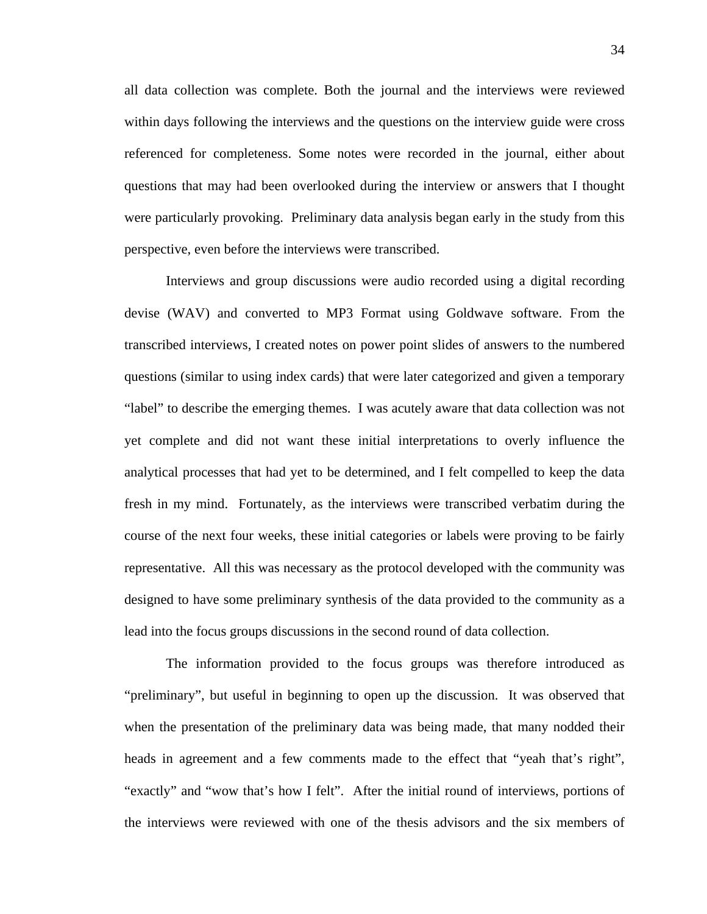all data collection was complete. Both the journal and the interviews were reviewed within days following the interviews and the questions on the interview guide were cross referenced for completeness. Some notes were recorded in the journal, either about questions that may had been overlooked during the interview or answers that I thought were particularly provoking. Preliminary data analysis began early in the study from this perspective, even before the interviews were transcribed.

Interviews and group discussions were audio recorded using a digital recording devise (WAV) and converted to MP3 Format using Goldwave software. From the transcribed interviews, I created notes on power point slides of answers to the numbered questions (similar to using index cards) that were later categorized and given a temporary "label" to describe the emerging themes. I was acutely aware that data collection was not yet complete and did not want these initial interpretations to overly influence the analytical processes that had yet to be determined, and I felt compelled to keep the data fresh in my mind. Fortunately, as the interviews were transcribed verbatim during the course of the next four weeks, these initial categories or labels were proving to be fairly representative. All this was necessary as the protocol developed with the community was designed to have some preliminary synthesis of the data provided to the community as a lead into the focus groups discussions in the second round of data collection.

The information provided to the focus groups was therefore introduced as "preliminary", but useful in beginning to open up the discussion. It was observed that when the presentation of the preliminary data was being made, that many nodded their heads in agreement and a few comments made to the effect that "yeah that's right", "exactly" and "wow that's how I felt". After the initial round of interviews, portions of the interviews were reviewed with one of the thesis advisors and the six members of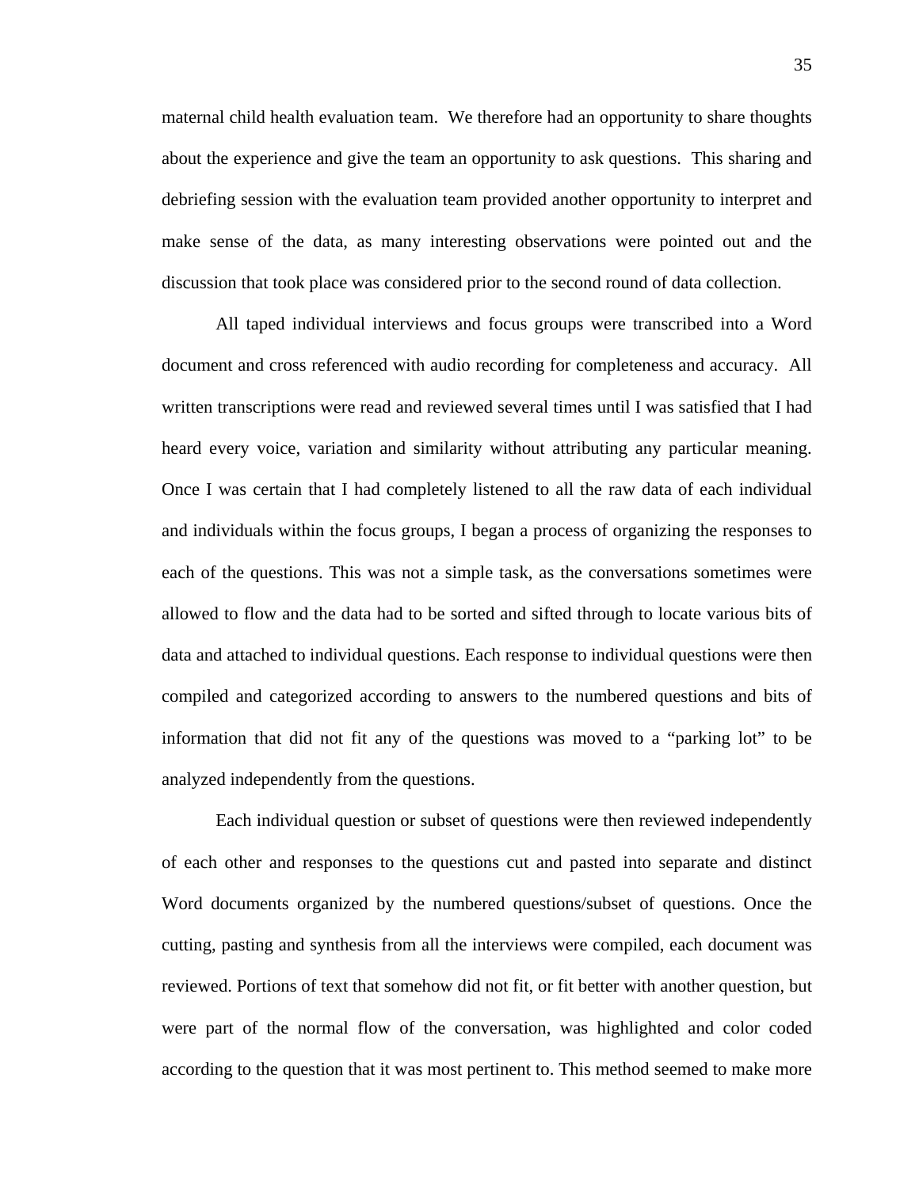maternal child health evaluation team. We therefore had an opportunity to share thoughts about the experience and give the team an opportunity to ask questions. This sharing and debriefing session with the evaluation team provided another opportunity to interpret and make sense of the data, as many interesting observations were pointed out and the discussion that took place was considered prior to the second round of data collection.

All taped individual interviews and focus groups were transcribed into a Word document and cross referenced with audio recording for completeness and accuracy. All written transcriptions were read and reviewed several times until I was satisfied that I had heard every voice, variation and similarity without attributing any particular meaning. Once I was certain that I had completely listened to all the raw data of each individual and individuals within the focus groups, I began a process of organizing the responses to each of the questions. This was not a simple task, as the conversations sometimes were allowed to flow and the data had to be sorted and sifted through to locate various bits of data and attached to individual questions. Each response to individual questions were then compiled and categorized according to answers to the numbered questions and bits of information that did not fit any of the questions was moved to a "parking lot" to be analyzed independently from the questions.

Each individual question or subset of questions were then reviewed independently of each other and responses to the questions cut and pasted into separate and distinct Word documents organized by the numbered questions/subset of questions. Once the cutting, pasting and synthesis from all the interviews were compiled, each document was reviewed. Portions of text that somehow did not fit, or fit better with another question, but were part of the normal flow of the conversation, was highlighted and color coded according to the question that it was most pertinent to. This method seemed to make more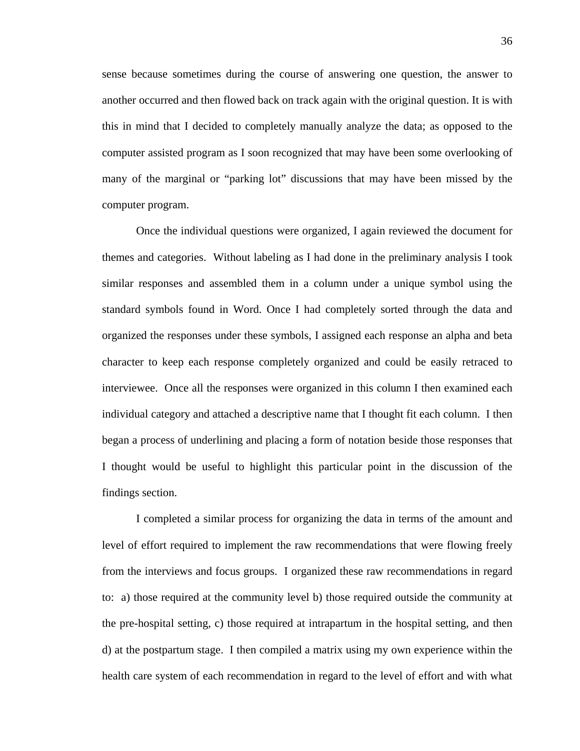sense because sometimes during the course of answering one question, the answer to another occurred and then flowed back on track again with the original question. It is with this in mind that I decided to completely manually analyze the data; as opposed to the computer assisted program as I soon recognized that may have been some overlooking of many of the marginal or "parking lot" discussions that may have been missed by the computer program.

Once the individual questions were organized, I again reviewed the document for themes and categories. Without labeling as I had done in the preliminary analysis I took similar responses and assembled them in a column under a unique symbol using the standard symbols found in Word. Once I had completely sorted through the data and organized the responses under these symbols, I assigned each response an alpha and beta character to keep each response completely organized and could be easily retraced to interviewee. Once all the responses were organized in this column I then examined each individual category and attached a descriptive name that I thought fit each column. I then began a process of underlining and placing a form of notation beside those responses that I thought would be useful to highlight this particular point in the discussion of the findings section.

I completed a similar process for organizing the data in terms of the amount and level of effort required to implement the raw recommendations that were flowing freely from the interviews and focus groups. I organized these raw recommendations in regard to: a) those required at the community level b) those required outside the community at the pre-hospital setting, c) those required at intrapartum in the hospital setting, and then d) at the postpartum stage. I then compiled a matrix using my own experience within the health care system of each recommendation in regard to the level of effort and with what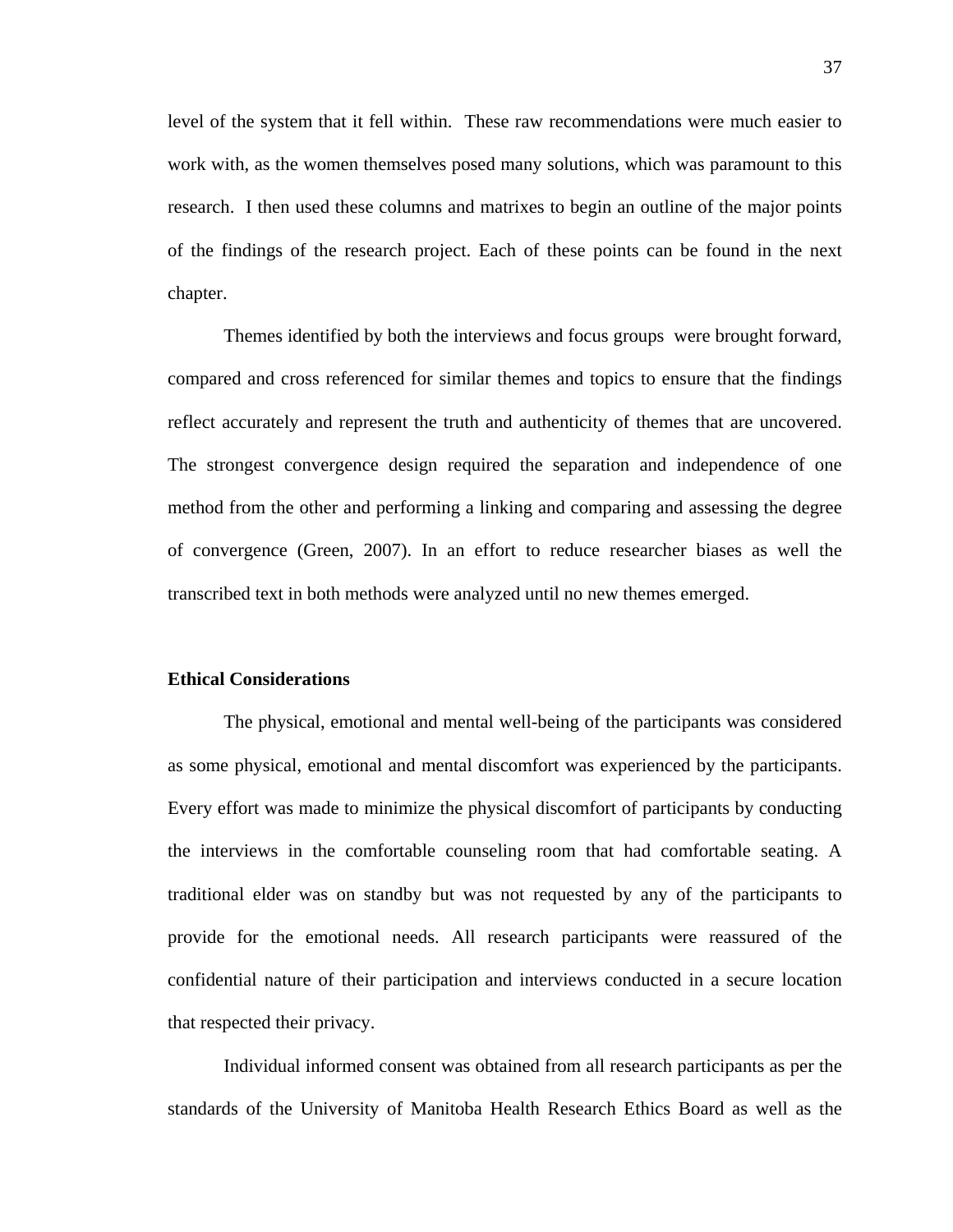level of the system that it fell within. These raw recommendations were much easier to work with, as the women themselves posed many solutions, which was paramount to this research. I then used these columns and matrixes to begin an outline of the major points of the findings of the research project. Each of these points can be found in the next chapter.

Themes identified by both the interviews and focus groups were brought forward, compared and cross referenced for similar themes and topics to ensure that the findings reflect accurately and represent the truth and authenticity of themes that are uncovered. The strongest convergence design required the separation and independence of one method from the other and performing a linking and comparing and assessing the degree of convergence (Green, 2007). In an effort to reduce researcher biases as well the transcribed text in both methods were analyzed until no new themes emerged.

**Ethical Considerations**

The physical, emotional and mental well-being of the participants was considered as some physical, emotional and mental discomfort was experienced by the participants. Every effort was made to minimize the physical discomfort of participants by conducting the interviews in the comfortable counseling room that had comfortable seating. A traditional elder was on standby but was not requested by any of the participants to provide for the emotional needs. All research participants were reassured of the confidential nature of their participation and interviews conducted in a secure location that respected their privacy.

Individual informed consent was obtained from all research participants as per the standards of the University of Manitoba Health Research Ethics Board as well as the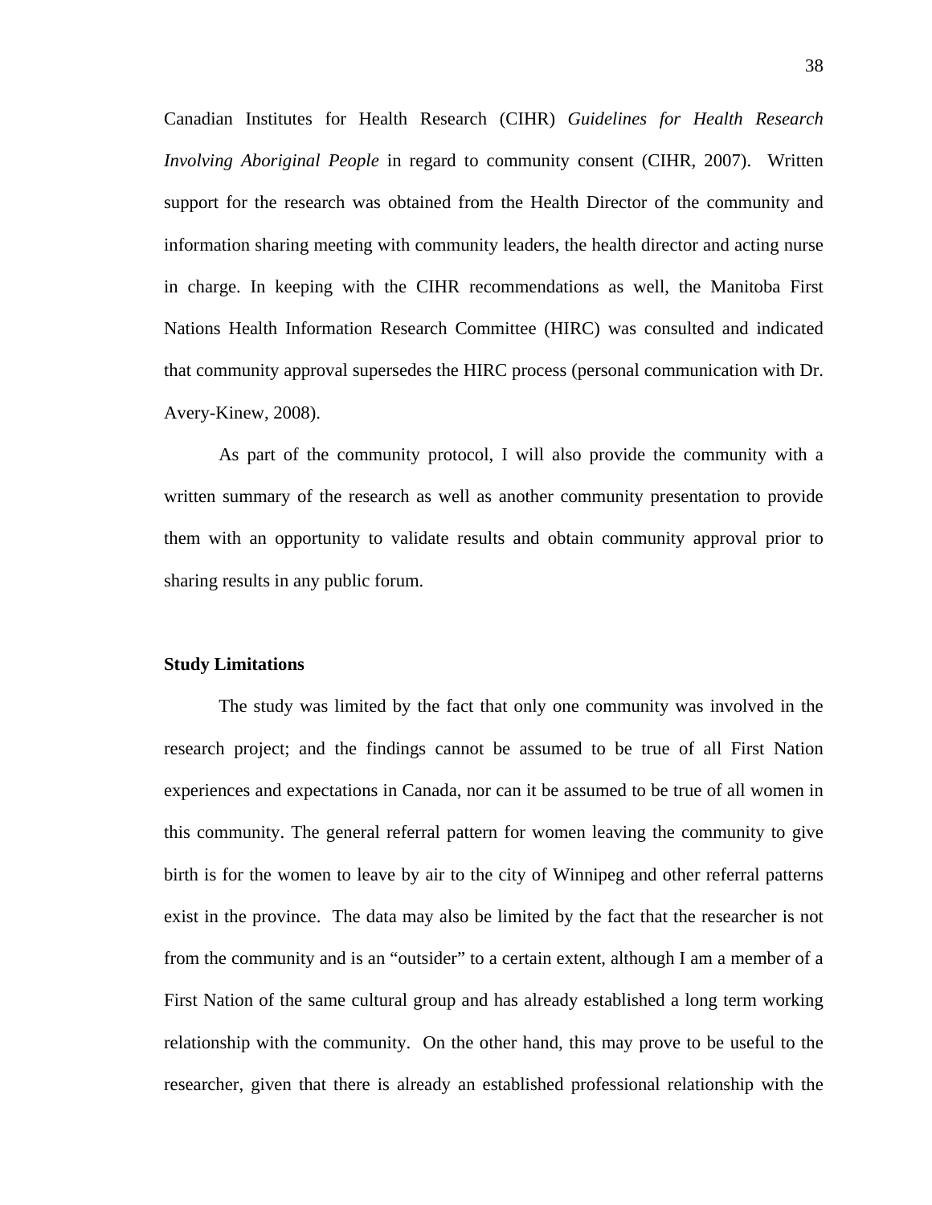Canadian Institutes for Health Research (CIHR) *Guidelines for Health Research Involving Aboriginal People* in regard to community consent (CIHR, 2007). Written support for the research was obtained from the Health Director of the community and information sharing meeting with community leaders, the health director and acting nurse in charge. In keeping with the CIHR recommendations as well, the Manitoba First Nations Health Information Research Committee (HIRC) was consulted and indicated that community approval supersedes the HIRC process (personal communication with Dr. Avery-Kinew, 2008).

As part of the community protocol, I will also provide the community with a written summary of the research as well as another community presentation to provide them with an opportunity to validate results and obtain community approval prior to sharing results in any public forum.

**Study Limitations**

The study was limited by the fact that only one community was involved in the research project; and the findings cannot be assumed to be true of all First Nation experiences and expectations in Canada, nor can it be assumed to be true of all women in this community. The general referral pattern for women leaving the community to give birth is for the women to leave by air to the city of Winnipeg and other referral patterns exist in the province. The data may also be limited by the fact that the researcher is not from the community and is an "outsider" to a certain extent, although I am a member of a First Nation of the same cultural group and has already established a long term working relationship with the community. On the other hand, this may prove to be useful to the researcher, given that there is already an established professional relationship with the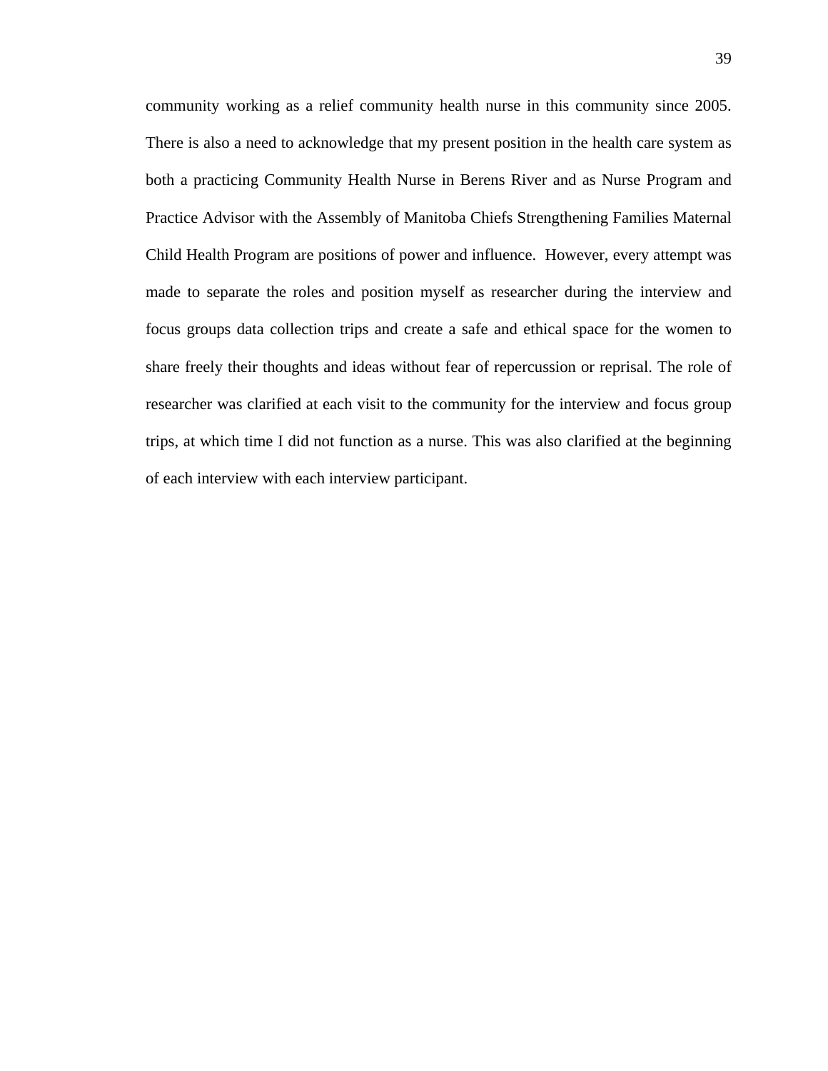community working as a relief community health nurse in this community since 2005. There is also a need to acknowledge that my present position in the health care system as both a practicing Community Health Nurse in Berens River and as Nurse Program and Practice Advisor with the Assembly of Manitoba Chiefs Strengthening Families Maternal Child Health Program are positions of power and influence. However, every attempt was made to separate the roles and position myself as researcher during the interview and focus groups data collection trips and create a safe and ethical space for the women to share freely their thoughts and ideas without fear of repercussion or reprisal. The role of researcher was clarified at each visit to the community for the interview and focus group trips, at which time I did not function as a nurse. This was also clarified at the beginning of each interview with each interview participant.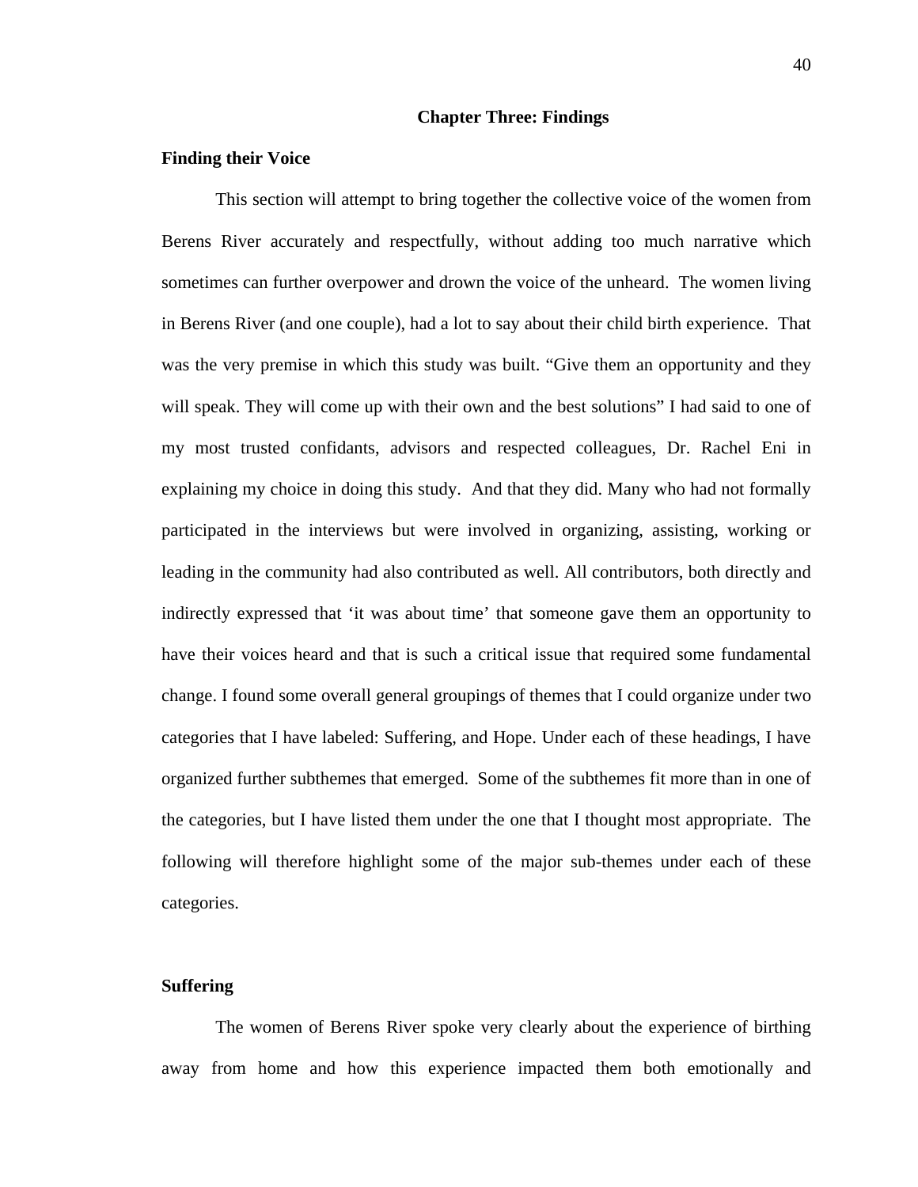# Chapter Three: Findings

## Finding their Voice

This section will attempt to bring together the collective voice of the women from Berens River accurately and respectfully, without adding too much narrative which sometimes can further overpower and drown the voice of the unheard. The women living in Berens River (and one couple), had a lot to say about their child birth experience. That was the very premise in which this study was built. “Give them an opportunity and they will speak. They will come up with their own and the best solutions” I had said to one of my most trusted confidants, advisors and respected colleagues, Dr. Rachel Eni in explaining my choice in doing this study. And that they did. Many who had not formally participated in the interviews but were involved in organizing, assisting, working or leading in the community had also contributed as well. All contributors, both directly and indirectly expressed that ‘it was about time’ that someone gave them an opportunity to have their voices heard and that is such a critical issue that required some fundamental change. I found some overall general groupings of themes that I could organize under two categories that I have labeled: Suffering, and Hope. Under each of these headings, I have organized further subthemes that emerged. Some of the subthemes fit more than in one of the categories, but I have listed them under the one that I thought most appropriate. The following will therefore highlight some of the major sub-themes under each of these categories.

## Suffering

The women of Berens River spoke very clearly about the experience of birthing away from home and how this experience impacted them both emotionally and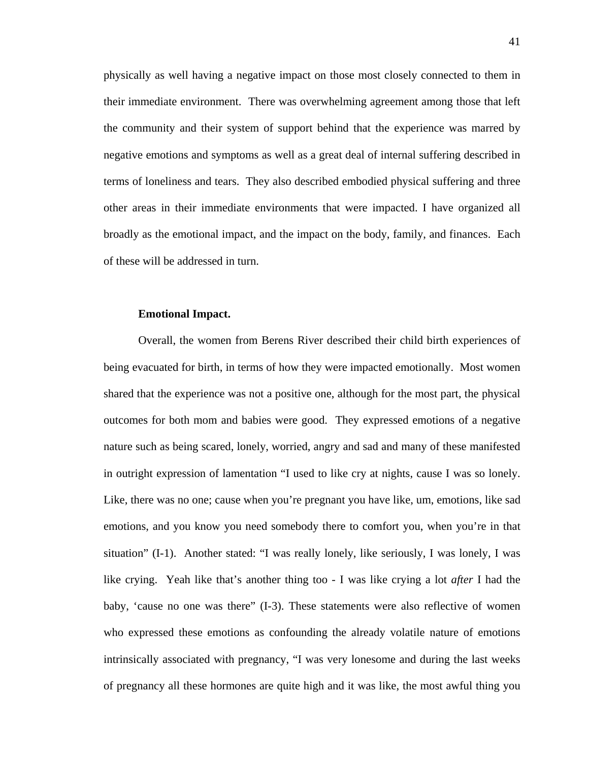physically as well having a negative impact on those most closely connected to them in their immediate environment. There was overwhelming agreement among those that left the community and their system of support behind that the experience was marred by negative emotions and symptoms as well as a great deal of internal suffering described in terms of loneliness and tears. They also described embodied physical suffering and three other areas in their immediate environments that were impacted. I have organized all broadly as the emotional impact, and the impact on the body, family, and finances. Each of these will be addressed in turn.

**Emotional Impact.**

Overall, the women from Berens River described their child birth experiences of being evacuated for birth, in terms of how they were impacted emotionally. Most women shared that the experience was not a positive one, although for the most part, the physical outcomes for both mom and babies were good. They expressed emotions of a negative nature such as being scared, lonely, worried, angry and sad and many of these manifested in outright expression of lamentation "I used to like cry at nights, cause I was so lonely. Like, there was no one; cause when you're pregnant you have like, um, emotions, like sad emotions, and you know you need somebody there to comfort you, when you're in that situation" (I-1). Another stated: "I was really lonely, like seriously, I was lonely, I was like crying. Yeah like that's another thing too - I was like crying a lot *after* I had the baby, 'cause no one was there" (I-3). These statements were also reflective of women who expressed these emotions as confounding the already volatile nature of emotions intrinsically associated with pregnancy, "I was very lonesome and during the last weeks of pregnancy all these hormones are quite high and it was like, the most awful thing you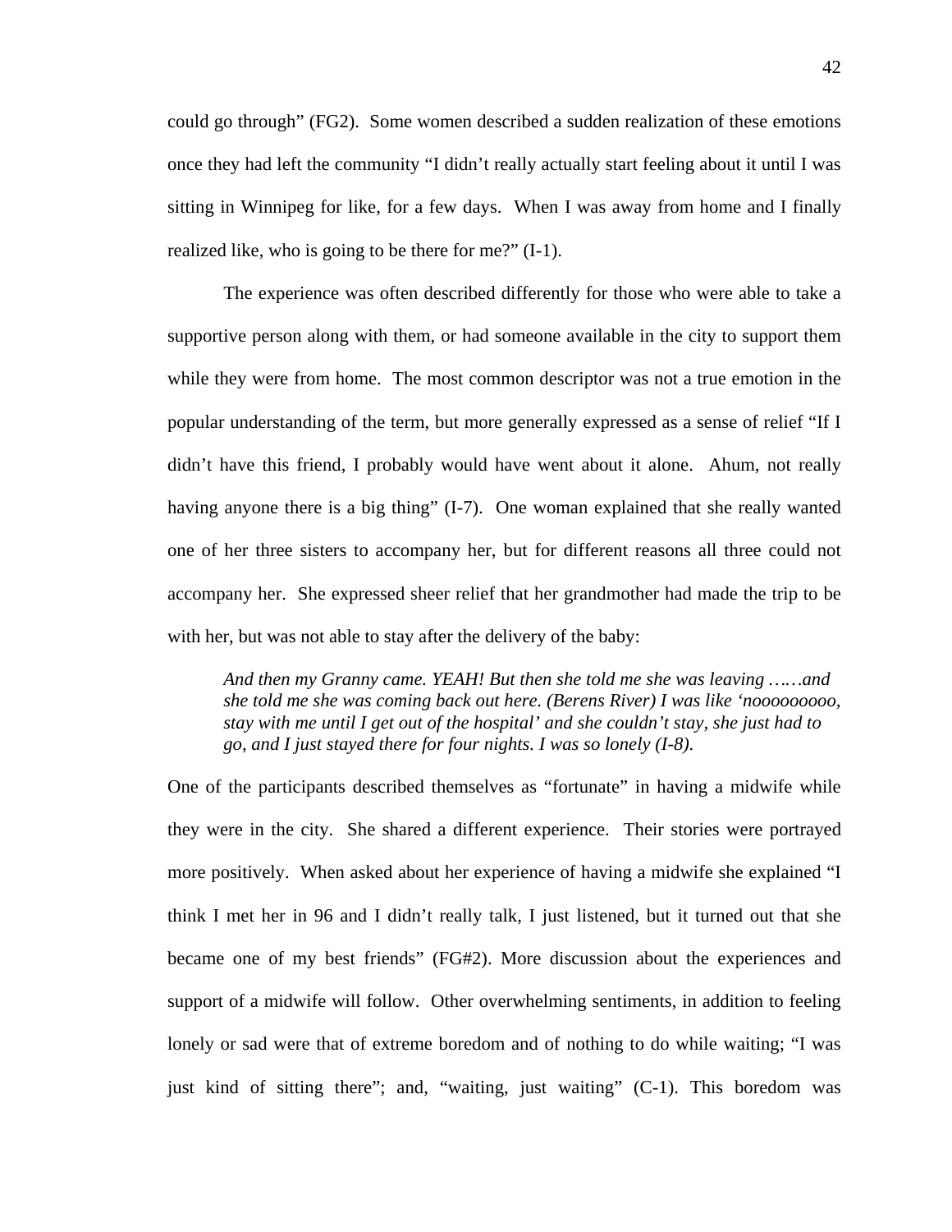could go through" (FG2). Some women described a sudden realization of these emotions once they had left the community "I didn't really actually start feeling about it until I was sitting in Winnipeg for like, for a few days. When I was away from home and I finally realized like, who is going to be there for me?" (I-1).

The experience was often described differently for those who were able to take a supportive person along with them, or had someone available in the city to support them while they were from home. The most common descriptor was not a true emotion in the popular understanding of the term, but more generally expressed as a sense of relief "If I didn't have this friend, I probably would have went about it alone. Ahum, not really having anyone there is a big thing" (I-7). One woman explained that she really wanted one of her three sisters to accompany her, but for different reasons all three could not accompany her. She expressed sheer relief that her grandmother had made the trip to be with her, but was not able to stay after the delivery of the baby:

> *And then my Granny came. YEAH! But then she told me she was leaving ……and she told me she was coming back out here. (Berens River) I was like 'noooooooooo, stay with me until I get out of the hospital' and she couldn't stay, she just had to go, and I just stayed there for four nights. I was so lonely (I-8).*

One of the participants described themselves as "fortunate" in having a midwife while they were in the city. She shared a different experience. Their stories were portrayed more positively. When asked about her experience of having a midwife she explained "I think I met her in 96 and I didn't really talk, I just listened, but it turned out that she became one of my best friends" (FG#2). More discussion about the experiences and support of a midwife will follow. Other overwhelming sentiments, in addition to feeling lonely or sad were that of extreme boredom and of nothing to do while waiting; "I was just kind of sitting there"; and, "waiting, just waiting" (C-1). This boredom was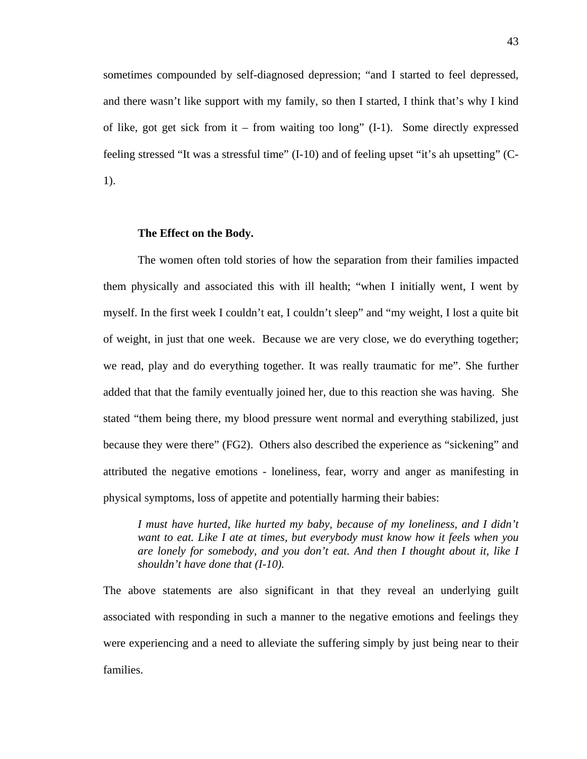sometimes compounded by self-diagnosed depression; "and I started to feel depressed, and there wasn't like support with my family, so then I started, I think that's why I kind of like, got get sick from it – from waiting too long" (I-1). Some directly expressed feeling stressed "It was a stressful time" (I-10) and of feeling upset "it's ah upsetting" (C-1).

**The Effect on the Body.**

The women often told stories of how the separation from their families impacted them physically and associated this with ill health; "when I initially went, I went by myself. In the first week I couldn't eat, I couldn't sleep" and "my weight, I lost a quite bit of weight, in just that one week. Because we are very close, we do everything together; we read, play and do everything together. It was really traumatic for me". She further added that that the family eventually joined her, due to this reaction she was having. She stated "them being there, my blood pressure went normal and everything stabilized, just because they were there" (FG2). Others also described the experience as "sickening" and attributed the negative emotions - loneliness, fear, worry and anger as manifesting in physical symptoms, loss of appetite and potentially harming their babies:

> *I must have hurted, like hurted my baby, because of my loneliness, and I didn't want to eat. Like I ate at times, but everybody must know how it feels when you are lonely for somebody, and you don't eat. And then I thought about it, like I shouldn't have done that (I-10).*

The above statements are also significant in that they reveal an underlying guilt associated with responding in such a manner to the negative emotions and feelings they were experiencing and a need to alleviate the suffering simply by just being near to their families.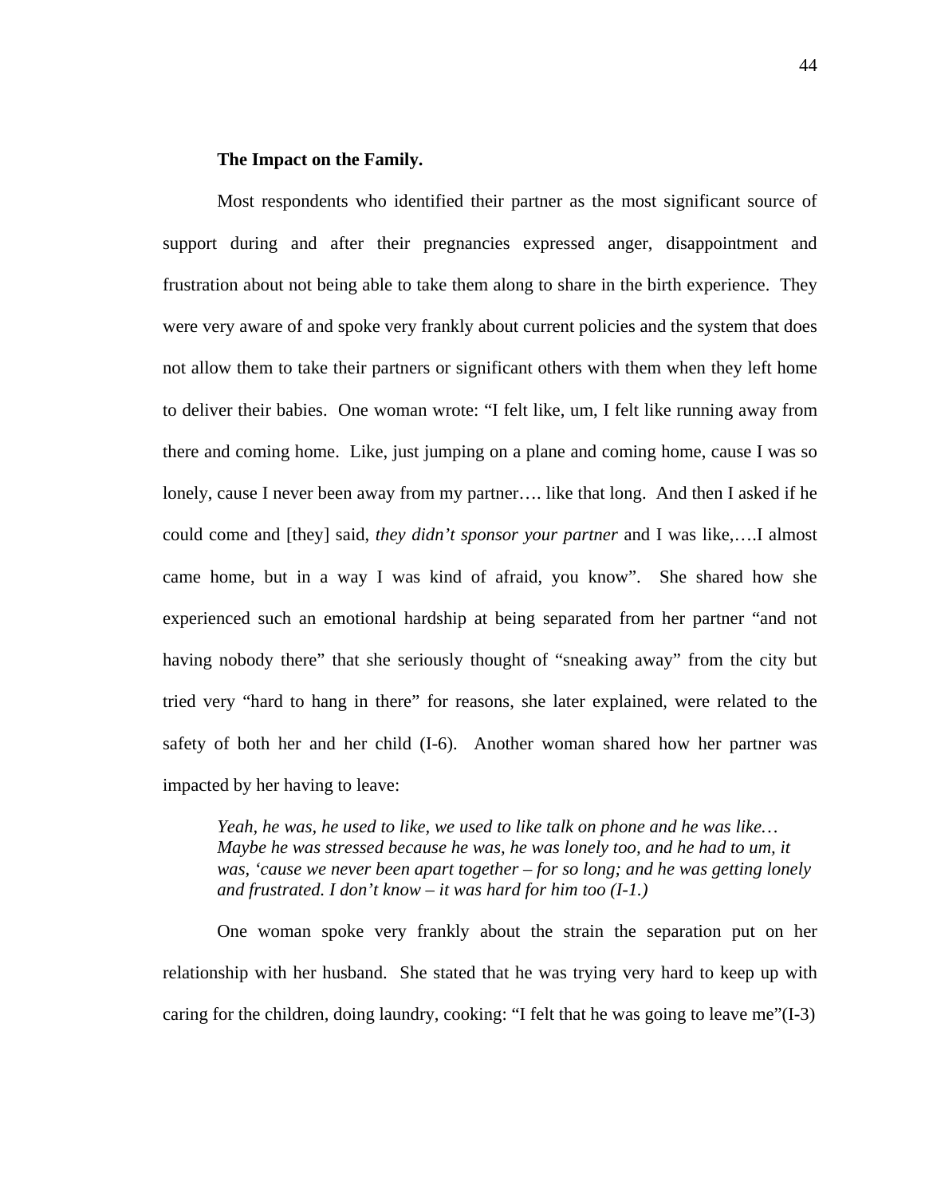**The Impact on the Family.**

Most respondents who identified their partner as the most significant source of support during and after their pregnancies expressed anger, disappointment and frustration about not being able to take them along to share in the birth experience. They were very aware of and spoke very frankly about current policies and the system that does not allow them to take their partners or significant others with them when they left home to deliver their babies. One woman wrote: “I felt like, um, I felt like running away from there and coming home. Like, just jumping on a plane and coming home, cause I was so lonely, cause I never been away from my partner…. like that long. And then I asked if he could come and [they] said, *they didn’t sponsor your partner* and I was like,….I almost came home, but in a way I was kind of afraid, you know”. She shared how she experienced such an emotional hardship at being separated from her partner “and not having nobody there” that she seriously thought of “sneaking away” from the city but tried very “hard to hang in there” for reasons, she later explained, were related to the safety of both her and her child (I-6). Another woman shared how her partner was impacted by her having to leave:

> *Yeah, he was, he used to like, we used to like talk on phone and he was like… Maybe he was stressed because he was, he was lonely too, and he had to um, it was, ‘cause we never been apart together – for so long; and he was getting lonely and frustrated. I don’t know – it was hard for him too (I-1.)*

One woman spoke very frankly about the strain the separation put on her relationship with her husband. She stated that he was trying very hard to keep up with caring for the children, doing laundry, cooking: “I felt that he was going to leave me”(I-3)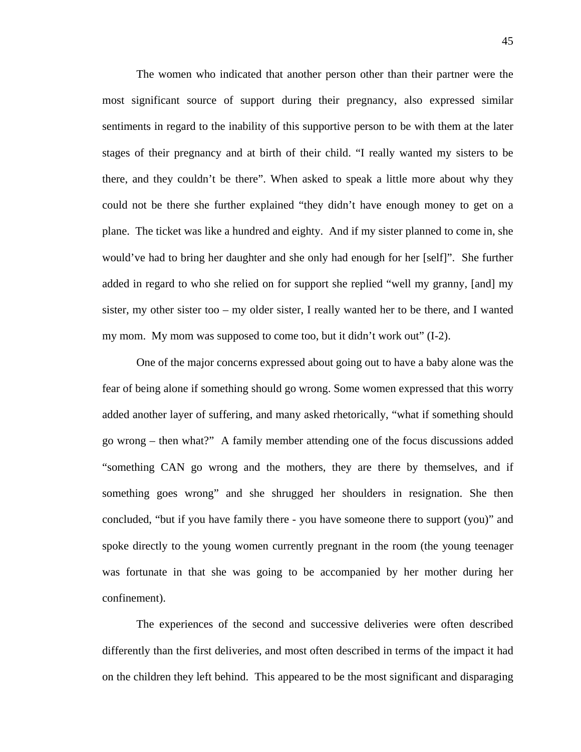The women who indicated that another person other than their partner were the most significant source of support during their pregnancy, also expressed similar sentiments in regard to the inability of this supportive person to be with them at the later stages of their pregnancy and at birth of their child. "I really wanted my sisters to be there, and they couldn't be there". When asked to speak a little more about why they could not be there she further explained "they didn't have enough money to get on a plane. The ticket was like a hundred and eighty. And if my sister planned to come in, she would've had to bring her daughter and she only had enough for her [self]". She further added in regard to who she relied on for support she replied "well my granny, [and] my sister, my other sister too – my older sister, I really wanted her to be there, and I wanted my mom. My mom was supposed to come too, but it didn't work out" (I-2).

One of the major concerns expressed about going out to have a baby alone was the fear of being alone if something should go wrong. Some women expressed that this worry added another layer of suffering, and many asked rhetorically, "what if something should go wrong – then what?" A family member attending one of the focus discussions added "something CAN go wrong and the mothers, they are there by themselves, and if something goes wrong" and she shrugged her shoulders in resignation. She then concluded, "but if you have family there - you have someone there to support (you)" and spoke directly to the young women currently pregnant in the room (the young teenager was fortunate in that she was going to be accompanied by her mother during her confinement).

The experiences of the second and successive deliveries were often described differently than the first deliveries, and most often described in terms of the impact it had on the children they left behind. This appeared to be the most significant and disparaging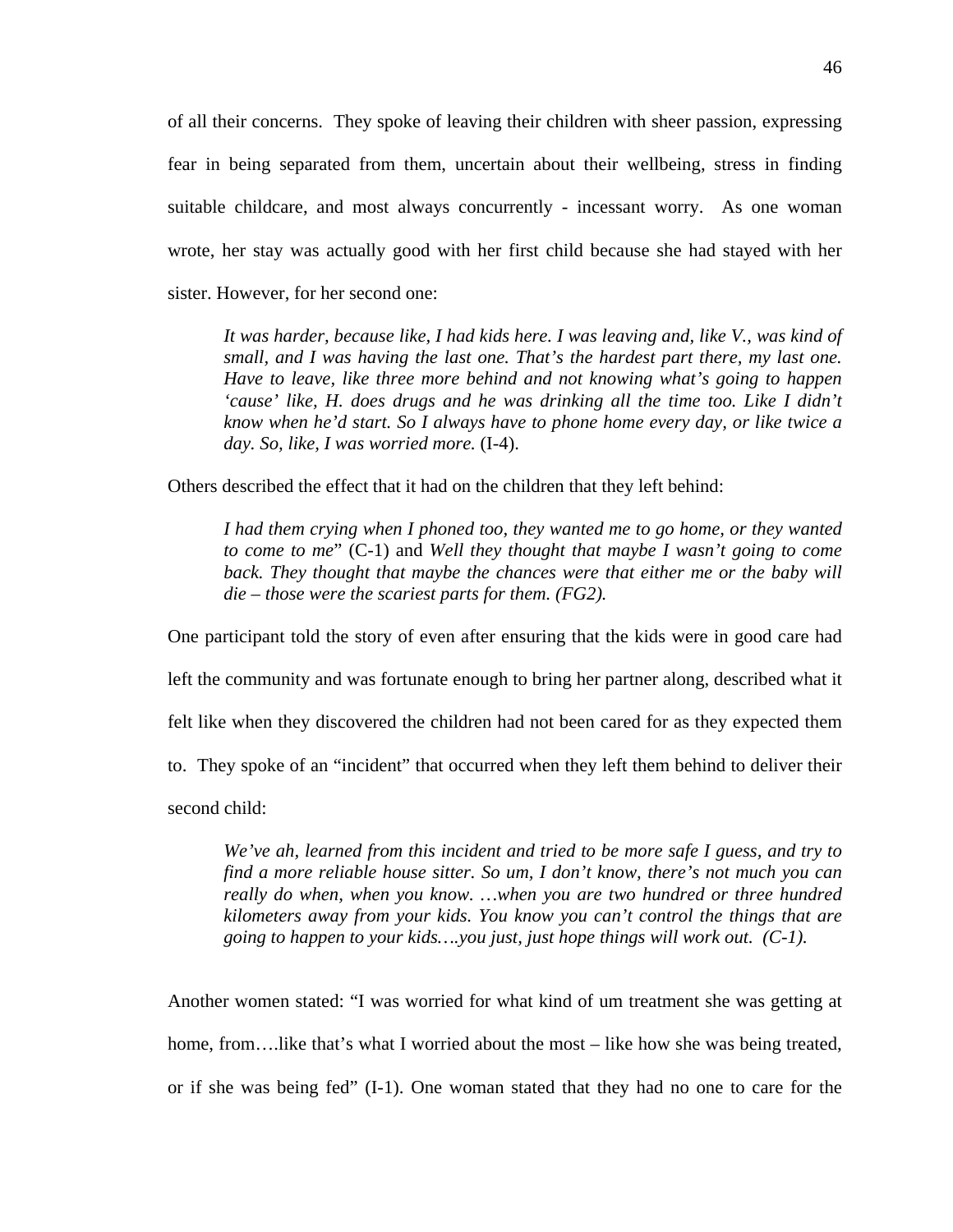of all their concerns. They spoke of leaving their children with sheer passion, expressing fear in being separated from them, uncertain about their wellbeing, stress in finding suitable childcare, and most always concurrently - incessant worry. As one woman wrote, her stay was actually good with her first child because she had stayed with her sister. However, for her second one:

> *It was harder, because like, I had kids here. I was leaving and, like V., was kind of small, and I was having the last one. That's the hardest part there, my last one. Have to leave, like three more behind and not knowing what's going to happen 'cause' like, H. does drugs and he was drinking all the time too. Like I didn't know when he'd start. So I always have to phone home every day, or like twice a day. So, like, I was worried more.* (I-4).

Others described the effect that it had on the children that they left behind:

> *I had them crying when I phoned too, they wanted me to go home, or they wanted to come to me*" (C-1) and *Well they thought that maybe I wasn't going to come back. They thought that maybe the chances were that either me or the baby will die – those were the scariest parts for them. (FG2).*

One participant told the story of even after ensuring that the kids were in good care had left the community and was fortunate enough to bring her partner along, described what it felt like when they discovered the children had not been cared for as they expected them to. They spoke of an "incident" that occurred when they left them behind to deliver their second child:

> *We've ah, learned from this incident and tried to be more safe I guess, and try to find a more reliable house sitter. So um, I don't know, there's not much you can really do when, when you know. …when you are two hundred or three hundred kilometers away from your kids. You know you can't control the things that are going to happen to your kids….you just, just hope things will work out. (C-1).*

Another women stated: "I was worried for what kind of um treatment she was getting at home, from….like that's what I worried about the most – like how she was being treated, or if she was being fed" (I-1). One woman stated that they had no one to care for the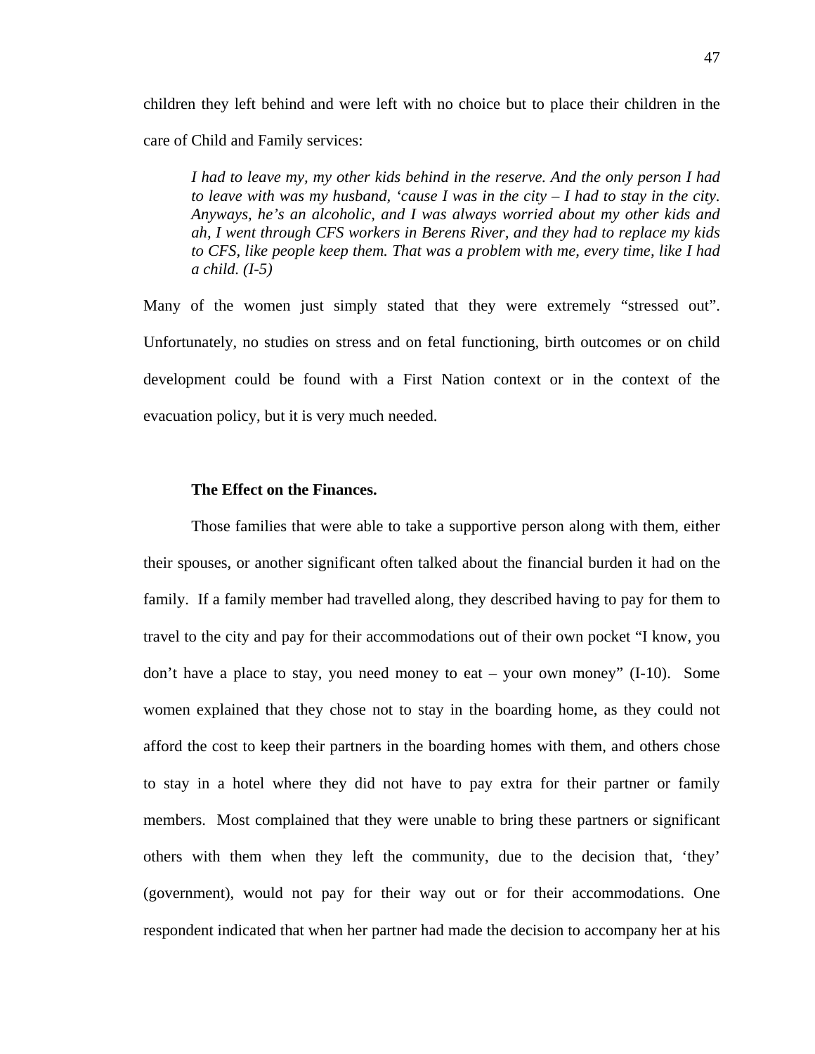children they left behind and were left with no choice but to place their children in the care of Child and Family services:

> *I had to leave my, my other kids behind in the reserve. And the only person I had to leave with was my husband, 'cause I was in the city – I had to stay in the city. Anyways, he's an alcoholic, and I was always worried about my other kids and ah, I went through CFS workers in Berens River, and they had to replace my kids to CFS, like people keep them. That was a problem with me, every time, like I had a child. (I-5)*

Many of the women just simply stated that they were extremely "stressed out". Unfortunately, no studies on stress and on fetal functioning, birth outcomes or on child development could be found with a First Nation context or in the context of the evacuation policy, but it is very much needed.

**The Effect on the Finances.**

Those families that were able to take a supportive person along with them, either their spouses, or another significant often talked about the financial burden it had on the family. If a family member had travelled along, they described having to pay for them to travel to the city and pay for their accommodations out of their own pocket "I know, you don't have a place to stay, you need money to eat – your own money" (I-10). Some women explained that they chose not to stay in the boarding home, as they could not afford the cost to keep their partners in the boarding homes with them, and others chose to stay in a hotel where they did not have to pay extra for their partner or family members. Most complained that they were unable to bring these partners or significant others with them when they left the community, due to the decision that, 'they' (government), would not pay for their way out or for their accommodations. One respondent indicated that when her partner had made the decision to accompany her at his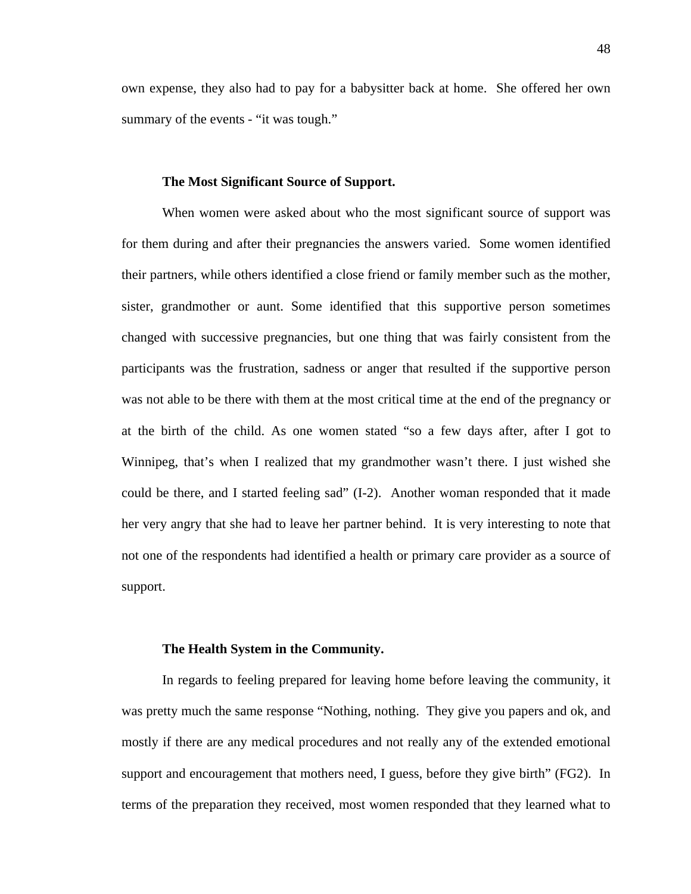own expense, they also had to pay for a babysitter back at home. She offered her own summary of the events - “it was tough.”

#### The Most Significant Source of Support.

When women were asked about who the most significant source of support was for them during and after their pregnancies the answers varied. Some women identified their partners, while others identified a close friend or family member such as the mother, sister, grandmother or aunt. Some identified that this supportive person sometimes changed with successive pregnancies, but one thing that was fairly consistent from the participants was the frustration, sadness or anger that resulted if the supportive person was not able to be there with them at the most critical time at the end of the pregnancy or at the birth of the child. As one women stated “so a few days after, after I got to Winnipeg, that’s when I realized that my grandmother wasn’t there. I just wished she could be there, and I started feeling sad” (I-2). Another woman responded that it made her very angry that she had to leave her partner behind. It is very interesting to note that not one of the respondents had identified a health or primary care provider as a source of support.

#### The Health System in the Community.

In regards to feeling prepared for leaving home before leaving the community, it was pretty much the same response “Nothing, nothing. They give you papers and ok, and mostly if there are any medical procedures and not really any of the extended emotional support and encouragement that mothers need, I guess, before they give birth” (FG2). In terms of the preparation they received, most women responded that they learned what to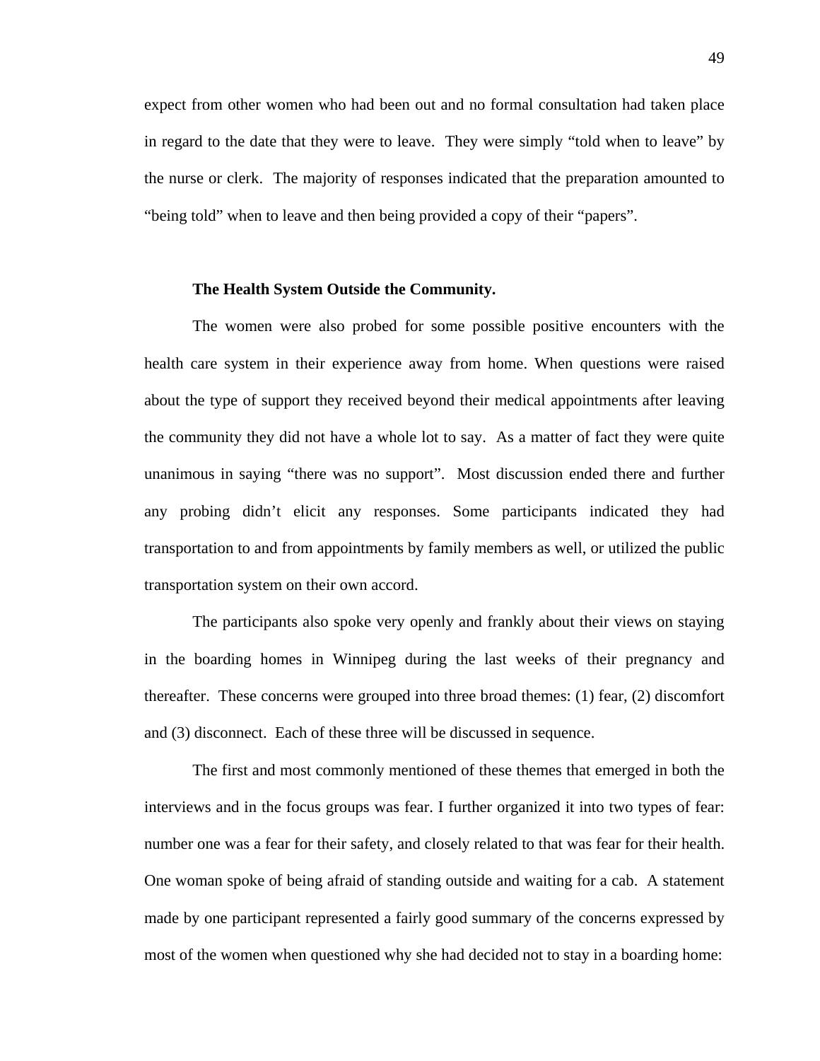expect from other women who had been out and no formal consultation had taken place in regard to the date that they were to leave. They were simply "told when to leave" by the nurse or clerk. The majority of responses indicated that the preparation amounted to "being told" when to leave and then being provided a copy of their "papers".

**The Health System Outside the Community.**

The women were also probed for some possible positive encounters with the health care system in their experience away from home. When questions were raised about the type of support they received beyond their medical appointments after leaving the community they did not have a whole lot to say. As a matter of fact they were quite unanimous in saying "there was no support". Most discussion ended there and further any probing didn't elicit any responses. Some participants indicated they had transportation to and from appointments by family members as well, or utilized the public transportation system on their own accord.

The participants also spoke very openly and frankly about their views on staying in the boarding homes in Winnipeg during the last weeks of their pregnancy and thereafter. These concerns were grouped into three broad themes: (1) fear, (2) discomfort and (3) disconnect. Each of these three will be discussed in sequence.

The first and most commonly mentioned of these themes that emerged in both the interviews and in the focus groups was fear. I further organized it into two types of fear: number one was a fear for their safety, and closely related to that was fear for their health. One woman spoke of being afraid of standing outside and waiting for a cab. A statement made by one participant represented a fairly good summary of the concerns expressed by most of the women when questioned why she had decided not to stay in a boarding home: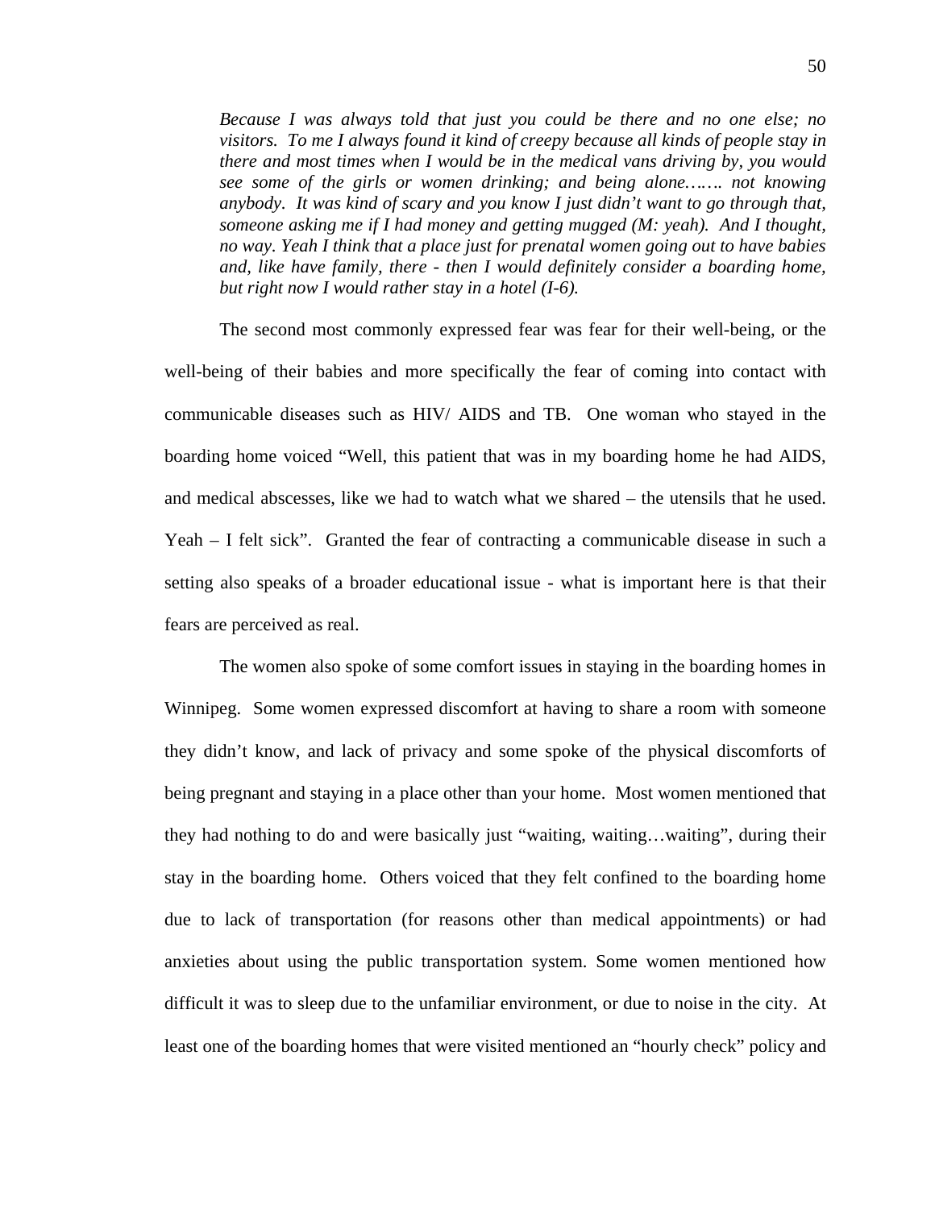*Because I was always told that just you could be there and no one else; no visitors. To me I always found it kind of creepy because all kinds of people stay in there and most times when I would be in the medical vans driving by, you would see some of the girls or women drinking; and being alone……. not knowing anybody. It was kind of scary and you know I just didn't want to go through that, someone asking me if I had money and getting mugged (M: yeah). And I thought, no way. Yeah I think that a place just for prenatal women going out to have babies and, like have family, there - then I would definitely consider a boarding home, but right now I would rather stay in a hotel (I-6).*

The second most commonly expressed fear was fear for their well-being, or the well-being of their babies and more specifically the fear of coming into contact with communicable diseases such as HIV/ AIDS and TB. One woman who stayed in the boarding home voiced "Well, this patient that was in my boarding home he had AIDS, and medical abscesses, like we had to watch what we shared – the utensils that he used. Yeah – I felt sick". Granted the fear of contracting a communicable disease in such a setting also speaks of a broader educational issue - what is important here is that their fears are perceived as real.

The women also spoke of some comfort issues in staying in the boarding homes in Winnipeg. Some women expressed discomfort at having to share a room with someone they didn't know, and lack of privacy and some spoke of the physical discomforts of being pregnant and staying in a place other than your home. Most women mentioned that they had nothing to do and were basically just "waiting, waiting…waiting", during their stay in the boarding home. Others voiced that they felt confined to the boarding home due to lack of transportation (for reasons other than medical appointments) or had anxieties about using the public transportation system. Some women mentioned how difficult it was to sleep due to the unfamiliar environment, or due to noise in the city. At least one of the boarding homes that were visited mentioned an "hourly check" policy and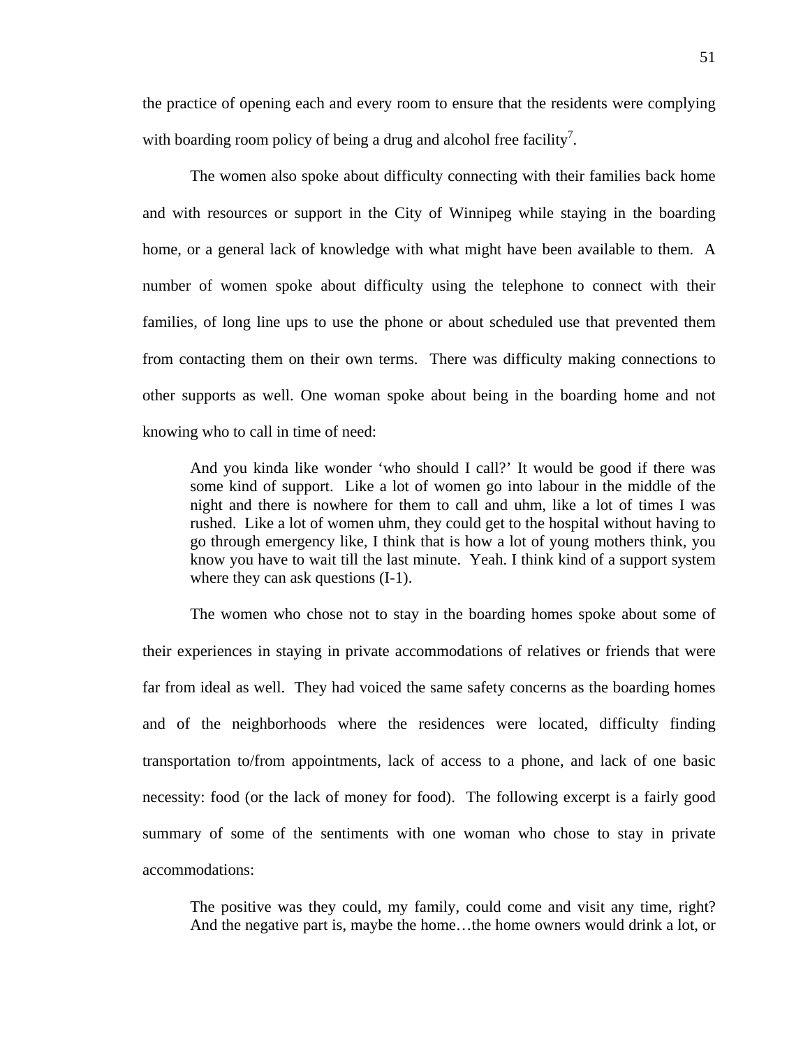the practice of opening each and every room to ensure that the residents were complying with boarding room policy of being a drug and alcohol free facility[7].

The women also spoke about difficulty connecting with their families back home and with resources or support in the City of Winnipeg while staying in the boarding home, or a general lack of knowledge with what might have been available to them. A number of women spoke about difficulty using the telephone to connect with their families, of long line ups to use the phone or about scheduled use that prevented them from contacting them on their own terms. There was difficulty making connections to other supports as well. One woman spoke about being in the boarding home and not knowing who to call in time of need:

> And you kinda like wonder 'who should I call?' It would be good if there was some kind of support. Like a lot of women go into labour in the middle of the night and there is nowhere for them to call and uhm, like a lot of times I was rushed. Like a lot of women uhm, they could get to the hospital without having to go through emergency like, I think that is how a lot of young mothers think, you know you have to wait till the last minute. Yeah. I think kind of a support system where they can ask questions (I-1).

The women who chose not to stay in the boarding homes spoke about some of their experiences in staying in private accommodations of relatives or friends that were far from ideal as well. They had voiced the same safety concerns as the boarding homes and of the neighborhoods where the residences were located, difficulty finding transportation to/from appointments, lack of access to a phone, and lack of one basic necessity: food (or the lack of money for food). The following excerpt is a fairly good summary of some of the sentiments with one woman who chose to stay in private accommodations:

> The positive was they could, my family, could come and visit any time, right? And the negative part is, maybe the home…the home owners would drink a lot, or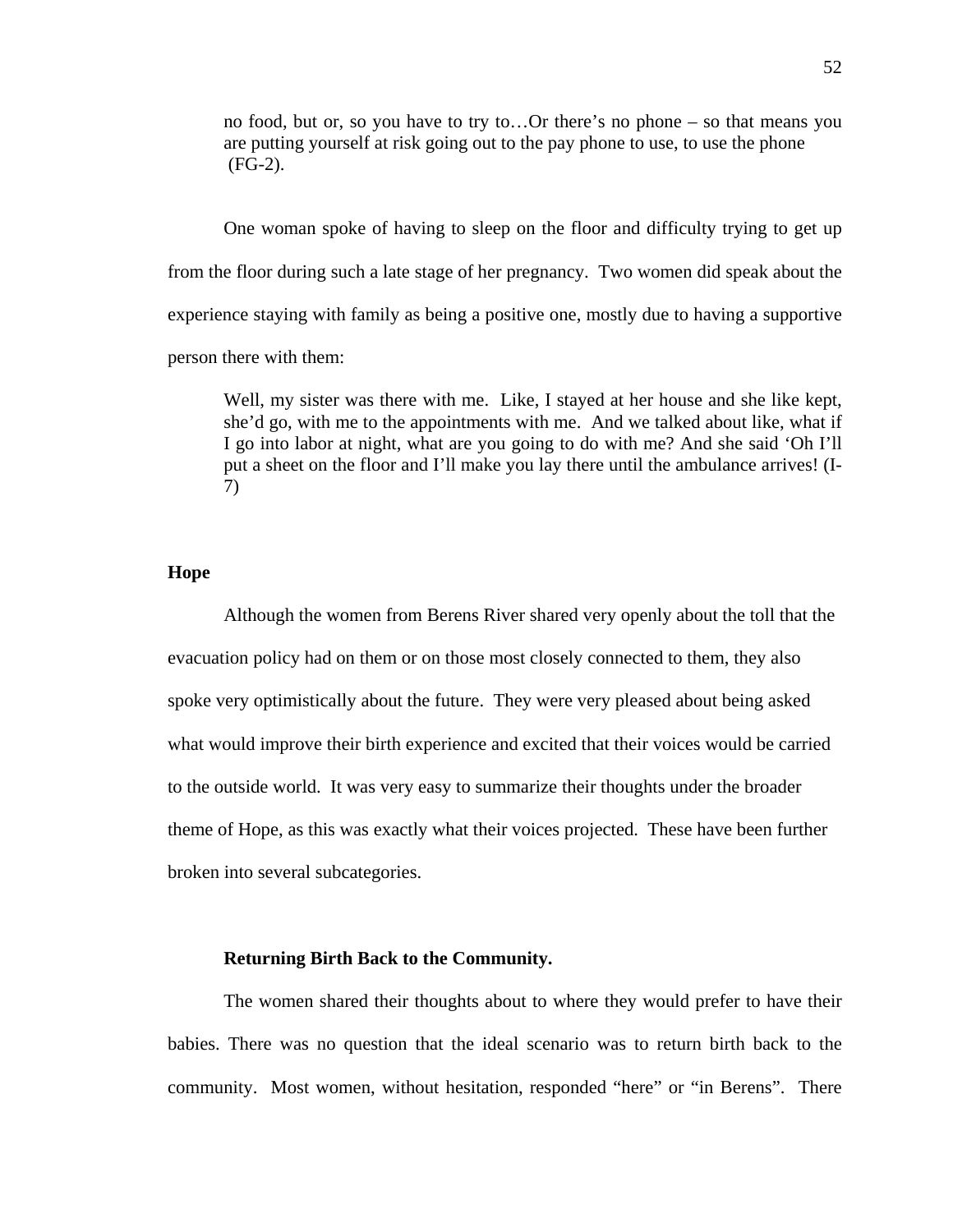> no food, but or, so you have to try to…Or there's no phone – so that means you are putting yourself at risk going out to the pay phone to use, to use the phone (FG-2).

One woman spoke of having to sleep on the floor and difficulty trying to get up from the floor during such a late stage of her pregnancy. Two women did speak about the experience staying with family as being a positive one, mostly due to having a supportive person there with them:

> Well, my sister was there with me. Like, I stayed at her house and she like kept, she'd go, with me to the appointments with me. And we talked about like, what if I go into labor at night, what are you going to do with me? And she said 'Oh I'll put a sheet on the floor and I'll make you lay there until the ambulance arrives! (I-7)

## Hope

Although the women from Berens River shared very openly about the toll that the evacuation policy had on them or on those most closely connected to them, they also spoke very optimistically about the future. They were very pleased about being asked what would improve their birth experience and excited that their voices would be carried to the outside world. It was very easy to summarize their thoughts under the broader theme of Hope, as this was exactly what their voices projected. These have been further broken into several subcategories.

### Returning Birth Back to the Community.

The women shared their thoughts about to where they would prefer to have their babies. There was no question that the ideal scenario was to return birth back to the community. Most women, without hesitation, responded "here" or "in Berens". There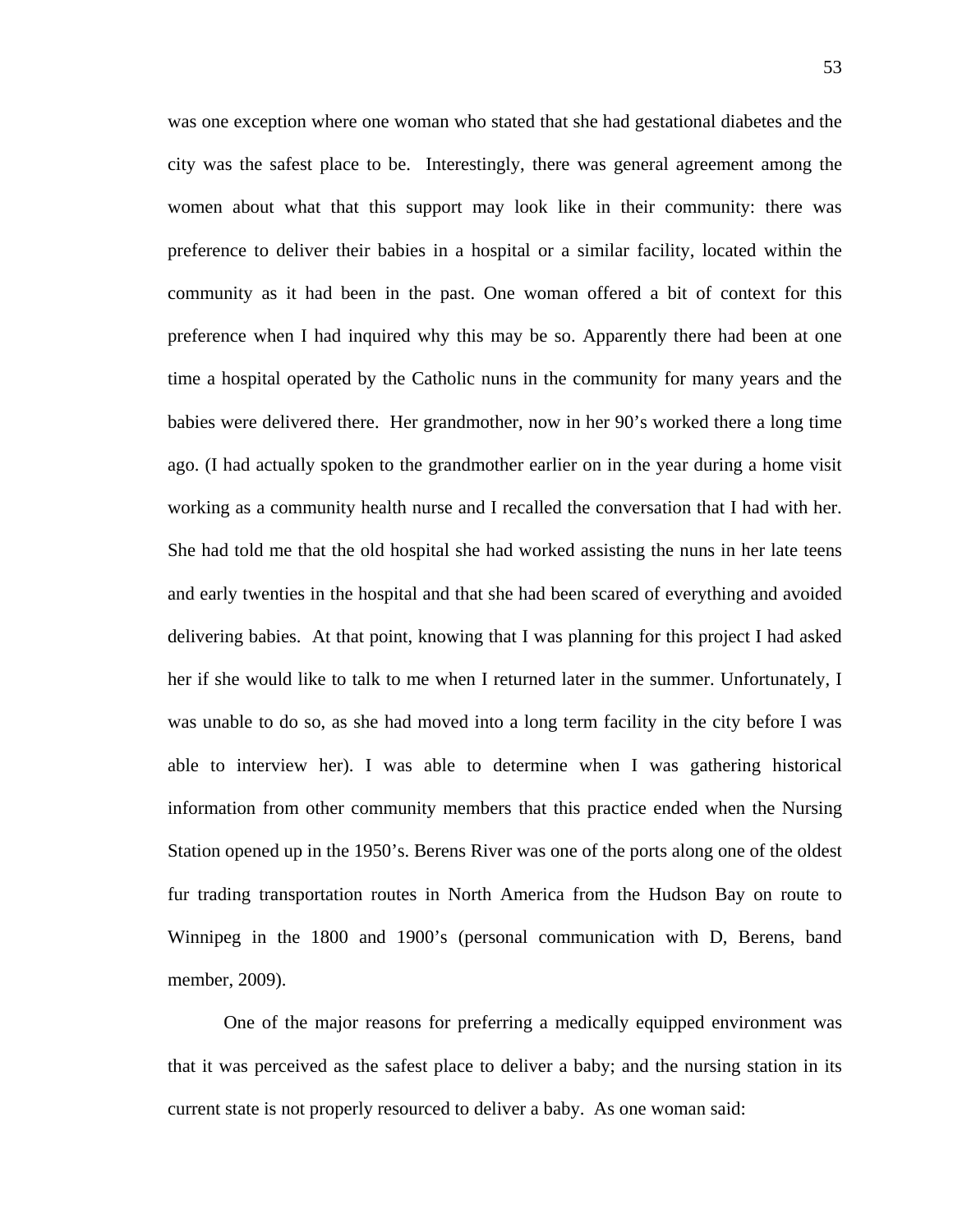was one exception where one woman who stated that she had gestational diabetes and the city was the safest place to be. Interestingly, there was general agreement among the women about what that this support may look like in their community: there was preference to deliver their babies in a hospital or a similar facility, located within the community as it had been in the past. One woman offered a bit of context for this preference when I had inquired why this may be so. Apparently there had been at one time a hospital operated by the Catholic nuns in the community for many years and the babies were delivered there. Her grandmother, now in her 90's worked there a long time ago. (I had actually spoken to the grandmother earlier on in the year during a home visit working as a community health nurse and I recalled the conversation that I had with her. She had told me that the old hospital she had worked assisting the nuns in her late teens and early twenties in the hospital and that she had been scared of everything and avoided delivering babies. At that point, knowing that I was planning for this project I had asked her if she would like to talk to me when I returned later in the summer. Unfortunately, I was unable to do so, as she had moved into a long term facility in the city before I was able to interview her). I was able to determine when I was gathering historical information from other community members that this practice ended when the Nursing Station opened up in the 1950's. Berens River was one of the ports along one of the oldest fur trading transportation routes in North America from the Hudson Bay on route to Winnipeg in the 1800 and 1900's (personal communication with D, Berens, band member, 2009).

One of the major reasons for preferring a medically equipped environment was that it was perceived as the safest place to deliver a baby; and the nursing station in its current state is not properly resourced to deliver a baby. As one woman said: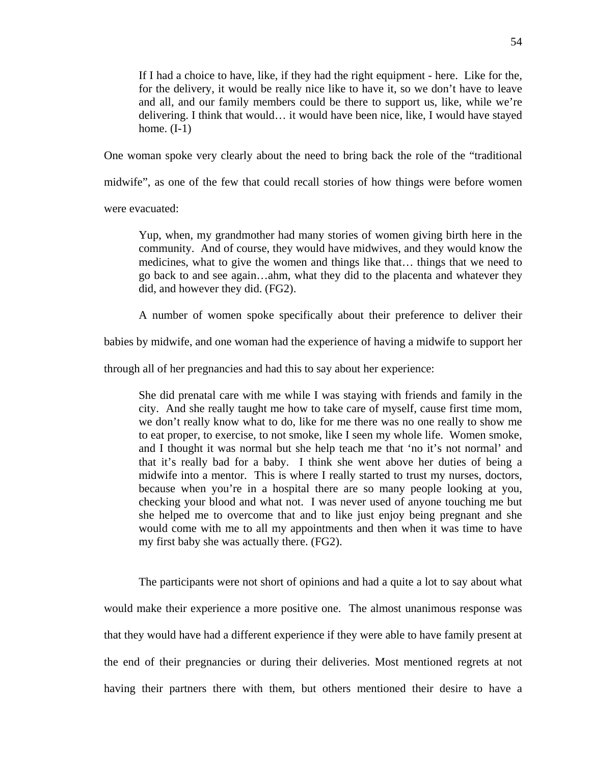> If I had a choice to have, like, if they had the right equipment - here. Like for the, for the delivery, it would be really nice like to have it, so we don't have to leave and all, and our family members could be there to support us, like, while we're delivering. I think that would… it would have been nice, like, I would have stayed home. (I-1)

One woman spoke very clearly about the need to bring back the role of the "traditional midwife", as one of the few that could recall stories of how things were before women were evacuated:

> Yup, when, my grandmother had many stories of women giving birth here in the community. And of course, they would have midwives, and they would know the medicines, what to give the women and things like that… things that we need to go back to and see again…ahm, what they did to the placenta and whatever they did, and however they did. (FG2).

A number of women spoke specifically about their preference to deliver their babies by midwife, and one woman had the experience of having a midwife to support her through all of her pregnancies and had this to say about her experience:

> She did prenatal care with me while I was staying with friends and family in the city. And she really taught me how to take care of myself, cause first time mom, we don't really know what to do, like for me there was no one really to show me to eat proper, to exercise, to not smoke, like I seen my whole life. Women smoke, and I thought it was normal but she help teach me that 'no it's not normal' and that it's really bad for a baby. I think she went above her duties of being a midwife into a mentor. This is where I really started to trust my nurses, doctors, because when you're in a hospital there are so many people looking at you, checking your blood and what not. I was never used of anyone touching me but she helped me to overcome that and to like just enjoy being pregnant and she would come with me to all my appointments and then when it was time to have my first baby she was actually there. (FG2).

The participants were not short of opinions and had a quite a lot to say about what would make their experience a more positive one. The almost unanimous response was that they would have had a different experience if they were able to have family present at the end of their pregnancies or during their deliveries. Most mentioned regrets at not having their partners there with them, but others mentioned their desire to have a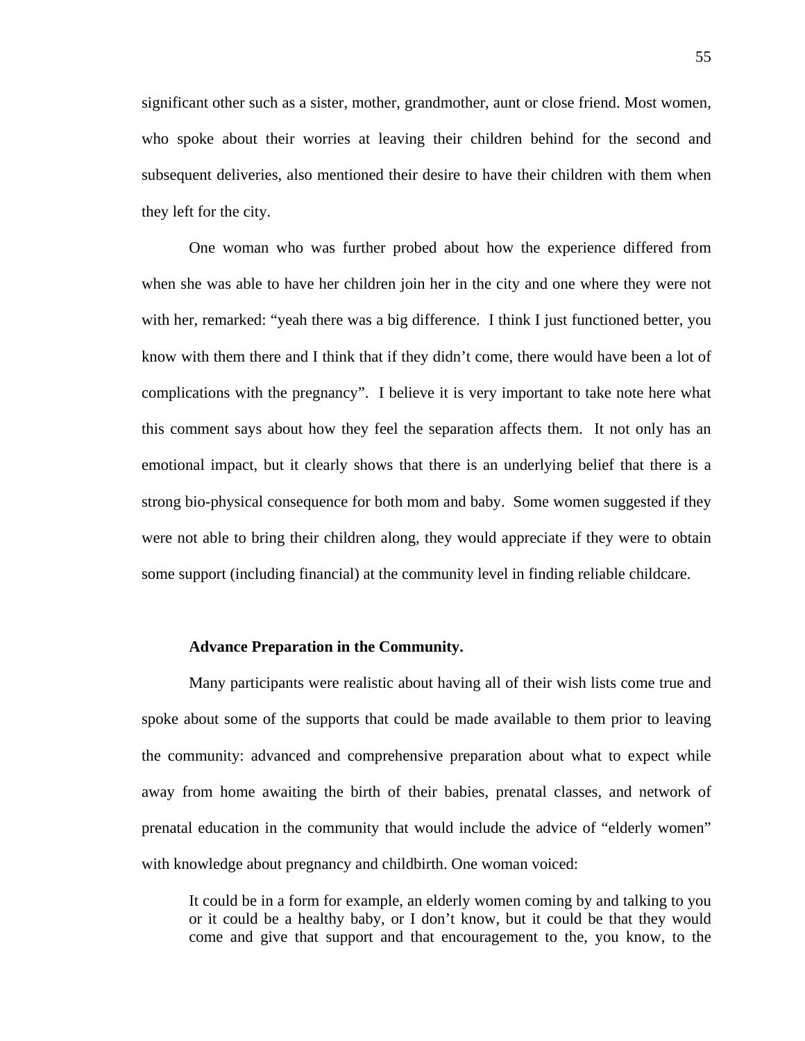significant other such as a sister, mother, grandmother, aunt or close friend. Most women, who spoke about their worries at leaving their children behind for the second and subsequent deliveries, also mentioned their desire to have their children with them when they left for the city.

One woman who was further probed about how the experience differed from when she was able to have her children join her in the city and one where they were not with her, remarked: "yeah there was a big difference. I think I just functioned better, you know with them there and I think that if they didn't come, there would have been a lot of complications with the pregnancy". I believe it is very important to take note here what this comment says about how they feel the separation affects them. It not only has an emotional impact, but it clearly shows that there is an underlying belief that there is a strong bio-physical consequence for both mom and baby. Some women suggested if they were not able to bring their children along, they would appreciate if they were to obtain some support (including financial) at the community level in finding reliable childcare.

**Advance Preparation in the Community.**

Many participants were realistic about having all of their wish lists come true and spoke about some of the supports that could be made available to them prior to leaving the community: advanced and comprehensive preparation about what to expect while away from home awaiting the birth of their babies, prenatal classes, and network of prenatal education in the community that would include the advice of "elderly women" with knowledge about pregnancy and childbirth. One woman voiced:

> It could be in a form for example, an elderly women coming by and talking to you or it could be a healthy baby, or I don't know, but it could be that they would come and give that support and that encouragement to the, you know, to the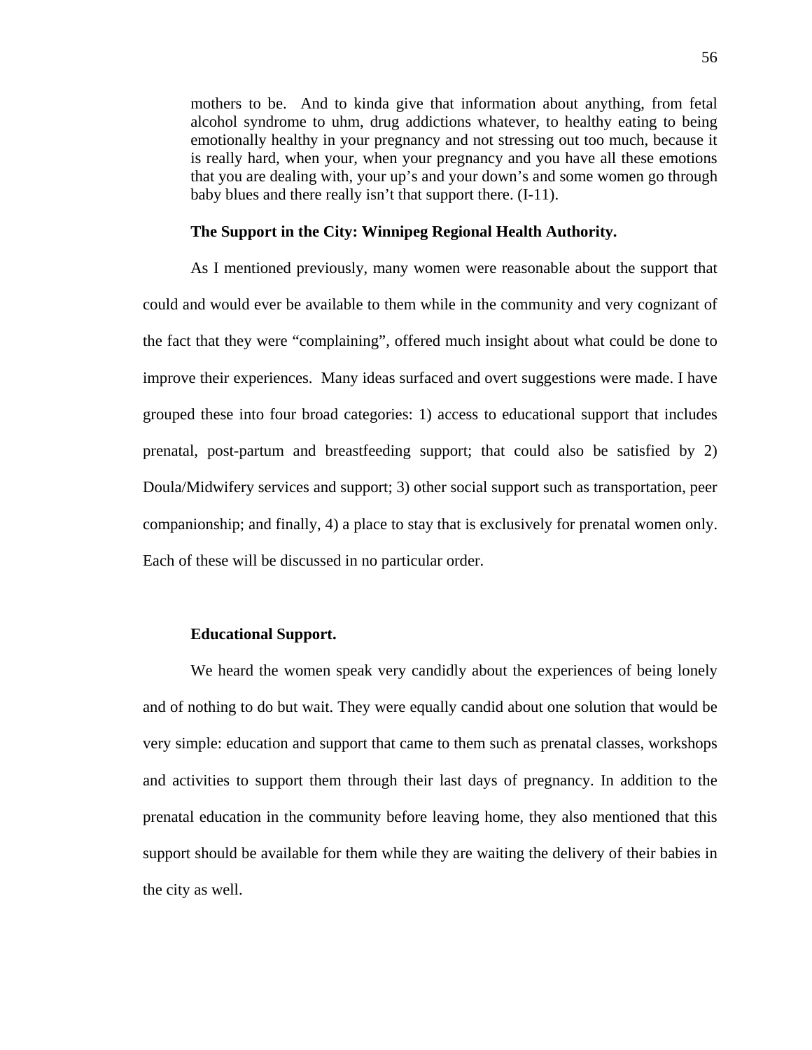> mothers to be. And to kinda give that information about anything, from fetal alcohol syndrome to uhm, drug addictions whatever, to healthy eating to being emotionally healthy in your pregnancy and not stressing out too much, because it is really hard, when your, when your pregnancy and you have all these emotions that you are dealing with, your up's and your down's and some women go through baby blues and there really isn't that support there. (I-11).

**The Support in the City: Winnipeg Regional Health Authority.**

As I mentioned previously, many women were reasonable about the support that could and would ever be available to them while in the community and very cognizant of the fact that they were "complaining", offered much insight about what could be done to improve their experiences. Many ideas surfaced and overt suggestions were made. I have grouped these into four broad categories: 1) access to educational support that includes prenatal, post-partum and breastfeeding support; that could also be satisfied by 2) Doula/Midwifery services and support; 3) other social support such as transportation, peer companionship; and finally, 4) a place to stay that is exclusively for prenatal women only. Each of these will be discussed in no particular order.

**Educational Support.**

We heard the women speak very candidly about the experiences of being lonely and of nothing to do but wait. They were equally candid about one solution that would be very simple: education and support that came to them such as prenatal classes, workshops and activities to support them through their last days of pregnancy. In addition to the prenatal education in the community before leaving home, they also mentioned that this support should be available for them while they are waiting the delivery of their babies in the city as well.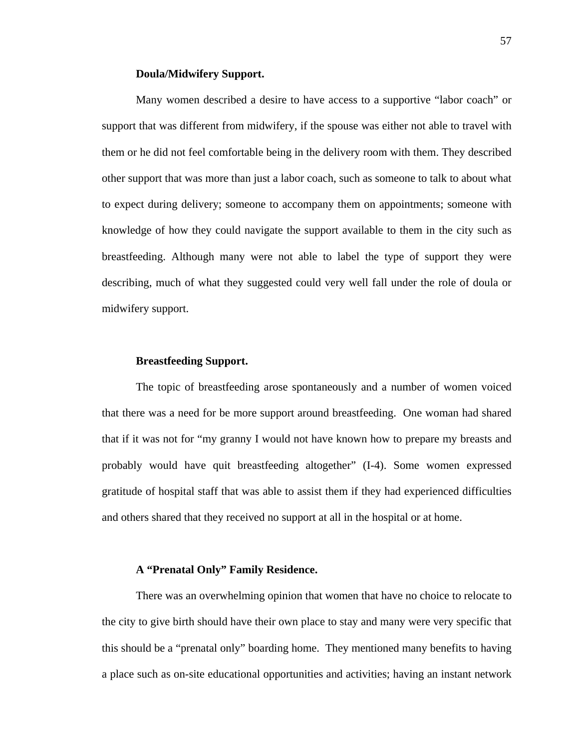**Doula/Midwifery Support.**

Many women described a desire to have access to a supportive “labor coach” or support that was different from midwifery, if the spouse was either not able to travel with them or he did not feel comfortable being in the delivery room with them. They described other support that was more than just a labor coach, such as someone to talk to about what to expect during delivery; someone to accompany them on appointments; someone with knowledge of how they could navigate the support available to them in the city such as breastfeeding. Although many were not able to label the type of support they were describing, much of what they suggested could very well fall under the role of doula or midwifery support.

**Breastfeeding Support.**

The topic of breastfeeding arose spontaneously and a number of women voiced that there was a need for be more support around breastfeeding. One woman had shared that if it was not for “my granny I would not have known how to prepare my breasts and probably would have quit breastfeeding altogether” (I-4). Some women expressed gratitude of hospital staff that was able to assist them if they had experienced difficulties and others shared that they received no support at all in the hospital or at home.

**A “Prenatal Only” Family Residence.**

There was an overwhelming opinion that women that have no choice to relocate to the city to give birth should have their own place to stay and many were very specific that this should be a “prenatal only” boarding home. They mentioned many benefits to having a place such as on-site educational opportunities and activities; having an instant network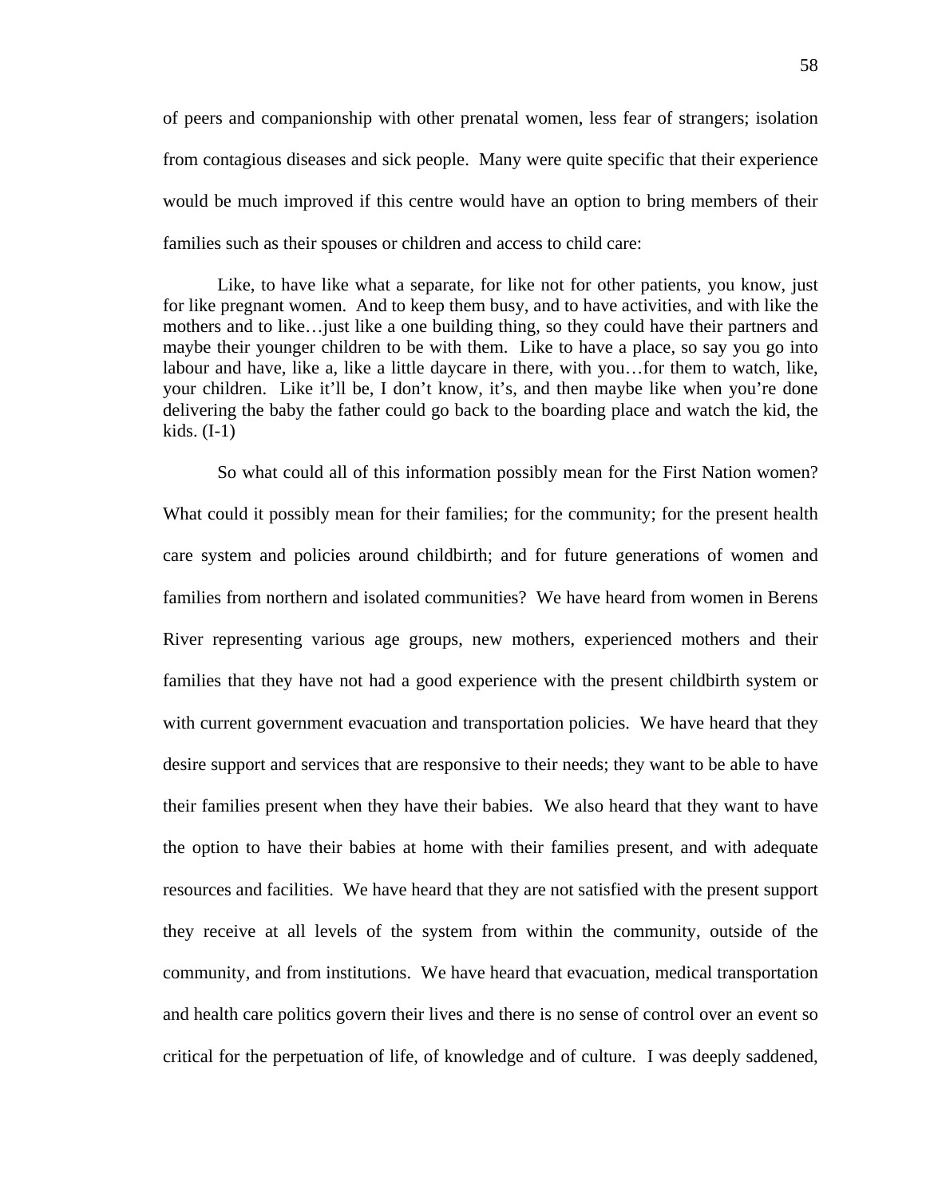of peers and companionship with other prenatal women, less fear of strangers; isolation from contagious diseases and sick people. Many were quite specific that their experience would be much improved if this centre would have an option to bring members of their families such as their spouses or children and access to child care:

> Like, to have like what a separate, for like not for other patients, you know, just for like pregnant women. And to keep them busy, and to have activities, and with like the mothers and to like…just like a one building thing, so they could have their partners and maybe their younger children to be with them. Like to have a place, so say you go into labour and have, like a, like a little daycare in there, with you…for them to watch, like, your children. Like it'll be, I don't know, it's, and then maybe like when you're done delivering the baby the father could go back to the boarding place and watch the kid, the kids. (I-1)

So what could all of this information possibly mean for the First Nation women? What could it possibly mean for their families; for the community; for the present health care system and policies around childbirth; and for future generations of women and families from northern and isolated communities? We have heard from women in Berens River representing various age groups, new mothers, experienced mothers and their families that they have not had a good experience with the present childbirth system or with current government evacuation and transportation policies. We have heard that they desire support and services that are responsive to their needs; they want to be able to have their families present when they have their babies. We also heard that they want to have the option to have their babies at home with their families present, and with adequate resources and facilities. We have heard that they are not satisfied with the present support they receive at all levels of the system from within the community, outside of the community, and from institutions. We have heard that evacuation, medical transportation and health care politics govern their lives and there is no sense of control over an event so critical for the perpetuation of life, of knowledge and of culture. I was deeply saddened,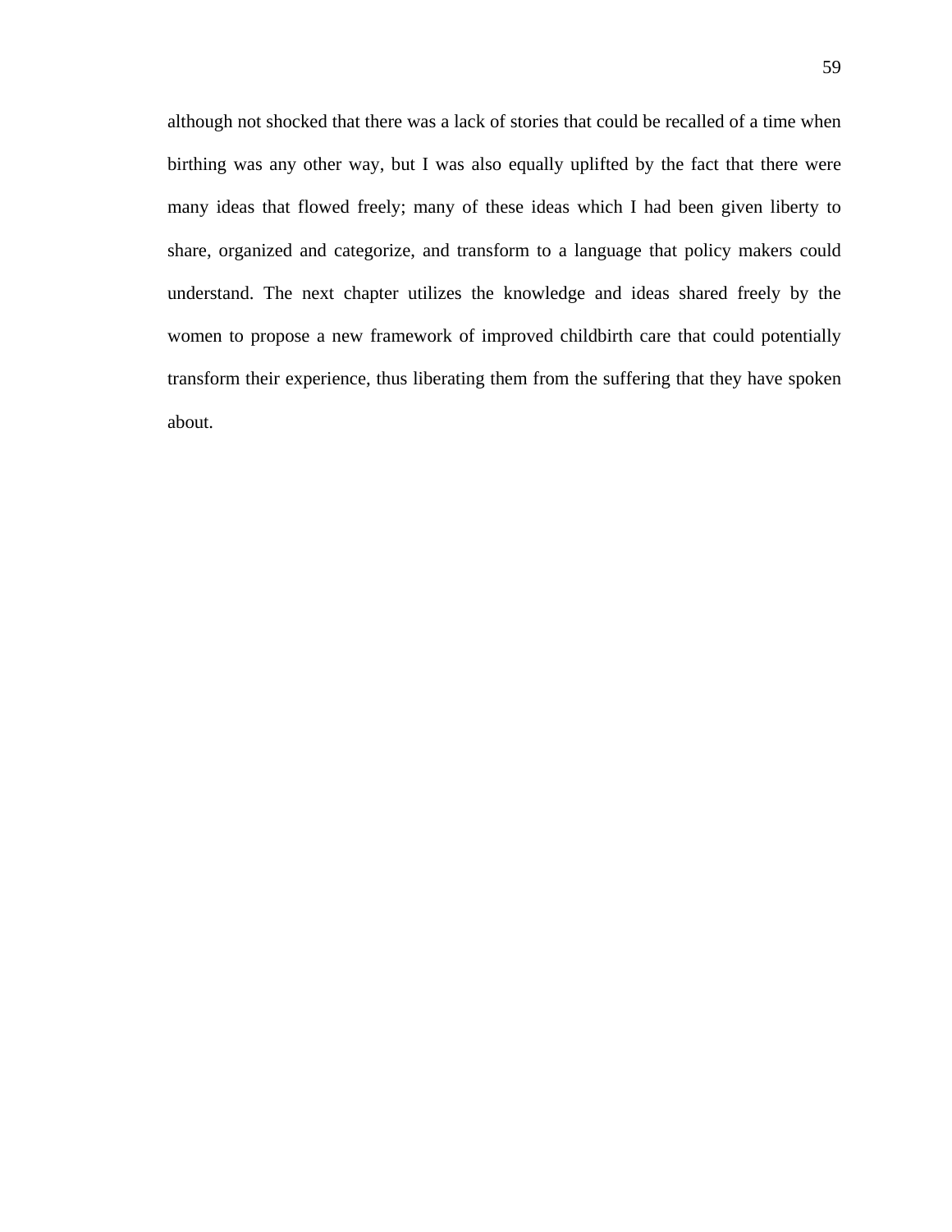although not shocked that there was a lack of stories that could be recalled of a time when birthing was any other way, but I was also equally uplifted by the fact that there were many ideas that flowed freely; many of these ideas which I had been given liberty to share, organized and categorize, and transform to a language that policy makers could understand. The next chapter utilizes the knowledge and ideas shared freely by the women to propose a new framework of improved childbirth care that could potentially transform their experience, thus liberating them from the suffering that they have spoken about.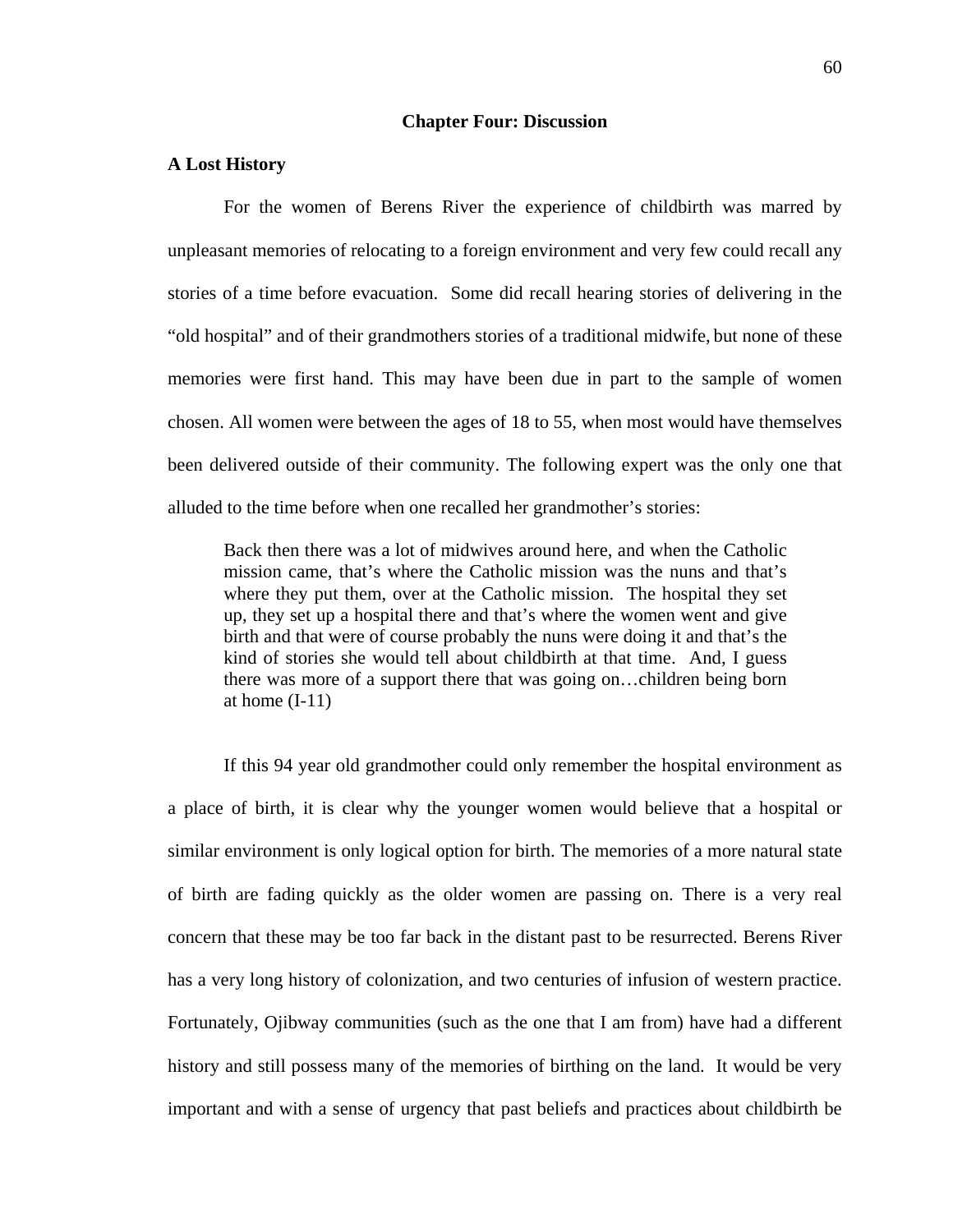# Chapter Four: Discussion

## A Lost History

For the women of Berens River the experience of childbirth was marred by unpleasant memories of relocating to a foreign environment and very few could recall any stories of a time before evacuation. Some did recall hearing stories of delivering in the "old hospital" and of their grandmothers stories of a traditional midwife, but none of these memories were first hand. This may have been due in part to the sample of women chosen. All women were between the ages of 18 to 55, when most would have themselves been delivered outside of their community. The following expert was the only one that alluded to the time before when one recalled her grandmother's stories:

> Back then there was a lot of midwives around here, and when the Catholic mission came, that's where the Catholic mission was the nuns and that's where they put them, over at the Catholic mission. The hospital they set up, they set up a hospital there and that's where the women went and give birth and that were of course probably the nuns were doing it and that's the kind of stories she would tell about childbirth at that time. And, I guess there was more of a support there that was going on…children being born at home (I-11)

If this 94 year old grandmother could only remember the hospital environment as a place of birth, it is clear why the younger women would believe that a hospital or similar environment is only logical option for birth. The memories of a more natural state of birth are fading quickly as the older women are passing on. There is a very real concern that these may be too far back in the distant past to be resurrected. Berens River has a very long history of colonization, and two centuries of infusion of western practice. Fortunately, Ojibway communities (such as the one that I am from) have had a different history and still possess many of the memories of birthing on the land. It would be very important and with a sense of urgency that past beliefs and practices about childbirth be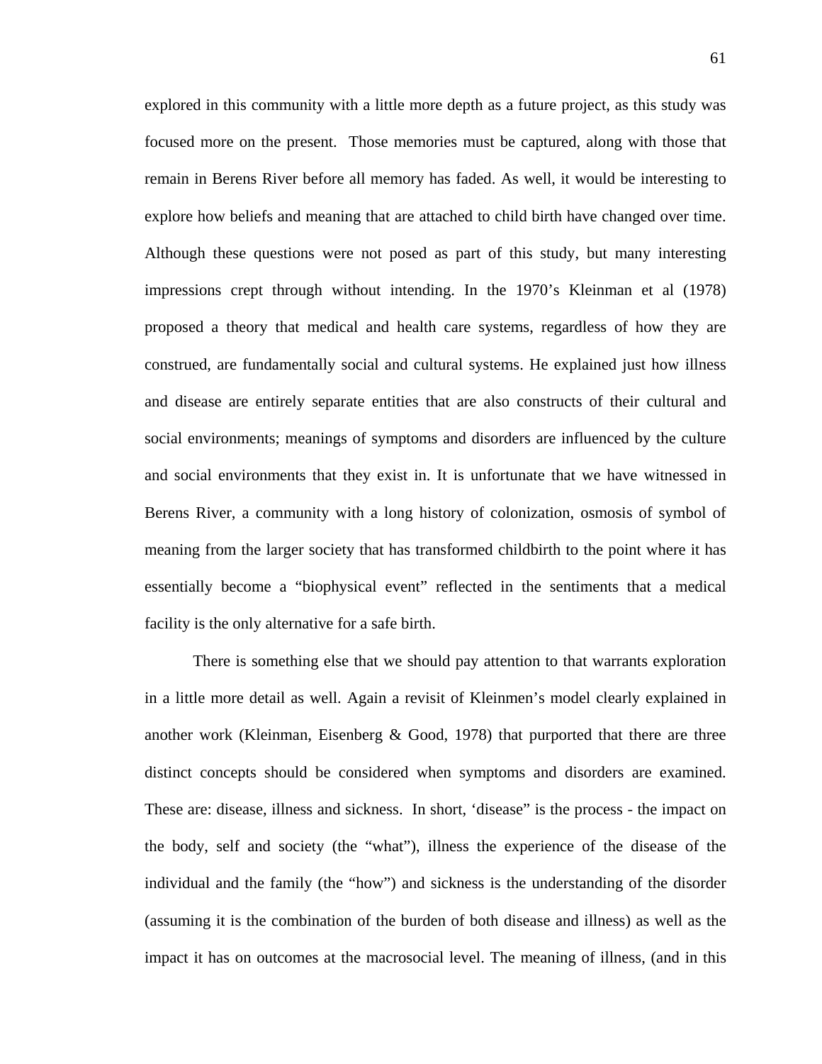explored in this community with a little more depth as a future project, as this study was focused more on the present. Those memories must be captured, along with those that remain in Berens River before all memory has faded. As well, it would be interesting to explore how beliefs and meaning that are attached to child birth have changed over time. Although these questions were not posed as part of this study, but many interesting impressions crept through without intending. In the 1970's Kleinman et al (1978) proposed a theory that medical and health care systems, regardless of how they are construed, are fundamentally social and cultural systems. He explained just how illness and disease are entirely separate entities that are also constructs of their cultural and social environments; meanings of symptoms and disorders are influenced by the culture and social environments that they exist in. It is unfortunate that we have witnessed in Berens River, a community with a long history of colonization, osmosis of symbol of meaning from the larger society that has transformed childbirth to the point where it has essentially become a "biophysical event" reflected in the sentiments that a medical facility is the only alternative for a safe birth.

There is something else that we should pay attention to that warrants exploration in a little more detail as well. Again a revisit of Kleinmen's model clearly explained in another work (Kleinman, Eisenberg & Good, 1978) that purported that there are three distinct concepts should be considered when symptoms and disorders are examined. These are: disease, illness and sickness. In short, 'disease" is the process - the impact on the body, self and society (the "what"), illness the experience of the disease of the individual and the family (the "how") and sickness is the understanding of the disorder (assuming it is the combination of the burden of both disease and illness) as well as the impact it has on outcomes at the macrosocial level. The meaning of illness, (and in this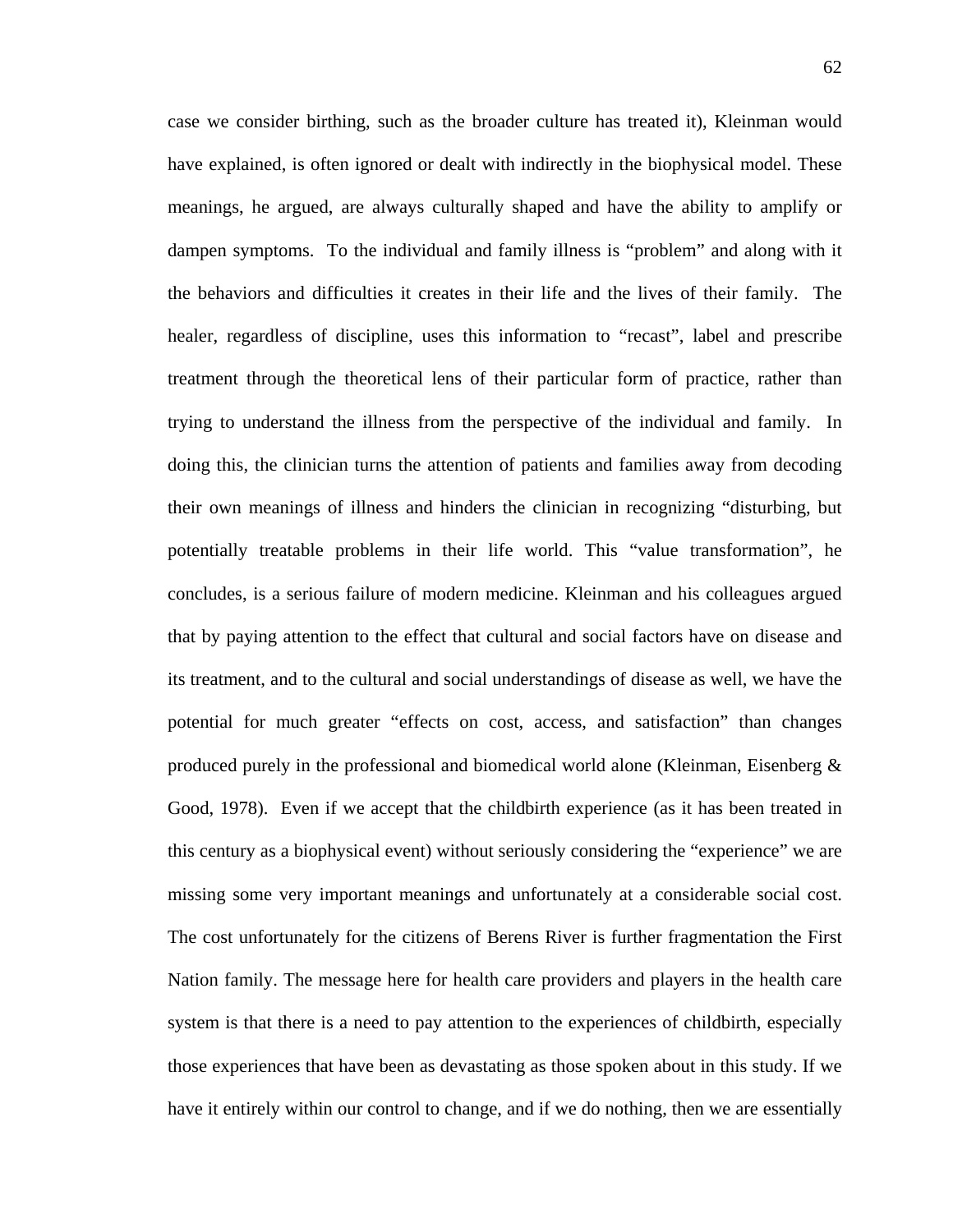case we consider birthing, such as the broader culture has treated it), Kleinman would have explained, is often ignored or dealt with indirectly in the biophysical model. These meanings, he argued, are always culturally shaped and have the ability to amplify or dampen symptoms. To the individual and family illness is "problem" and along with it the behaviors and difficulties it creates in their life and the lives of their family. The healer, regardless of discipline, uses this information to "recast", label and prescribe treatment through the theoretical lens of their particular form of practice, rather than trying to understand the illness from the perspective of the individual and family. In doing this, the clinician turns the attention of patients and families away from decoding their own meanings of illness and hinders the clinician in recognizing "disturbing, but potentially treatable problems in their life world. This "value transformation", he concludes, is a serious failure of modern medicine. Kleinman and his colleagues argued that by paying attention to the effect that cultural and social factors have on disease and its treatment, and to the cultural and social understandings of disease as well, we have the potential for much greater "effects on cost, access, and satisfaction" than changes produced purely in the professional and biomedical world alone (Kleinman, Eisenberg & Good, 1978). Even if we accept that the childbirth experience (as it has been treated in this century as a biophysical event) without seriously considering the "experience" we are missing some very important meanings and unfortunately at a considerable social cost. The cost unfortunately for the citizens of Berens River is further fragmentation the First Nation family. The message here for health care providers and players in the health care system is that there is a need to pay attention to the experiences of childbirth, especially those experiences that have been as devastating as those spoken about in this study. If we have it entirely within our control to change, and if we do nothing, then we are essentially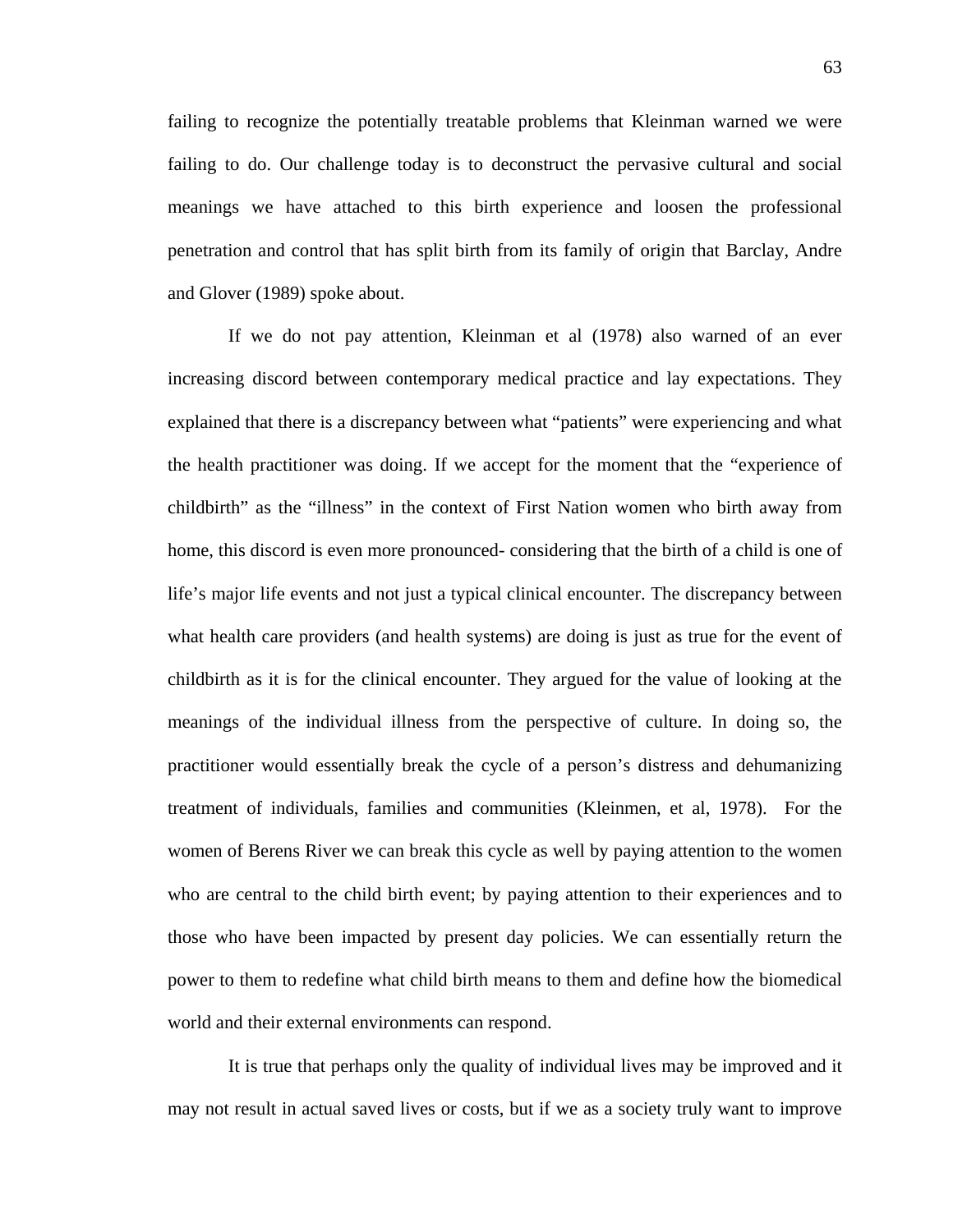failing to recognize the potentially treatable problems that Kleinman warned we were failing to do. Our challenge today is to deconstruct the pervasive cultural and social meanings we have attached to this birth experience and loosen the professional penetration and control that has split birth from its family of origin that Barclay, Andre and Glover (1989) spoke about.

If we do not pay attention, Kleinman et al (1978) also warned of an ever increasing discord between contemporary medical practice and lay expectations. They explained that there is a discrepancy between what "patients" were experiencing and what the health practitioner was doing. If we accept for the moment that the "experience of childbirth" as the "illness" in the context of First Nation women who birth away from home, this discord is even more pronounced- considering that the birth of a child is one of life's major life events and not just a typical clinical encounter. The discrepancy between what health care providers (and health systems) are doing is just as true for the event of childbirth as it is for the clinical encounter. They argued for the value of looking at the meanings of the individual illness from the perspective of culture. In doing so, the practitioner would essentially break the cycle of a person's distress and dehumanizing treatment of individuals, families and communities (Kleinmen, et al, 1978). For the women of Berens River we can break this cycle as well by paying attention to the women who are central to the child birth event; by paying attention to their experiences and to those who have been impacted by present day policies. We can essentially return the power to them to redefine what child birth means to them and define how the biomedical world and their external environments can respond.

It is true that perhaps only the quality of individual lives may be improved and it may not result in actual saved lives or costs, but if we as a society truly want to improve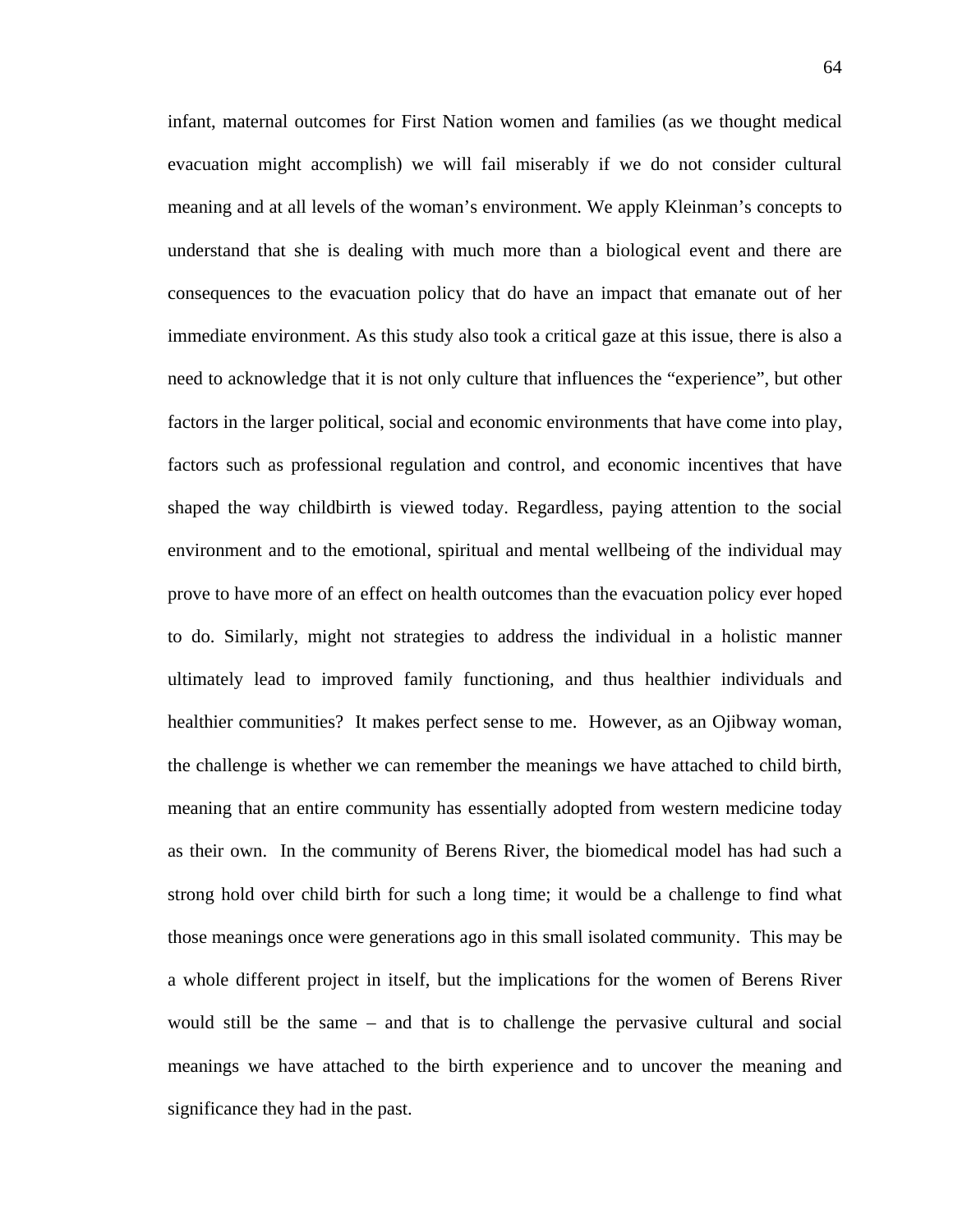infant, maternal outcomes for First Nation women and families (as we thought medical evacuation might accomplish) we will fail miserably if we do not consider cultural meaning and at all levels of the woman's environment. We apply Kleinman's concepts to understand that she is dealing with much more than a biological event and there are consequences to the evacuation policy that do have an impact that emanate out of her immediate environment. As this study also took a critical gaze at this issue, there is also a need to acknowledge that it is not only culture that influences the "experience", but other factors in the larger political, social and economic environments that have come into play, factors such as professional regulation and control, and economic incentives that have shaped the way childbirth is viewed today. Regardless, paying attention to the social environment and to the emotional, spiritual and mental wellbeing of the individual may prove to have more of an effect on health outcomes than the evacuation policy ever hoped to do. Similarly, might not strategies to address the individual in a holistic manner ultimately lead to improved family functioning, and thus healthier individuals and healthier communities? It makes perfect sense to me. However, as an Ojibway woman, the challenge is whether we can remember the meanings we have attached to child birth, meaning that an entire community has essentially adopted from western medicine today as their own. In the community of Berens River, the biomedical model has had such a strong hold over child birth for such a long time; it would be a challenge to find what those meanings once were generations ago in this small isolated community. This may be a whole different project in itself, but the implications for the women of Berens River would still be the same – and that is to challenge the pervasive cultural and social meanings we have attached to the birth experience and to uncover the meaning and significance they had in the past.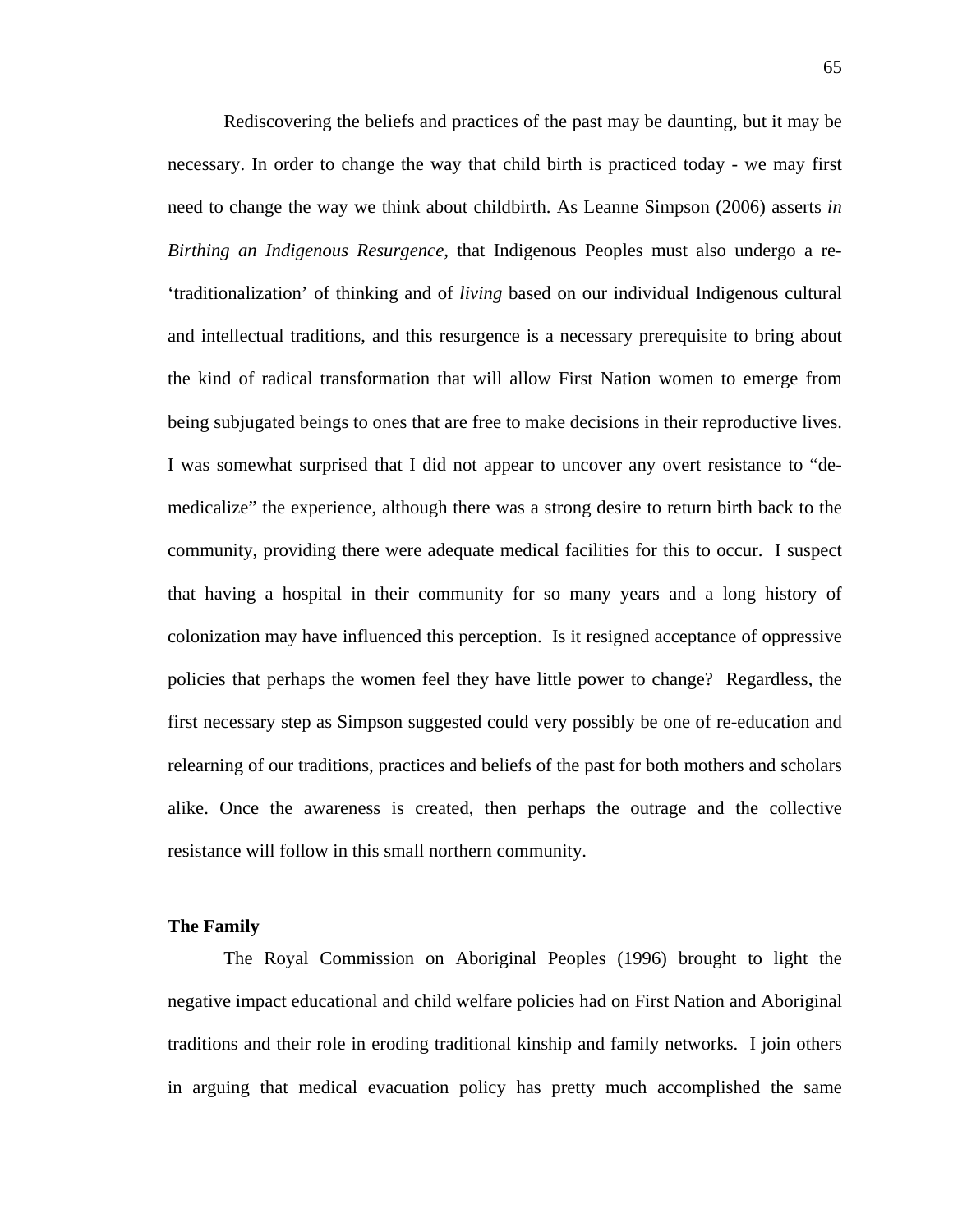Rediscovering the beliefs and practices of the past may be daunting, but it may be necessary. In order to change the way that child birth is practiced today - we may first need to change the way we think about childbirth. As Leanne Simpson (2006) asserts *in Birthing an Indigenous Resurgence,* that Indigenous Peoples must also undergo a re-'traditionalization' of thinking and of *living* based on our individual Indigenous cultural and intellectual traditions, and this resurgence is a necessary prerequisite to bring about the kind of radical transformation that will allow First Nation women to emerge from being subjugated beings to ones that are free to make decisions in their reproductive lives. I was somewhat surprised that I did not appear to uncover any overt resistance to "de-medicalize" the experience, although there was a strong desire to return birth back to the community, providing there were adequate medical facilities for this to occur. I suspect that having a hospital in their community for so many years and a long history of colonization may have influenced this perception. Is it resigned acceptance of oppressive policies that perhaps the women feel they have little power to change? Regardless, the first necessary step as Simpson suggested could very possibly be one of re-education and relearning of our traditions, practices and beliefs of the past for both mothers and scholars alike. Once the awareness is created, then perhaps the outrage and the collective resistance will follow in this small northern community.

**The Family**

The Royal Commission on Aboriginal Peoples (1996) brought to light the negative impact educational and child welfare policies had on First Nation and Aboriginal traditions and their role in eroding traditional kinship and family networks. I join others in arguing that medical evacuation policy has pretty much accomplished the same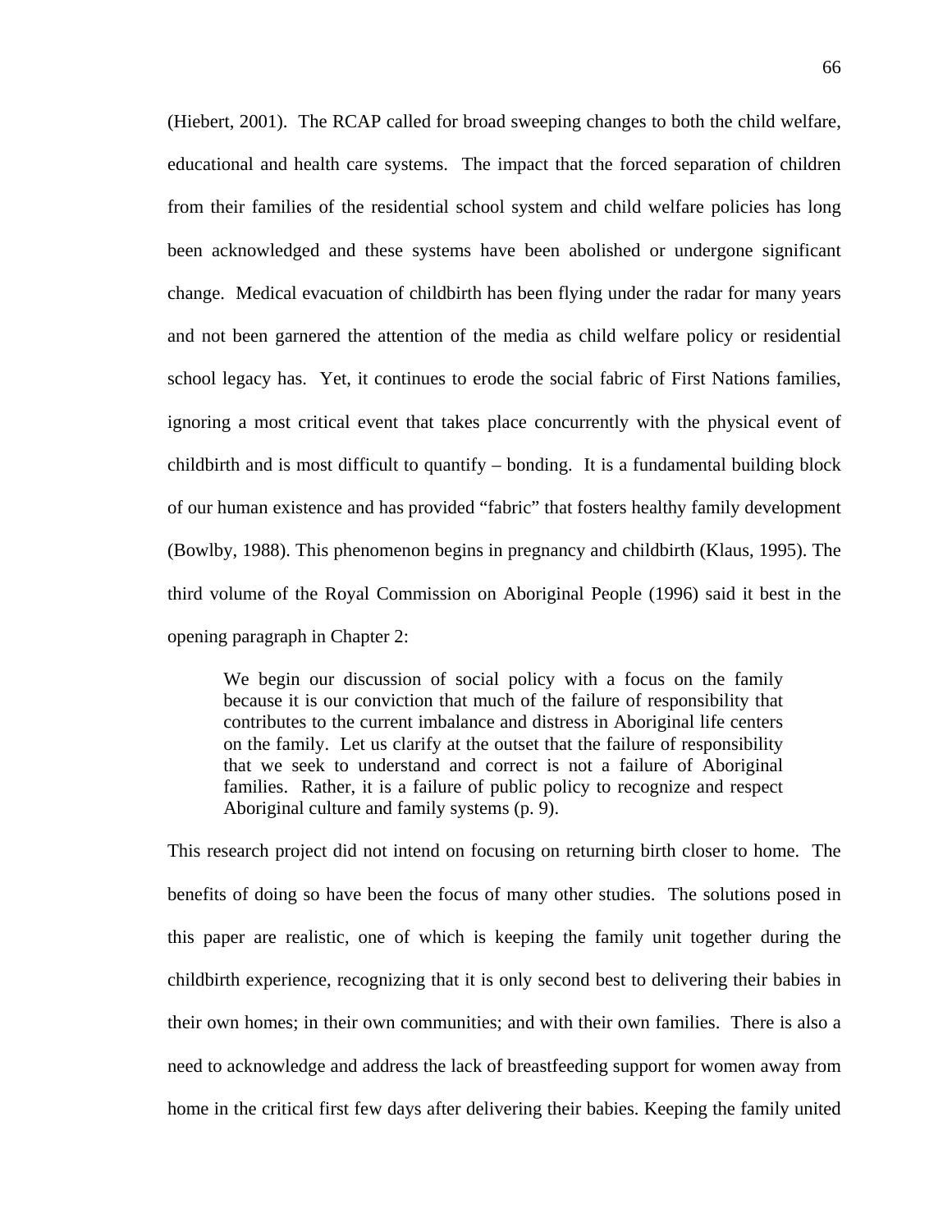(Hiebert, 2001). The RCAP called for broad sweeping changes to both the child welfare, educational and health care systems. The impact that the forced separation of children from their families of the residential school system and child welfare policies has long been acknowledged and these systems have been abolished or undergone significant change. Medical evacuation of childbirth has been flying under the radar for many years and not been garnered the attention of the media as child welfare policy or residential school legacy has. Yet, it continues to erode the social fabric of First Nations families, ignoring a most critical event that takes place concurrently with the physical event of childbirth and is most difficult to quantify – bonding. It is a fundamental building block of our human existence and has provided "fabric" that fosters healthy family development (Bowlby, 1988). This phenomenon begins in pregnancy and childbirth (Klaus, 1995). The third volume of the Royal Commission on Aboriginal People (1996) said it best in the opening paragraph in Chapter 2:

> We begin our discussion of social policy with a focus on the family because it is our conviction that much of the failure of responsibility that contributes to the current imbalance and distress in Aboriginal life centers on the family. Let us clarify at the outset that the failure of responsibility that we seek to understand and correct is not a failure of Aboriginal families. Rather, it is a failure of public policy to recognize and respect Aboriginal culture and family systems (p. 9).

This research project did not intend on focusing on returning birth closer to home. The benefits of doing so have been the focus of many other studies. The solutions posed in this paper are realistic, one of which is keeping the family unit together during the childbirth experience, recognizing that it is only second best to delivering their babies in their own homes; in their own communities; and with their own families. There is also a need to acknowledge and address the lack of breastfeeding support for women away from home in the critical first few days after delivering their babies. Keeping the family united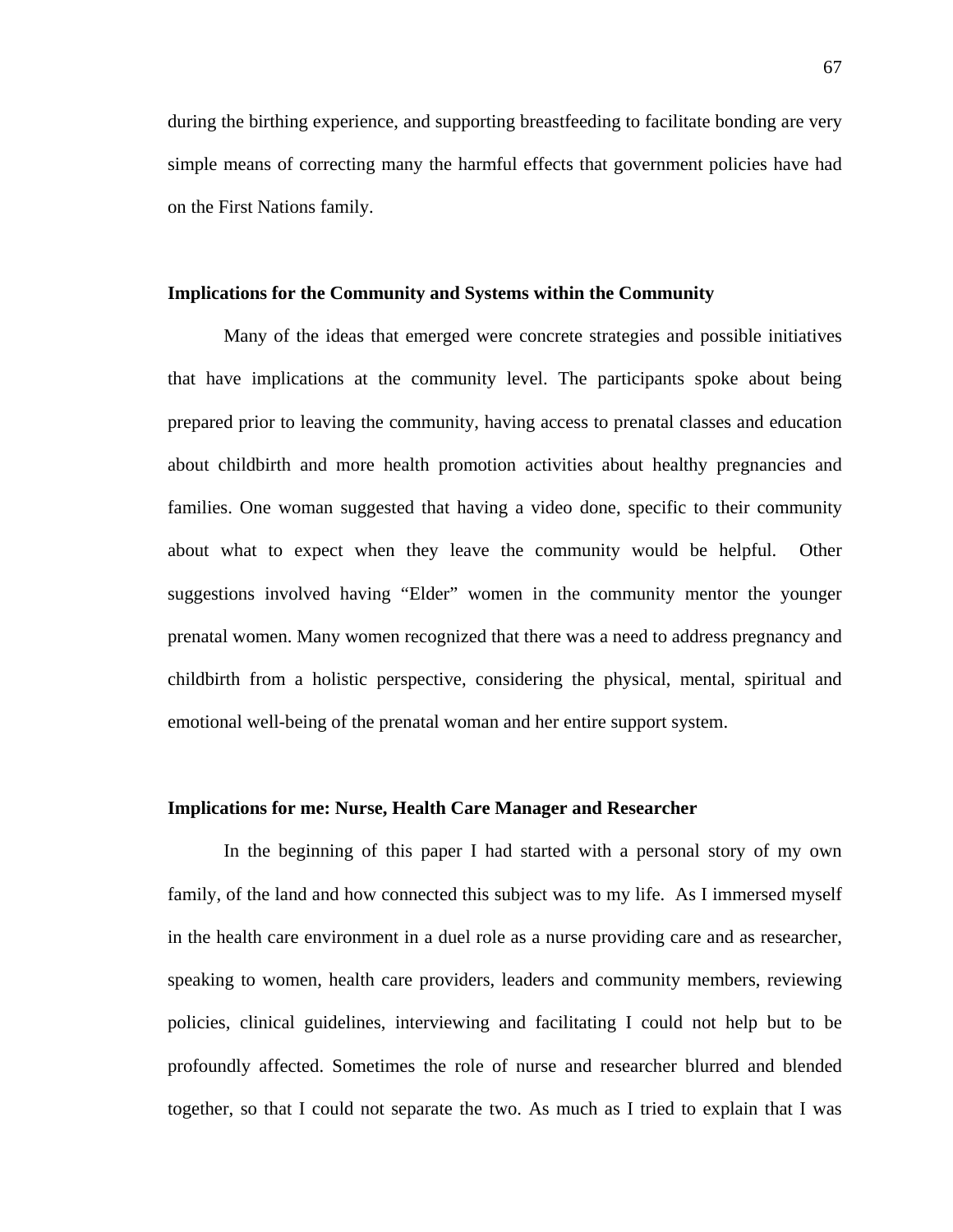during the birthing experience, and supporting breastfeeding to facilitate bonding are very simple means of correcting many the harmful effects that government policies have had on the First Nations family.

**Implications for the Community and Systems within the Community**

Many of the ideas that emerged were concrete strategies and possible initiatives that have implications at the community level. The participants spoke about being prepared prior to leaving the community, having access to prenatal classes and education about childbirth and more health promotion activities about healthy pregnancies and families. One woman suggested that having a video done, specific to their community about what to expect when they leave the community would be helpful. Other suggestions involved having "Elder" women in the community mentor the younger prenatal women. Many women recognized that there was a need to address pregnancy and childbirth from a holistic perspective, considering the physical, mental, spiritual and emotional well-being of the prenatal woman and her entire support system.

**Implications for me: Nurse, Health Care Manager and Researcher**

In the beginning of this paper I had started with a personal story of my own family, of the land and how connected this subject was to my life. As I immersed myself in the health care environment in a duel role as a nurse providing care and as researcher, speaking to women, health care providers, leaders and community members, reviewing policies, clinical guidelines, interviewing and facilitating I could not help but to be profoundly affected. Sometimes the role of nurse and researcher blurred and blended together, so that I could not separate the two. As much as I tried to explain that I was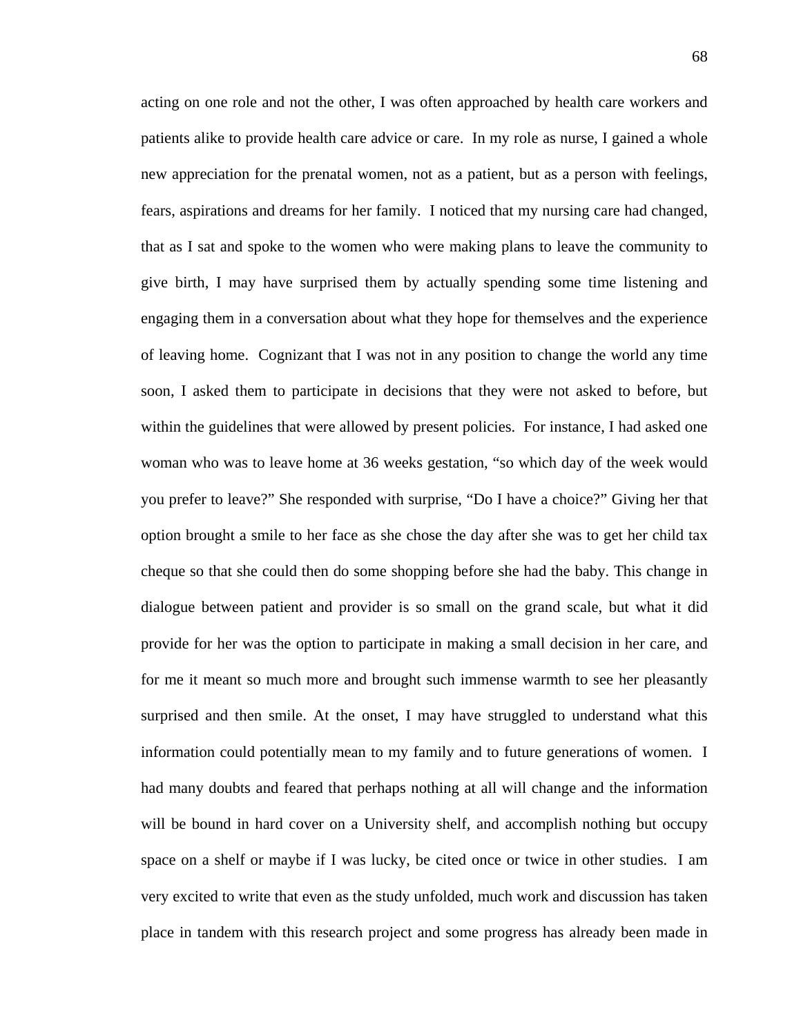acting on one role and not the other, I was often approached by health care workers and patients alike to provide health care advice or care. In my role as nurse, I gained a whole new appreciation for the prenatal women, not as a patient, but as a person with feelings, fears, aspirations and dreams for her family. I noticed that my nursing care had changed, that as I sat and spoke to the women who were making plans to leave the community to give birth, I may have surprised them by actually spending some time listening and engaging them in a conversation about what they hope for themselves and the experience of leaving home. Cognizant that I was not in any position to change the world any time soon, I asked them to participate in decisions that they were not asked to before, but within the guidelines that were allowed by present policies. For instance, I had asked one woman who was to leave home at 36 weeks gestation, "so which day of the week would you prefer to leave?" She responded with surprise, "Do I have a choice?" Giving her that option brought a smile to her face as she chose the day after she was to get her child tax cheque so that she could then do some shopping before she had the baby. This change in dialogue between patient and provider is so small on the grand scale, but what it did provide for her was the option to participate in making a small decision in her care, and for me it meant so much more and brought such immense warmth to see her pleasantly surprised and then smile. At the onset, I may have struggled to understand what this information could potentially mean to my family and to future generations of women. I had many doubts and feared that perhaps nothing at all will change and the information will be bound in hard cover on a University shelf, and accomplish nothing but occupy space on a shelf or maybe if I was lucky, be cited once or twice in other studies. I am very excited to write that even as the study unfolded, much work and discussion has taken place in tandem with this research project and some progress has already been made in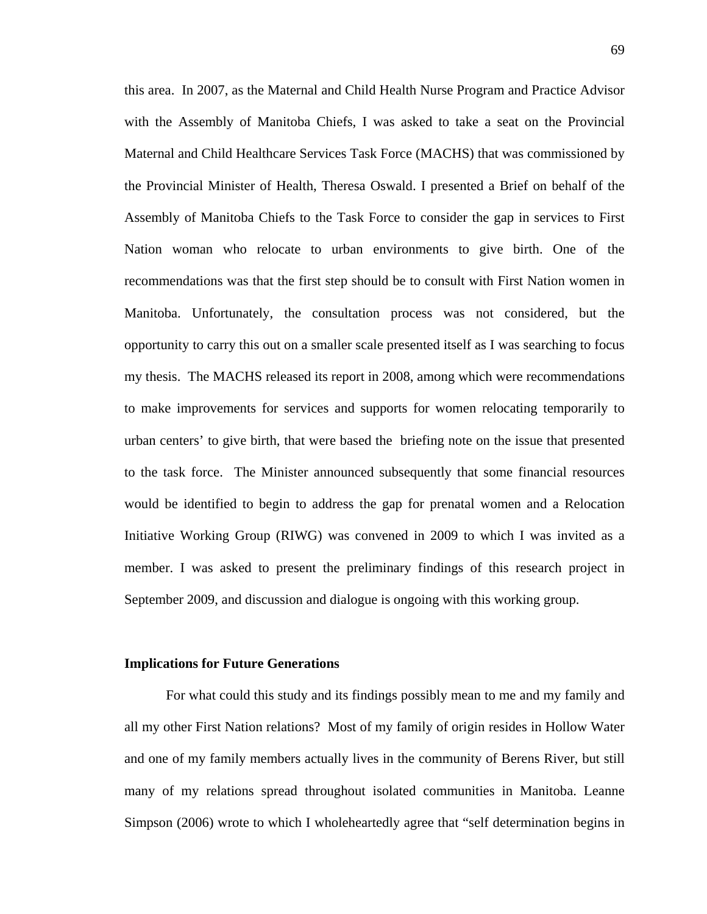this area. In 2007, as the Maternal and Child Health Nurse Program and Practice Advisor with the Assembly of Manitoba Chiefs, I was asked to take a seat on the Provincial Maternal and Child Healthcare Services Task Force (MACHS) that was commissioned by the Provincial Minister of Health, Theresa Oswald. I presented a Brief on behalf of the Assembly of Manitoba Chiefs to the Task Force to consider the gap in services to First Nation woman who relocate to urban environments to give birth. One of the recommendations was that the first step should be to consult with First Nation women in Manitoba. Unfortunately, the consultation process was not considered, but the opportunity to carry this out on a smaller scale presented itself as I was searching to focus my thesis. The MACHS released its report in 2008, among which were recommendations to make improvements for services and supports for women relocating temporarily to urban centers' to give birth, that were based the briefing note on the issue that presented to the task force. The Minister announced subsequently that some financial resources would be identified to begin to address the gap for prenatal women and a Relocation Initiative Working Group (RIWG) was convened in 2009 to which I was invited as a member. I was asked to present the preliminary findings of this research project in September 2009, and discussion and dialogue is ongoing with this working group.

**Implications for Future Generations**

For what could this study and its findings possibly mean to me and my family and all my other First Nation relations? Most of my family of origin resides in Hollow Water and one of my family members actually lives in the community of Berens River, but still many of my relations spread throughout isolated communities in Manitoba. Leanne Simpson (2006) wrote to which I wholeheartedly agree that "self determination begins in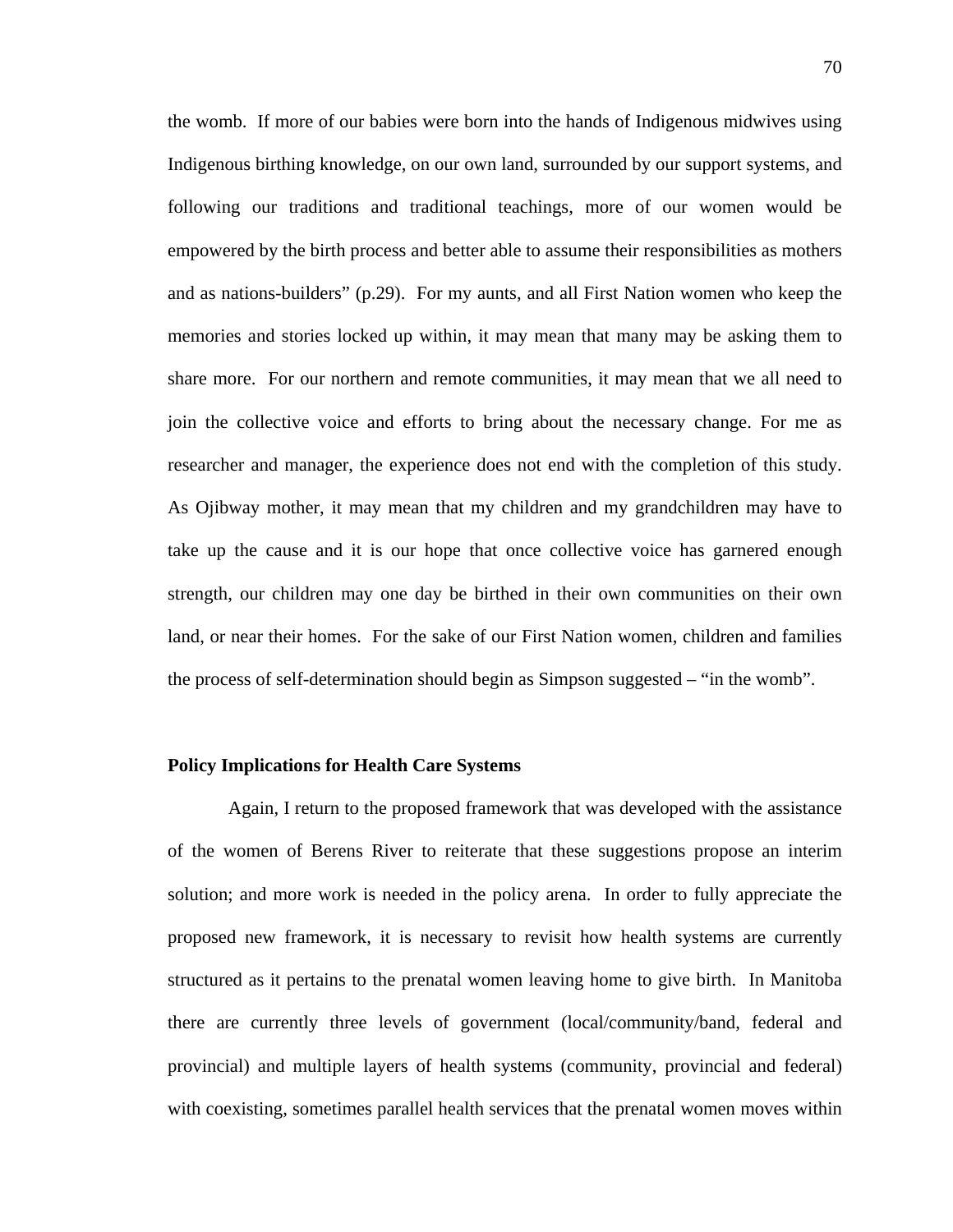the womb. If more of our babies were born into the hands of Indigenous midwives using Indigenous birthing knowledge, on our own land, surrounded by our support systems, and following our traditions and traditional teachings, more of our women would be empowered by the birth process and better able to assume their responsibilities as mothers and as nations-builders" (p.29). For my aunts, and all First Nation women who keep the memories and stories locked up within, it may mean that many may be asking them to share more. For our northern and remote communities, it may mean that we all need to join the collective voice and efforts to bring about the necessary change. For me as researcher and manager, the experience does not end with the completion of this study. As Ojibway mother, it may mean that my children and my grandchildren may have to take up the cause and it is our hope that once collective voice has garnered enough strength, our children may one day be birthed in their own communities on their own land, or near their homes. For the sake of our First Nation women, children and families the process of self-determination should begin as Simpson suggested – "in the womb".

**Policy Implications for Health Care Systems**

Again, I return to the proposed framework that was developed with the assistance of the women of Berens River to reiterate that these suggestions propose an interim solution; and more work is needed in the policy arena. In order to fully appreciate the proposed new framework, it is necessary to revisit how health systems are currently structured as it pertains to the prenatal women leaving home to give birth. In Manitoba there are currently three levels of government (local/community/band, federal and provincial) and multiple layers of health systems (community, provincial and federal) with coexisting, sometimes parallel health services that the prenatal women moves within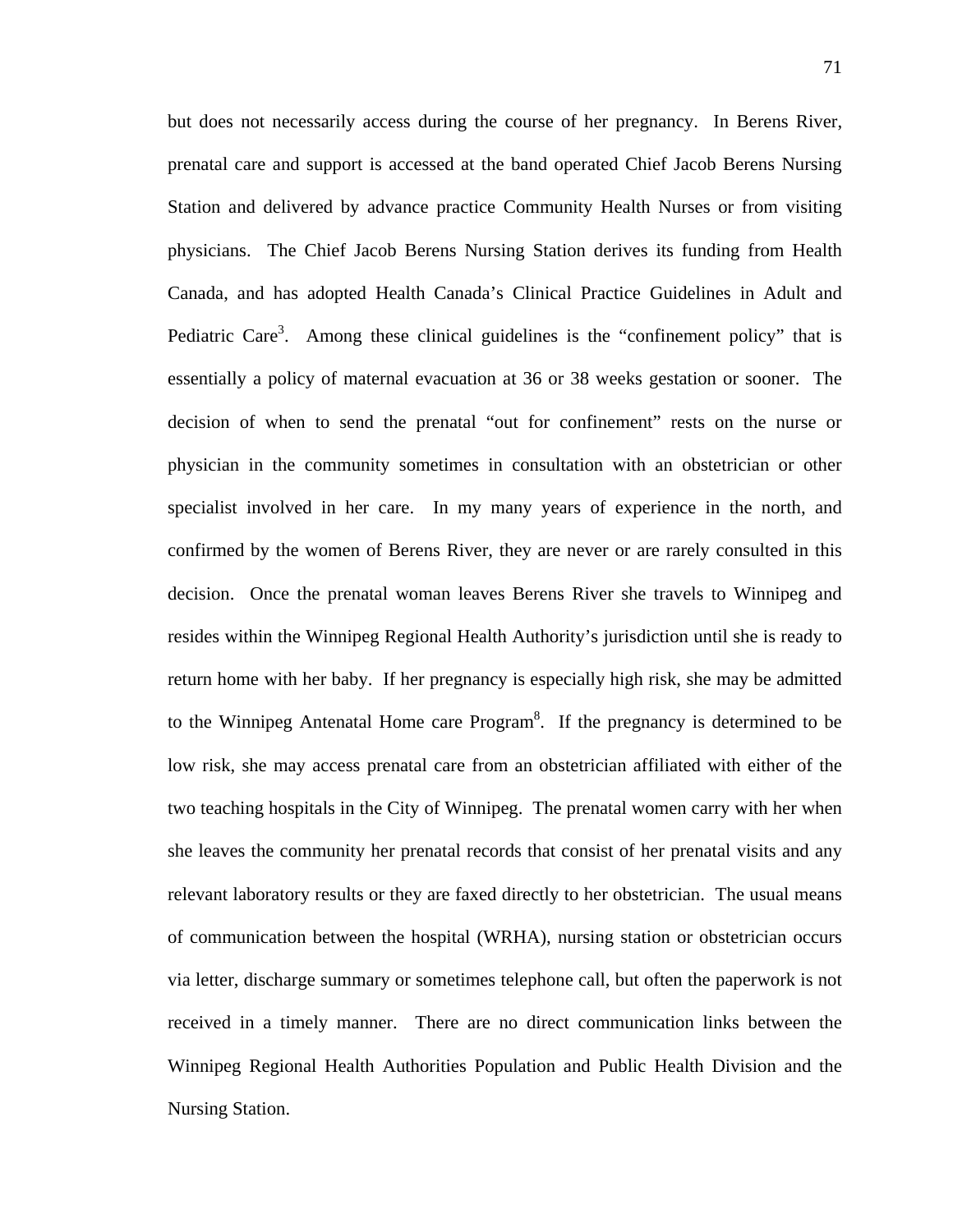but does not necessarily access during the course of her pregnancy. In Berens River, prenatal care and support is accessed at the band operated Chief Jacob Berens Nursing Station and delivered by advance practice Community Health Nurses or from visiting physicians. The Chief Jacob Berens Nursing Station derives its funding from Health Canada, and has adopted Health Canada's Clinical Practice Guidelines in Adult and Pediatric Care[3]. Among these clinical guidelines is the "confinement policy" that is essentially a policy of maternal evacuation at 36 or 38 weeks gestation or sooner. The decision of when to send the prenatal "out for confinement" rests on the nurse or physician in the community sometimes in consultation with an obstetrician or other specialist involved in her care. In my many years of experience in the north, and confirmed by the women of Berens River, they are never or are rarely consulted in this decision. Once the prenatal woman leaves Berens River she travels to Winnipeg and resides within the Winnipeg Regional Health Authority's jurisdiction until she is ready to return home with her baby. If her pregnancy is especially high risk, she may be admitted to the Winnipeg Antenatal Home care Program[8]. If the pregnancy is determined to be low risk, she may access prenatal care from an obstetrician affiliated with either of the two teaching hospitals in the City of Winnipeg. The prenatal women carry with her when she leaves the community her prenatal records that consist of her prenatal visits and any relevant laboratory results or they are faxed directly to her obstetrician. The usual means of communication between the hospital (WRHA), nursing station or obstetrician occurs via letter, discharge summary or sometimes telephone call, but often the paperwork is not received in a timely manner. There are no direct communication links between the Winnipeg Regional Health Authorities Population and Public Health Division and the Nursing Station.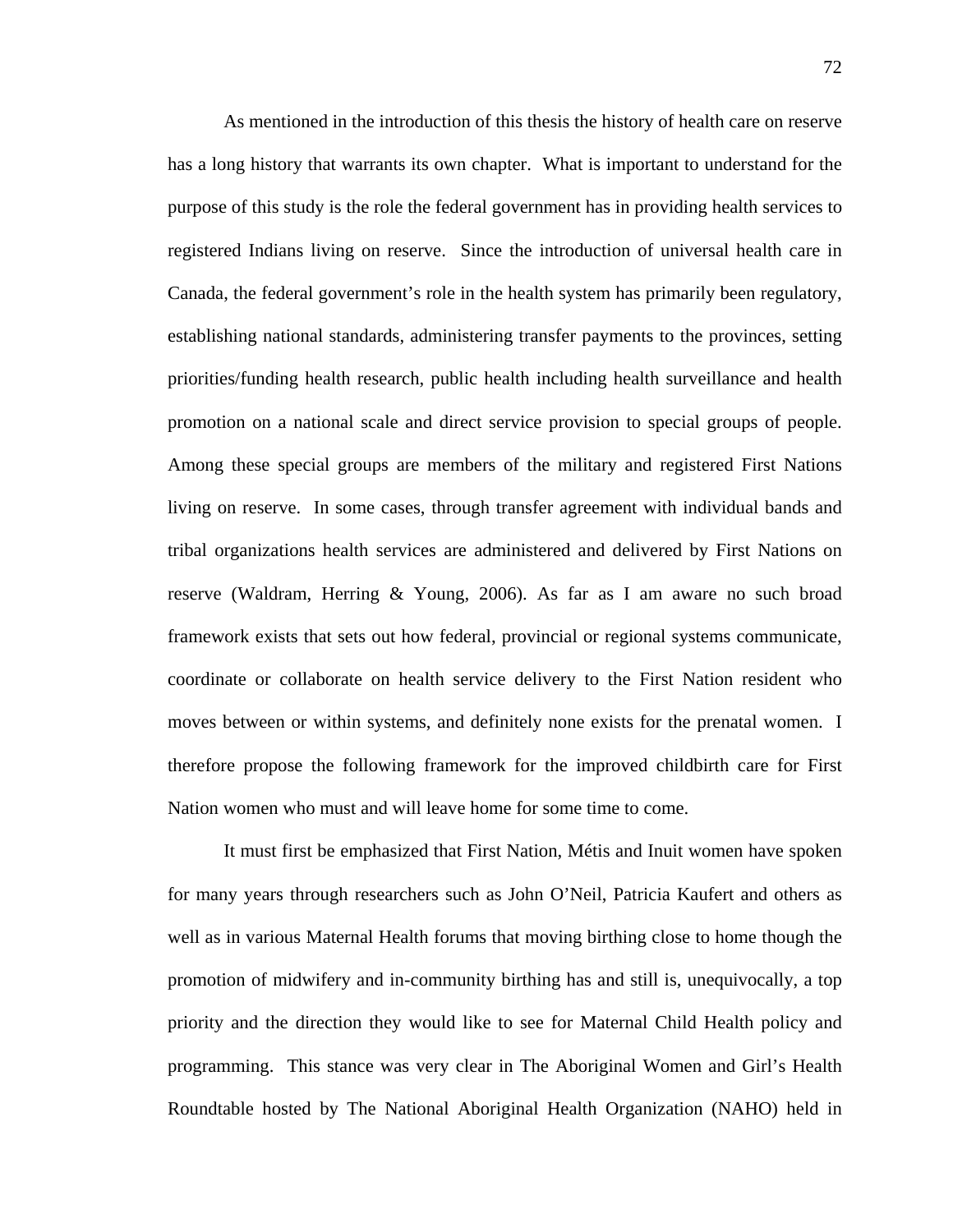As mentioned in the introduction of this thesis the history of health care on reserve has a long history that warrants its own chapter. What is important to understand for the purpose of this study is the role the federal government has in providing health services to registered Indians living on reserve. Since the introduction of universal health care in Canada, the federal government's role in the health system has primarily been regulatory, establishing national standards, administering transfer payments to the provinces, setting priorities/funding health research, public health including health surveillance and health promotion on a national scale and direct service provision to special groups of people. Among these special groups are members of the military and registered First Nations living on reserve. In some cases, through transfer agreement with individual bands and tribal organizations health services are administered and delivered by First Nations on reserve (Waldram, Herring & Young, 2006). As far as I am aware no such broad framework exists that sets out how federal, provincial or regional systems communicate, coordinate or collaborate on health service delivery to the First Nation resident who moves between or within systems, and definitely none exists for the prenatal women. I therefore propose the following framework for the improved childbirth care for First Nation women who must and will leave home for some time to come.

It must first be emphasized that First Nation, Métis and Inuit women have spoken for many years through researchers such as John O'Neil, Patricia Kaufert and others as well as in various Maternal Health forums that moving birthing close to home though the promotion of midwifery and in-community birthing has and still is, unequivocally, a top priority and the direction they would like to see for Maternal Child Health policy and programming. This stance was very clear in The Aboriginal Women and Girl's Health Roundtable hosted by The National Aboriginal Health Organization (NAHO) held in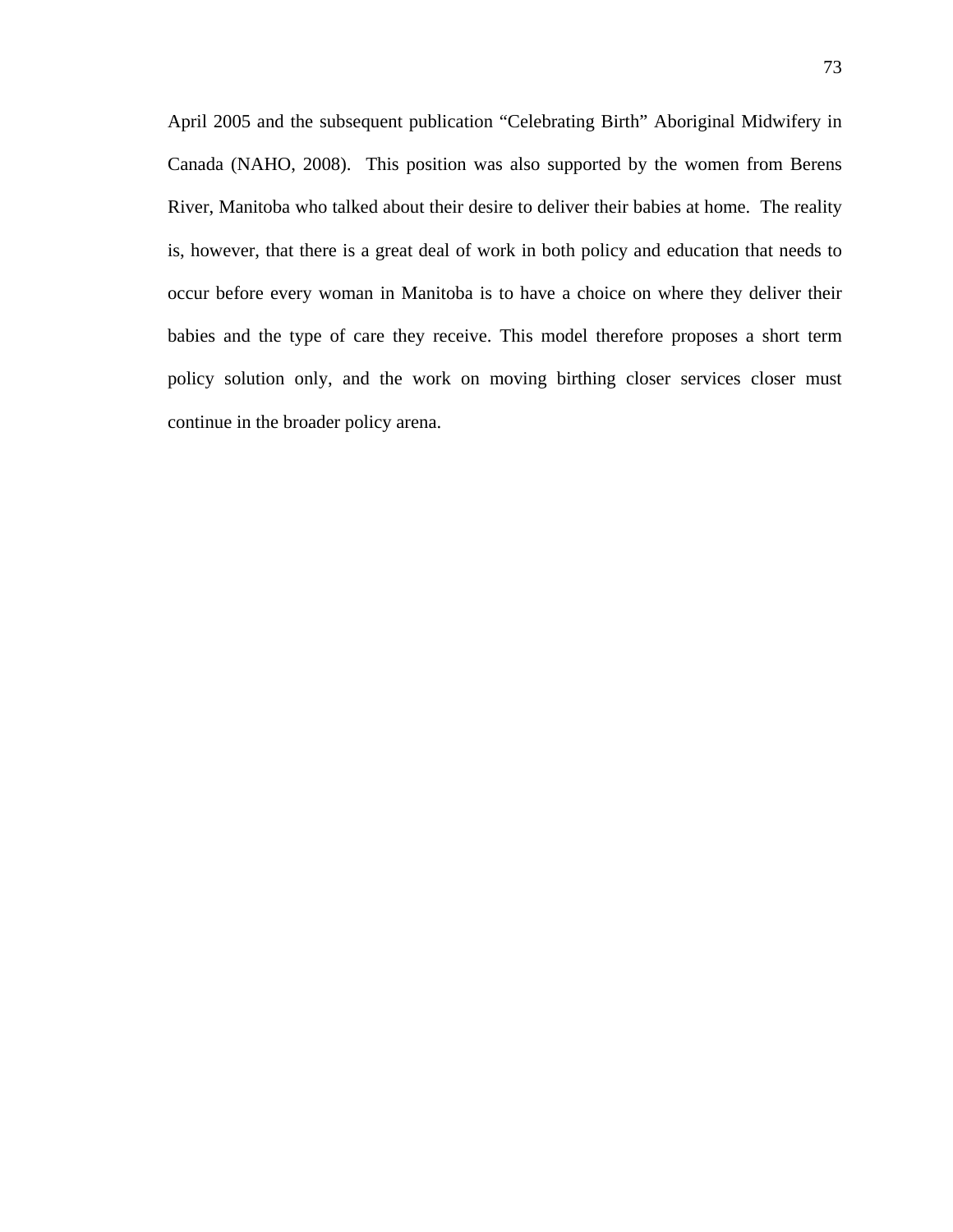April 2005 and the subsequent publication “Celebrating Birth” Aboriginal Midwifery in Canada (NAHO, 2008). This position was also supported by the women from Berens River, Manitoba who talked about their desire to deliver their babies at home. The reality is, however, that there is a great deal of work in both policy and education that needs to occur before every woman in Manitoba is to have a choice on where they deliver their babies and the type of care they receive. This model therefore proposes a short term policy solution only, and the work on moving birthing closer services closer must continue in the broader policy arena.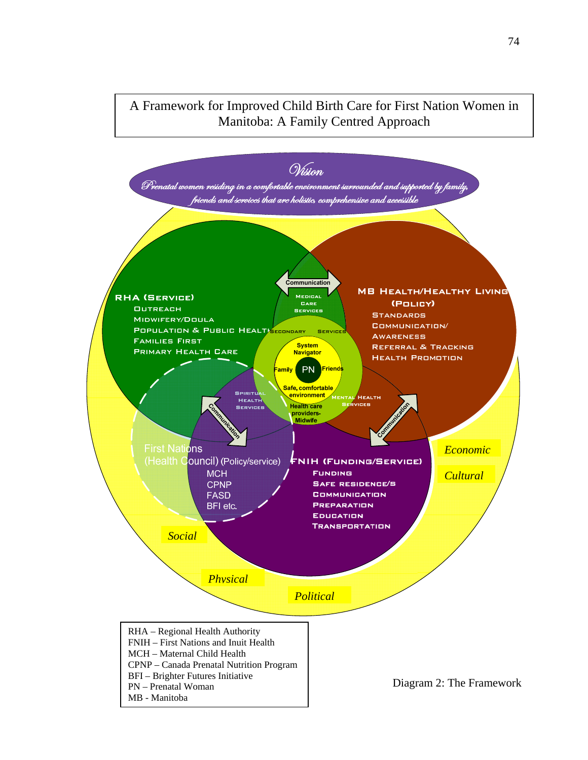A Framework for Improved Child Birth Care for First Nation Women in Manitoba: A Family Centred Approach

*Vision*

*Prenatal women residing in a comfortable environment surrounded and supported by family, friends and services that are holistic, comprehensive and accessible*

**RHA (Service)**
- Outreach
- Midwifery/Doula
- Population & Public Health
- Families First
- Primary Health Care

**MB Health/Healthy Living (Policy)**
- Standards
- Communication/Awareness
- Referral & Tracking
- Health Promotion

**FNIH (Funding/Service)**
- Funding
- Safe residence/s
- Communication
- Preparation
- Education
- Transportation

**First Nations (Health Council) (Policy/service)**
- MCH
- CPNP
- FASD
- BFI etc.

Communication

Medical Care Services

Secondary Services

Spiritual Health Services

Mental Health Services

System Navigator

Family — PN — Friends

Safe, comfortable environment

Health care providers-Midwife

*Economic*

*Cultural*

*Social*

*Physical*

*Political*

RHA – Regional Health Authority
FNIH – First Nations and Inuit Health
MCH – Maternal Child Health
CPNP – Canada Prenatal Nutrition Program
BFI – Brighter Futures Initiative
PN – Prenatal Woman
MB - Manitoba

Diagram 2: The Framework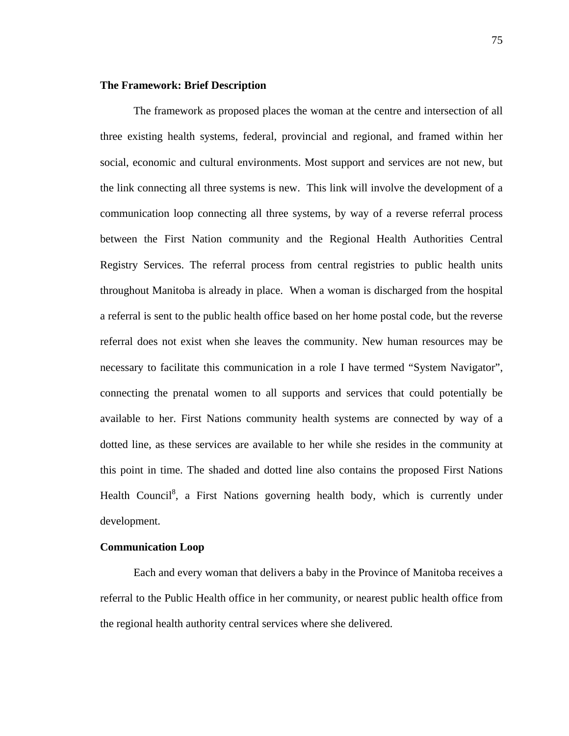**The Framework: Brief Description**

The framework as proposed places the woman at the centre and intersection of all three existing health systems, federal, provincial and regional, and framed within her social, economic and cultural environments. Most support and services are not new, but the link connecting all three systems is new. This link will involve the development of a communication loop connecting all three systems, by way of a reverse referral process between the First Nation community and the Regional Health Authorities Central Registry Services. The referral process from central registries to public health units throughout Manitoba is already in place. When a woman is discharged from the hospital a referral is sent to the public health office based on her home postal code, but the reverse referral does not exist when she leaves the community. New human resources may be necessary to facilitate this communication in a role I have termed "System Navigator", connecting the prenatal women to all supports and services that could potentially be available to her. First Nations community health systems are connected by way of a dotted line, as these services are available to her while she resides in the community at this point in time. The shaded and dotted line also contains the proposed First Nations Health Council[8], a First Nations governing health body, which is currently under development.

**Communication Loop**

Each and every woman that delivers a baby in the Province of Manitoba receives a referral to the Public Health office in her community, or nearest public health office from the regional health authority central services where she delivered.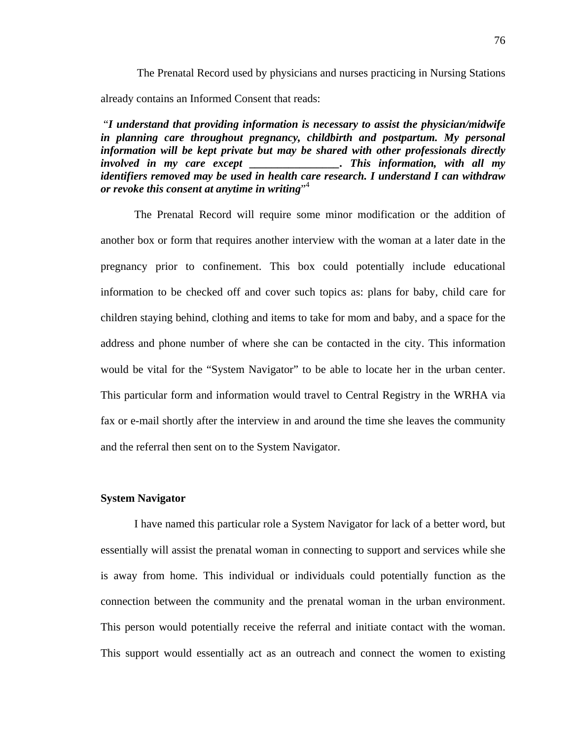The Prenatal Record used by physicians and nurses practicing in Nursing Stations already contains an Informed Consent that reads:

"***I understand that providing information is necessary to assist the physician/midwife in planning care throughout pregnancy, childbirth and postpartum. My personal information will be kept private but may be shared with other professionals directly involved in my care except ________________. This information, with all my identifiers removed may be used in health care research. I understand I can withdraw or revoke this consent at anytime in writing***"[4]

The Prenatal Record will require some minor modification or the addition of another box or form that requires another interview with the woman at a later date in the pregnancy prior to confinement. This box could potentially include educational information to be checked off and cover such topics as: plans for baby, child care for children staying behind, clothing and items to take for mom and baby, and a space for the address and phone number of where she can be contacted in the city. This information would be vital for the "System Navigator" to be able to locate her in the urban center. This particular form and information would travel to Central Registry in the WRHA via fax or e-mail shortly after the interview in and around the time she leaves the community and the referral then sent on to the System Navigator.

**System Navigator**

I have named this particular role a System Navigator for lack of a better word, but essentially will assist the prenatal woman in connecting to support and services while she is away from home. This individual or individuals could potentially function as the connection between the community and the prenatal woman in the urban environment. This person would potentially receive the referral and initiate contact with the woman. This support would essentially act as an outreach and connect the women to existing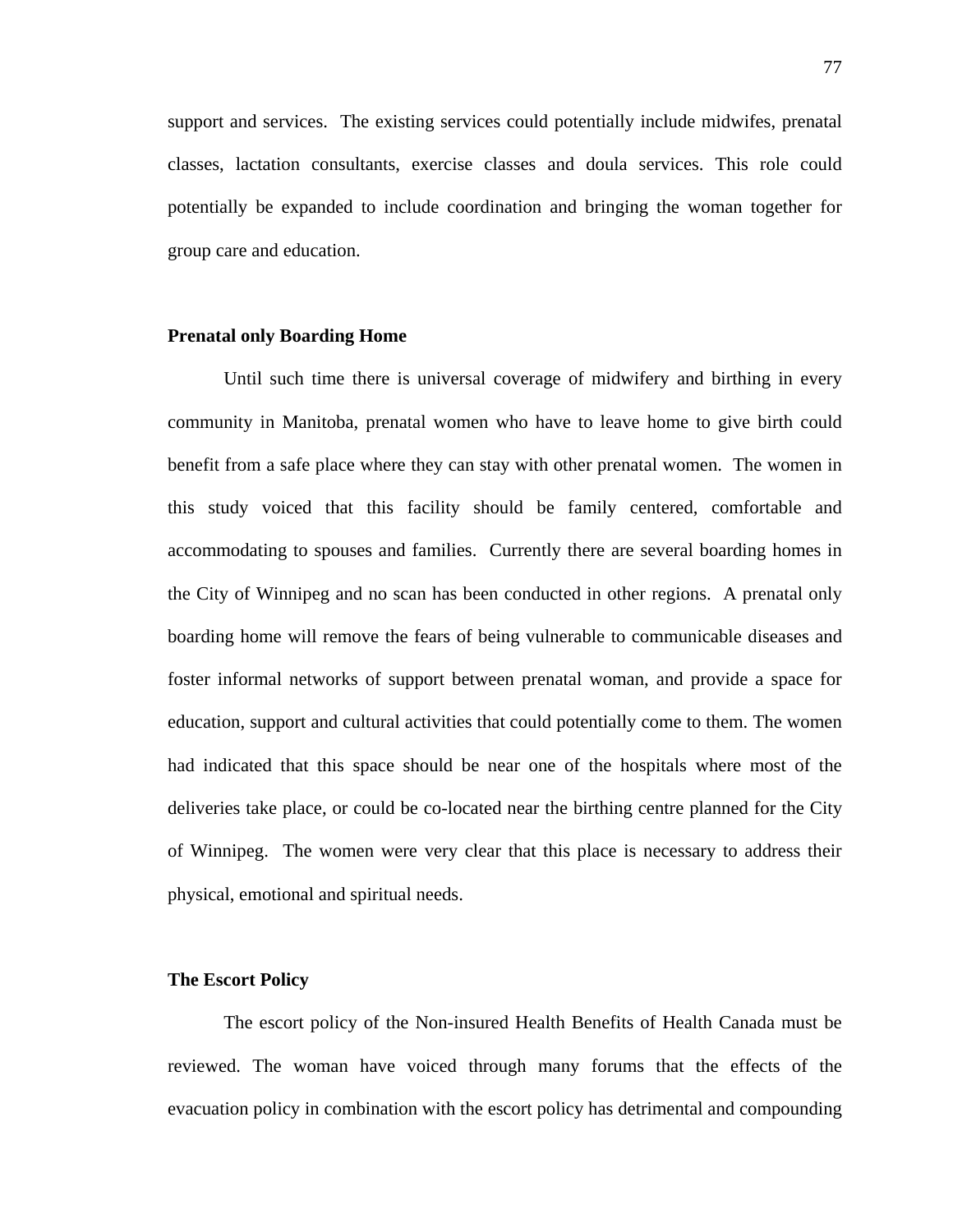support and services. The existing services could potentially include midwifes, prenatal classes, lactation consultants, exercise classes and doula services. This role could potentially be expanded to include coordination and bringing the woman together for group care and education.

**Prenatal only Boarding Home**

Until such time there is universal coverage of midwifery and birthing in every community in Manitoba, prenatal women who have to leave home to give birth could benefit from a safe place where they can stay with other prenatal women. The women in this study voiced that this facility should be family centered, comfortable and accommodating to spouses and families. Currently there are several boarding homes in the City of Winnipeg and no scan has been conducted in other regions. A prenatal only boarding home will remove the fears of being vulnerable to communicable diseases and foster informal networks of support between prenatal woman, and provide a space for education, support and cultural activities that could potentially come to them. The women had indicated that this space should be near one of the hospitals where most of the deliveries take place, or could be co-located near the birthing centre planned for the City of Winnipeg. The women were very clear that this place is necessary to address their physical, emotional and spiritual needs.

**The Escort Policy**

The escort policy of the Non-insured Health Benefits of Health Canada must be reviewed. The woman have voiced through many forums that the effects of the evacuation policy in combination with the escort policy has detrimental and compounding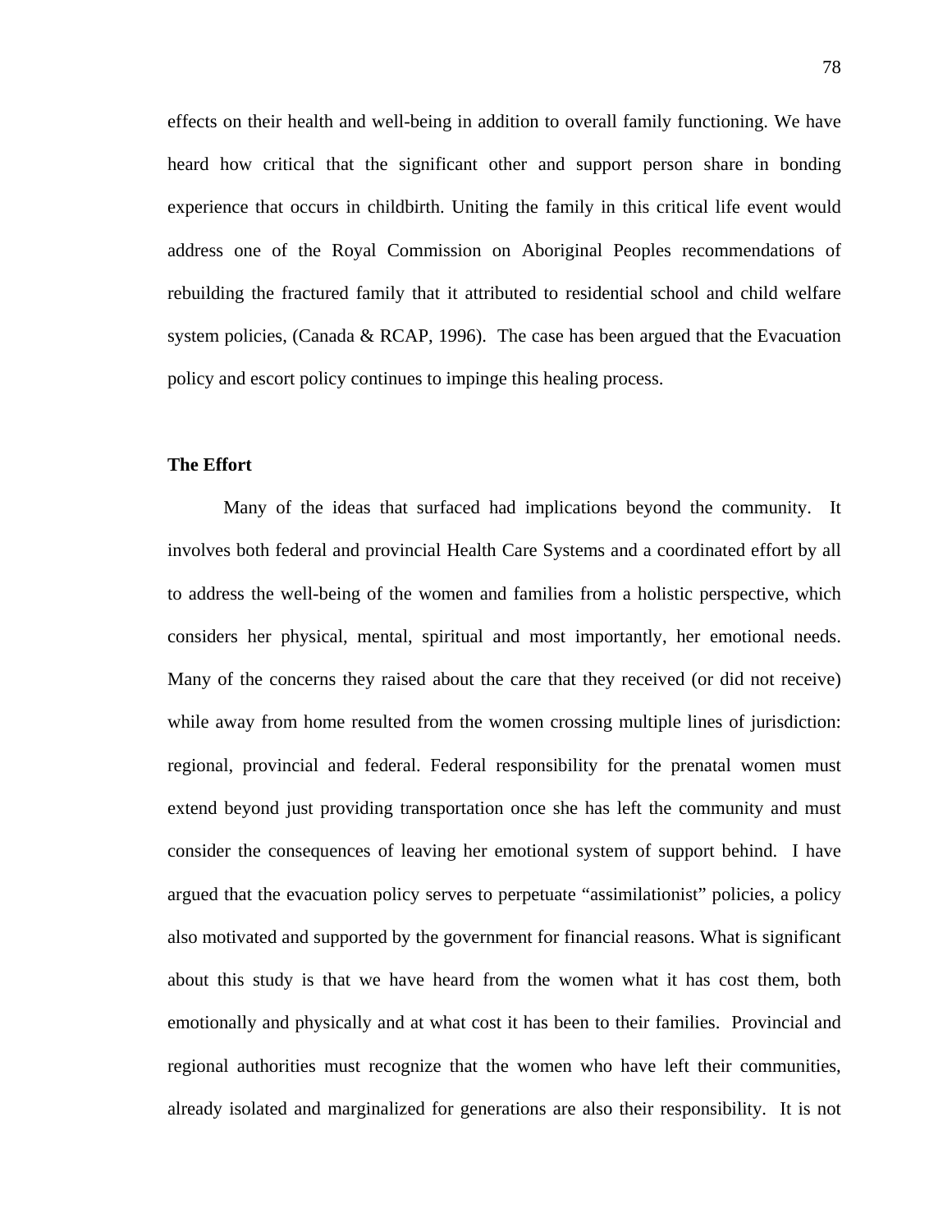effects on their health and well-being in addition to overall family functioning. We have heard how critical that the significant other and support person share in bonding experience that occurs in childbirth. Uniting the family in this critical life event would address one of the Royal Commission on Aboriginal Peoples recommendations of rebuilding the fractured family that it attributed to residential school and child welfare system policies, (Canada & RCAP, 1996). The case has been argued that the Evacuation policy and escort policy continues to impinge this healing process.

**The Effort**

Many of the ideas that surfaced had implications beyond the community. It involves both federal and provincial Health Care Systems and a coordinated effort by all to address the well-being of the women and families from a holistic perspective, which considers her physical, mental, spiritual and most importantly, her emotional needs. Many of the concerns they raised about the care that they received (or did not receive) while away from home resulted from the women crossing multiple lines of jurisdiction: regional, provincial and federal. Federal responsibility for the prenatal women must extend beyond just providing transportation once she has left the community and must consider the consequences of leaving her emotional system of support behind. I have argued that the evacuation policy serves to perpetuate "assimilationist" policies, a policy also motivated and supported by the government for financial reasons. What is significant about this study is that we have heard from the women what it has cost them, both emotionally and physically and at what cost it has been to their families. Provincial and regional authorities must recognize that the women who have left their communities, already isolated and marginalized for generations are also their responsibility. It is not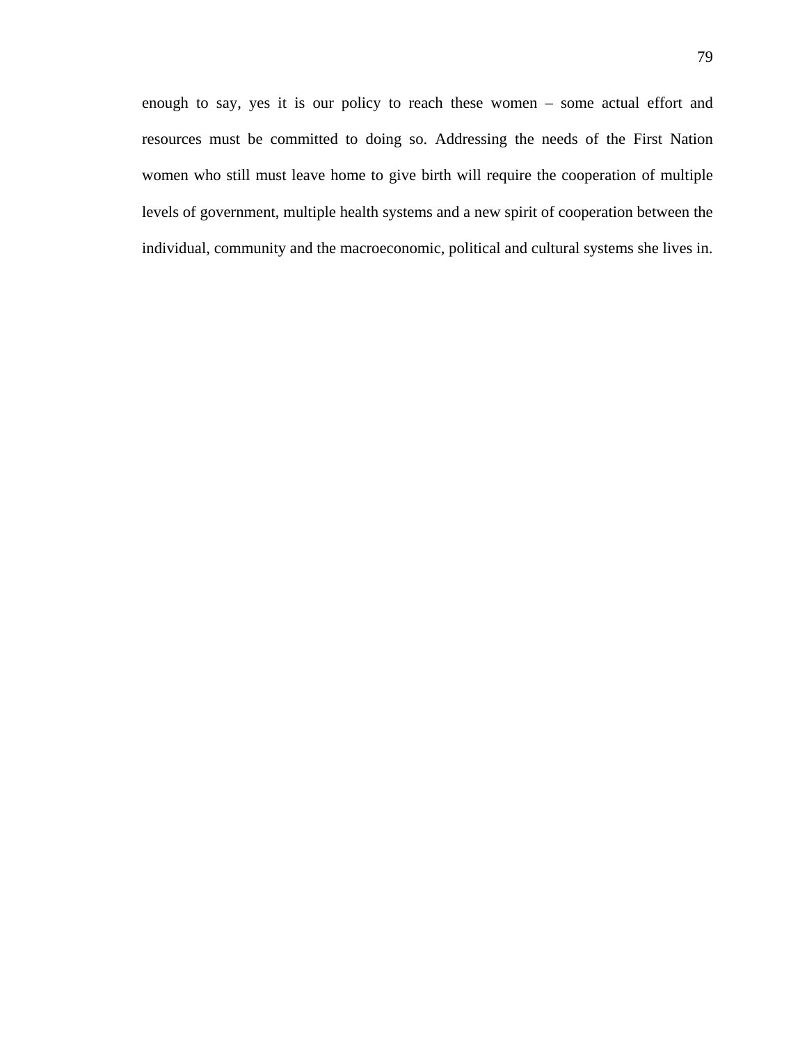enough to say, yes it is our policy to reach these women – some actual effort and resources must be committed to doing so. Addressing the needs of the First Nation women who still must leave home to give birth will require the cooperation of multiple levels of government, multiple health systems and a new spirit of cooperation between the individual, community and the macroeconomic, political and cultural systems she lives in.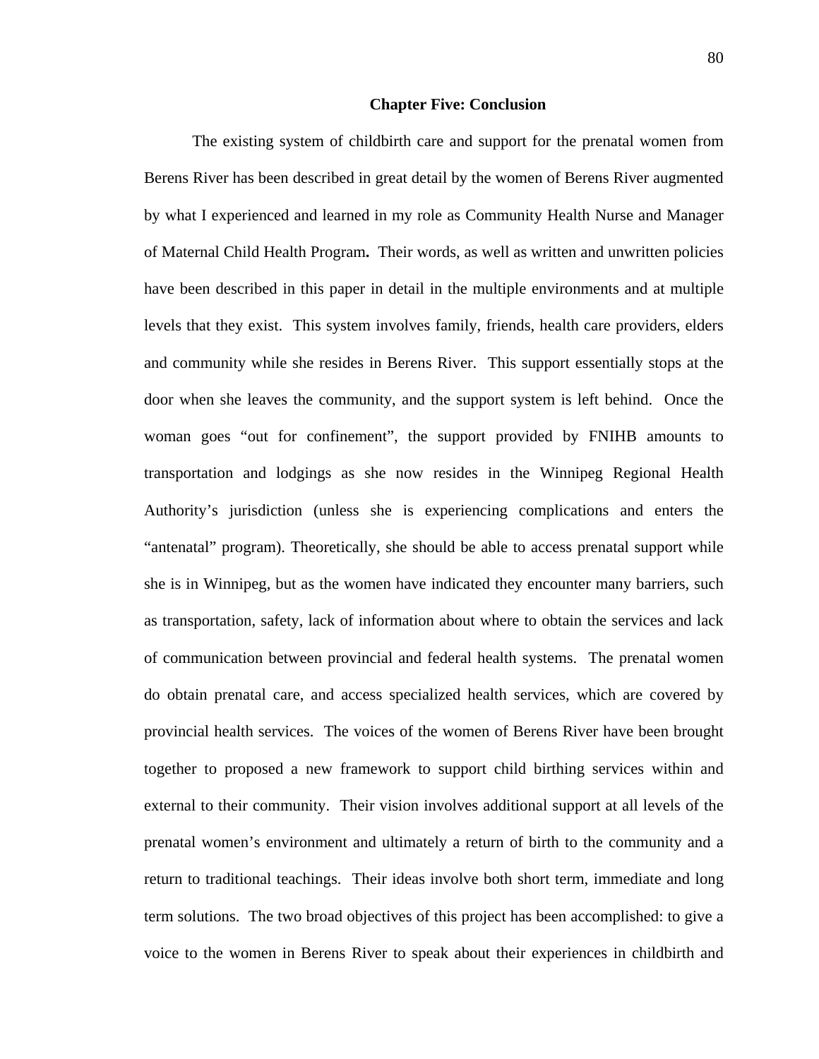## Chapter Five: Conclusion

The existing system of childbirth care and support for the prenatal women from Berens River has been described in great detail by the women of Berens River augmented by what I experienced and learned in my role as Community Health Nurse and Manager of Maternal Child Health Program**.** Their words, as well as written and unwritten policies have been described in this paper in detail in the multiple environments and at multiple levels that they exist. This system involves family, friends, health care providers, elders and community while she resides in Berens River. This support essentially stops at the door when she leaves the community, and the support system is left behind. Once the woman goes "out for confinement", the support provided by FNIHB amounts to transportation and lodgings as she now resides in the Winnipeg Regional Health Authority's jurisdiction (unless she is experiencing complications and enters the "antenatal" program). Theoretically, she should be able to access prenatal support while she is in Winnipeg, but as the women have indicated they encounter many barriers, such as transportation, safety, lack of information about where to obtain the services and lack of communication between provincial and federal health systems. The prenatal women do obtain prenatal care, and access specialized health services, which are covered by provincial health services. The voices of the women of Berens River have been brought together to proposed a new framework to support child birthing services within and external to their community. Their vision involves additional support at all levels of the prenatal women's environment and ultimately a return of birth to the community and a return to traditional teachings. Their ideas involve both short term, immediate and long term solutions. The two broad objectives of this project has been accomplished: to give a voice to the women in Berens River to speak about their experiences in childbirth and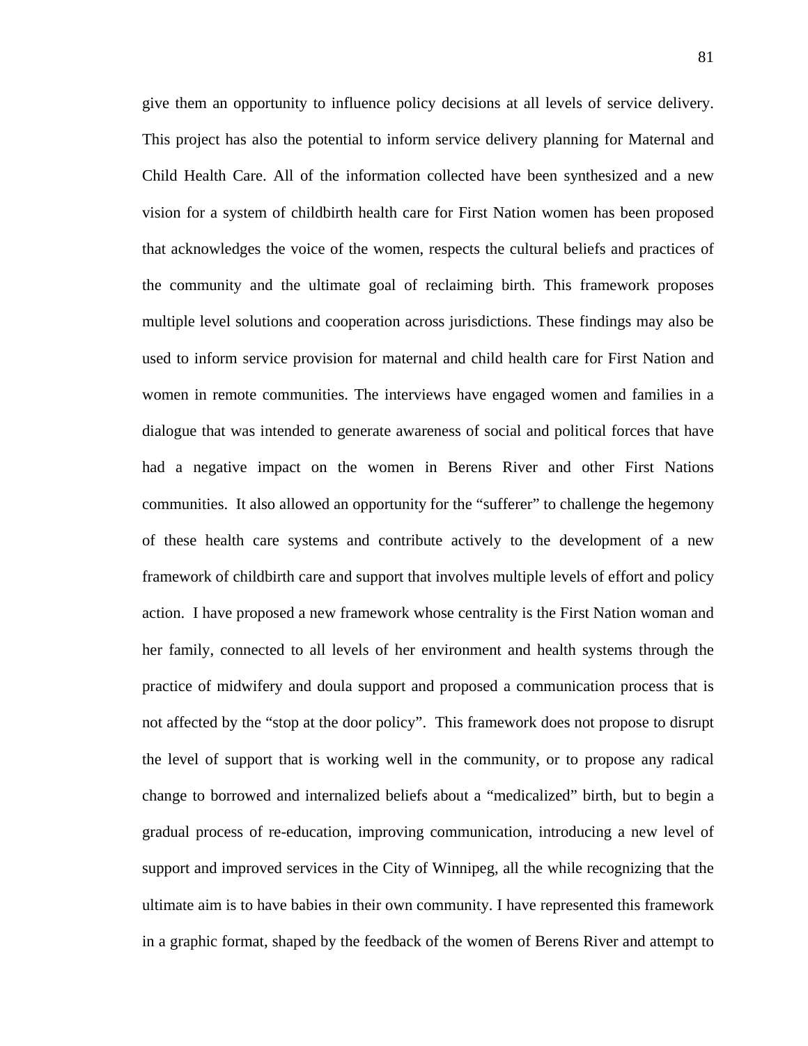give them an opportunity to influence policy decisions at all levels of service delivery. This project has also the potential to inform service delivery planning for Maternal and Child Health Care. All of the information collected have been synthesized and a new vision for a system of childbirth health care for First Nation women has been proposed that acknowledges the voice of the women, respects the cultural beliefs and practices of the community and the ultimate goal of reclaiming birth. This framework proposes multiple level solutions and cooperation across jurisdictions. These findings may also be used to inform service provision for maternal and child health care for First Nation and women in remote communities. The interviews have engaged women and families in a dialogue that was intended to generate awareness of social and political forces that have had a negative impact on the women in Berens River and other First Nations communities. It also allowed an opportunity for the "sufferer" to challenge the hegemony of these health care systems and contribute actively to the development of a new framework of childbirth care and support that involves multiple levels of effort and policy action. I have proposed a new framework whose centrality is the First Nation woman and her family, connected to all levels of her environment and health systems through the practice of midwifery and doula support and proposed a communication process that is not affected by the "stop at the door policy". This framework does not propose to disrupt the level of support that is working well in the community, or to propose any radical change to borrowed and internalized beliefs about a "medicalized" birth, but to begin a gradual process of re-education, improving communication, introducing a new level of support and improved services in the City of Winnipeg, all the while recognizing that the ultimate aim is to have babies in their own community. I have represented this framework in a graphic format, shaped by the feedback of the women of Berens River and attempt to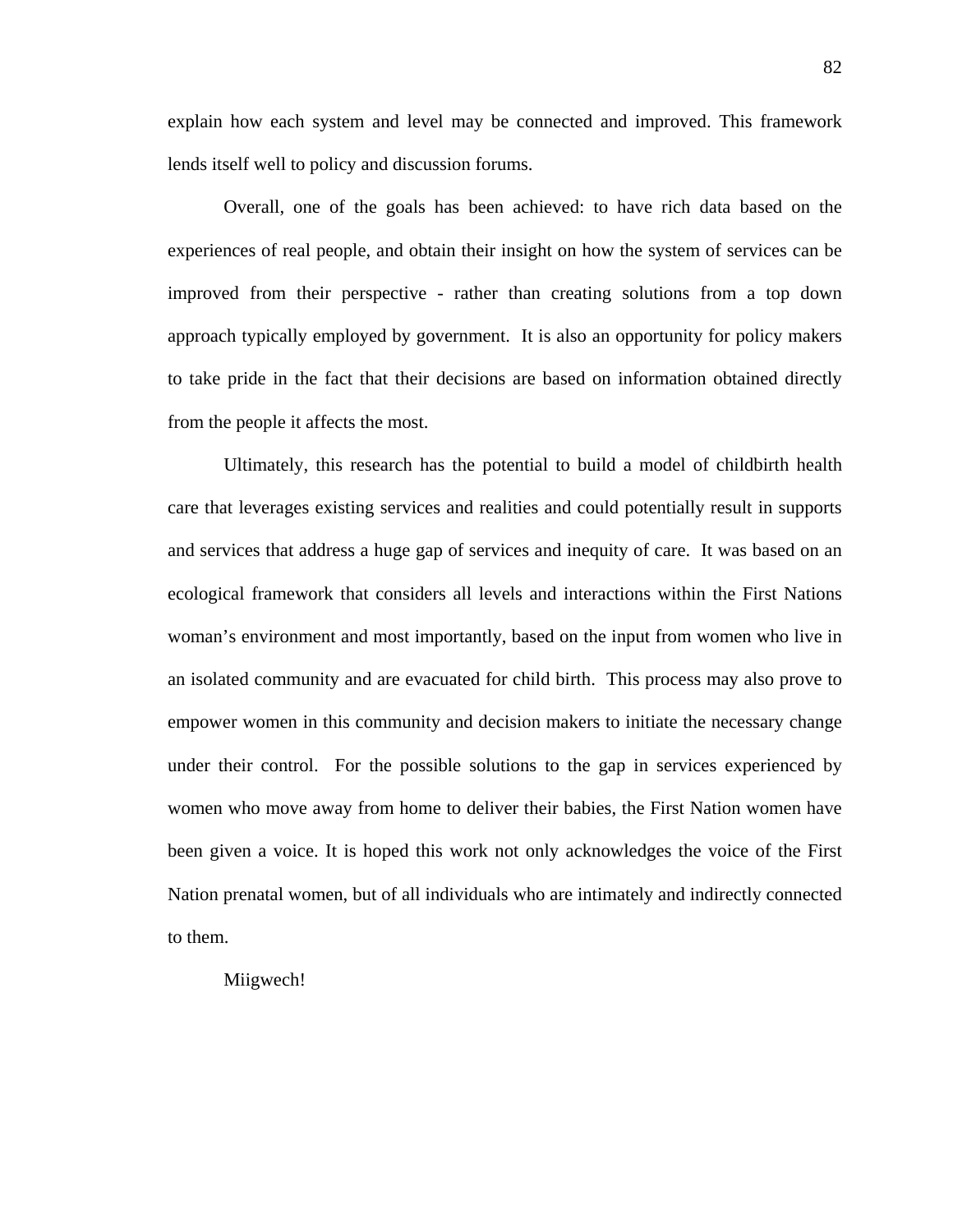explain how each system and level may be connected and improved. This framework lends itself well to policy and discussion forums.

Overall, one of the goals has been achieved: to have rich data based on the experiences of real people, and obtain their insight on how the system of services can be improved from their perspective - rather than creating solutions from a top down approach typically employed by government. It is also an opportunity for policy makers to take pride in the fact that their decisions are based on information obtained directly from the people it affects the most.

Ultimately, this research has the potential to build a model of childbirth health care that leverages existing services and realities and could potentially result in supports and services that address a huge gap of services and inequity of care. It was based on an ecological framework that considers all levels and interactions within the First Nations woman's environment and most importantly, based on the input from women who live in an isolated community and are evacuated for child birth. This process may also prove to empower women in this community and decision makers to initiate the necessary change under their control. For the possible solutions to the gap in services experienced by women who move away from home to deliver their babies, the First Nation women have been given a voice. It is hoped this work not only acknowledges the voice of the First Nation prenatal women, but of all individuals who are intimately and indirectly connected to them.

Miigwech!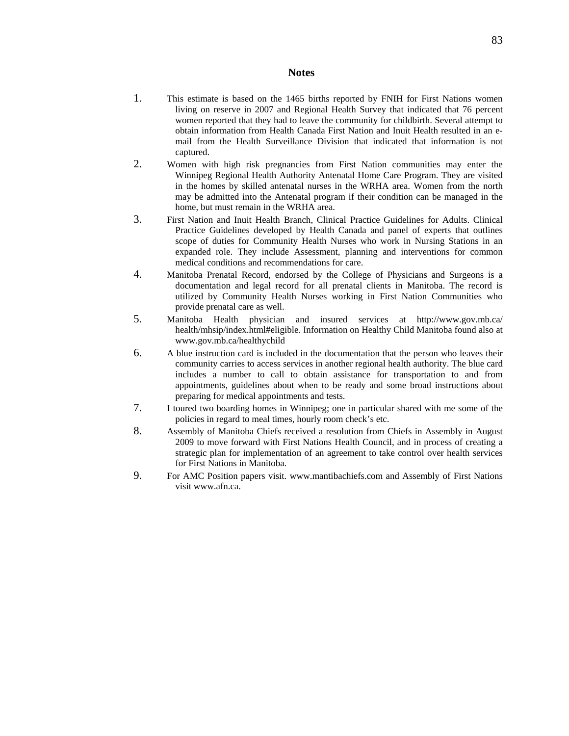## Notes

1. This estimate is based on the 1465 births reported by FNIH for First Nations women living on reserve in 2007 and Regional Health Survey that indicated that 76 percent women reported that they had to leave the community for childbirth. Several attempt to obtain information from Health Canada First Nation and Inuit Health resulted in an e-mail from the Health Surveillance Division that indicated that information is not captured.
2. Women with high risk pregnancies from First Nation communities may enter the Winnipeg Regional Health Authority Antenatal Home Care Program. They are visited in the homes by skilled antenatal nurses in the WRHA area. Women from the north may be admitted into the Antenatal program if their condition can be managed in the home, but must remain in the WRHA area.
3. First Nation and Inuit Health Branch, Clinical Practice Guidelines for Adults. Clinical Practice Guidelines developed by Health Canada and panel of experts that outlines scope of duties for Community Health Nurses who work in Nursing Stations in an expanded role. They include Assessment, planning and interventions for common medical conditions and recommendations for care.
4. Manitoba Prenatal Record, endorsed by the College of Physicians and Surgeons is a documentation and legal record for all prenatal clients in Manitoba. The record is utilized by Community Health Nurses working in First Nation Communities who provide prenatal care as well.
5. Manitoba Health physician and insured services at http://www.gov.mb.ca/health/mhsip/index.html#eligible. Information on Healthy Child Manitoba found also at www.gov.mb.ca/healthychild
6. A blue instruction card is included in the documentation that the person who leaves their community carries to access services in another regional health authority. The blue card includes a number to call to obtain assistance for transportation to and from appointments, guidelines about when to be ready and some broad instructions about preparing for medical appointments and tests.
7. I toured two boarding homes in Winnipeg; one in particular shared with me some of the policies in regard to meal times, hourly room check's etc.
8. Assembly of Manitoba Chiefs received a resolution from Chiefs in Assembly in August 2009 to move forward with First Nations Health Council, and in process of creating a strategic plan for implementation of an agreement to take control over health services for First Nations in Manitoba.
9. For AMC Position papers visit. www.mantibachiefs.com and Assembly of First Nations visit www.afn.ca.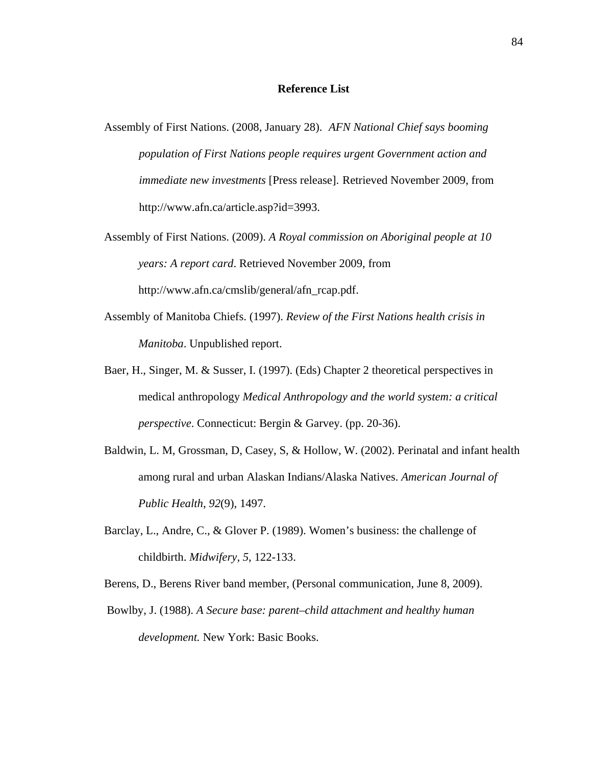## Reference List

Assembly of First Nations. (2008, January 28). *AFN National Chief says booming population of First Nations people requires urgent Government action and immediate new investments* [Press release]. Retrieved November 2009, from http://www.afn.ca/article.asp?id=3993.

Assembly of First Nations. (2009). *A Royal commission on Aboriginal people at 10 years: A report card*. Retrieved November 2009, from http://www.afn.ca/cmslib/general/afn_rcap.pdf.

Assembly of Manitoba Chiefs. (1997). *Review of the First Nations health crisis in Manitoba*. Unpublished report.

Baer, H., Singer, M. & Susser, I. (1997). (Eds) Chapter 2 theoretical perspectives in medical anthropology *Medical Anthropology and the world system: a critical perspective*. Connecticut: Bergin & Garvey. (pp. 20-36).

Baldwin, L. M, Grossman, D, Casey, S, & Hollow, W. (2002). Perinatal and infant health among rural and urban Alaskan Indians/Alaska Natives. *American Journal of Public Health, 92*(9), 1497.

Barclay, L., Andre, C., & Glover P. (1989). Women's business: the challenge of childbirth. *Midwifery, 5*, 122-133.

Berens, D., Berens River band member, (Personal communication, June 8, 2009).

Bowlby, J. (1988). *A Secure base: parent–child attachment and healthy human development.* New York: Basic Books.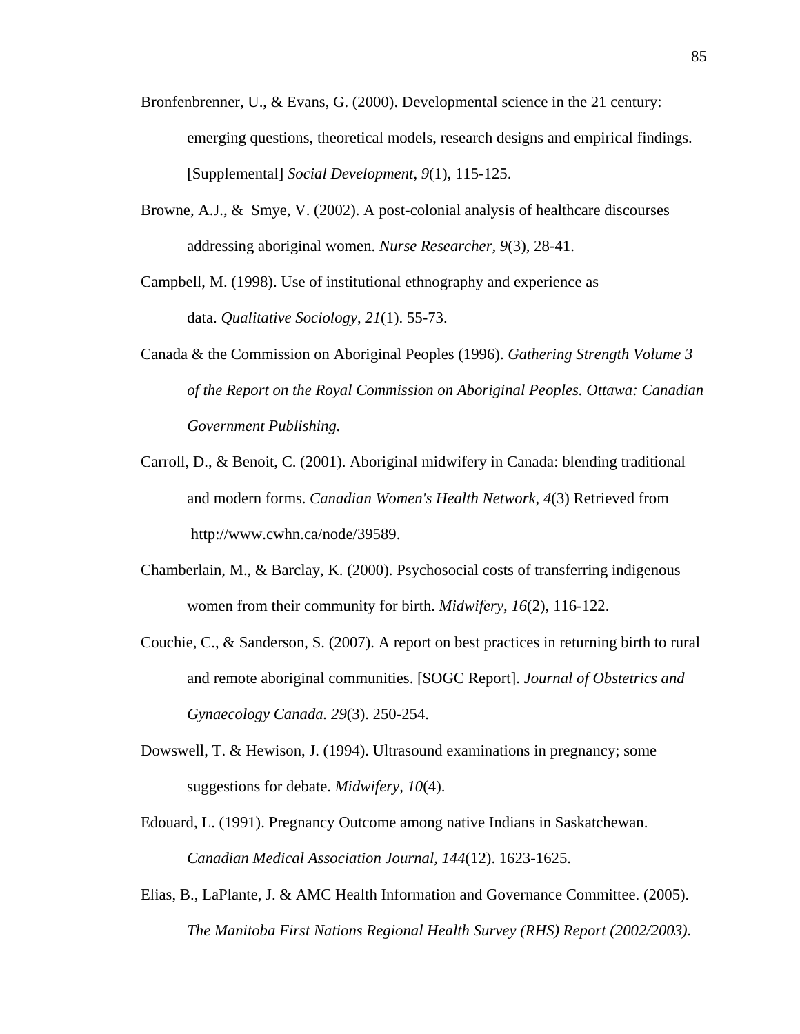Bronfenbrenner, U., & Evans, G. (2000). Developmental science in the 21 century: emerging questions, theoretical models, research designs and empirical findings. [Supplemental] *Social Development, 9*(1), 115-125.

Browne, A.J., & Smye, V. (2002). A post-colonial analysis of healthcare discourses addressing aboriginal women. *Nurse Researcher, 9*(3), 28-41.

Campbell, M. (1998). Use of institutional ethnography and experience as data. *Qualitative Sociology*, *21*(1). 55-73.

Canada & the Commission on Aboriginal Peoples (1996). *Gathering Strength Volume 3 of the Report on the Royal Commission on Aboriginal Peoples. Ottawa: Canadian Government Publishing.*

Carroll, D., & Benoit, C. (2001). Aboriginal midwifery in Canada: blending traditional and modern forms. *Canadian Women's Health Network, 4*(3) Retrieved from http://www.cwhn.ca/node/39589.

Chamberlain, M., & Barclay, K. (2000). Psychosocial costs of transferring indigenous women from their community for birth. *Midwifery, 16*(2), 116-122.

Couchie, C., & Sanderson, S. (2007). A report on best practices in returning birth to rural and remote aboriginal communities. [SOGC Report]. *Journal of Obstetrics and Gynaecology Canada. 29*(3). 250-254.

Dowswell, T. & Hewison, J. (1994). Ultrasound examinations in pregnancy; some suggestions for debate. *Midwifery, 10*(4).

Edouard, L. (1991). Pregnancy Outcome among native Indians in Saskatchewan. *Canadian Medical Association Journal, 144*(12). 1623-1625.

Elias, B., LaPlante, J. & AMC Health Information and Governance Committee. (2005). *The Manitoba First Nations Regional Health Survey (RHS) Report (2002/2003).*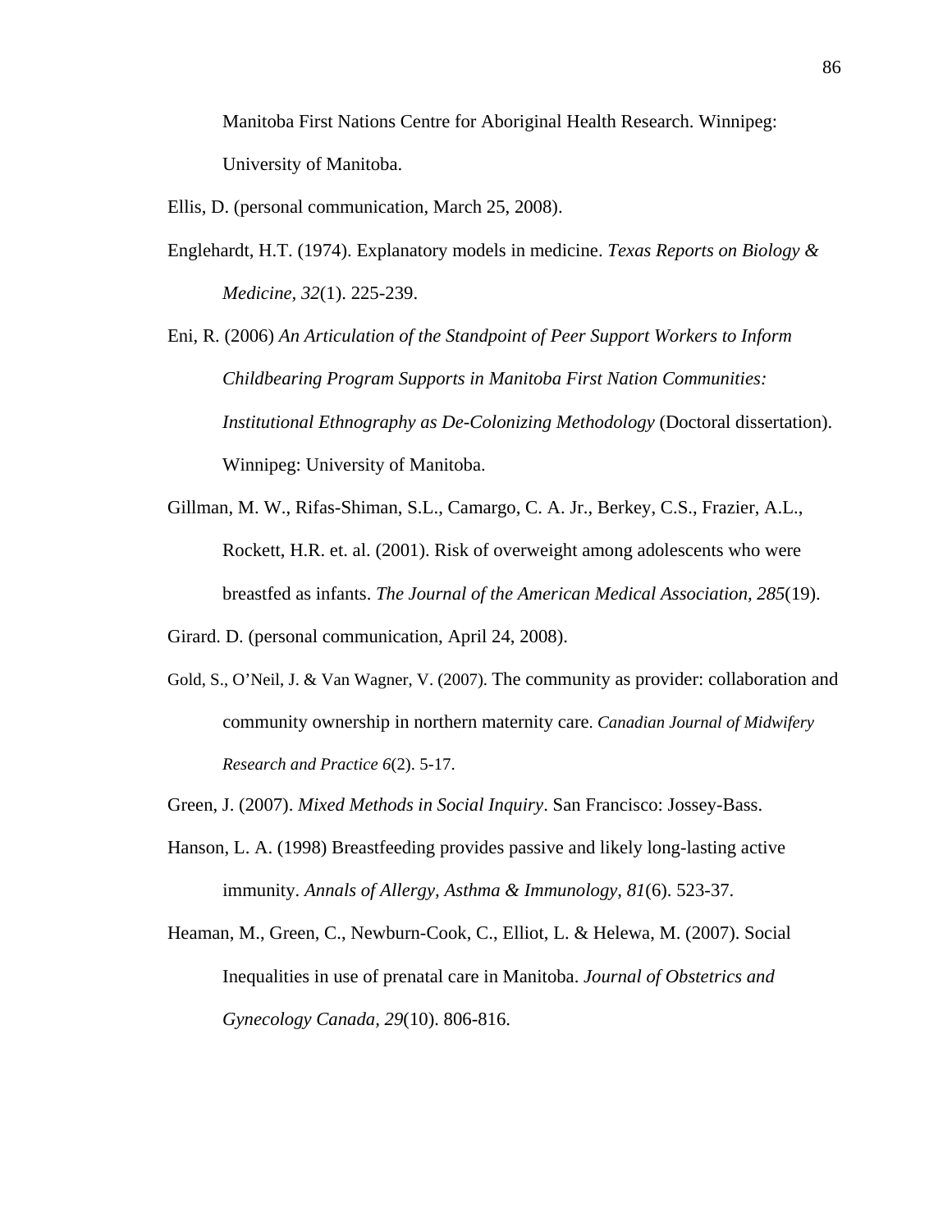Manitoba First Nations Centre for Aboriginal Health Research. Winnipeg: University of Manitoba.

Ellis, D. (personal communication, March 25, 2008).

Englehardt, H.T. (1974). Explanatory models in medicine. *Texas Reports on Biology & Medicine, 32*(1). 225-239.

Eni, R. (2006) *An Articulation of the Standpoint of Peer Support Workers to Inform Childbearing Program Supports in Manitoba First Nation Communities: Institutional Ethnography as De-Colonizing Methodology* (Doctoral dissertation). Winnipeg: University of Manitoba.

Gillman, M. W., Rifas-Shiman, S.L., Camargo, C. A. Jr., Berkey, C.S., Frazier, A.L., Rockett, H.R. et. al. (2001). Risk of overweight among adolescents who were breastfed as infants. *The Journal of the American Medical Association, 285*(19).

Girard. D. (personal communication, April 24, 2008).

Gold, S., O'Neil, J. & Van Wagner, V. (2007). The community as provider: collaboration and community ownership in northern maternity care. *Canadian Journal of Midwifery Research and Practice 6*(2). 5-17.

Green, J. (2007). *Mixed Methods in Social Inquiry*. San Francisco: Jossey-Bass.

Hanson, L. A. (1998) Breastfeeding provides passive and likely long-lasting active immunity. *Annals of Allergy, Asthma & Immunology, 81*(6). 523-37.

Heaman, M., Green, C., Newburn-Cook, C., Elliot, L. & Helewa, M. (2007). Social Inequalities in use of prenatal care in Manitoba. *Journal of Obstetrics and Gynecology Canada, 29*(10). 806-816.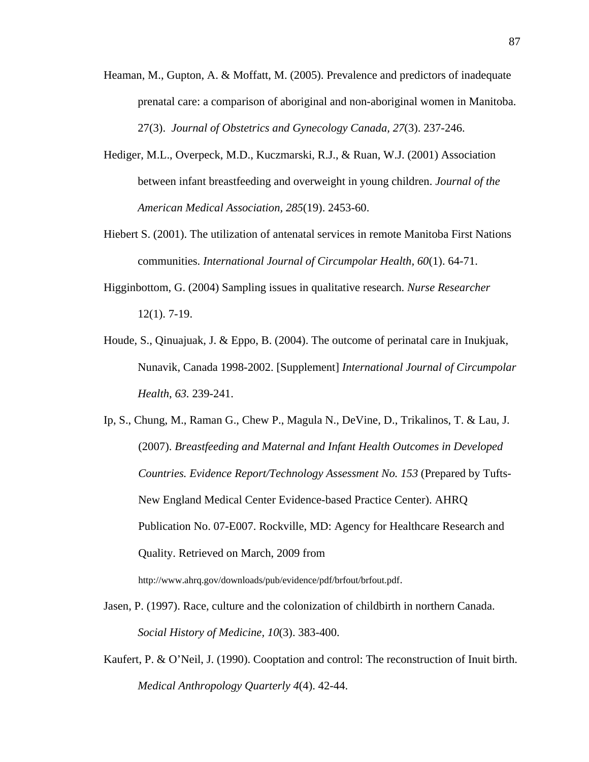Heaman, M., Gupton, A. & Moffatt, M. (2005). Prevalence and predictors of inadequate prenatal care: a comparison of aboriginal and non-aboriginal women in Manitoba. 27(3). *Journal of Obstetrics and Gynecology Canada, 27*(3). 237-246.

Hediger, M.L., Overpeck, M.D., Kuczmarski, R.J., & Ruan, W.J. (2001) Association between infant breastfeeding and overweight in young children. *Journal of the American Medical Association, 285*(19). 2453-60.

Hiebert S. (2001). The utilization of antenatal services in remote Manitoba First Nations communities. *International Journal of Circumpolar Health, 60*(1). 64-71.

Higginbottom, G. (2004) Sampling issues in qualitative research. *Nurse Researcher* 12(1). 7-19.

Houde, S., Qinuajuak, J. & Eppo, B. (2004). The outcome of perinatal care in Inukjuak, Nunavik, Canada 1998-2002. [Supplement] *International Journal of Circumpolar Health, 63.* 239-241.

Ip, S., Chung, M., Raman G., Chew P., Magula N., DeVine, D., Trikalinos, T. & Lau, J. (2007). *Breastfeeding and Maternal and Infant Health Outcomes in Developed Countries. Evidence Report/Technology Assessment No. 153* (Prepared by Tufts-New England Medical Center Evidence-based Practice Center). AHRQ Publication No. 07-E007. Rockville, MD: Agency for Healthcare Research and Quality. Retrieved on March, 2009 from http://www.ahrq.gov/downloads/pub/evidence/pdf/brfout/brfout.pdf.

Jasen, P. (1997). Race, culture and the colonization of childbirth in northern Canada. *Social History of Medicine, 10*(3). 383-400.

Kaufert, P. & O'Neil, J. (1990). Cooptation and control: The reconstruction of Inuit birth. *Medical Anthropology Quarterly 4*(4). 42-44.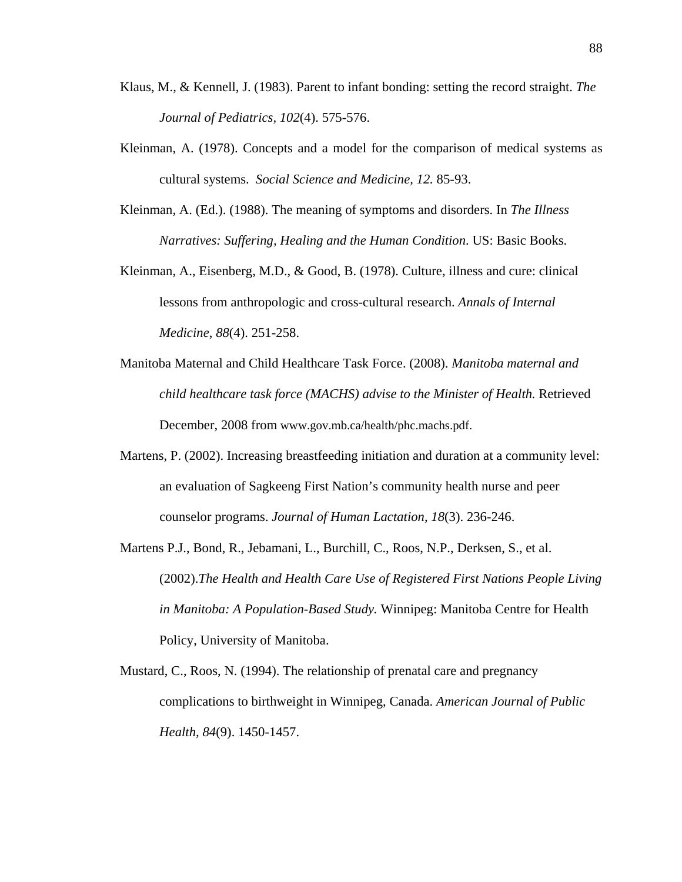Klaus, M., & Kennell, J. (1983). Parent to infant bonding: setting the record straight. *The Journal of Pediatrics*, *102*(4). 575-576.

Kleinman, A. (1978). Concepts and a model for the comparison of medical systems as cultural systems. *Social Science and Medicine, 12.* 85-93.

Kleinman, A. (Ed.). (1988). The meaning of symptoms and disorders. In *The Illness Narratives: Suffering, Healing and the Human Condition*. US: Basic Books.

Kleinman, A., Eisenberg, M.D., & Good, B. (1978). Culture, illness and cure: clinical lessons from anthropologic and cross-cultural research. *Annals of Internal Medicine*, *88*(4). 251-258.

Manitoba Maternal and Child Healthcare Task Force. (2008). *Manitoba maternal and child healthcare task force (MACHS) advise to the Minister of Health.* Retrieved December, 2008 from www.gov.mb.ca/health/phc.machs.pdf.

Martens, P. (2002). Increasing breastfeeding initiation and duration at a community level: an evaluation of Sagkeeng First Nation's community health nurse and peer counselor programs. *Journal of Human Lactation*, *18*(3). 236-246.

Martens P.J., Bond, R., Jebamani, L., Burchill, C., Roos, N.P., Derksen, S., et al. (2002).*The Health and Health Care Use of Registered First Nations People Living in Manitoba: A Population-Based Study.* Winnipeg: Manitoba Centre for Health Policy, University of Manitoba.

Mustard, C., Roos, N. (1994). The relationship of prenatal care and pregnancy complications to birthweight in Winnipeg, Canada. *American Journal of Public Health, 84*(9). 1450-1457.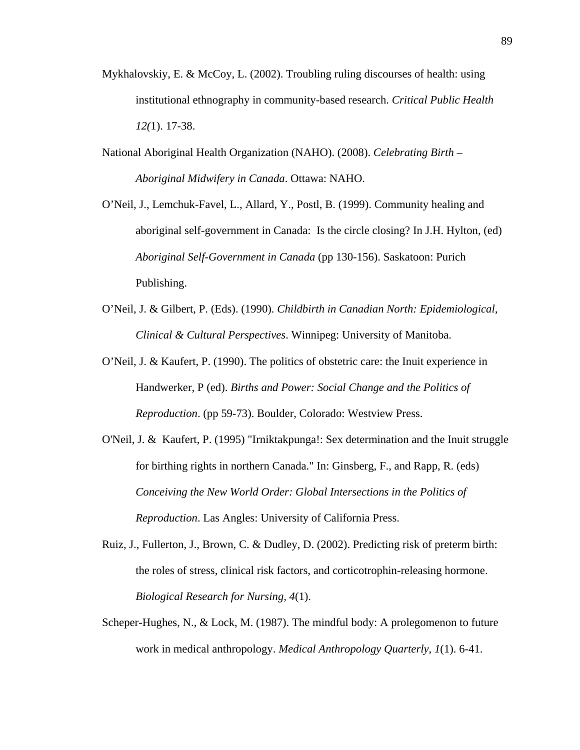Mykhalovskiy, E. & McCoy, L. (2002). Troubling ruling discourses of health: using institutional ethnography in community-based research. *Critical Public Health 12(*1). 17-38.

National Aboriginal Health Organization (NAHO). (2008). *Celebrating Birth – Aboriginal Midwifery in Canada*. Ottawa: NAHO.

O'Neil, J., Lemchuk-Favel, L., Allard, Y., Postl, B. (1999). Community healing and aboriginal self-government in Canada: Is the circle closing? In J.H. Hylton, (ed) *Aboriginal Self-Government in Canada* (pp 130-156). Saskatoon: Purich Publishing.

O'Neil, J. & Gilbert, P. (Eds). (1990). *Childbirth in Canadian North: Epidemiological, Clinical & Cultural Perspectives*. Winnipeg: University of Manitoba.

O'Neil, J. & Kaufert, P. (1990). The politics of obstetric care: the Inuit experience in Handwerker, P (ed). *Births and Power: Social Change and the Politics of Reproduction*. (pp 59-73). Boulder, Colorado: Westview Press.

O'Neil, J. & Kaufert, P. (1995) "Irniktakpunga!: Sex determination and the Inuit struggle for birthing rights in northern Canada." In: Ginsberg, F., and Rapp, R. (eds) *Conceiving the New World Order: Global Intersections in the Politics of Reproduction*. Las Angles: University of California Press.

Ruiz, J., Fullerton, J., Brown, C. & Dudley, D. (2002). Predicting risk of preterm birth: the roles of stress, clinical risk factors, and corticotrophin-releasing hormone. *Biological Research for Nursing, 4*(1).

Scheper-Hughes, N., & Lock, M. (1987). The mindful body: A prolegomenon to future work in medical anthropology. *Medical Anthropology Quarterly*, *1*(1). 6-41.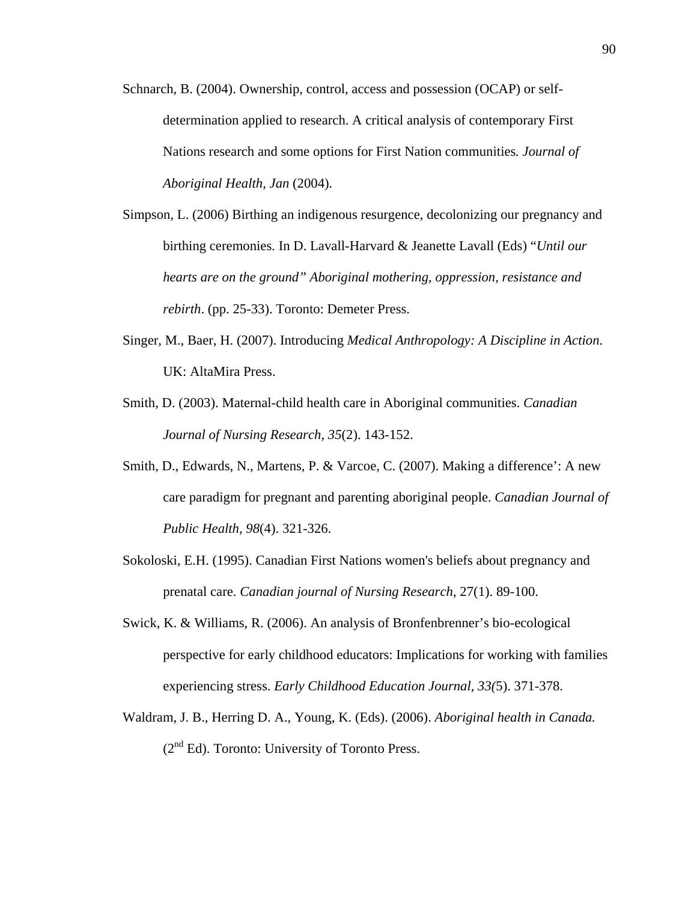Schnarch, B. (2004). Ownership, control, access and possession (OCAP) or self-determination applied to research. A critical analysis of contemporary First Nations research and some options for First Nation communities*. Journal of Aboriginal Health, Jan* (2004).

Simpson, L. (2006) Birthing an indigenous resurgence, decolonizing our pregnancy and birthing ceremonies. In D. Lavall-Harvard & Jeanette Lavall (Eds) "*Until our hearts are on the ground" Aboriginal mothering, oppression, resistance and rebirth*. (pp. 25-33). Toronto: Demeter Press.

Singer, M., Baer, H. (2007). Introducing *Medical Anthropology: A Discipline in Action*. UK: AltaMira Press.

Smith, D. (2003). Maternal-child health care in Aboriginal communities. *Canadian Journal of Nursing Research, 35*(2). 143-152.

Smith, D., Edwards, N., Martens, P. & Varcoe, C. (2007). Making a difference': A new care paradigm for pregnant and parenting aboriginal people. *Canadian Journal of Public Health, 98*(4). 321-326.

Sokoloski, E.H. (1995). Canadian First Nations women's beliefs about pregnancy and prenatal care. *Canadian journal of Nursing Research*, 27(1). 89-100.

Swick, K. & Williams, R. (2006). An analysis of Bronfenbrenner's bio-ecological perspective for early childhood educators: Implications for working with families experiencing stress. *Early Childhood Education Journal, 33(*5). 371-378.

Waldram, J. B., Herring D. A., Young, K. (Eds). (2006). *Aboriginal health in Canada.* (2nd Ed). Toronto: University of Toronto Press.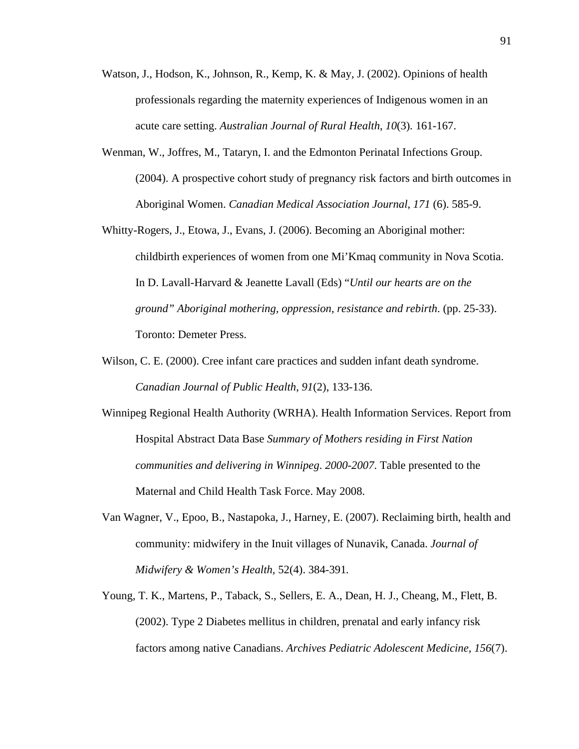Watson, J., Hodson, K., Johnson, R., Kemp, K. & May, J. (2002). Opinions of health professionals regarding the maternity experiences of Indigenous women in an acute care setting. *Australian Journal of Rural Health*, *10*(3). 161-167.

Wenman, W., Joffres, M., Tataryn, I. and the Edmonton Perinatal Infections Group. (2004). A prospective cohort study of pregnancy risk factors and birth outcomes in Aboriginal Women. *Canadian Medical Association Journal*, *171* (6). 585-9.

Whitty-Rogers, J., Etowa, J., Evans, J. (2006). Becoming an Aboriginal mother: childbirth experiences of women from one Mi'Kmaq community in Nova Scotia. In D. Lavall-Harvard & Jeanette Lavall (Eds) "*Until our hearts are on the ground" Aboriginal mothering, oppression, resistance and rebirth*. (pp. 25-33). Toronto: Demeter Press.

Wilson, C. E. (2000). Cree infant care practices and sudden infant death syndrome. *Canadian Journal of Public Health*, *91*(2), 133-136.

Winnipeg Regional Health Authority (WRHA). Health Information Services. Report from Hospital Abstract Data Base *Summary of Mothers residing in First Nation communities and delivering in Winnipeg*. *2000-2007*. Table presented to the Maternal and Child Health Task Force. May 2008.

Van Wagner, V., Epoo, B., Nastapoka, J., Harney, E. (2007). Reclaiming birth, health and community: midwifery in the Inuit villages of Nunavik, Canada. *Journal of Midwifery & Women's Health*, 52(4). 384-391.

Young, T. K., Martens, P., Taback, S., Sellers, E. A., Dean, H. J., Cheang, M., Flett, B. (2002). Type 2 Diabetes mellitus in children, prenatal and early infancy risk factors among native Canadians. *Archives Pediatric Adolescent Medicine, 156*(7).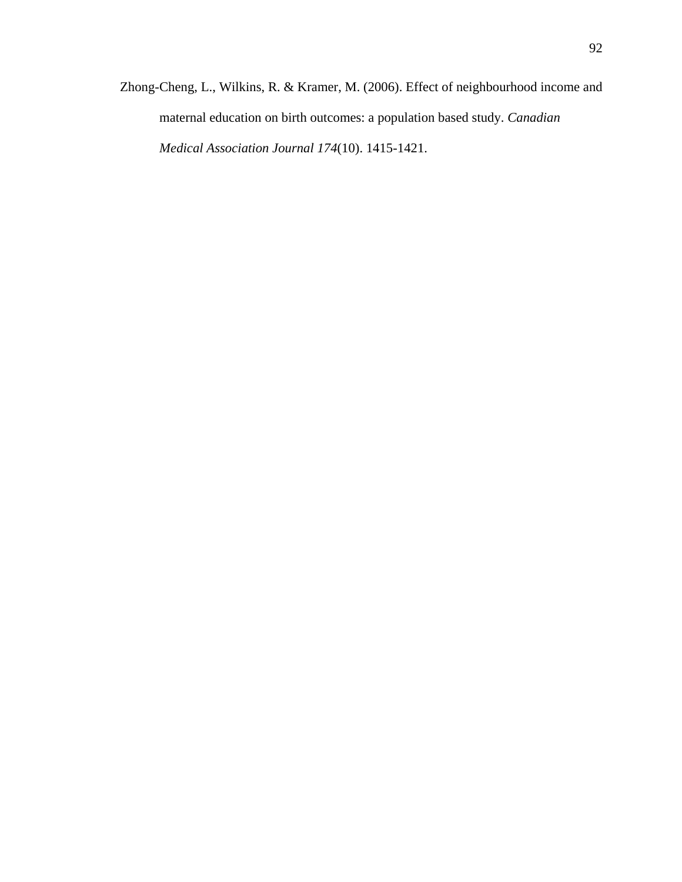Zhong-Cheng, L., Wilkins, R. & Kramer, M. (2006). Effect of neighbourhood income and maternal education on birth outcomes: a population based study. *Canadian Medical Association Journal 174*(10). 1415-1421.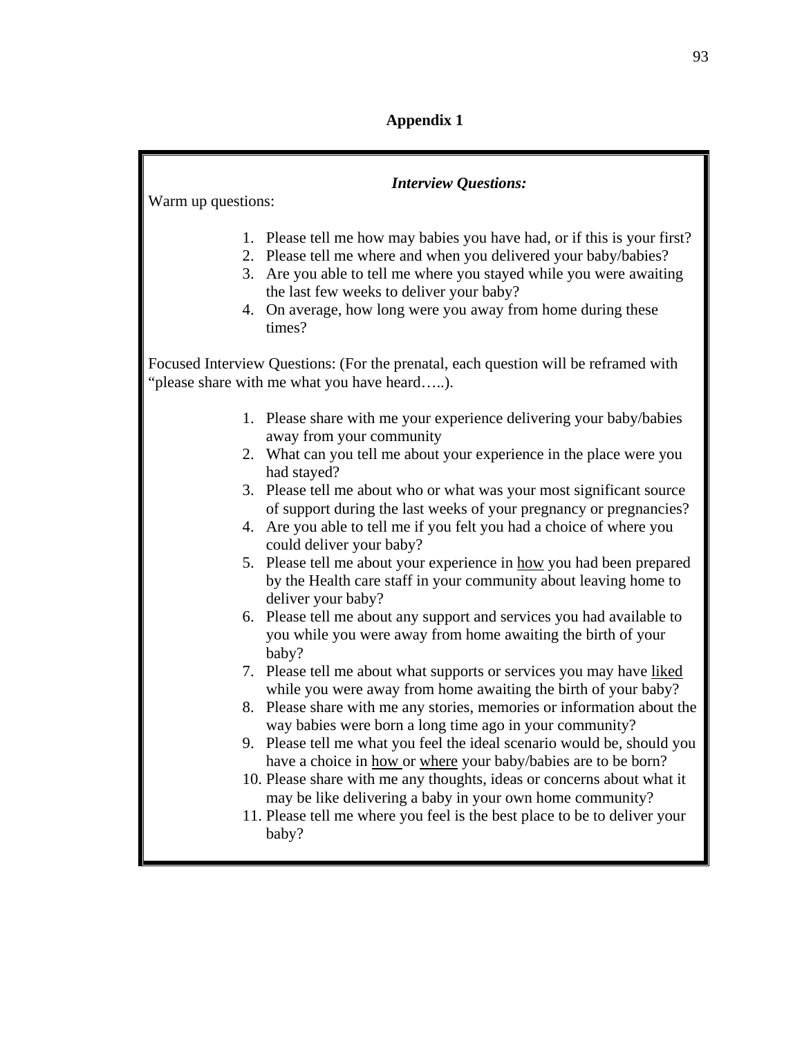# Appendix 1

***Interview Questions:***

Warm up questions:

1. Please tell me how may babies you have had, or if this is your first?
2. Please tell me where and when you delivered your baby/babies?
3. Are you able to tell me where you stayed while you were awaiting the last few weeks to deliver your baby?
4. On average, how long were you away from home during these times?

Focused Interview Questions: (For the prenatal, each question will be reframed with "please share with me what you have heard…..).

1. Please share with me your experience delivering your baby/babies away from your community
2. What can you tell me about your experience in the place were you had stayed?
3. Please tell me about who or what was your most significant source of support during the last weeks of your pregnancy or pregnancies?
4. Are you able to tell me if you felt you had a choice of where you could deliver your baby?
5. Please tell me about your experience in <u>how</u> you had been prepared by the Health care staff in your community about leaving home to deliver your baby?
6. Please tell me about any support and services you had available to you while you were away from home awaiting the birth of your baby?
7. Please tell me about what supports or services you may have <u>liked</u> while you were away from home awaiting the birth of your baby?
8. Please share with me any stories, memories or information about the way babies were born a long time ago in your community?
9. Please tell me what you feel the ideal scenario would be, should you have a choice in <u>how</u> or <u>where</u> your baby/babies are to be born?
10. Please share with me any thoughts, ideas or concerns about what it may be like delivering a baby in your own home community?
11. Please tell me where you feel is the best place to be to deliver your baby?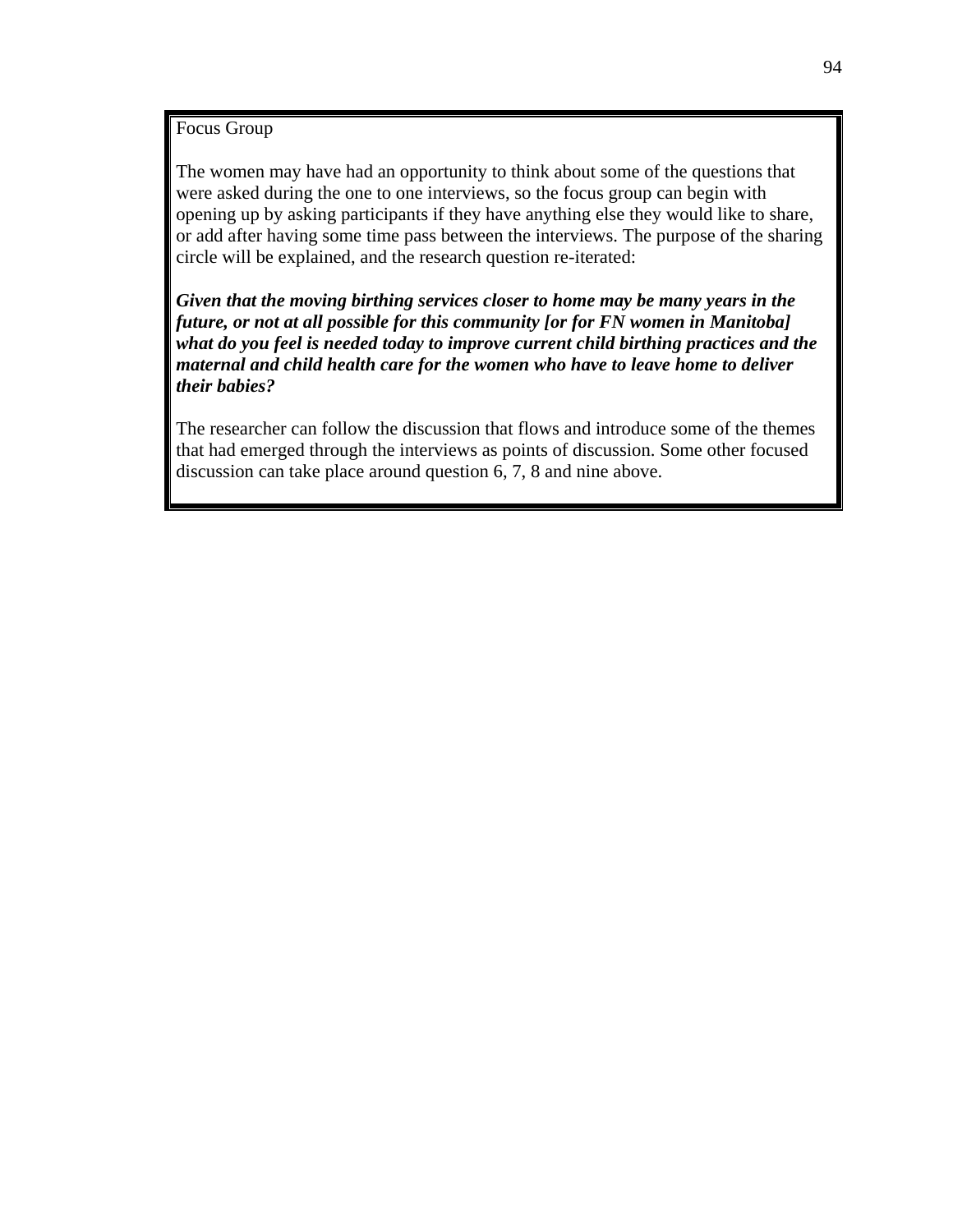Focus Group

The women may have had an opportunity to think about some of the questions that were asked during the one to one interviews, so the focus group can begin with opening up by asking participants if they have anything else they would like to share, or add after having some time pass between the interviews. The purpose of the sharing circle will be explained, and the research question re-iterated:

***Given that the moving birthing services closer to home may be many years in the future, or not at all possible for this community [or for FN women in Manitoba] what do you feel is needed today to improve current child birthing practices and the maternal and child health care for the women who have to leave home to deliver their babies?***

The researcher can follow the discussion that flows and introduce some of the themes that had emerged through the interviews as points of discussion. Some other focused discussion can take place around question 6, 7, 8 and nine above.